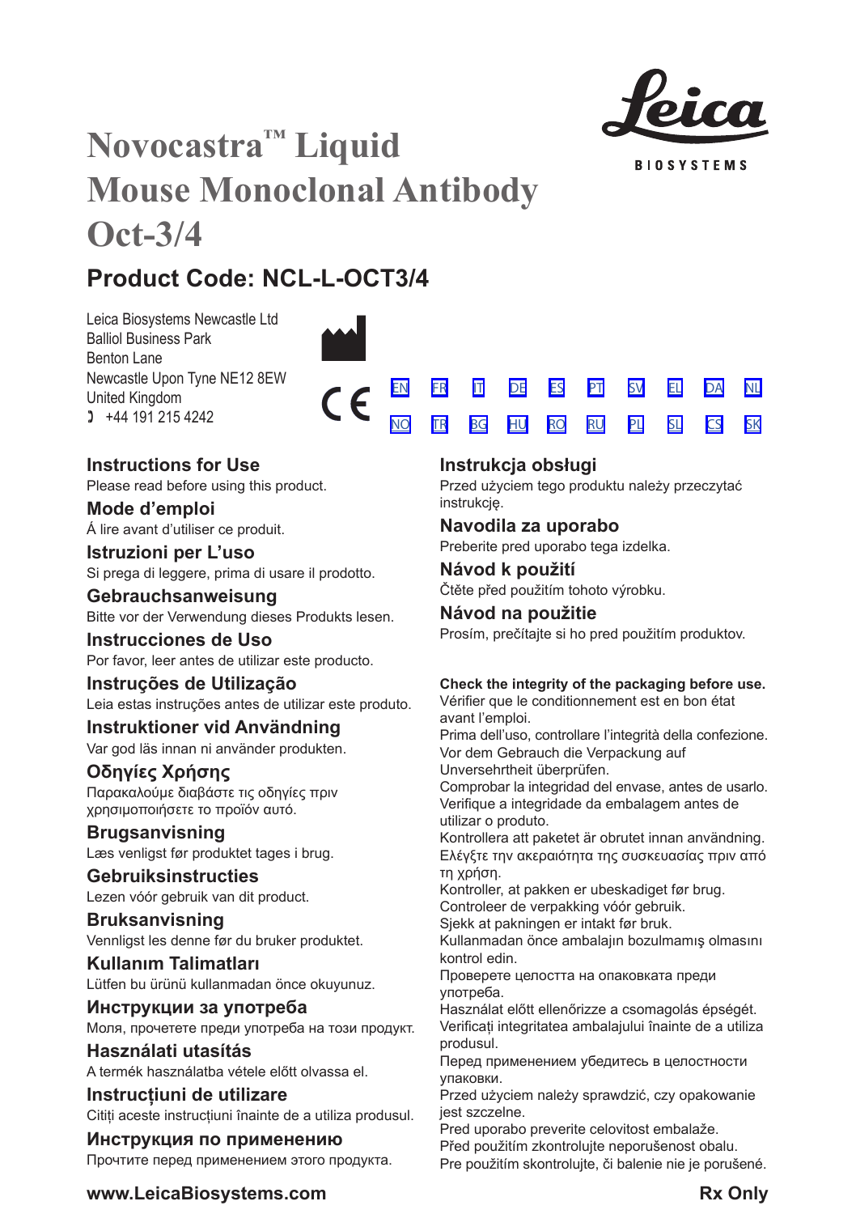# Novocastra™ Liquid Mouse Monoclonal Antibody Oct-3/4

Leica BIOSYSTEMS

## Product Code: NCL-L-OCT3/4

Leica Biosystems Newcastle Ltd
Balliol Business Park
Benton Lane
Newcastle Upon Tyne NE12 8EW
United Kingdom
+44 191 215 4242

CE

EN FR IT DE ES PT SV EL DA NL
NO TR BG HU RO RU PL SL CS SK

### Instructions for Use
Please read before using this product.

### Mode d'emploi
Á lire avant d'utiliser ce produit.

### Istruzioni per L'uso
Si prega di leggere, prima di usare il prodotto.

### Gebrauchsanweisung
Bitte vor der Verwendung dieses Produkts lesen.

### Instrucciones de Uso
Por favor, leer antes de utilizar este producto.

### Instruções de Utilização
Leia estas instruções antes de utilizar este produto.

### Instruktioner vid Användning
Var god läs innan ni använder produkten.

### Οδηγίες Χρήσης
Παρακαλούμε διαβάστε τις οδηγίες πριν χρησιμοποιήσετε το προϊόν αυτό.

### Brugsanvisning
Læs venligst før produktet tages i brug.

### Gebruiksinstructies
Lezen vóór gebruik van dit product.

### Bruksanvisning
Vennligst les denne før du bruker produktet.

### Kullanım Talimatları
Lütfen bu ürünü kullanmadan önce okuyunuz.

### Инструкции за употреба
Моля, прочетете преди употреба на този продукт.

### Használati utasítás
A termék használatba vétele előtt olvassa el.

### Instrucțiuni de utilizare
Citiți aceste instrucțiuni înainte de a utiliza produsul.

### Инструкция по применению
Прочтите перед применением этого продукта.

### Instrukcja obsługi
Przed użyciem tego produktu należy przeczytać instrukcję.

### Navodila za uporabo
Preberite pred uporabo tega izdelka.

### Návod k použití
Čtěte před použitím tohoto výrobku.

### Návod na použitie
Prosím, prečítajte si ho pred použitím produktov.

**Check the integrity of the packaging before use.**
Vérifier que le conditionnement est en bon état avant l'emploi.
Prima dell'uso, controllare l'integrità della confezione.
Vor dem Gebrauch die Verpackung auf Unversehrtheit überprüfen.
Comprobar la integridad del envase, antes de usarlo.
Verifique a integridade da embalagem antes de utilizar o produto.
Kontrollera att paketet är obrutet innan användning.
Ελέγξτε την ακεραιότητα της συσκευασίας πριν από τη χρήση.
Kontroller, at pakken er ubeskadiget før brug.
Controleer de verpakking vóór gebruik.
Sjekk at pakningen er intakt før bruk.
Kullanmadan önce ambalajın bozulmamış olmasını kontrol edin.
Проверете целостта на опаковката преди употреба.
Használat előtt ellenőrizze a csomagolás épségét.
Verificați integritatea ambalajului înainte de a utiliza produsul.
Перед применением убедитесь в целостности упаковки.
Przed użyciem należy sprawdzić, czy opakowanie jest szczelne.
Pred uporabo preverite celovitost embalaže.
Před použitím zkontrolujte neporušenost obalu.
Pre použitím skontrolujte, či balenie nie je porušené.

**www.LeicaBiosystems.com**

**Rx Only**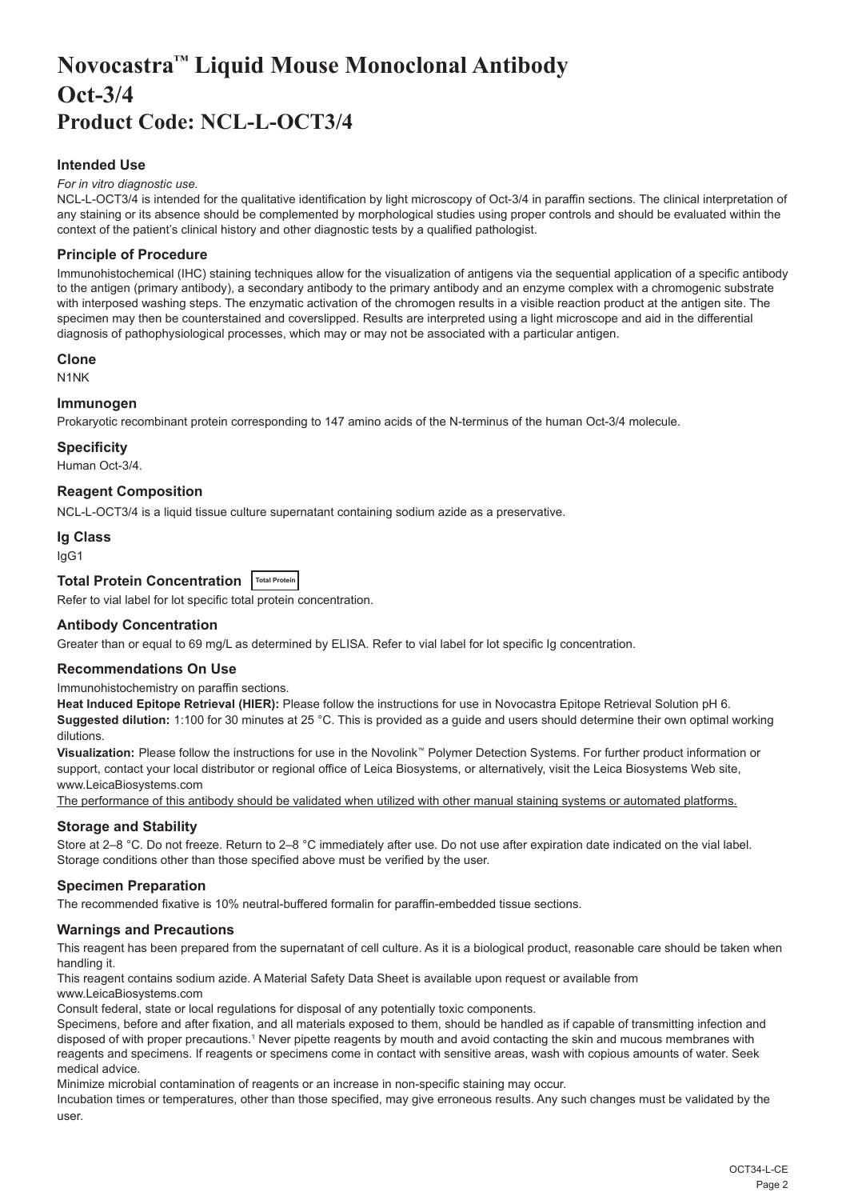# Novocastra™ Liquid Mouse Monoclonal Antibody
# Oct-3/4
# Product Code: NCL-L-OCT3/4

### Intended Use

*For in vitro diagnostic use.*

NCL-L-OCT3/4 is intended for the qualitative identification by light microscopy of Oct-3/4 in paraffin sections. The clinical interpretation of any staining or its absence should be complemented by morphological studies using proper controls and should be evaluated within the context of the patient's clinical history and other diagnostic tests by a qualified pathologist.

### Principle of Procedure

Immunohistochemical (IHC) staining techniques allow for the visualization of antigens via the sequential application of a specific antibody to the antigen (primary antibody), a secondary antibody to the primary antibody and an enzyme complex with a chromogenic substrate with interposed washing steps. The enzymatic activation of the chromogen results in a visible reaction product at the antigen site. The specimen may then be counterstained and coverslipped. Results are interpreted using a light microscope and aid in the differential diagnosis of pathophysiological processes, which may or may not be associated with a particular antigen.

### Clone

N1NK

### Immunogen

Prokaryotic recombinant protein corresponding to 147 amino acids of the N-terminus of the human Oct-3/4 molecule.

### Specificity

Human Oct-3/4.

### Reagent Composition

NCL-L-OCT3/4 is a liquid tissue culture supernatant containing sodium azide as a preservative.

### Ig Class

IgG1

### Total Protein Concentration Total Protein

Refer to vial label for lot specific total protein concentration.

### Antibody Concentration

Greater than or equal to 69 mg/L as determined by ELISA. Refer to vial label for lot specific Ig concentration.

### Recommendations On Use

Immunohistochemistry on paraffin sections.

**Heat Induced Epitope Retrieval (HIER):** Please follow the instructions for use in Novocastra Epitope Retrieval Solution pH 6.

**Suggested dilution:** 1:100 for 30 minutes at 25 °C. This is provided as a guide and users should determine their own optimal working dilutions.

**Visualization:** Please follow the instructions for use in the Novolink™ Polymer Detection Systems. For further product information or support, contact your local distributor or regional office of Leica Biosystems, or alternatively, visit the Leica Biosystems Web site, www.LeicaBiosystems.com

The performance of this antibody should be validated when utilized with other manual staining systems or automated platforms.

### Storage and Stability

Store at 2–8 °C. Do not freeze. Return to 2–8 °C immediately after use. Do not use after expiration date indicated on the vial label. Storage conditions other than those specified above must be verified by the user.

### Specimen Preparation

The recommended fixative is 10% neutral-buffered formalin for paraffin-embedded tissue sections.

### Warnings and Precautions

This reagent has been prepared from the supernatant of cell culture. As it is a biological product, reasonable care should be taken when handling it.

This reagent contains sodium azide. A Material Safety Data Sheet is available upon request or available from www.LeicaBiosystems.com

Consult federal, state or local regulations for disposal of any potentially toxic components.

Specimens, before and after fixation, and all materials exposed to them, should be handled as if capable of transmitting infection and disposed of with proper precautions.[1] Never pipette reagents by mouth and avoid contacting the skin and mucous membranes with reagents and specimens. If reagents or specimens come in contact with sensitive areas, wash with copious amounts of water. Seek medical advice.

Minimize microbial contamination of reagents or an increase in non-specific staining may occur.

Incubation times or temperatures, other than those specified, may give erroneous results. Any such changes must be validated by the user.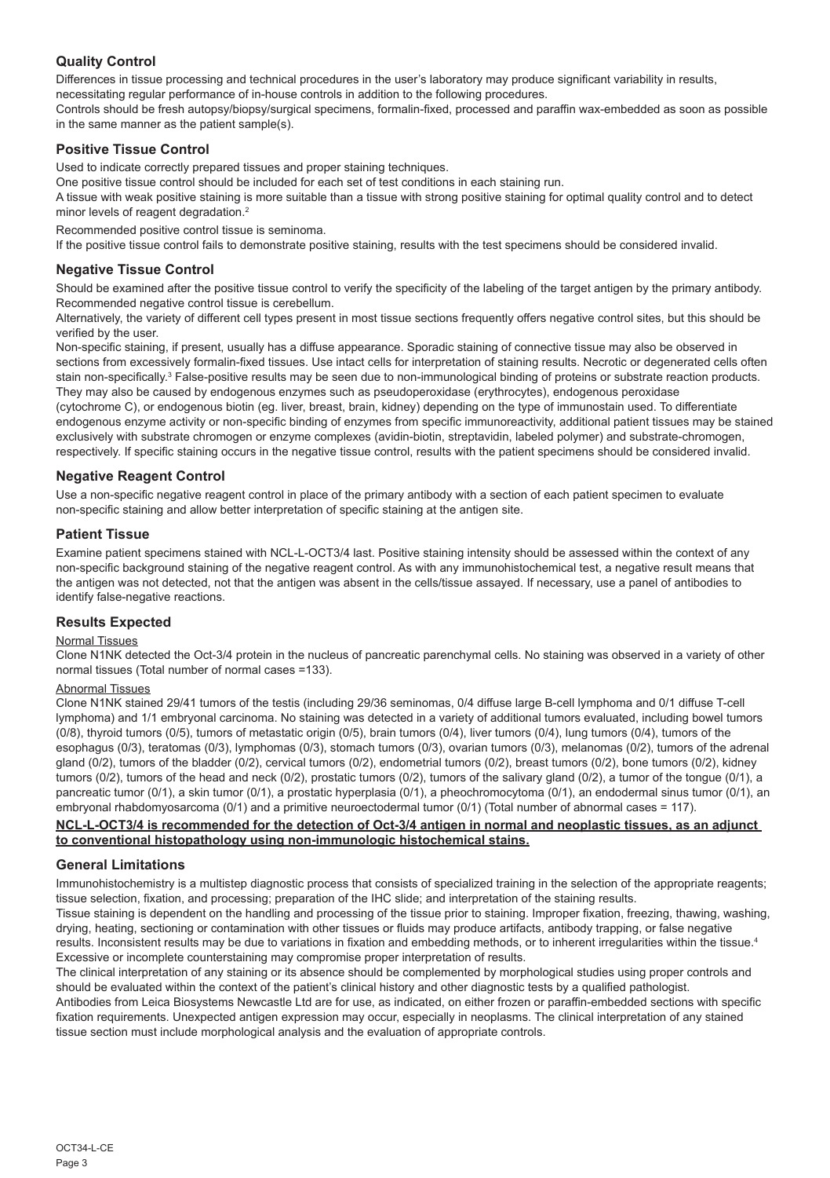## Quality Control

Differences in tissue processing and technical procedures in the user's laboratory may produce significant variability in results, necessitating regular performance of in-house controls in addition to the following procedures.

Controls should be fresh autopsy/biopsy/surgical specimens, formalin-fixed, processed and paraffin wax-embedded as soon as possible in the same manner as the patient sample(s).

## Positive Tissue Control

Used to indicate correctly prepared tissues and proper staining techniques.

One positive tissue control should be included for each set of test conditions in each staining run.

A tissue with weak positive staining is more suitable than a tissue with strong positive staining for optimal quality control and to detect minor levels of reagent degradation.[2]

Recommended positive control tissue is seminoma.

If the positive tissue control fails to demonstrate positive staining, results with the test specimens should be considered invalid.

## Negative Tissue Control

Should be examined after the positive tissue control to verify the specificity of the labeling of the target antigen by the primary antibody.

Recommended negative control tissue is cerebellum.

Alternatively, the variety of different cell types present in most tissue sections frequently offers negative control sites, but this should be verified by the user.

Non-specific staining, if present, usually has a diffuse appearance. Sporadic staining of connective tissue may also be observed in sections from excessively formalin-fixed tissues. Use intact cells for interpretation of staining results. Necrotic or degenerated cells often stain non-specifically.[3] False-positive results may be seen due to non-immunological binding of proteins or substrate reaction products. They may also be caused by endogenous enzymes such as pseudoperoxidase (erythrocytes), endogenous peroxidase (cytochrome C), or endogenous biotin (eg. liver, breast, brain, kidney) depending on the type of immunostain used. To differentiate endogenous enzyme activity or non-specific binding of enzymes from specific immunoreactivity, additional patient tissues may be stained exclusively with substrate chromogen or enzyme complexes (avidin-biotin, streptavidin, labeled polymer) and substrate-chromogen, respectively. If specific staining occurs in the negative tissue control, results with the patient specimens should be considered invalid.

## Negative Reagent Control

Use a non-specific negative reagent control in place of the primary antibody with a section of each patient specimen to evaluate non-specific staining and allow better interpretation of specific staining at the antigen site.

## Patient Tissue

Examine patient specimens stained with NCL-L-OCT3/4 last. Positive staining intensity should be assessed within the context of any non-specific background staining of the negative reagent control. As with any immunohistochemical test, a negative result means that the antigen was not detected, not that the antigen was absent in the cells/tissue assayed. If necessary, use a panel of antibodies to identify false-negative reactions.

## Results Expected

Normal Tissues

Clone N1NK detected the Oct-3/4 protein in the nucleus of pancreatic parenchymal cells. No staining was observed in a variety of other normal tissues (Total number of normal cases =133).

Abnormal Tissues

Clone N1NK stained 29/41 tumors of the testis (including 29/36 seminomas, 0/4 diffuse large B-cell lymphoma and 0/1 diffuse T-cell lymphoma) and 1/1 embryonal carcinoma. No staining was detected in a variety of additional tumors evaluated, including bowel tumors (0/8), thyroid tumors (0/5), tumors of metastatic origin (0/5), brain tumors (0/4), liver tumors (0/4), lung tumors (0/4), tumors of the esophagus (0/3), teratomas (0/3), lymphomas (0/3), stomach tumors (0/3), ovarian tumors (0/3), melanomas (0/2), tumors of the adrenal gland (0/2), tumors of the bladder (0/2), cervical tumors (0/2), endometrial tumors (0/2), breast tumors (0/2), bone tumors (0/2), kidney tumors (0/2), tumors of the head and neck (0/2), prostatic tumors (0/2), tumors of the salivary gland (0/2), a tumor of the tongue (0/1), a pancreatic tumor (0/1), a skin tumor (0/1), a prostatic hyperplasia (0/1), a pheochromocytoma (0/1), an endodermal sinus tumor (0/1), an embryonal rhabdomyosarcoma (0/1) and a primitive neuroectodermal tumor (0/1) (Total number of abnormal cases = 117).

**NCL-L-OCT3/4 is recommended for the detection of Oct-3/4 antigen in normal and neoplastic tissues, as an adjunct to conventional histopathology using non-immunologic histochemical stains.**

## General Limitations

Immunohistochemistry is a multistep diagnostic process that consists of specialized training in the selection of the appropriate reagents; tissue selection, fixation, and processing; preparation of the IHC slide; and interpretation of the staining results.

Tissue staining is dependent on the handling and processing of the tissue prior to staining. Improper fixation, freezing, thawing, washing, drying, heating, sectioning or contamination with other tissues or fluids may produce artifacts, antibody trapping, or false negative results. Inconsistent results may be due to variations in fixation and embedding methods, or to inherent irregularities within the tissue.[4]

Excessive or incomplete counterstaining may compromise proper interpretation of results.

The clinical interpretation of any staining or its absence should be complemented by morphological studies using proper controls and should be evaluated within the context of the patient's clinical history and other diagnostic tests by a qualified pathologist.

Antibodies from Leica Biosystems Newcastle Ltd are for use, as indicated, on either frozen or paraffin-embedded sections with specific fixation requirements. Unexpected antigen expression may occur, especially in neoplasms. The clinical interpretation of any stained tissue section must include morphological analysis and the evaluation of appropriate controls.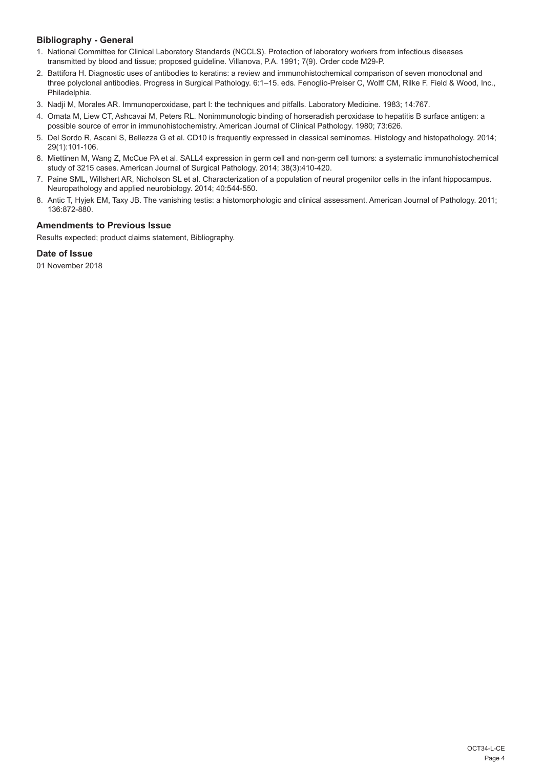### Bibliography - General

1. National Committee for Clinical Laboratory Standards (NCCLS). Protection of laboratory workers from infectious diseases transmitted by blood and tissue; proposed guideline. Villanova, P.A. 1991; 7(9). Order code M29-P.
2. Battifora H. Diagnostic uses of antibodies to keratins: a review and immunohistochemical comparison of seven monoclonal and three polyclonal antibodies. Progress in Surgical Pathology. 6:1–15. eds. Fenoglio-Preiser C, Wolff CM, Rilke F. Field & Wood, Inc., Philadelphia.
3. Nadji M, Morales AR. Immunoperoxidase, part I: the techniques and pitfalls. Laboratory Medicine. 1983; 14:767.
4. Omata M, Liew CT, Ashcavai M, Peters RL. Nonimmunologic binding of horseradish peroxidase to hepatitis B surface antigen: a possible source of error in immunohistochemistry. American Journal of Clinical Pathology. 1980; 73:626.
5. Del Sordo R, Ascani S, Bellezza G et al. CD10 is frequently expressed in classical seminomas. Histology and histopathology. 2014; 29(1):101-106.
6. Miettinen M, Wang Z, McCue PA et al. SALL4 expression in germ cell and non-germ cell tumors: a systematic immunohistochemical study of 3215 cases. American Journal of Surgical Pathology. 2014; 38(3):410-420.
7. Paine SML, Willshert AR, Nicholson SL et al. Characterization of a population of neural progenitor cells in the infant hippocampus. Neuropathology and applied neurobiology. 2014; 40:544-550.
8. Antic T, Hyjek EM, Taxy JB. The vanishing testis: a histomorphologic and clinical assessment. American Journal of Pathology. 2011; 136:872-880.

### Amendments to Previous Issue

Results expected; product claims statement, Bibliography.

### Date of Issue

01 November 2018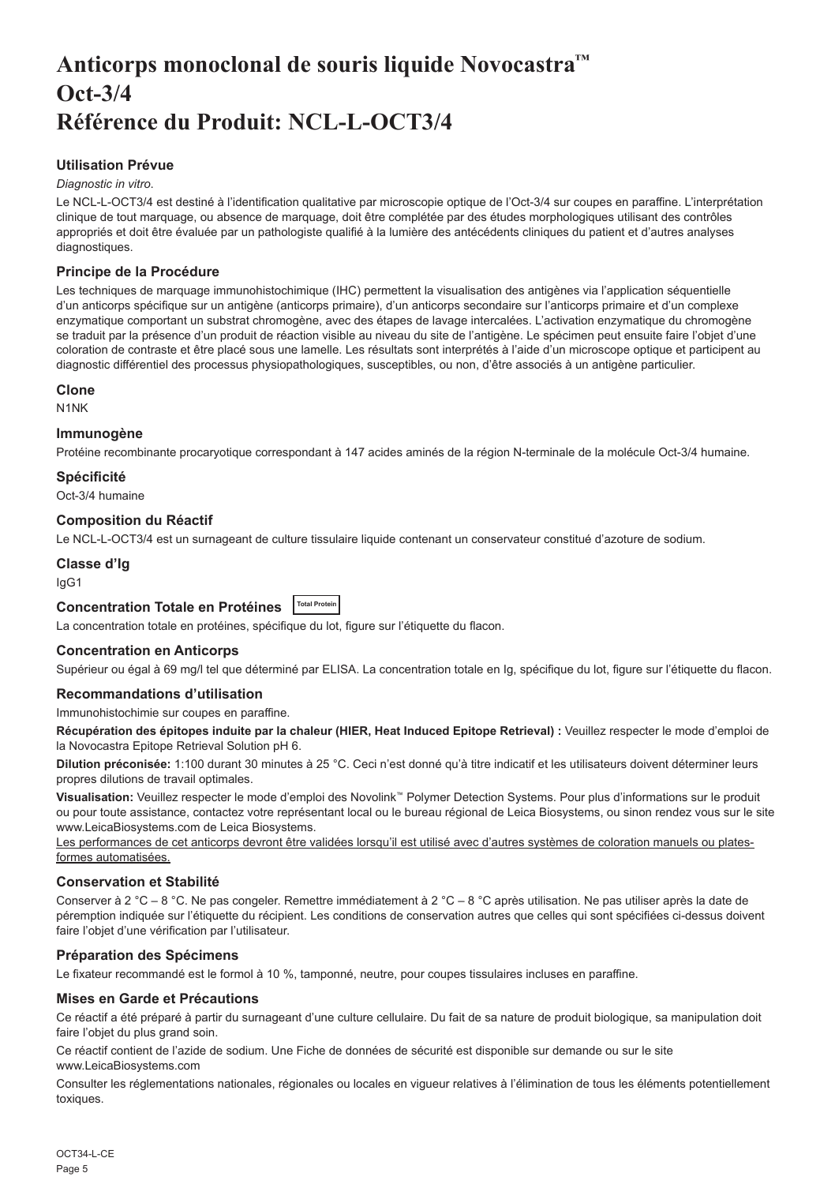# Anticorps monoclonal de souris liquide Novocastra™ Oct-3/4 Référence du Produit: NCL-L-OCT3/4

### Utilisation Prévue

*Diagnostic in vitro*.

Le NCL-L-OCT3/4 est destiné à l'identification qualitative par microscopie optique de l'Oct-3/4 sur coupes en paraffine. L'interprétation clinique de tout marquage, ou absence de marquage, doit être complétée par des études morphologiques utilisant des contrôles appropriés et doit être évaluée par un pathologiste qualifié à la lumière des antécédents cliniques du patient et d'autres analyses diagnostiques.

### Principe de la Procédure

Les techniques de marquage immunohistochimique (IHC) permettent la visualisation des antigènes via l'application séquentielle d'un anticorps spécifique sur un antigène (anticorps primaire), d'un anticorps secondaire sur l'anticorps primaire et d'un complexe enzymatique comportant un substrat chromogène, avec des étapes de lavage intercalées. L'activation enzymatique du chromogène se traduit par la présence d'un produit de réaction visible au niveau du site de l'antigène. Le spécimen peut ensuite faire l'objet d'une coloration de contraste et être placé sous une lamelle. Les résultats sont interprétés à l'aide d'un microscope optique et participent au diagnostic différentiel des processus physiopathologiques, susceptibles, ou non, d'être associés à un antigène particulier.

### Clone

N1NK

### Immunogène

Protéine recombinante procaryotique correspondant à 147 acides aminés de la région N-terminale de la molécule Oct-3/4 humaine.

### Spécificité

Oct-3/4 humaine

### Composition du Réactif

Le NCL-L-OCT3/4 est un surnageant de culture tissulaire liquide contenant un conservateur constitué d'azoture de sodium.

### Classe d'Ig

IgG1

### Concentration Totale en Protéines Total Protein

La concentration totale en protéines, spécifique du lot, figure sur l'étiquette du flacon.

### Concentration en Anticorps

Supérieur ou égal à 69 mg/l tel que déterminé par ELISA. La concentration totale en Ig, spécifique du lot, figure sur l'étiquette du flacon.

### Recommandations d'utilisation

Immunohistochimie sur coupes en paraffine.

**Récupération des épitopes induite par la chaleur (HIER, Heat Induced Epitope Retrieval) :** Veuillez respecter le mode d'emploi de la Novocastra Epitope Retrieval Solution pH 6.

**Dilution préconisée:** 1:100 durant 30 minutes à 25 °C. Ceci n'est donné qu'à titre indicatif et les utilisateurs doivent déterminer leurs propres dilutions de travail optimales.

**Visualisation:** Veuillez respecter le mode d'emploi des Novolink™ Polymer Detection Systems. Pour plus d'informations sur le produit ou pour toute assistance, contactez votre représentant local ou le bureau régional de Leica Biosystems, ou sinon rendez vous sur le site www.LeicaBiosystems.com de Leica Biosystems.

Les performances de cet anticorps devront être validées lorsqu'il est utilisé avec d'autres systèmes de coloration manuels ou plates-formes automatisées.

### Conservation et Stabilité

Conserver à 2 °C – 8 °C. Ne pas congeler. Remettre immédiatement à 2 °C – 8 °C après utilisation. Ne pas utiliser après la date de péremption indiquée sur l'étiquette du récipient. Les conditions de conservation autres que celles qui sont spécifiées ci-dessus doivent faire l'objet d'une vérification par l'utilisateur.

### Préparation des Spécimens

Le fixateur recommandé est le formol à 10 %, tamponné, neutre, pour coupes tissulaires incluses en paraffine.

### Mises en Garde et Précautions

Ce réactif a été préparé à partir du surnageant d'une culture cellulaire. Du fait de sa nature de produit biologique, sa manipulation doit faire l'objet du plus grand soin.

Ce réactif contient de l'azide de sodium. Une Fiche de données de sécurité est disponible sur demande ou sur le site www.LeicaBiosystems.com

Consulter les réglementations nationales, régionales ou locales en vigueur relatives à l'élimination de tous les éléments potentiellement toxiques.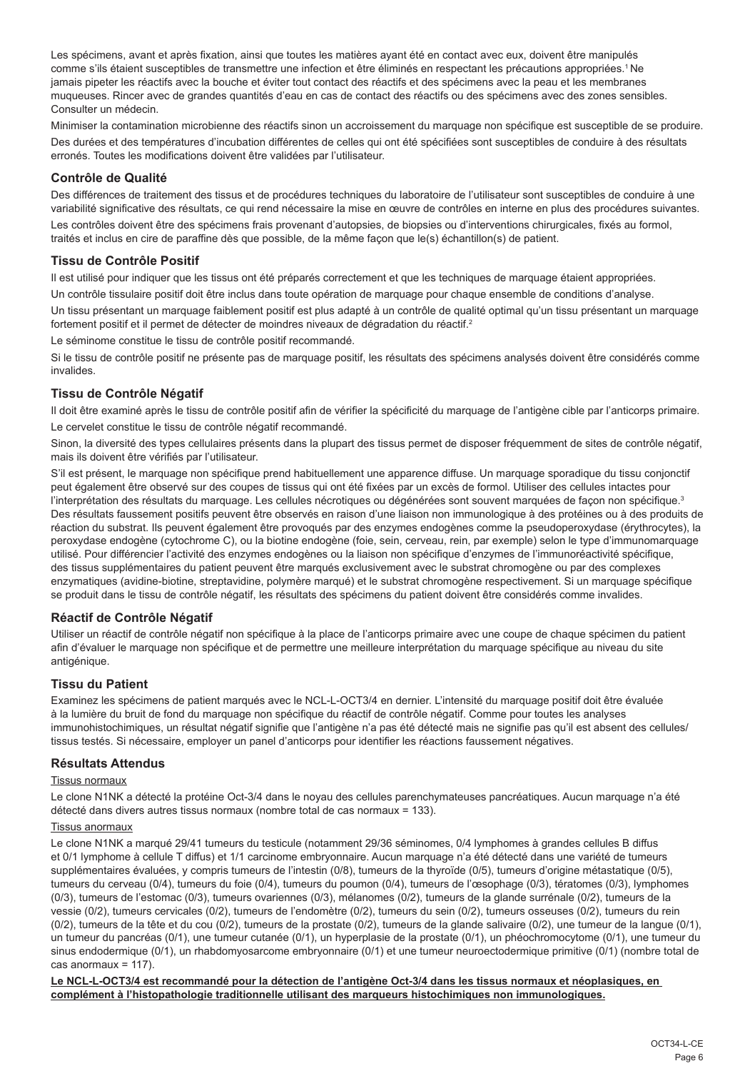Les spécimens, avant et après fixation, ainsi que toutes les matières ayant été en contact avec eux, doivent être manipulés comme s'ils étaient susceptibles de transmettre une infection et être éliminés en respectant les précautions appropriées.[1] Ne jamais pipeter les réactifs avec la bouche et éviter tout contact des réactifs et des spécimens avec la peau et les membranes muqueuses. Rincer avec de grandes quantités d'eau en cas de contact des réactifs ou des spécimens avec des zones sensibles. Consulter un médecin.

Minimiser la contamination microbienne des réactifs sinon un accroissement du marquage non spécifique est susceptible de se produire.

Des durées et des températures d'incubation différentes de celles qui ont été spécifiées sont susceptibles de conduire à des résultats erronés. Toutes les modifications doivent être validées par l'utilisateur.

## Contrôle de Qualité

Des différences de traitement des tissus et de procédures techniques du laboratoire de l'utilisateur sont susceptibles de conduire à une variabilité significative des résultats, ce qui rend nécessaire la mise en œuvre de contrôles en interne en plus des procédures suivantes.

Les contrôles doivent être des spécimens frais provenant d'autopsies, de biopsies ou d'interventions chirurgicales, fixés au formol, traités et inclus en cire de paraffine dès que possible, de la même façon que le(s) échantillon(s) de patient.

## Tissu de Contrôle Positif

Il est utilisé pour indiquer que les tissus ont été préparés correctement et que les techniques de marquage étaient appropriées.

Un contrôle tissulaire positif doit être inclus dans toute opération de marquage pour chaque ensemble de conditions d'analyse.

Un tissu présentant un marquage faiblement positif est plus adapté à un contrôle de qualité optimal qu'un tissu présentant un marquage fortement positif et il permet de détecter de moindres niveaux de dégradation du réactif.[2]

Le séminome constitue le tissu de contrôle positif recommandé.

Si le tissu de contrôle positif ne présente pas de marquage positif, les résultats des spécimens analysés doivent être considérés comme invalides.

## Tissu de Contrôle Négatif

Il doit être examiné après le tissu de contrôle positif afin de vérifier la spécificité du marquage de l'antigène cible par l'anticorps primaire.

Le cervelet constitue le tissu de contrôle négatif recommandé.

Sinon, la diversité des types cellulaires présents dans la plupart des tissus permet de disposer fréquemment de sites de contrôle négatif, mais ils doivent être vérifiés par l'utilisateur.

S'il est présent, le marquage non spécifique prend habituellement une apparence diffuse. Un marquage sporadique du tissu conjonctif peut également être observé sur des coupes de tissus qui ont été fixées par un excès de formol. Utiliser des cellules intactes pour l'interprétation des résultats du marquage. Les cellules nécrotiques ou dégénérées sont souvent marquées de façon non spécifique.[3] Des résultats faussement positifs peuvent être observés en raison d'une liaison non immunologique à des protéines ou à des produits de réaction du substrat. Ils peuvent également être provoqués par des enzymes endogènes comme la pseudoperoxydase (érythrocytes), la peroxydase endogène (cytochrome C), ou la biotine endogène (foie, sein, cerveau, rein, par exemple) selon le type d'immunomarquage utilisé. Pour différencier l'activité des enzymes endogènes ou la liaison non spécifique d'enzymes de l'immunoréactivité spécifique, des tissus supplémentaires du patient peuvent être marqués exclusivement avec le substrat chromogène ou par des complexes enzymatiques (avidine-biotine, streptavidine, polymère marqué) et le substrat chromogène respectivement. Si un marquage spécifique se produit dans le tissu de contrôle négatif, les résultats des spécimens du patient doivent être considérés comme invalides.

## Réactif de Contrôle Négatif

Utiliser un réactif de contrôle négatif non spécifique à la place de l'anticorps primaire avec une coupe de chaque spécimen du patient afin d'évaluer le marquage non spécifique et de permettre une meilleure interprétation du marquage spécifique au niveau du site antigénique.

## Tissu du Patient

Examinez les spécimens de patient marqués avec le NCL-L-OCT3/4 en dernier. L'intensité du marquage positif doit être évaluée à la lumière du bruit de fond du marquage non spécifique du réactif de contrôle négatif. Comme pour toutes les analyses immunohistochimiques, un résultat négatif signifie que l'antigène n'a pas été détecté mais ne signifie pas qu'il est absent des cellules/tissus testés. Si nécessaire, employer un panel d'anticorps pour identifier les réactions faussement négatives.

## Résultats Attendus

### Tissus normaux

Le clone N1NK a détecté la protéine Oct-3/4 dans le noyau des cellules parenchymateuses pancréatiques. Aucun marquage n'a été détecté dans divers autres tissus normaux (nombre total de cas normaux = 133).

### Tissus anormaux

Le clone N1NK a marqué 29/41 tumeurs du testicule (notamment 29/36 séminomes, 0/4 lymphomes à grandes cellules B diffus et 0/1 lymphome à cellule T diffus) et 1/1 carcinome embryonnaire. Aucun marquage n'a été détecté dans une variété de tumeurs supplémentaires évaluées, y compris tumeurs de l'intestin (0/8), tumeurs de la thyroïde (0/5), tumeurs d'origine métastatique (0/5), tumeurs du cerveau (0/4), tumeurs du foie (0/4), tumeurs du poumon (0/4), tumeurs de l'œsophage (0/3), tératomes (0/3), lymphomes (0/3), tumeurs de l'estomac (0/3), tumeurs ovariennes (0/3), mélanomes (0/2), tumeurs de la glande surrénale (0/2), tumeurs de la vessie (0/2), tumeurs cervicales (0/2), tumeurs de l'endomètre (0/2), tumeurs du sein (0/2), tumeurs osseuses (0/2), tumeurs du rein (0/2), tumeurs de la tête et du cou (0/2), tumeurs de la prostate (0/2), tumeurs de la glande salivaire (0/2), une tumeur de la langue (0/1), un tumeur du pancréas (0/1), une tumeur cutanée (0/1), un hyperplasie de la prostate (0/1), un phéochromocytome (0/1), une tumeur du sinus endodermique (0/1), un rhabdomyosarcome embryonnaire (0/1) et une tumeur neuroectodermique primitive (0/1) (nombre total de cas anormaux = 117).

**Le NCL-L-OCT3/4 est recommandé pour la détection de l'antigène Oct-3/4 dans les tissus normaux et néoplasiques, en complément à l'histopathologie traditionnelle utilisant des marqueurs histochimiques non immunologiques.**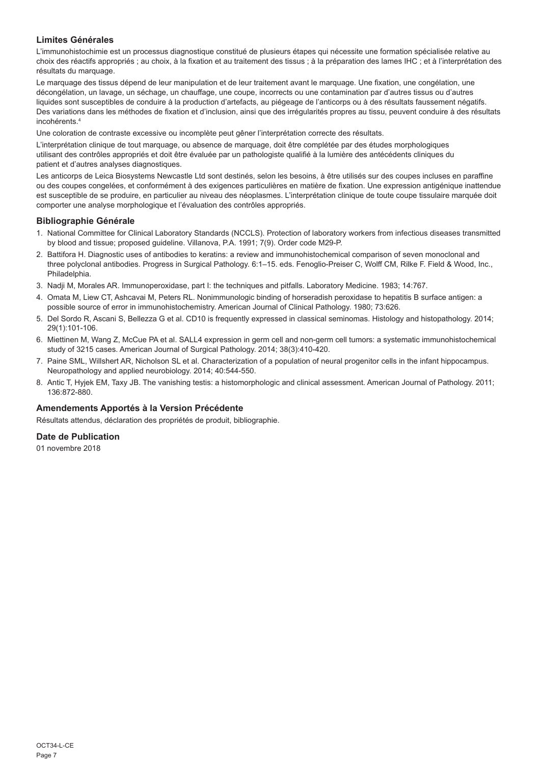## Limites Générales

L'immunohistochimie est un processus diagnostique constitué de plusieurs étapes qui nécessite une formation spécialisée relative au choix des réactifs appropriés ; au choix, à la fixation et au traitement des tissus ; à la préparation des lames IHC ; et à l'interprétation des résultats du marquage.

Le marquage des tissus dépend de leur manipulation et de leur traitement avant le marquage. Une fixation, une congélation, une décongélation, un lavage, un séchage, un chauffage, une coupe, incorrects ou une contamination par d'autres tissus ou d'autres liquides sont susceptibles de conduire à la production d'artefacts, au piégeage de l'anticorps ou à des résultats faussement négatifs. Des variations dans les méthodes de fixation et d'inclusion, ainsi que des irrégularités propres au tissu, peuvent conduire à des résultats incohérents.[4]

Une coloration de contraste excessive ou incomplète peut gêner l'interprétation correcte des résultats.

L'interprétation clinique de tout marquage, ou absence de marquage, doit être complétée par des études morphologiques utilisant des contrôles appropriés et doit être évaluée par un pathologiste qualifié à la lumière des antécédents cliniques du patient et d'autres analyses diagnostiques.

Les anticorps de Leica Biosystems Newcastle Ltd sont destinés, selon les besoins, à être utilisés sur des coupes incluses en paraffine ou des coupes congelées, et conformément à des exigences particulières en matière de fixation. Une expression antigénique inattendue est susceptible de se produire, en particulier au niveau des néoplasmes. L'interprétation clinique de toute coupe tissulaire marquée doit comporter une analyse morphologique et l'évaluation des contrôles appropriés.

## Bibliographie Générale

1. National Committee for Clinical Laboratory Standards (NCCLS). Protection of laboratory workers from infectious diseases transmitted by blood and tissue; proposed guideline. Villanova, P.A. 1991; 7(9). Order code M29-P.
2. Battifora H. Diagnostic uses of antibodies to keratins: a review and immunohistochemical comparison of seven monoclonal and three polyclonal antibodies. Progress in Surgical Pathology. 6:1–15. eds. Fenoglio-Preiser C, Wolff CM, Rilke F. Field & Wood, Inc., Philadelphia.
3. Nadji M, Morales AR. Immunoperoxidase, part I: the techniques and pitfalls. Laboratory Medicine. 1983; 14:767.
4. Omata M, Liew CT, Ashcavai M, Peters RL. Nonimmunologic binding of horseradish peroxidase to hepatitis B surface antigen: a possible source of error in immunohistochemistry. American Journal of Clinical Pathology. 1980; 73:626.
5. Del Sordo R, Ascani S, Bellezza G et al. CD10 is frequently expressed in classical seminomas. Histology and histopathology. 2014; 29(1):101-106.
6. Miettinen M, Wang Z, McCue PA et al. SALL4 expression in germ cell and non-germ cell tumors: a systematic immunohistochemical study of 3215 cases. American Journal of Surgical Pathology. 2014; 38(3):410-420.
7. Paine SML, Willshert AR, Nicholson SL et al. Characterization of a population of neural progenitor cells in the infant hippocampus. Neuropathology and applied neurobiology. 2014; 40:544-550.
8. Antic T, Hyjek EM, Taxy JB. The vanishing testis: a histomorphologic and clinical assessment. American Journal of Pathology. 2011; 136:872-880.

## Amendements Apportés à la Version Précédente

Résultats attendus, déclaration des propriétés de produit, bibliographie.

## Date de Publication

01 novembre 2018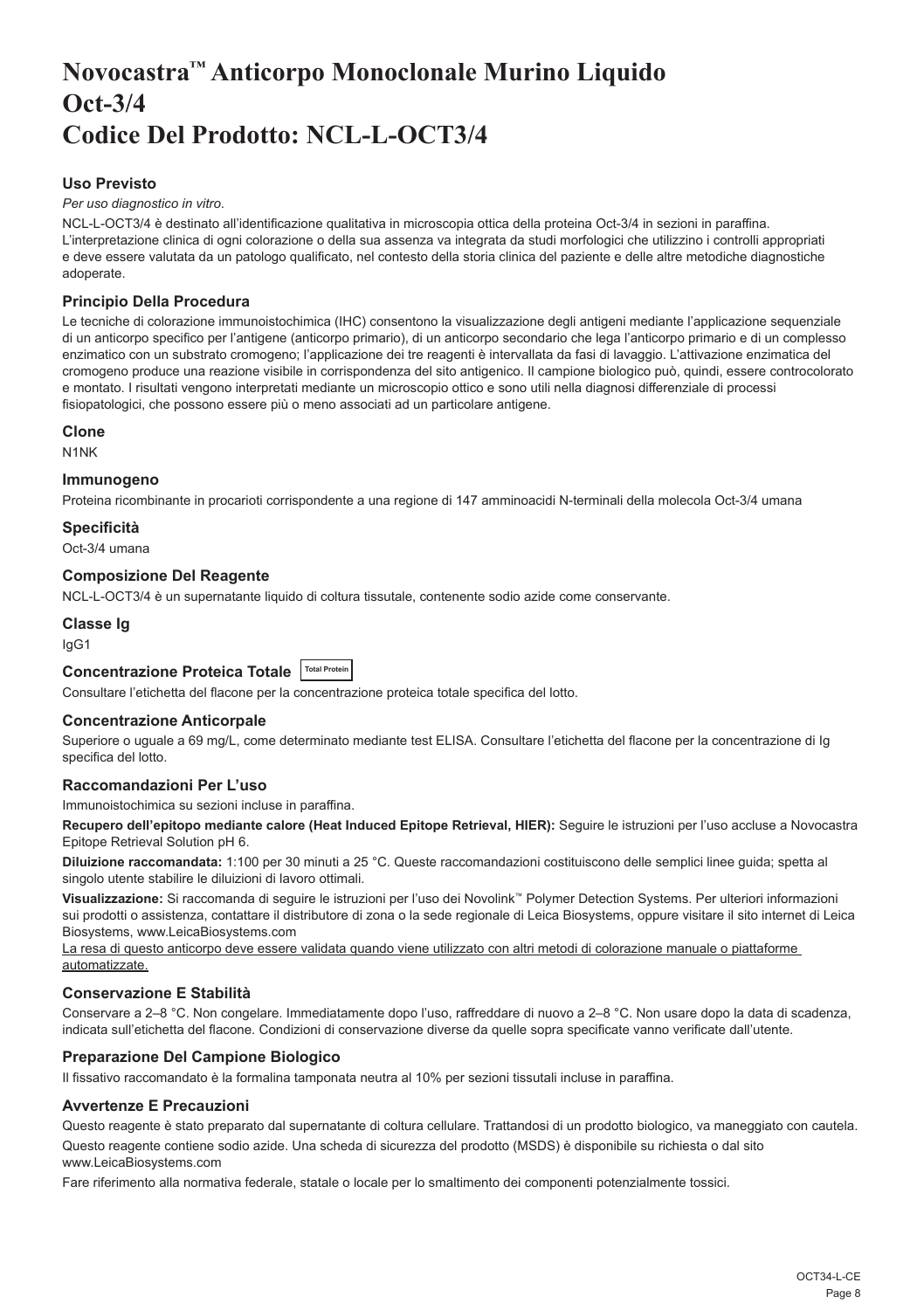# Novocastra™ Anticorpo Monoclonale Murino Liquido Oct-3/4 Codice Del Prodotto: NCL-L-OCT3/4

### Uso Previsto

*Per uso diagnostico in vitro.*

NCL-L-OCT3/4 è destinato all'identificazione qualitativa in microscopia ottica della proteina Oct-3/4 in sezioni in paraffina. L'interpretazione clinica di ogni colorazione o della sua assenza va integrata da studi morfologici che utilizzino i controlli appropriati e deve essere valutata da un patologo qualificato, nel contesto della storia clinica del paziente e delle altre metodiche diagnostiche adoperate.

### Principio Della Procedura

Le tecniche di colorazione immunoistochimica (IHC) consentono la visualizzazione degli antigeni mediante l'applicazione sequenziale di un anticorpo specifico per l'antigene (anticorpo primario), di un anticorpo secondario che lega l'anticorpo primario e di un complesso enzimatico con un substrato cromogeno; l'applicazione dei tre reagenti è intervallata da fasi di lavaggio. L'attivazione enzimatica del cromogeno produce una reazione visibile in corrispondenza del sito antigenico. Il campione biologico può, quindi, essere controcolorato e montato. I risultati vengono interpretati mediante un microscopio ottico e sono utili nella diagnosi differenziale di processi fisiopatologici, che possono essere più o meno associati ad un particolare antigene.

### Clone

N1NK

### Immunogeno

Proteina ricombinante in procarioti corrispondente a una regione di 147 amminoacidi N-terminali della molecola Oct-3/4 umana

### Specificità

Oct-3/4 umana

### Composizione Del Reagente

NCL-L-OCT3/4 è un supernatante liquido di coltura tissutale, contenente sodio azide come conservante.

### Classe Ig

IgG1

### Concentrazione Proteica Totale Total Protein

Consultare l'etichetta del flacone per la concentrazione proteica totale specifica del lotto.

### Concentrazione Anticorpale

Superiore o uguale a 69 mg/L, come determinato mediante test ELISA. Consultare l'etichetta del flacone per la concentrazione di Ig specifica del lotto.

### Raccomandazioni Per L'uso

Immunoistochimica su sezioni incluse in paraffina.

**Recupero dell'epitopo mediante calore (Heat Induced Epitope Retrieval, HIER):** Seguire le istruzioni per l'uso accluse a Novocastra Epitope Retrieval Solution pH 6.

**Diluizione raccomandata:** 1:100 per 30 minuti a 25 °C. Queste raccomandazioni costituiscono delle semplici linee guida; spetta al singolo utente stabilire le diluizioni di lavoro ottimali.

**Visualizzazione:** Si raccomanda di seguire le istruzioni per l'uso dei Novolink™ Polymer Detection Systems. Per ulteriori informazioni sui prodotti o assistenza, contattare il distributore di zona o la sede regionale di Leica Biosystems, oppure visitare il sito internet di Leica Biosystems, www.LeicaBiosystems.com

La resa di questo anticorpo deve essere validata quando viene utilizzato con altri metodi di colorazione manuale o piattaforme automatizzate.

### Conservazione E Stabilità

Conservare a 2–8 °C. Non congelare. Immediatamente dopo l'uso, raffreddare di nuovo a 2–8 °C. Non usare dopo la data di scadenza, indicata sull'etichetta del flacone. Condizioni di conservazione diverse da quelle sopra specificate vanno verificate dall'utente.

### Preparazione Del Campione Biologico

Il fissativo raccomandato è la formalina tamponata neutra al 10% per sezioni tissutali incluse in paraffina.

### Avvertenze E Precauzioni

Questo reagente è stato preparato dal supernatante di coltura cellulare. Trattandosi di un prodotto biologico, va maneggiato con cautela.

Questo reagente contiene sodio azide. Una scheda di sicurezza del prodotto (MSDS) è disponibile su richiesta o dal sito www.LeicaBiosystems.com

Fare riferimento alla normativa federale, statale o locale per lo smaltimento dei componenti potenzialmente tossici.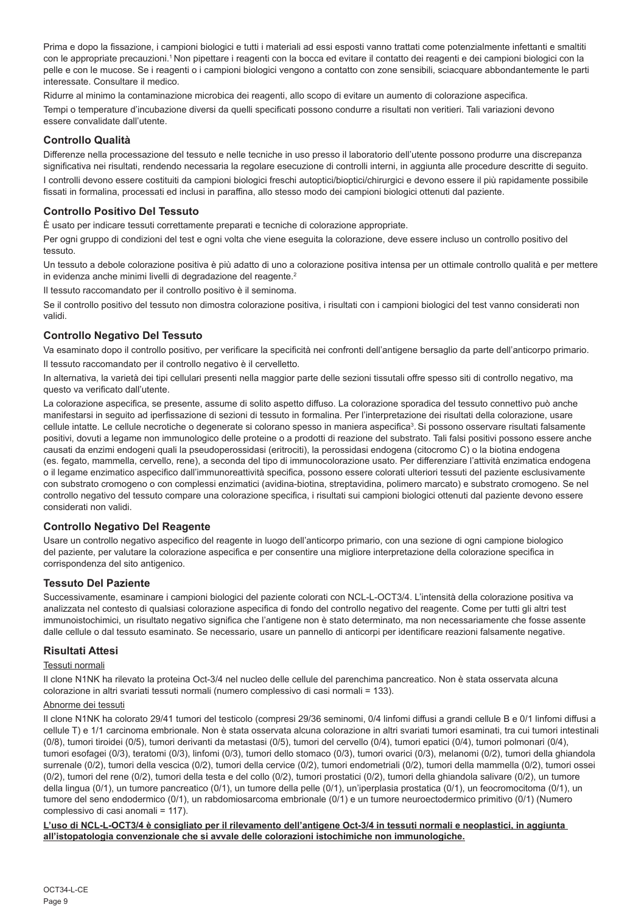Prima e dopo la fissazione, i campioni biologici e tutti i materiali ad essi esposti vanno trattati come potenzialmente infettanti e smaltiti con le appropriate precauzioni.[1] Non pipettare i reagenti con la bocca ed evitare il contatto dei reagenti e dei campioni biologici con la pelle e con le mucose. Se i reagenti o i campioni biologici vengono a contatto con zone sensibili, sciacquare abbondantemente le parti interessate. Consultare il medico.

Ridurre al minimo la contaminazione microbica dei reagenti, allo scopo di evitare un aumento di colorazione aspecifica.

Tempi o temperature d'incubazione diversi da quelli specificati possono condurre a risultati non veritieri. Tali variazioni devono essere convalidate dall'utente.

## Controllo Qualità

Differenze nella processazione del tessuto e nelle tecniche in uso presso il laboratorio dell'utente possono produrre una discrepanza significativa nei risultati, rendendo necessaria la regolare esecuzione di controlli interni, in aggiunta alle procedure descritte di seguito.

I controlli devono essere costituiti da campioni biologici freschi autoptici/bioptici/chirurgici e devono essere il più rapidamente possibile fissati in formalina, processati ed inclusi in paraffina, allo stesso modo dei campioni biologici ottenuti dal paziente.

## Controllo Positivo Del Tessuto

È usato per indicare tessuti correttamente preparati e tecniche di colorazione appropriate.

Per ogni gruppo di condizioni del test e ogni volta che viene eseguita la colorazione, deve essere incluso un controllo positivo del tessuto.

Un tessuto a debole colorazione positiva è più adatto di uno a colorazione positiva intensa per un ottimale controllo qualità e per mettere in evidenza anche minimi livelli di degradazione del reagente.[2]

Il tessuto raccomandato per il controllo positivo è il seminoma.

Se il controllo positivo del tessuto non dimostra colorazione positiva, i risultati con i campioni biologici del test vanno considerati non validi.

## Controllo Negativo Del Tessuto

Va esaminato dopo il controllo positivo, per verificare la specificità nei confronti dell'antigene bersaglio da parte dell'anticorpo primario.

Il tessuto raccomandato per il controllo negativo è il cervelletto.

In alternativa, la varietà dei tipi cellulari presenti nella maggior parte delle sezioni tissutali offre spesso siti di controllo negativo, ma questo va verificato dall'utente.

La colorazione aspecifica, se presente, assume di solito aspetto diffuso. La colorazione sporadica del tessuto connettivo può anche manifestarsi in seguito ad iperfissazione di sezioni di tessuto in formalina. Per l'interpretazione dei risultati della colorazione, usare cellule intatte. Le cellule necrotiche o degenerate si colorano spesso in maniera aspecifica[3]. Si possono osservare risultati falsamente positivi, dovuti a legame non immunologico delle proteine o a prodotti di reazione del substrato. Tali falsi positivi possono essere anche causati da enzimi endogeni quali la pseudoperossidasi (eritrociti), la perossidasi endogena (citocromo C) o la biotina endogena (es. fegato, mammella, cervello, rene), a seconda del tipo di immunocolorazione usato. Per differenziare l'attività enzimatica endogena o il legame enzimatico aspecifico dall'immunoreattività specifica, possono essere colorati ulteriori tessuti del paziente esclusivamente con substrato cromogeno o con complessi enzimatici (avidina-biotina, streptavidina, polimero marcato) e substrato cromogeno. Se nel controllo negativo del tessuto compare una colorazione specifica, i risultati sui campioni biologici ottenuti dal paziente devono essere considerati non validi.

## Controllo Negativo Del Reagente

Usare un controllo negativo aspecifico del reagente in luogo dell'anticorpo primario, con una sezione di ogni campione biologico del paziente, per valutare la colorazione aspecifica e per consentire una migliore interpretazione della colorazione specifica in corrispondenza del sito antigenico.

## Tessuto Del Paziente

Successivamente, esaminare i campioni biologici del paziente colorati con NCL-L-OCT3/4. L'intensità della colorazione positiva va analizzata nel contesto di qualsiasi colorazione aspecifica di fondo del controllo negativo del reagente. Come per tutti gli altri test immunoistochimici, un risultato negativo significa che l'antigene non è stato determinato, ma non necessariamente che fosse assente dalle cellule o dal tessuto esaminato. Se necessario, usare un pannello di anticorpi per identificare reazioni falsamente negative.

## Risultati Attesi

Tessuti normali

Il clone N1NK ha rilevato la proteina Oct-3/4 nel nucleo delle cellule del parenchima pancreatico. Non è stata osservata alcuna colorazione in altri svariati tessuti normali (numero complessivo di casi normali = 133).

Abnorme dei tessuti

Il clone N1NK ha colorato 29/41 tumori del testicolo (compresi 29/36 seminomi, 0/4 linfomi diffusi a grandi cellule B e 0/1 linfomi diffusi a cellule T) e 1/1 carcinoma embrionale. Non è stata osservata alcuna colorazione in altri svariati tumori esaminati, tra cui tumori intestinali (0/8), tumori tiroidei (0/5), tumori derivanti da metastasi (0/5), tumori del cervello (0/4), tumori epatici (0/4), tumori polmonari (0/4), tumori esofagei (0/3), teratomi (0/3), linfomi (0/3), tumori dello stomaco (0/3), tumori ovarici (0/3), melanomi (0/2), tumori della ghiandola surrenale (0/2), tumori della vescica (0/2), tumori della cervice (0/2), tumori endometriali (0/2), tumori della mammella (0/2), tumori ossei (0/2), tumori del rene (0/2), tumori della testa e del collo (0/2), tumori prostatici (0/2), tumori della ghiandola salivare (0/2), un tumore della lingua (0/1), un tumore pancreatico (0/1), un tumore della pelle (0/1), un'iperplasia prostatica (0/1), un feocromocitoma (0/1), un tumore del seno endodermico (0/1), un rabdomiosarcoma embrionale (0/1) e un tumore neuroectodermico primitivo (0/1) (Numero complessivo di casi anomali = 117).

**L'uso di NCL-L-OCT3/4 è consigliato per il rilevamento dell'antigene Oct-3/4 in tessuti normali e neoplastici, in aggiunta all'istopatologia convenzionale che si avvale delle colorazioni istochimiche non immunologiche.**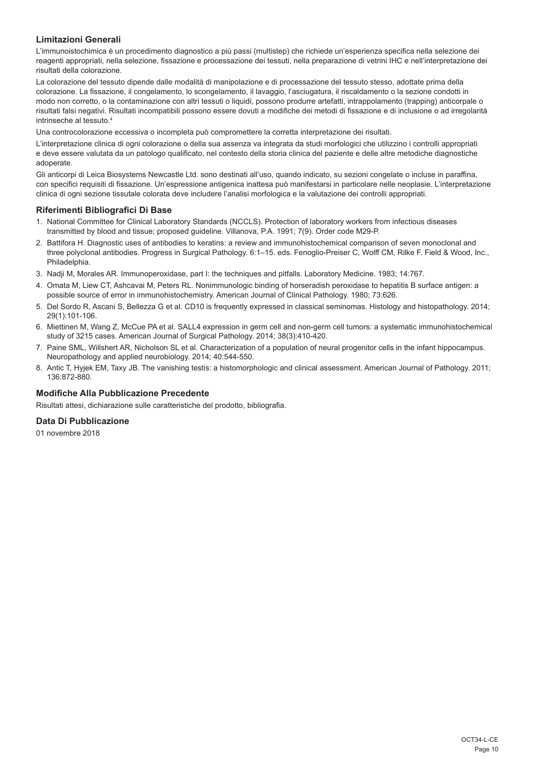## Limitazioni Generali

L'immunoistochimica è un procedimento diagnostico a più passi (multistep) che richiede un'esperienza specifica nella selezione dei reagenti appropriati, nella selezione, fissazione e processazione dei tessuti, nella preparazione di vetrini IHC e nell'interpretazione dei risultati della colorazione.

La colorazione del tessuto dipende dalle modalità di manipolazione e di processazione del tessuto stesso, adottate prima della colorazione. La fissazione, il congelamento, lo scongelamento, il lavaggio, l'asciugatura, il riscaldamento o la sezione condotti in modo non corretto, o la contaminazione con altri tessuti o liquidi, possono produrre artefatti, intrappolamento (trapping) anticorpale o risultati falsi negativi. Risultati incompatibili possono essere dovuti a modifiche dei metodi di fissazione e di inclusione o ad irregolarità intrinseche al tessuto.[4]

Una controcolorazione eccessiva o incompleta può compromettere la corretta interpretazione dei risultati.

L'interpretazione clinica di ogni colorazione o della sua assenza va integrata da studi morfologici che utilizzino i controlli appropriati e deve essere valutata da un patologo qualificato, nel contesto della storia clinica del paziente e delle altre metodiche diagnostiche adoperate.

Gli anticorpi di Leica Biosystems Newcastle Ltd. sono destinati all'uso, quando indicato, su sezioni congelate o incluse in paraffina, con specifici requisiti di fissazione. Un'espressione antigenica inattesa può manifestarsi in particolare nelle neoplasie. L'interpretazione clinica di ogni sezione tissutale colorata deve includere l'analisi morfologica e la valutazione dei controlli appropriati.

## Riferimenti Bibliografici Di Base

1. National Committee for Clinical Laboratory Standards (NCCLS). Protection of laboratory workers from infectious diseases transmitted by blood and tissue; proposed guideline. Villanova, P.A. 1991; 7(9). Order code M29-P.
2. Battifora H. Diagnostic uses of antibodies to keratins: a review and immunohistochemical comparison of seven monoclonal and three polyclonal antibodies. Progress in Surgical Pathology. 6:1–15. eds. Fenoglio-Preiser C, Wolff CM, Rilke F. Field & Wood, Inc., Philadelphia.
3. Nadji M, Morales AR. Immunoperoxidase, part I: the techniques and pitfalls. Laboratory Medicine. 1983; 14:767.
4. Omata M, Liew CT, Ashcavai M, Peters RL. Nonimmunologic binding of horseradish peroxidase to hepatitis B surface antigen: a possible source of error in immunohistochemistry. American Journal of Clinical Pathology. 1980; 73:626.
5. Del Sordo R, Ascani S, Bellezza G et al. CD10 is frequently expressed in classical seminomas. Histology and histopathology. 2014; 29(1):101-106.
6. Miettinen M, Wang Z, McCue PA et al. SALL4 expression in germ cell and non-germ cell tumors: a systematic immunohistochemical study of 3215 cases. American Journal of Surgical Pathology. 2014; 38(3):410-420.
7. Paine SML, Willshert AR, Nicholson SL et al. Characterization of a population of neural progenitor cells in the infant hippocampus. Neuropathology and applied neurobiology. 2014; 40:544-550.
8. Antic T, Hyjek EM, Taxy JB. The vanishing testis: a histomorphologic and clinical assessment. American Journal of Pathology. 2011; 136:872-880.

## Modifiche Alla Pubblicazione Precedente

Risultati attesi, dichiarazione sulle caratteristiche del prodotto, bibliografia.

## Data Di Pubblicazione

01 novembre 2018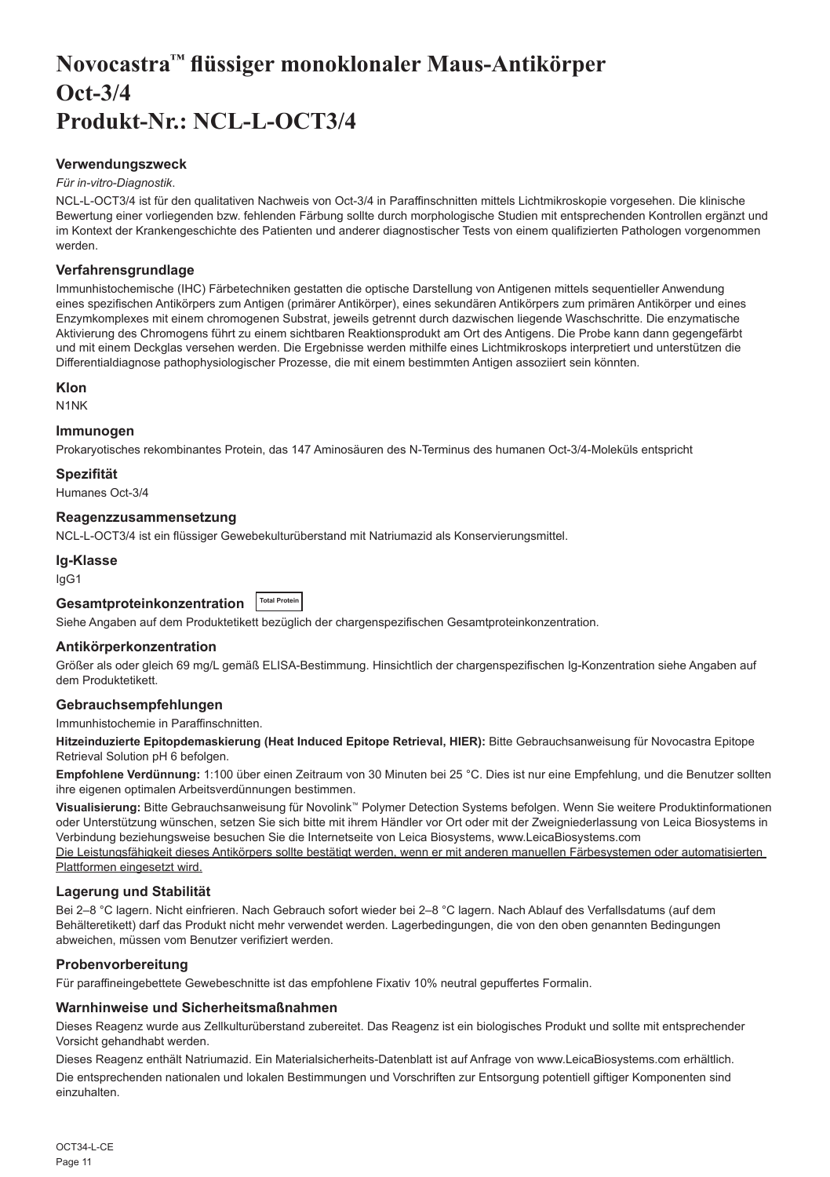# Novocastra™ flüssiger monoklonaler Maus-Antikörper Oct-3/4 Produkt-Nr.: NCL-L-OCT3/4

## Verwendungszweck

*Für in-vitro-Diagnostik*.

NCL-L-OCT3/4 ist für den qualitativen Nachweis von Oct-3/4 in Paraffinschnitten mittels Lichtmikroskopie vorgesehen. Die klinische Bewertung einer vorliegenden bzw. fehlenden Färbung sollte durch morphologische Studien mit entsprechenden Kontrollen ergänzt und im Kontext der Krankengeschichte des Patienten und anderer diagnostischer Tests von einem qualifizierten Pathologen vorgenommen werden.

## Verfahrensgrundlage

Immunhistochemische (IHC) Färbetechniken gestatten die optische Darstellung von Antigenen mittels sequentieller Anwendung eines spezifischen Antikörpers zum Antigen (primärer Antikörper), eines sekundären Antikörpers zum primären Antikörper und eines Enzymkomplexes mit einem chromogenen Substrat, jeweils getrennt durch dazwischen liegende Waschschritte. Die enzymatische Aktivierung des Chromogens führt zu einem sichtbaren Reaktionsprodukt am Ort des Antigens. Die Probe kann dann gegengefärbt und mit einem Deckglas versehen werden. Die Ergebnisse werden mithilfe eines Lichtmikroskops interpretiert und unterstützen die Differentialdiagnose pathophysiologischer Prozesse, die mit einem bestimmten Antigen assoziiert sein könnten.

## Klon

N1NK

## Immunogen

Prokaryotisches rekombinantes Protein, das 147 Aminosäuren des N-Terminus des humanen Oct-3/4-Moleküls entspricht

## Spezifität

Humanes Oct-3/4

## Reagenzzusammensetzung

NCL-L-OCT3/4 ist ein flüssiger Gewebekulturüberstand mit Natriumazid als Konservierungsmittel.

## Ig-Klasse

IgG1

## Gesamtproteinkonzentration Total Protein

Siehe Angaben auf dem Produktetikett bezüglich der chargenspezifischen Gesamtproteinkonzentration.

## Antikörperkonzentration

Größer als oder gleich 69 mg/L gemäß ELISA-Bestimmung. Hinsichtlich der chargenspezifischen Ig-Konzentration siehe Angaben auf dem Produktetikett.

## Gebrauchsempfehlungen

Immunhistochemie in Paraffinschnitten.

**Hitzeinduzierte Epitopdemaskierung (Heat Induced Epitope Retrieval, HIER):** Bitte Gebrauchsanweisung für Novocastra Epitope Retrieval Solution pH 6 befolgen.

**Empfohlene Verdünnung:** 1:100 über einen Zeitraum von 30 Minuten bei 25 °C. Dies ist nur eine Empfehlung, und die Benutzer sollten ihre eigenen optimalen Arbeitsverdünnungen bestimmen.

**Visualisierung:** Bitte Gebrauchsanweisung für Novolink™ Polymer Detection Systems befolgen. Wenn Sie weitere Produktinformationen oder Unterstützung wünschen, setzen Sie sich bitte mit ihrem Händler vor Ort oder mit der Zweigniederlassung von Leica Biosystems in Verbindung beziehungsweise besuchen Sie die Internetseite von Leica Biosystems, www.LeicaBiosystems.com

<u>Die Leistungsfähigkeit dieses Antikörpers sollte bestätigt werden, wenn er mit anderen manuellen Färbesystemen oder automatisierten Plattformen eingesetzt wird.</u>

## Lagerung und Stabilität

Bei 2–8 °C lagern. Nicht einfrieren. Nach Gebrauch sofort wieder bei 2–8 °C lagern. Nach Ablauf des Verfallsdatums (auf dem Behälteretikett) darf das Produkt nicht mehr verwendet werden. Lagerbedingungen, die von den oben genannten Bedingungen abweichen, müssen vom Benutzer verifiziert werden.

## Probenvorbereitung

Für paraffineingebettete Gewebeschnitte ist das empfohlene Fixativ 10% neutral gepuffertes Formalin.

## Warnhinweise und Sicherheitsmaßnahmen

Dieses Reagenz wurde aus Zellkulturüberstand zubereitet. Das Reagenz ist ein biologisches Produkt und sollte mit entsprechender Vorsicht gehandhabt werden.

Dieses Reagenz enthält Natriumazid. Ein Materialsicherheits-Datenblatt ist auf Anfrage von www.LeicaBiosystems.com erhältlich.

Die entsprechenden nationalen und lokalen Bestimmungen und Vorschriften zur Entsorgung potentiell giftiger Komponenten sind einzuhalten.

OCT34-L-CE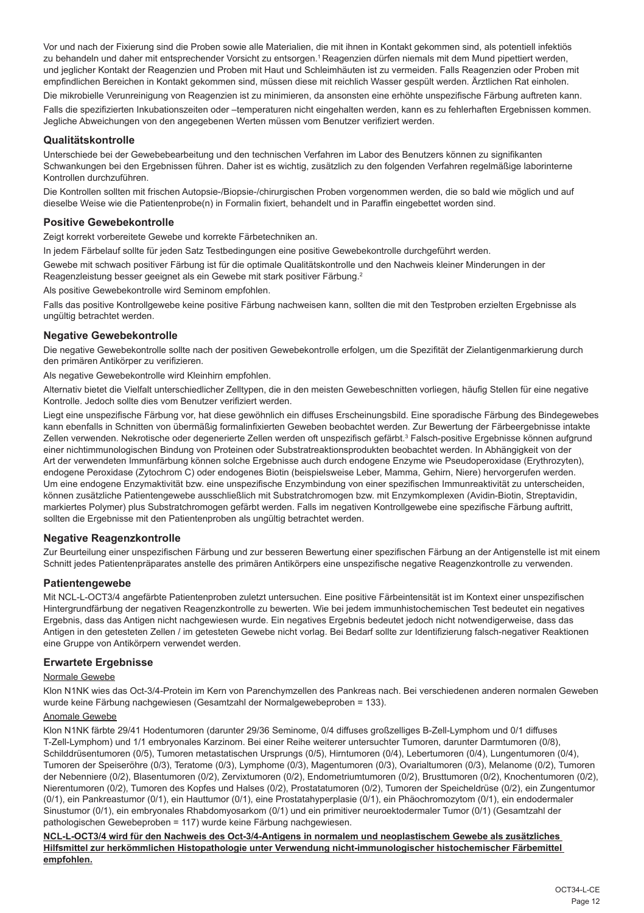Vor und nach der Fixierung sind die Proben sowie alle Materialien, die mit ihnen in Kontakt gekommen sind, als potentiell infektiös zu behandeln und daher mit entsprechender Vorsicht zu entsorgen.[1] Reagenzien dürfen niemals mit dem Mund pipettiert werden, und jeglicher Kontakt der Reagenzien und Proben mit Haut und Schleimhäuten ist zu vermeiden. Falls Reagenzien oder Proben mit empfindlichen Bereichen in Kontakt gekommen sind, müssen diese mit reichlich Wasser gespült werden. Ärztlichen Rat einholen.

Die mikrobielle Verunreinigung von Reagenzien ist zu minimieren, da ansonsten eine erhöhte unspezifische Färbung auftreten kann.

Falls die spezifizierten Inkubationszeiten oder –temperaturen nicht eingehalten werden, kann es zu fehlerhaften Ergebnissen kommen. Jegliche Abweichungen von den angegebenen Werten müssen vom Benutzer verifiziert werden.

### Qualitätskontrolle

Unterschiede bei der Gewebebearbeitung und den technischen Verfahren im Labor des Benutzers können zu signifikanten Schwankungen bei den Ergebnissen führen. Daher ist es wichtig, zusätzlich zu den folgenden Verfahren regelmäßige laborinterne Kontrollen durchzuführen.

Die Kontrollen sollten mit frischen Autopsie-/Biopsie-/chirurgischen Proben vorgenommen werden, die so bald wie möglich und auf dieselbe Weise wie die Patientenprobe(n) in Formalin fixiert, behandelt und in Paraffin eingebettet worden sind.

### Positive Gewebekontrolle

Zeigt korrekt vorbereitete Gewebe und korrekte Färbetechniken an.

In jedem Färbelauf sollte für jeden Satz Testbedingungen eine positive Gewebekontrolle durchgeführt werden.

Gewebe mit schwach positiver Färbung ist für die optimale Qualitätskontrolle und den Nachweis kleiner Minderungen in der Reagenzleistung besser geeignet als ein Gewebe mit stark positiver Färbung.[2]

Als positive Gewebekontrolle wird Seminom empfohlen.

Falls das positive Kontrollgewebe keine positive Färbung nachweisen kann, sollten die mit den Testproben erzielten Ergebnisse als ungültig betrachtet werden.

### Negative Gewebekontrolle

Die negative Gewebekontrolle sollte nach der positiven Gewebekontrolle erfolgen, um die Spezifität der Zielantigenmarkierung durch den primären Antikörper zu verifizieren.

Als negative Gewebekontrolle wird Kleinhirn empfohlen.

Alternativ bietet die Vielfalt unterschiedlicher Zelltypen, die in den meisten Gewebeschnitten vorliegen, häufig Stellen für eine negative Kontrolle. Jedoch sollte dies vom Benutzer verifiziert werden.

Liegt eine unspezifische Färbung vor, hat diese gewöhnlich ein diffuses Erscheinungsbild. Eine sporadische Färbung des Bindegewebes kann ebenfalls in Schnitten von übermäßig formalinfixierten Geweben beobachtet werden. Zur Bewertung der Färbeergebnisse intakte Zellen verwenden. Nekrotische oder degenerierte Zellen werden oft unspezifisch gefärbt.[3] Falsch-positive Ergebnisse können aufgrund einer nichtimmunologischen Bindung von Proteinen oder Substratreaktionsprodukten beobachtet werden. In Abhängigkeit von der Art der verwendeten Immunfärbung können solche Ergebnisse auch durch endogene Enzyme wie Pseudoperoxidase (Erythrozyten), endogene Peroxidase (Zytochrom C) oder endogenes Biotin (beispielsweise Leber, Mamma, Gehirn, Niere) hervorgerufen werden. Um eine endogene Enzymaktivität bzw. eine unspezifische Enzymbindung von einer spezifischen Immunreaktivität zu unterscheiden, können zusätzliche Patientengewebe ausschließlich mit Substratchromogen bzw. mit Enzymkomplexen (Avidin-Biotin, Streptavidin, markiertes Polymer) plus Substratchromogen gefärbt werden. Falls im negativen Kontrollgewebe eine spezifische Färbung auftritt, sollten die Ergebnisse mit den Patientenproben als ungültig betrachtet werden.

### Negative Reagenzkontrolle

Zur Beurteilung einer unspezifischen Färbung und zur besseren Bewertung einer spezifischen Färbung an der Antigenstelle ist mit einem Schnitt jedes Patientenpräparates anstelle des primären Antikörpers eine unspezifische negative Reagenzkontrolle zu verwenden.

### Patientengewebe

Mit NCL-L-OCT3/4 angefärbte Patientenproben zuletzt untersuchen. Eine positive Färbeintensität ist im Kontext einer unspezifischen Hintergrundfärbung der negativen Reagenzkontrolle zu bewerten. Wie bei jedem immunhistochemischen Test bedeutet ein negatives Ergebnis, dass das Antigen nicht nachgewiesen wurde. Ein negatives Ergebnis bedeutet jedoch nicht notwendigerweise, dass das Antigen in den getesteten Zellen / im getesteten Gewebe nicht vorlag. Bei Bedarf sollte zur Identifizierung falsch-negativer Reaktionen eine Gruppe von Antikörpern verwendet werden.

### Erwartete Ergebnisse

Normale Gewebe

Klon N1NK wies das Oct-3/4-Protein im Kern von Parenchymzellen des Pankreas nach. Bei verschiedenen anderen normalen Geweben wurde keine Färbung nachgewiesen (Gesamtzahl der Normalgewebeproben = 133).

Anomale Gewebe

Klon N1NK färbte 29/41 Hodentumoren (darunter 29/36 Seminome, 0/4 diffuses großzelliges B-Zell-Lymphom und 0/1 diffuses T-Zell-Lymphom) und 1/1 embryonales Karzinom. Bei einer Reihe weiterer untersuchter Tumoren, darunter Darmtumoren (0/8), Schilddrüsentumoren (0/5), Tumoren metastatischen Ursprungs (0/5), Hirntumoren (0/4), Lebertumoren (0/4), Lungentumoren (0/4), Tumoren der Speiseröhre (0/3), Teratome (0/3), Lymphome (0/3), Magentumoren (0/3), Ovarialtumoren (0/3), Melanome (0/2), Tumoren der Nebenniere (0/2), Blasentumoren (0/2), Zervixtumoren (0/2), Endometriumtumoren (0/2), Brusttumoren (0/2), Knochentumoren (0/2), Nierentumoren (0/2), Tumoren des Kopfes und Halses (0/2), Prostatatumoren (0/2), Tumoren der Speicheldrüse (0/2), ein Zungentumor (0/1), ein Pankreastumor (0/1), ein Hauttumor (0/1), eine Prostatahyperplasie (0/1), ein Phäochromozytom (0/1), ein endodermaler Sinustumor (0/1), ein embryonales Rhabdomyosarkom (0/1) und ein primitiver neuroektodermaler Tumor (0/1) (Gesamtzahl der pathologischen Gewebeproben = 117) wurde keine Färbung nachgewiesen.

**NCL-L-OCT3/4 wird für den Nachweis des Oct-3/4-Antigens in normalem und neoplastischem Gewebe als zusätzliches Hilfsmittel zur herkömmlichen Histopathologie unter Verwendung nicht-immunologischer histochemischer Färbemittel empfohlen.**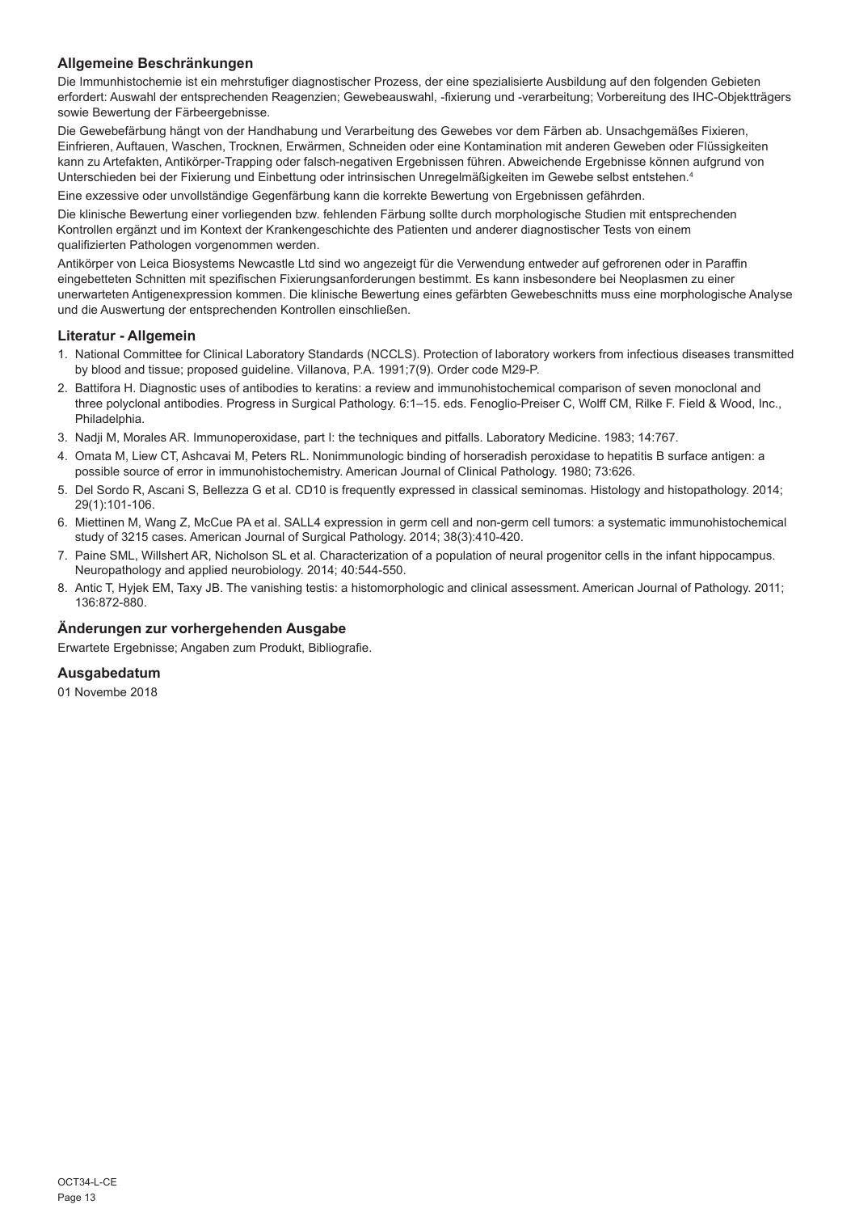## Allgemeine Beschränkungen

Die Immunhistochemie ist ein mehrstufiger diagnostischer Prozess, der eine spezialisierte Ausbildung auf den folgenden Gebieten erfordert: Auswahl der entsprechenden Reagenzien; Gewebeauswahl, -fixierung und -verarbeitung; Vorbereitung des IHC-Objektträgers sowie Bewertung der Färbeergebnisse.

Die Gewebefärbung hängt von der Handhabung und Verarbeitung des Gewebes vor dem Färben ab. Unsachgemäßes Fixieren, Einfrieren, Auftauen, Waschen, Trocknen, Erwärmen, Schneiden oder eine Kontamination mit anderen Geweben oder Flüssigkeiten kann zu Artefakten, Antikörper-Trapping oder falsch-negativen Ergebnissen führen. Abweichende Ergebnisse können aufgrund von Unterschieden bei der Fixierung und Einbettung oder intrinsischen Unregelmäßigkeiten im Gewebe selbst entstehen.[4]

Eine exzessive oder unvollständige Gegenfärbung kann die korrekte Bewertung von Ergebnissen gefährden.

Die klinische Bewertung einer vorliegenden bzw. fehlenden Färbung sollte durch morphologische Studien mit entsprechenden Kontrollen ergänzt und im Kontext der Krankengeschichte des Patienten und anderer diagnostischer Tests von einem qualifizierten Pathologen vorgenommen werden.

Antikörper von Leica Biosystems Newcastle Ltd sind wo angezeigt für die Verwendung entweder auf gefrorenen oder in Paraffin eingebetteten Schnitten mit spezifischen Fixierungsanforderungen bestimmt. Es kann insbesondere bei Neoplasmen zu einer unerwarteten Antigenexpression kommen. Die klinische Bewertung eines gefärbten Gewebeschnitts muss eine morphologische Analyse und die Auswertung der entsprechenden Kontrollen einschließen.

## Literatur - Allgemein

1. National Committee for Clinical Laboratory Standards (NCCLS). Protection of laboratory workers from infectious diseases transmitted by blood and tissue; proposed guideline. Villanova, P.A. 1991;7(9). Order code M29-P.
2. Battifora H. Diagnostic uses of antibodies to keratins: a review and immunohistochemical comparison of seven monoclonal and three polyclonal antibodies. Progress in Surgical Pathology. 6:1–15. eds. Fenoglio-Preiser C, Wolff CM, Rilke F. Field & Wood, Inc., Philadelphia.
3. Nadji M, Morales AR. Immunoperoxidase, part I: the techniques and pitfalls. Laboratory Medicine. 1983; 14:767.
4. Omata M, Liew CT, Ashcavai M, Peters RL. Nonimmunologic binding of horseradish peroxidase to hepatitis B surface antigen: a possible source of error in immunohistochemistry. American Journal of Clinical Pathology. 1980; 73:626.
5. Del Sordo R, Ascani S, Bellezza G et al. CD10 is frequently expressed in classical seminomas. Histology and histopathology. 2014; 29(1):101-106.
6. Miettinen M, Wang Z, McCue PA et al. SALL4 expression in germ cell and non-germ cell tumors: a systematic immunohistochemical study of 3215 cases. American Journal of Surgical Pathology. 2014; 38(3):410-420.
7. Paine SML, Willshert AR, Nicholson SL et al. Characterization of a population of neural progenitor cells in the infant hippocampus. Neuropathology and applied neurobiology. 2014; 40:544-550.
8. Antic T, Hyjek EM, Taxy JB. The vanishing testis: a histomorphologic and clinical assessment. American Journal of Pathology. 2011; 136:872-880.

## Änderungen zur vorhergehenden Ausgabe

Erwartete Ergebnisse; Angaben zum Produkt, Bibliografie.

## Ausgabedatum

01 Novembe 2018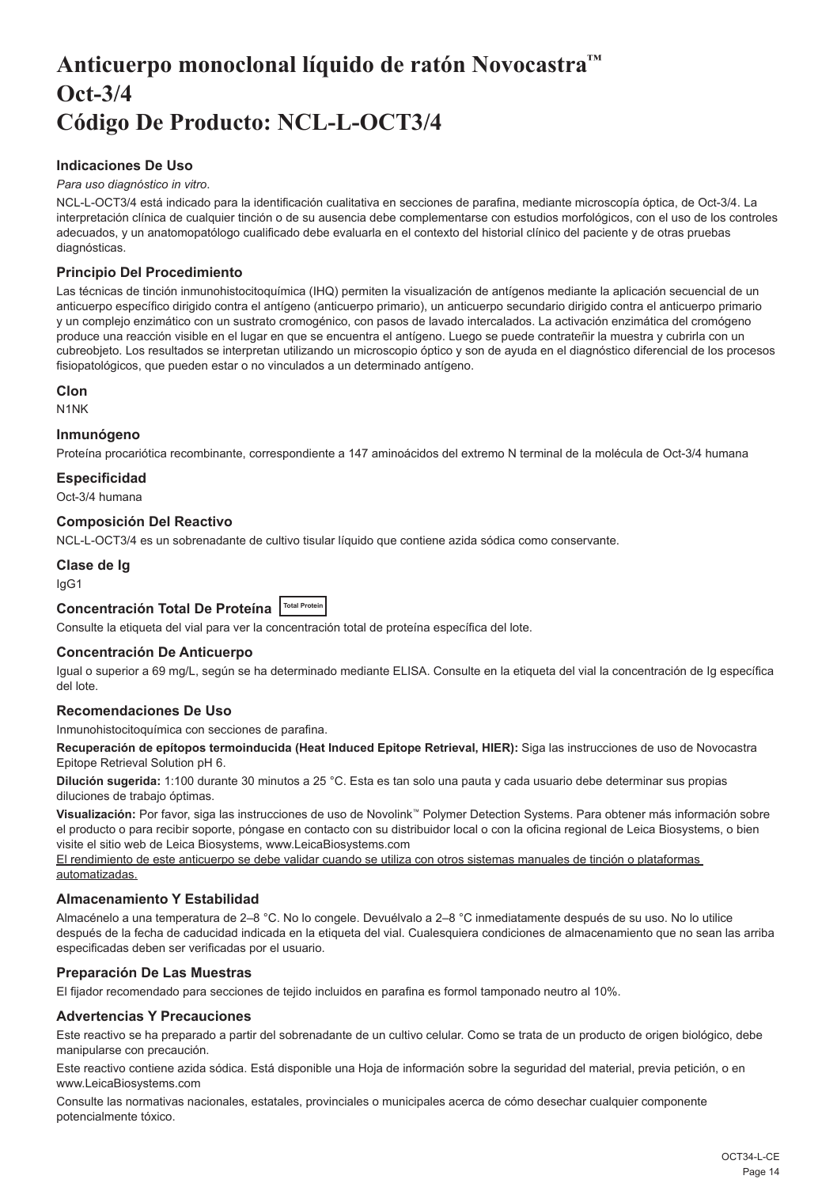# Anticuerpo monoclonal líquido de ratón Novocastra™ Oct-3/4 Código De Producto: NCL-L-OCT3/4

### Indicaciones De Uso

*Para uso diagnóstico in vitro*.

NCL-L-OCT3/4 está indicado para la identificación cualitativa en secciones de parafina, mediante microscopía óptica, de Oct-3/4. La interpretación clínica de cualquier tinción o de su ausencia debe complementarse con estudios morfológicos, con el uso de los controles adecuados, y un anatomopatólogo cualificado debe evaluarla en el contexto del historial clínico del paciente y de otras pruebas diagnósticas.

### Principio Del Procedimiento

Las técnicas de tinción inmunohistocitoquímica (IHQ) permiten la visualización de antígenos mediante la aplicación secuencial de un anticuerpo específico dirigido contra el antígeno (anticuerpo primario), un anticuerpo secundario dirigido contra el anticuerpo primario y un complejo enzimático con un sustrato cromogénico, con pasos de lavado intercalados. La activación enzimática del cromógeno produce una reacción visible en el lugar en que se encuentra el antígeno. Luego se puede contrateñir la muestra y cubrirla con un cubreobjeto. Los resultados se interpretan utilizando un microscopio óptico y son de ayuda en el diagnóstico diferencial de los procesos fisiopatológicos, que pueden estar o no vinculados a un determinado antígeno.

### Clon

N1NK

### Inmunógeno

Proteína procariótica recombinante, correspondiente a 147 aminoácidos del extremo N terminal de la molécula de Oct-3/4 humana

### Especificidad

Oct-3/4 humana

### Composición Del Reactivo

NCL-L-OCT3/4 es un sobrenadante de cultivo tisular líquido que contiene azida sódica como conservante.

### Clase de Ig

IgG1

### Concentración Total De Proteína Total Protein

Consulte la etiqueta del vial para ver la concentración total de proteína específica del lote.

### Concentración De Anticuerpo

Igual o superior a 69 mg/L, según se ha determinado mediante ELISA. Consulte en la etiqueta del vial la concentración de Ig específica del lote.

### Recomendaciones De Uso

Inmunohistocitoquímica con secciones de parafina.

**Recuperación de epítopos termoinducida (Heat Induced Epitope Retrieval, HIER):** Siga las instrucciones de uso de Novocastra Epitope Retrieval Solution pH 6.

**Dilución sugerida:** 1:100 durante 30 minutos a 25 °C. Esta es tan solo una pauta y cada usuario debe determinar sus propias diluciones de trabajo óptimas.

**Visualización:** Por favor, siga las instrucciones de uso de Novolink™ Polymer Detection Systems. Para obtener más información sobre el producto o para recibir soporte, póngase en contacto con su distribuidor local o con la oficina regional de Leica Biosystems, o bien visite el sitio web de Leica Biosystems, www.LeicaBiosystems.com

<u>El rendimiento de este anticuerpo se debe validar cuando se utiliza con otros sistemas manuales de tinción o plataformas automatizadas.</u>

### Almacenamiento Y Estabilidad

Almacénelo a una temperatura de 2–8 °C. No lo congele. Devuélvalo a 2–8 °C inmediatamente después de su uso. No lo utilice después de la fecha de caducidad indicada en la etiqueta del vial. Cualesquiera condiciones de almacenamiento que no sean las arriba especificadas deben ser verificadas por el usuario.

### Preparación De Las Muestras

El fijador recomendado para secciones de tejido incluidos en parafina es formol tamponado neutro al 10%.

### Advertencias Y Precauciones

Este reactivo se ha preparado a partir del sobrenadante de un cultivo celular. Como se trata de un producto de origen biológico, debe manipularse con precaución.

Este reactivo contiene azida sódica. Está disponible una Hoja de información sobre la seguridad del material, previa petición, o en www.LeicaBiosystems.com

Consulte las normativas nacionales, estatales, provinciales o municipales acerca de cómo desechar cualquier componente potencialmente tóxico.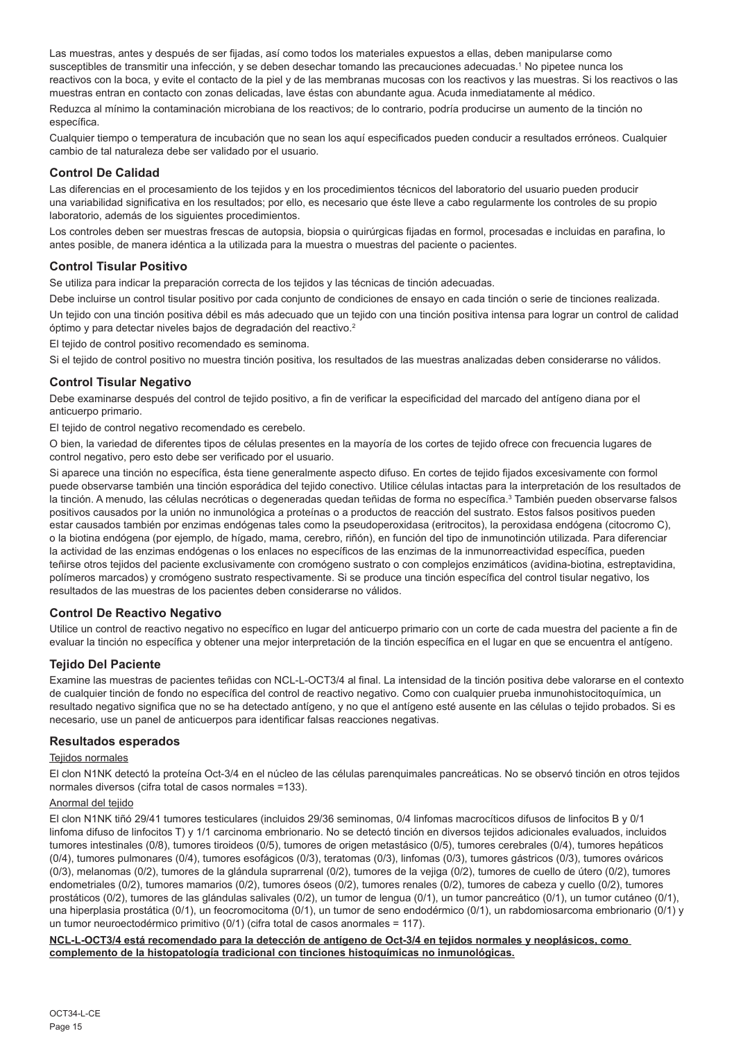Las muestras, antes y después de ser fijadas, así como todos los materiales expuestos a ellas, deben manipularse como susceptibles de transmitir una infección, y se deben desechar tomando las precauciones adecuadas.[1] No pipetee nunca los reactivos con la boca, y evite el contacto de la piel y de las membranas mucosas con los reactivos y las muestras. Si los reactivos o las muestras entran en contacto con zonas delicadas, lave éstas con abundante agua. Acuda inmediatamente al médico.

Reduzca al mínimo la contaminación microbiana de los reactivos; de lo contrario, podría producirse un aumento de la tinción no específica.

Cualquier tiempo o temperatura de incubación que no sean los aquí especificados pueden conducir a resultados erróneos. Cualquier cambio de tal naturaleza debe ser validado por el usuario.

## Control De Calidad

Las diferencias en el procesamiento de los tejidos y en los procedimientos técnicos del laboratorio del usuario pueden producir una variabilidad significativa en los resultados; por ello, es necesario que éste lleve a cabo regularmente los controles de su propio laboratorio, además de los siguientes procedimientos.

Los controles deben ser muestras frescas de autopsia, biopsia o quirúrgicas fijadas en formol, procesadas e incluidas en parafina, lo antes posible, de manera idéntica a la utilizada para la muestra o muestras del paciente o pacientes.

## Control Tisular Positivo

Se utiliza para indicar la preparación correcta de los tejidos y las técnicas de tinción adecuadas.

Debe incluirse un control tisular positivo por cada conjunto de condiciones de ensayo en cada tinción o serie de tinciones realizada.

Un tejido con una tinción positiva débil es más adecuado que un tejido con una tinción positiva intensa para lograr un control de calidad óptimo y para detectar niveles bajos de degradación del reactivo.[2]

El tejido de control positivo recomendado es seminoma.

Si el tejido de control positivo no muestra tinción positiva, los resultados de las muestras analizadas deben considerarse no válidos.

## Control Tisular Negativo

Debe examinarse después del control de tejido positivo, a fin de verificar la especificidad del marcado del antígeno diana por el anticuerpo primario.

El tejido de control negativo recomendado es cerebelo.

O bien, la variedad de diferentes tipos de células presentes en la mayoría de los cortes de tejido ofrece con frecuencia lugares de control negativo, pero esto debe ser verificado por el usuario.

Si aparece una tinción no específica, ésta tiene generalmente aspecto difuso. En cortes de tejido fijados excesivamente con formol puede observarse también una tinción esporádica del tejido conectivo. Utilice células intactas para la interpretación de los resultados de la tinción. A menudo, las células necróticas o degeneradas quedan teñidas de forma no específica.[3] También pueden observarse falsos positivos causados por la unión no inmunológica a proteínas o a productos de reacción del sustrato. Estos falsos positivos pueden estar causados también por enzimas endógenas tales como la pseudoperoxidasa (eritrocitos), la peroxidasa endógena (citocromo C), o la biotina endógena (por ejemplo, de hígado, mama, cerebro, riñón), en función del tipo de inmunotinción utilizada. Para diferenciar la actividad de las enzimas endógenas o los enlaces no específicos de las enzimas de la inmunorreactividad específica, pueden teñirse otros tejidos del paciente exclusivamente con cromógeno sustrato o con complejos enzimáticos (avidina-biotina, estreptavidina, polímeros marcados) y cromógeno sustrato respectivamente. Si se produce una tinción específica del control tisular negativo, los resultados de las muestras de los pacientes deben considerarse no válidos.

## Control De Reactivo Negativo

Utilice un control de reactivo negativo no específico en lugar del anticuerpo primario con un corte de cada muestra del paciente a fin de evaluar la tinción no específica y obtener una mejor interpretación de la tinción específica en el lugar en que se encuentra el antígeno.

## Tejido Del Paciente

Examine las muestras de pacientes teñidas con NCL-L-OCT3/4 al final. La intensidad de la tinción positiva debe valorarse en el contexto de cualquier tinción de fondo no específica del control de reactivo negativo. Como con cualquier prueba inmunohistocitoquímica, un resultado negativo significa que no se ha detectado antígeno, y no que el antígeno esté ausente en las células o tejido probados. Si es necesario, use un panel de anticuerpos para identificar falsas reacciones negativas.

## Resultados esperados

Tejidos normales

El clon N1NK detectó la proteína Oct-3/4 en el núcleo de las células parenquimales pancreáticas. No se observó tinción en otros tejidos normales diversos (cifra total de casos normales =133).

Anormal del tejido

El clon N1NK tiñó 29/41 tumores testiculares (incluidos 29/36 seminomas, 0/4 linfomas macrocíticos difusos de linfocitos B y 0/1 linfoma difuso de linfocitos T) y 1/1 carcinoma embrionario. No se detectó tinción en diversos tejidos adicionales evaluados, incluidos tumores intestinales (0/8), tumores tiroideos (0/5), tumores de origen metastásico (0/5), tumores cerebrales (0/4), tumores hepáticos (0/4), tumores pulmonares (0/4), tumores esofágicos (0/3), teratomas (0/3), linfomas (0/3), tumores gástricos (0/3), tumores ováricos (0/3), melanomas (0/2), tumores de la glándula suprarrenal (0/2), tumores de la vejiga (0/2), tumores de cuello de útero (0/2), tumores endometriales (0/2), tumores mamarios (0/2), tumores óseos (0/2), tumores renales (0/2), tumores de cabeza y cuello (0/2), tumores prostáticos (0/2), tumores de las glándulas salivales (0/2), un tumor de lengua (0/1), un tumor pancreático (0/1), un tumor cutáneo (0/1), una hiperplasia prostática (0/1), un feocromocitoma (0/1), un tumor de seno endodérmico (0/1), un rabdomiosarcoma embrionario (0/1) y un tumor neuroectodérmico primitivo (0/1) (cifra total de casos anormales = 117).

**NCL-L-OCT3/4 está recomendado para la detección de antígeno de Oct-3/4 en tejidos normales y neoplásicos, como complemento de la histopatología tradicional con tinciones histoquímicas no inmunológicas.**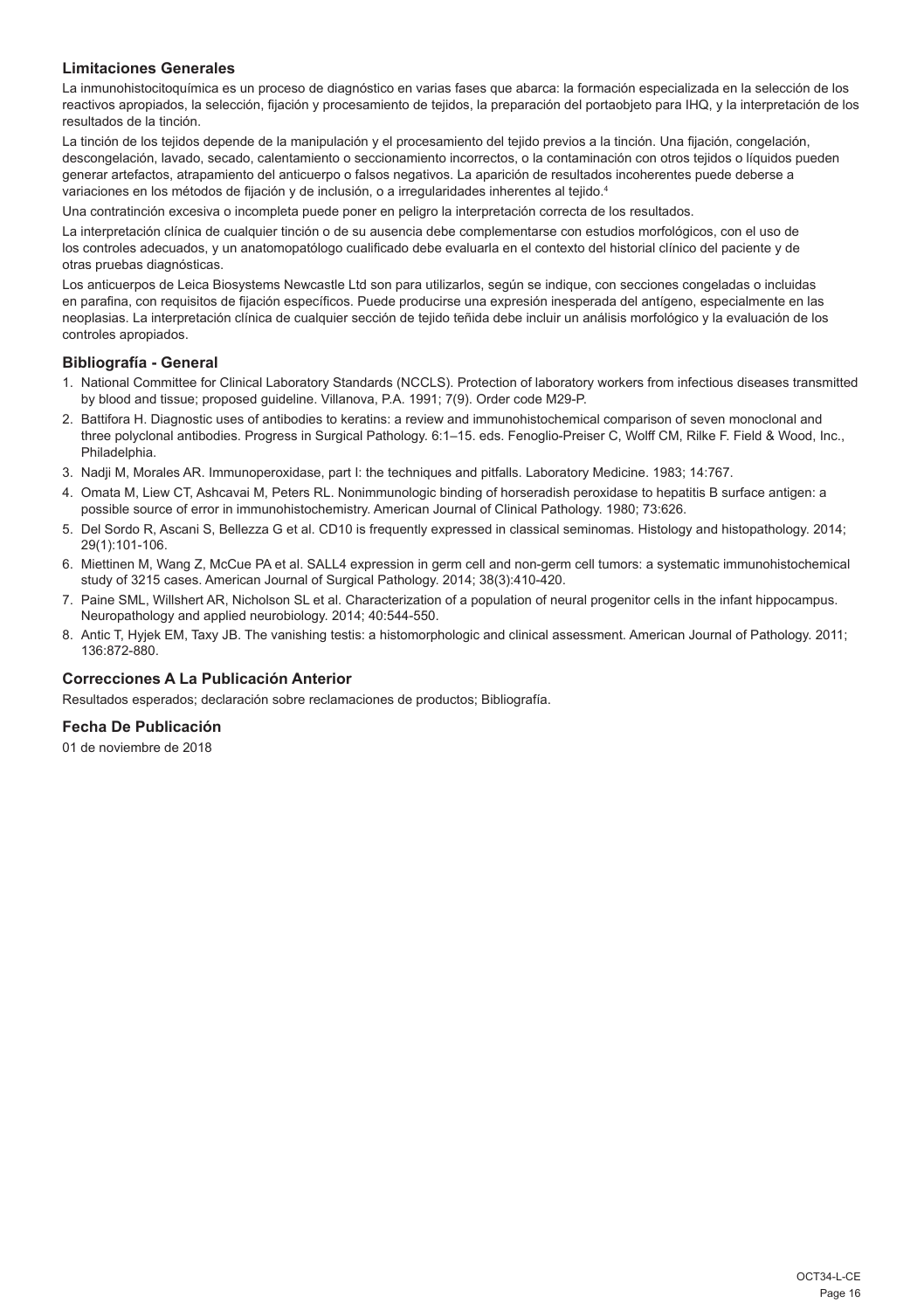### Limitaciones Generales

La inmunohistocitoquímica es un proceso de diagnóstico en varias fases que abarca: la formación especializada en la selección de los reactivos apropiados, la selección, fijación y procesamiento de tejidos, la preparación del portaobjeto para IHQ, y la interpretación de los resultados de la tinción.

La tinción de los tejidos depende de la manipulación y el procesamiento del tejido previos a la tinción. Una fijación, congelación, descongelación, lavado, secado, calentamiento o seccionamiento incorrectos, o la contaminación con otros tejidos o líquidos pueden generar artefactos, atrapamiento del anticuerpo o falsos negativos. La aparición de resultados incoherentes puede deberse a variaciones en los métodos de fijación y de inclusión, o a irregularidades inherentes al tejido.[4]

Una contratinción excesiva o incompleta puede poner en peligro la interpretación correcta de los resultados.

La interpretación clínica de cualquier tinción o de su ausencia debe complementarse con estudios morfológicos, con el uso de los controles adecuados, y un anatomopatólogo cualificado debe evaluarla en el contexto del historial clínico del paciente y de otras pruebas diagnósticas.

Los anticuerpos de Leica Biosystems Newcastle Ltd son para utilizarlos, según se indique, con secciones congeladas o incluidas en parafina, con requisitos de fijación específicos. Puede producirse una expresión inesperada del antígeno, especialmente en las neoplasias. La interpretación clínica de cualquier sección de tejido teñida debe incluir un análisis morfológico y la evaluación de los controles apropiados.

### Bibliografía - General

1. National Committee for Clinical Laboratory Standards (NCCLS). Protection of laboratory workers from infectious diseases transmitted by blood and tissue; proposed guideline. Villanova, P.A. 1991; 7(9). Order code M29-P.
2. Battifora H. Diagnostic uses of antibodies to keratins: a review and immunohistochemical comparison of seven monoclonal and three polyclonal antibodies. Progress in Surgical Pathology. 6:1–15. eds. Fenoglio-Preiser C, Wolff CM, Rilke F. Field & Wood, Inc., Philadelphia.
3. Nadji M, Morales AR. Immunoperoxidase, part I: the techniques and pitfalls. Laboratory Medicine. 1983; 14:767.
4. Omata M, Liew CT, Ashcavai M, Peters RL. Nonimmunologic binding of horseradish peroxidase to hepatitis B surface antigen: a possible source of error in immunohistochemistry. American Journal of Clinical Pathology. 1980; 73:626.
5. Del Sordo R, Ascani S, Bellezza G et al. CD10 is frequently expressed in classical seminomas. Histology and histopathology. 2014; 29(1):101-106.
6. Miettinen M, Wang Z, McCue PA et al. SALL4 expression in germ cell and non-germ cell tumors: a systematic immunohistochemical study of 3215 cases. American Journal of Surgical Pathology. 2014; 38(3):410-420.
7. Paine SML, Willshert AR, Nicholson SL et al. Characterization of a population of neural progenitor cells in the infant hippocampus. Neuropathology and applied neurobiology. 2014; 40:544-550.
8. Antic T, Hyjek EM, Taxy JB. The vanishing testis: a histomorphologic and clinical assessment. American Journal of Pathology. 2011; 136:872-880.

### Correcciones A La Publicación Anterior

Resultados esperados; declaración sobre reclamaciones de productos; Bibliografía.

### Fecha De Publicación

01 de noviembre de 2018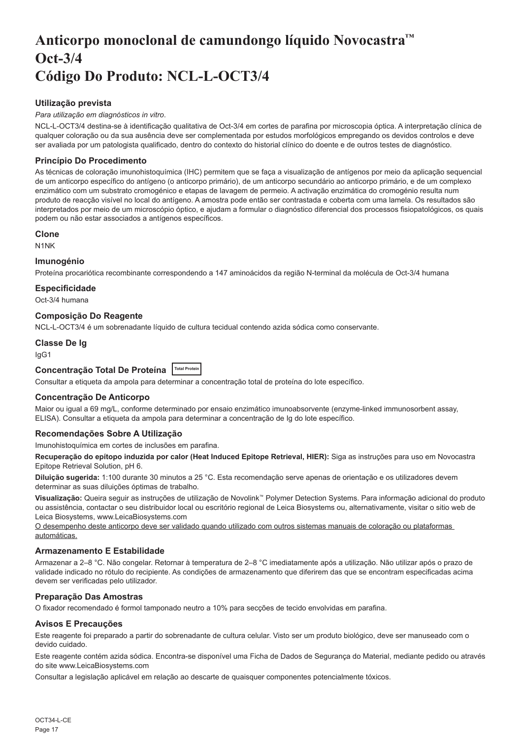# Anticorpo monoclonal de camundongo líquido Novocastra™ Oct-3/4 Código Do Produto: NCL-L-OCT3/4

### Utilização prevista

*Para utilização em diagnósticos in vitro*.

NCL-L-OCT3/4 destina-se à identificação qualitativa de Oct-3/4 em cortes de parafina por microscopia óptica. A interpretação clínica de qualquer coloração ou da sua ausência deve ser complementada por estudos morfológicos empregando os devidos controlos e deve ser avaliada por um patologista qualificado, dentro do contexto do historial clínico do doente e de outros testes de diagnóstico.

### Princípio Do Procedimento

As técnicas de coloração imunohistoquímica (IHC) permitem que se faça a visualização de antígenos por meio da aplicação sequencial de um anticorpo específico do antígeno (o anticorpo primário), de um anticorpo secundário ao anticorpo primário, e de um complexo enzimático com um substrato cromogénico e etapas de lavagem de permeio. A activação enzimática do cromogénio resulta num produto de reacção visível no local do antígeno. A amostra pode então ser contrastada e coberta com uma lamela. Os resultados são interpretados por meio de um microscópio óptico, e ajudam a formular o diagnóstico diferencial dos processos fisiopatológicos, os quais podem ou não estar associados a antígenos específicos.

### Clone

N1NK

### Imunogénio

Proteína procariótica recombinante correspondendo a 147 aminoácidos da região N-terminal da molécula de Oct-3/4 humana

### Especificidade

Oct-3/4 humana

### Composição Do Reagente

NCL-L-OCT3/4 é um sobrenadante líquido de cultura tecidual contendo azida sódica como conservante.

### Classe De Ig

IgG1

### Concentração Total De Proteína Total Protein

Consultar a etiqueta da ampola para determinar a concentração total de proteína do lote específico.

### Concentração De Anticorpo

Maior ou igual a 69 mg/L, conforme determinado por ensaio enzimático imunoabsorvente (enzyme-linked immunosorbent assay, ELISA). Consultar a etiqueta da ampola para determinar a concentração de Ig do lote específico.

### Recomendações Sobre A Utilização

Imunohistoquímica em cortes de inclusões em parafina.

**Recuperação do epítopo induzida por calor (Heat Induced Epitope Retrieval, HIER):** Siga as instruções para uso em Novocastra Epitope Retrieval Solution, pH 6.

**Diluição sugerida:** 1:100 durante 30 minutos a 25 °C. Esta recomendação serve apenas de orientação e os utilizadores devem determinar as suas diluições óptimas de trabalho.

**Visualização:** Queira seguir as instruções de utilização de Novolink™ Polymer Detection Systems. Para informação adicional do produto ou assistência, contactar o seu distribuidor local ou escritório regional de Leica Biosystems ou, alternativamente, visitar o sitio web de Leica Biosystems, www.LeicaBiosystems.com

<u>O desempenho deste anticorpo deve ser validado quando utilizado com outros sistemas manuais de coloração ou plataformas automáticas.</u>

### Armazenamento E Estabilidade

Armazenar a 2–8 °C. Não congelar. Retornar à temperatura de 2–8 °C imediatamente após a utilização. Não utilizar após o prazo de validade indicado no rótulo do recipiente. As condições de armazenamento que diferirem das que se encontram especificadas acima devem ser verificadas pelo utilizador.

### Preparação Das Amostras

O fixador recomendado é formol tamponado neutro a 10% para secções de tecido envolvidas em parafina.

### Avisos E Precauções

Este reagente foi preparado a partir do sobrenadante de cultura celular. Visto ser um produto biológico, deve ser manuseado com o devido cuidado.

Este reagente contém azida sódica. Encontra-se disponível uma Ficha de Dados de Segurança do Material, mediante pedido ou através do site www.LeicaBiosystems.com

Consultar a legislação aplicável em relação ao descarte de quaisquer componentes potencialmente tóxicos.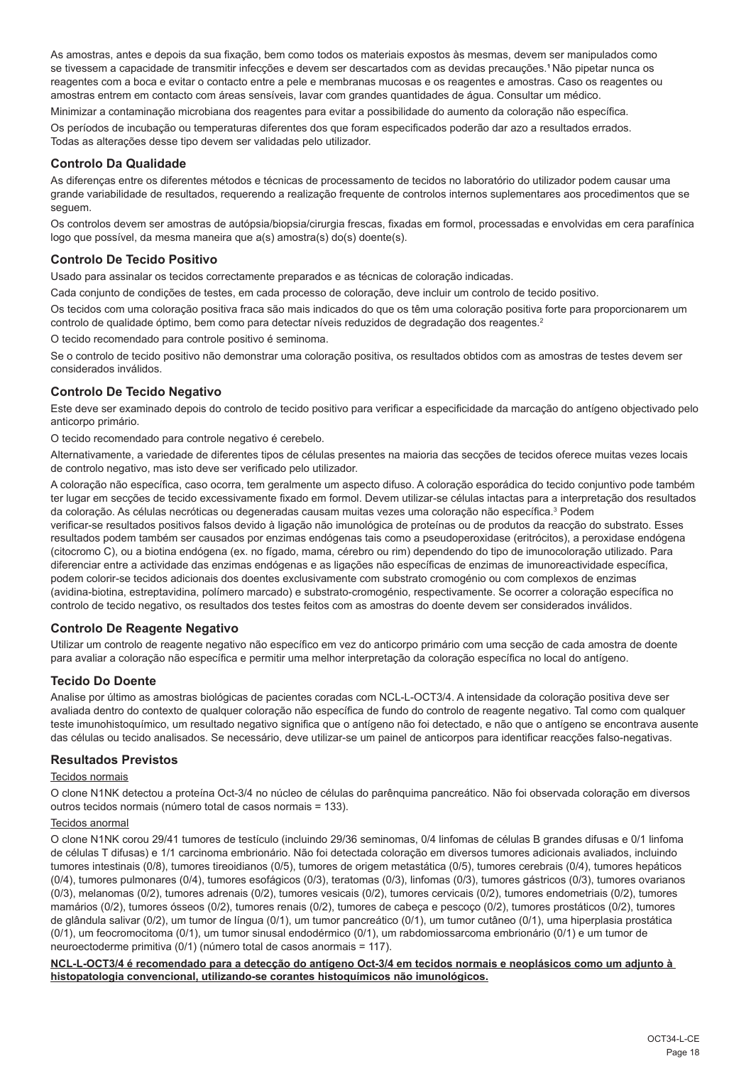As amostras, antes e depois da sua fixação, bem como todos os materiais expostos às mesmas, devem ser manipulados como se tivessem a capacidade de transmitir infecções e devem ser descartados com as devidas precauções.[1] Não pipetar nunca os reagentes com a boca e evitar o contacto entre a pele e membranas mucosas e os reagentes e amostras. Caso os reagentes ou amostras entrem em contacto com áreas sensíveis, lavar com grandes quantidades de água. Consultar um médico.

Minimizar a contaminação microbiana dos reagentes para evitar a possibilidade do aumento da coloração não específica.

Os períodos de incubação ou temperaturas diferentes dos que foram especificados poderão dar azo a resultados errados. Todas as alterações desse tipo devem ser validadas pelo utilizador.

## Controlo Da Qualidade

As diferenças entre os diferentes métodos e técnicas de processamento de tecidos no laboratório do utilizador podem causar uma grande variabilidade de resultados, requerendo a realização frequente de controlos internos suplementares aos procedimentos que se seguem.

Os controlos devem ser amostras de autópsia/biopsia/cirurgia frescas, fixadas em formol, processadas e envolvidas em cera parafínica logo que possível, da mesma maneira que a(s) amostra(s) do(s) doente(s).

## Controlo De Tecido Positivo

Usado para assinalar os tecidos correctamente preparados e as técnicas de coloração indicadas.

Cada conjunto de condições de testes, em cada processo de coloração, deve incluir um controlo de tecido positivo.

Os tecidos com uma coloração positiva fraca são mais indicados do que os têm uma coloração positiva forte para proporcionarem um controlo de qualidade óptimo, bem como para detectar níveis reduzidos de degradação dos reagentes.[2]

O tecido recomendado para controle positivo é seminoma.

Se o controlo de tecido positivo não demonstrar uma coloração positiva, os resultados obtidos com as amostras de testes devem ser considerados inválidos.

## Controlo De Tecido Negativo

Este deve ser examinado depois do controlo de tecido positivo para verificar a especificidade da marcação do antígeno objectivado pelo anticorpo primário.

O tecido recomendado para controle negativo é cerebelo.

Alternativamente, a variedade de diferentes tipos de células presentes na maioria das secções de tecidos oferece muitas vezes locais de controlo negativo, mas isto deve ser verificado pelo utilizador.

A coloração não específica, caso ocorra, tem geralmente um aspecto difuso. A coloração esporádica do tecido conjuntivo pode também ter lugar em secções de tecido excessivamente fixado em formol. Devem utilizar-se células intactas para a interpretação dos resultados da coloração. As células necróticas ou degeneradas causam muitas vezes uma coloração não específica.[3] Podem verificar-se resultados positivos falsos devido à ligação não imunológica de proteínas ou de produtos da reacção do substrato. Esses resultados podem também ser causados por enzimas endógenas tais como a pseudoperoxidase (eritrócitos), a peroxidase endógena (citocromo C), ou a biotina endógena (ex. no fígado, mama, cérebro ou rim) dependendo do tipo de imunocoloração utilizado. Para diferenciar entre a actividade das enzimas endógenas e as ligações não específicas de enzimas de imunoreactividade específica, podem colorir-se tecidos adicionais dos doentes exclusivamente com substrato cromogénio ou com complexos de enzimas (avidina-biotina, estreptavidina, polímero marcado) e substrato-cromogénio, respectivamente. Se ocorrer a coloração específica no controlo de tecido negativo, os resultados dos testes feitos com as amostras do doente devem ser considerados inválidos.

## Controlo De Reagente Negativo

Utilizar um controlo de reagente negativo não específico em vez do anticorpo primário com uma secção de cada amostra de doente para avaliar a coloração não específica e permitir uma melhor interpretação da coloração específica no local do antígeno.

## Tecido Do Doente

Analise por último as amostras biológicas de pacientes coradas com NCL-L-OCT3/4. A intensidade da coloração positiva deve ser avaliada dentro do contexto de qualquer coloração não específica de fundo do controlo de reagente negativo. Tal como com qualquer teste imunohistoquímico, um resultado negativo significa que o antígeno não foi detectado, e não que o antígeno se encontrava ausente das células ou tecido analisados. Se necessário, deve utilizar-se um painel de anticorpos para identificar reacções falso-negativas.

## Resultados Previstos

Tecidos normais

O clone N1NK detectou a proteína Oct-3/4 no núcleo de células do parênquima pancreático. Não foi observada coloração em diversos outros tecidos normais (número total de casos normais = 133).

Tecidos anormal

O clone N1NK corou 29/41 tumores de testículo (incluindo 29/36 seminomas, 0/4 linfomas de células B grandes difusas e 0/1 linfoma de células T difusas) e 1/1 carcinoma embrionário. Não foi detectada coloração em diversos tumores adicionais avaliados, incluindo tumores intestinais (0/8), tumores tireoidianos (0/5), tumores de origem metastática (0/5), tumores cerebrais (0/4), tumores hepáticos (0/4), tumores pulmonares (0/4), tumores esofágicos (0/3), teratomas (0/3), linfomas (0/3), tumores gástricos (0/3), tumores ovarianos (0/3), melanomas (0/2), tumores adrenais (0/2), tumores vesicais (0/2), tumores cervicais (0/2), tumores endometriais (0/2), tumores mamários (0/2), tumores ósseos (0/2), tumores renais (0/2), tumores de cabeça e pescoço (0/2), tumores prostáticos (0/2), tumores de glândula salivar (0/2), um tumor de língua (0/1), um tumor pancreático (0/1), um tumor cutâneo (0/1), uma hiperplasia prostática (0/1), um feocromocitoma (0/1), um tumor sinusal endodérmico (0/1), um rabdomiossarcoma embrionário (0/1) e um tumor de neuroectoderme primitiva (0/1) (número total de casos anormais = 117).

**NCL-L-OCT3/4 é recomendado para a detecção do antígeno Oct-3/4 em tecidos normais e neoplásicos como um adjunto à histopatologia convencional, utilizando-se corantes histoquímicos não imunológicos.**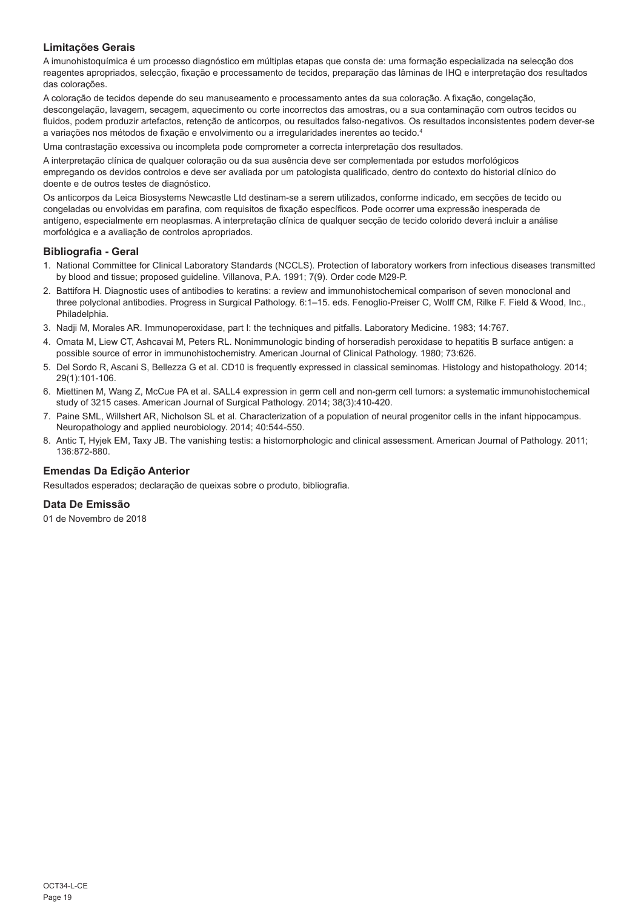### Limitações Gerais

A imunohistoquímica é um processo diagnóstico em múltiplas etapas que consta de: uma formação especializada na selecção dos reagentes apropriados, selecção, fixação e processamento de tecidos, preparação das lâminas de IHQ e interpretação dos resultados das colorações.

A coloração de tecidos depende do seu manuseamento e processamento antes da sua coloração. A fixação, congelação, descongelação, lavagem, secagem, aquecimento ou corte incorrectos das amostras, ou a sua contaminação com outros tecidos ou fluidos, podem produzir artefactos, retenção de anticorpos, ou resultados falso-negativos. Os resultados inconsistentes podem dever-se a variações nos métodos de fixação e envolvimento ou a irregularidades inerentes ao tecido.[4]

Uma contrastação excessiva ou incompleta pode comprometer a correcta interpretação dos resultados.

A interpretação clínica de qualquer coloração ou da sua ausência deve ser complementada por estudos morfológicos empregando os devidos controlos e deve ser avaliada por um patologista qualificado, dentro do contexto do historial clínico do doente e de outros testes de diagnóstico.

Os anticorpos da Leica Biosystems Newcastle Ltd destinam-se a serem utilizados, conforme indicado, em secções de tecido ou congeladas ou envolvidas em parafina, com requisitos de fixação específicos. Pode ocorrer uma expressão inesperada de antígeno, especialmente em neoplasmas. A interpretação clínica de qualquer secção de tecido colorido deverá incluir a análise morfológica e a avaliação de controlos apropriados.

### Bibliografia - Geral

1. National Committee for Clinical Laboratory Standards (NCCLS). Protection of laboratory workers from infectious diseases transmitted by blood and tissue; proposed guideline. Villanova, P.A. 1991; 7(9). Order code M29-P.
2. Battifora H. Diagnostic uses of antibodies to keratins: a review and immunohistochemical comparison of seven monoclonal and three polyclonal antibodies. Progress in Surgical Pathology. 6:1–15. eds. Fenoglio-Preiser C, Wolff CM, Rilke F. Field & Wood, Inc., Philadelphia.
3. Nadji M, Morales AR. Immunoperoxidase, part I: the techniques and pitfalls. Laboratory Medicine. 1983; 14:767.
4. Omata M, Liew CT, Ashcavai M, Peters RL. Nonimmunologic binding of horseradish peroxidase to hepatitis B surface antigen: a possible source of error in immunohistochemistry. American Journal of Clinical Pathology. 1980; 73:626.
5. Del Sordo R, Ascani S, Bellezza G et al. CD10 is frequently expressed in classical seminomas. Histology and histopathology. 2014; 29(1):101-106.
6. Miettinen M, Wang Z, McCue PA et al. SALL4 expression in germ cell and non-germ cell tumors: a systematic immunohistochemical study of 3215 cases. American Journal of Surgical Pathology. 2014; 38(3):410-420.
7. Paine SML, Willshert AR, Nicholson SL et al. Characterization of a population of neural progenitor cells in the infant hippocampus. Neuropathology and applied neurobiology. 2014; 40:544-550.
8. Antic T, Hyjek EM, Taxy JB. The vanishing testis: a histomorphologic and clinical assessment. American Journal of Pathology. 2011; 136:872-880.

### Emendas Da Edição Anterior

Resultados esperados; declaração de queixas sobre o produto, bibliografia.

### Data De Emissão

01 de Novembro de 2018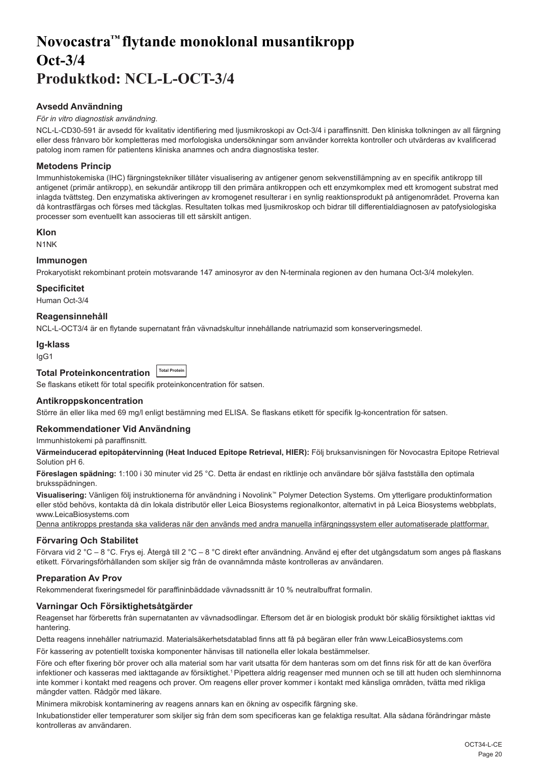# Novocastra™ flytande monoklonal musantikropp Oct-3/4 Produktkod: NCL-L-OCT-3/4

### Avsedd Användning

*För in vitro diagnostisk användning*.

NCL-L-CD30-591 är avsedd för kvalitativ identifiering med ljusmikroskopi av Oct-3/4 i paraffinsnitt. Den kliniska tolkningen av all färgning eller dess frånvaro bör kompletteras med morfologiska undersökningar som använder korrekta kontroller och utvärderas av kvalificerad patolog inom ramen för patientens kliniska anamnes och andra diagnostiska tester.

### Metodens Princip

Immunhistokemiska (IHC) färgningstekniker tillåter visualisering av antigener genom sekvenstillämpning av en specifik antikropp till antigenet (primär antikropp), en sekundär antikropp till den primära antikroppen och ett enzymkomplex med ett kromogent substrat med inlagda tvättsteg. Den enzymatiska aktiveringen av kromogenet resulterar i en synlig reaktionsprodukt på antigenområdet. Proverna kan då kontrastfärgas och förses med täckglas. Resultaten tolkas med ljusmikroskop och bidrar till differentialdiagnosen av patofysiologiska processer som eventuellt kan associeras till ett särskilt antigen.

### Klon

N1NK

### Immunogen

Prokaryotiskt rekombinant protein motsvarande 147 aminosyror av den N-terminala regionen av den humana Oct-3/4 molekylen.

### Specificitet

Human Oct-3/4

### Reagensinnehåll

NCL-L-OCT3/4 är en flytande supernatant från vävnadskultur innehållande natriumazid som konserveringsmedel.

### Ig-klass

IgG1

### Total Proteinkoncentration Total Protein

Se flaskans etikett för total specifik proteinkoncentration för satsen.

### Antikroppskoncentration

Större än eller lika med 69 mg/l enligt bestämning med ELISA. Se flaskans etikett för specifik Ig-koncentration för satsen.

### Rekommendationer Vid Användning

Immunhistokemi på paraffinsnitt.

**Värmeinducerad epitopåtervinning (Heat Induced Epitope Retrieval, HIER):** Följ bruksanvisningen för Novocastra Epitope Retrieval Solution pH 6.

**Föreslagen spädning:** 1:100 i 30 minuter vid 25 °C. Detta är endast en riktlinje och användare bör själva fastställa den optimala brukssspädningen.

**Visualisering:** Vänligen följ instruktionerna för användning i Novolink™ Polymer Detection Systems. Om ytterligare produktinformation eller stöd behövs, kontakta då din lokala distributör eller Leica Biosystems regionalkontor, alternativt in på Leica Biosystems webbplats, www.LeicaBiosystems.com

<u>Denna antikropps prestanda ska valideras när den används med andra manuella infärgningssystem eller automatiserade plattformar.</u>

### Förvaring Och Stabilitet

Förvara vid 2 °C – 8 °C. Frys ej. Återgå till 2 °C – 8 °C direkt efter användning. Använd ej efter det utgångsdatum som anges på flaskans etikett. Förvaringsförhållanden som skiljer sig från de ovannämnda måste kontrolleras av användaren.

### Preparation Av Prov

Rekommenderat fixeringsmedel för paraffininbäddade vävnadssnitt är 10 % neutralbuffrat formalin.

### Varningar Och Försiktighetsåtgärder

Reagenset har förberetts från supernatanten av vävnadsodlingar. Eftersom det är en biologisk produkt bör skälig försiktighet iakttas vid hantering.

Detta reagens innehåller natriumazid. Materialsäkerhetsdatablad finns att få på begäran eller från www.LeicaBiosystems.com

För kassering av potentiellt toxiska komponenter hänvisas till nationella eller lokala bestämmelser.

Före och efter fixering bör prover och alla material som har varit utsatta för dem hanteras som om det finns risk för att de kan överföra infektioner och kasseras med iakttagande av försiktighet.[1] Pipettera aldrig reagenser med munnen och se till att huden och slemhinnorna inte kommer i kontakt med reagens och prover. Om reagens eller prover kommer i kontakt med känsliga områden, tvätta med rikliga mängder vatten. Rådgör med läkare.

Minimera mikrobisk kontaminering av reagens annars kan en ökning av ospecifik färgning ske.

Inkubationstider eller temperaturer som skiljer sig från dem som specificeras kan ge felaktiga resultat. Alla sådana förändringar måste kontrolleras av användaren.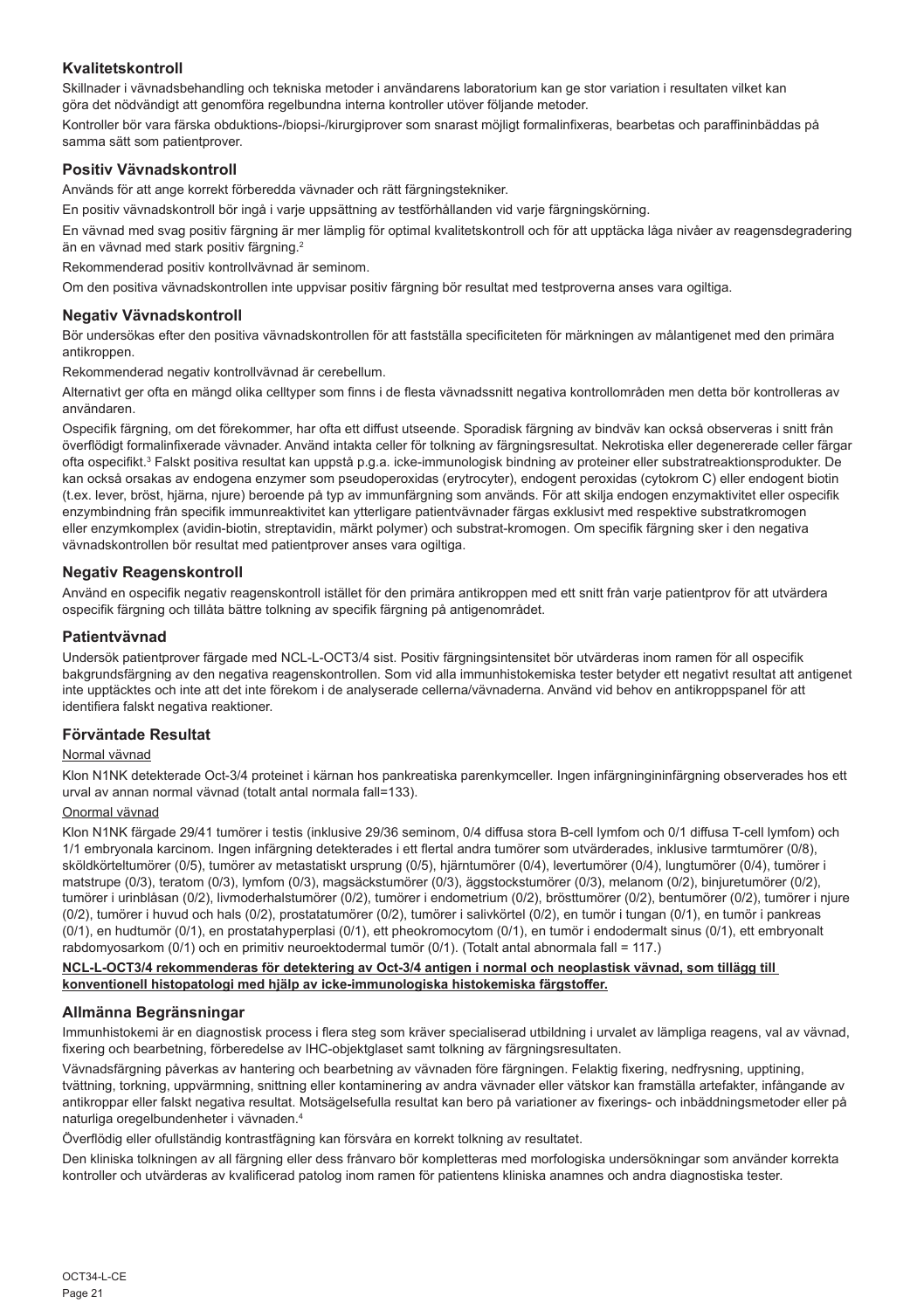## Kvalitetskontroll

Skillnader i vävnadsbehandling och tekniska metoder i användarens laboratorium kan ge stor variation i resultaten vilket kan göra det nödvändigt att genomföra regelbundna interna kontroller utöver följande metoder.

Kontroller bör vara färska obduktions-/biopsi-/kirurgiprover som snarast möjligt formalinfixeras, bearbetas och paraffininbäddas på samma sätt som patientprover.

## Positiv Vävnadskontroll

Används för att ange korrekt förberedda vävnader och rätt färgningstekniker.

En positiv vävnadskontroll bör ingå i varje uppsättning av testförhållanden vid varje färgningskörning.

En vävnad med svag positiv färgning är mer lämplig för optimal kvalitetskontroll och för att upptäcka låga nivåer av reagensdegradering än en vävnad med stark positiv färgning.[2]

Rekommenderad positiv kontrollvävnad är seminom.

Om den positiva vävnadskontrollen inte uppvisar positiv färgning bör resultat med testproverna anses vara ogiltiga.

## Negativ Vävnadskontroll

Bör undersökas efter den positiva vävnadskontrollen för att fastställa specificiteten för märkningen av målantigenet med den primära antikroppen.

Rekommenderad negativ kontrollvävnad är cerebellum.

Alternativt ger ofta en mängd olika celltyper som finns i de flesta vävnadssnitt negativa kontrollområden men detta bör kontrolleras av användaren.

Ospecifik färgning, om det förekommer, har ofta ett diffust utseende. Sporadisk färgning av bindväv kan också observeras i snitt från överflödigt formalinfixerade vävnader. Använd intakta celler för tolkning av färgningsresultat. Nekrotiska eller degenererade celler färgar ofta ospecifikt.[3] Falskt positiva resultat kan uppstå p.g.a. icke-immunologisk bindning av proteiner eller substratreaktionsprodukter. De kan också orsakas av endogena enzymer som pseudoperoxidas (erytrocyter), endogent peroxidas (cytokrom C) eller endogent biotin (t.ex. lever, bröst, hjärna, njure) beroende på typ av immunfärgning som används. För att skilja endogen enzymaktivitet eller ospecifik enzymbindning från specifik immunreaktivitet kan ytterligare patientvävnader färgas exklusivt med respektive substratkromogen eller enzymkomplex (avidin-biotin, streptavidin, märkt polymer) och substrat-kromogen. Om specifik färgning sker i den negativa vävnadskontrollen bör resultat med patientprover anses vara ogiltiga.

## Negativ Reagenskontroll

Använd en ospecifik negativ reagenskontroll istället för den primära antikroppen med ett snitt från varje patientprov för att utvärdera ospecifik färgning och tillåta bättre tolkning av specifik färgning på antigenområdet.

## Patientvävnad

Undersök patientprover färgade med NCL-L-OCT3/4 sist. Positiv färgningsintensitet bör utvärderas inom ramen för all ospecifik bakgrundsfärgning av den negativa reagenskontrollen. Som vid alla immunhistokemiska tester betyder ett negativt resultat att antigenet inte upptäcktes och inte att det inte förekom i de analyserade cellerna/vävnaderna. Använd vid behov en antikroppspanel för att identifiera falskt negativa reaktioner.

## Förväntade Resultat

Normal vävnad

Klon N1NK detekterade Oct-3/4 proteinet i kärnan hos pankreatiska parenkymceller. Ingen infärgningininfärgning observerades hos ett urval av annan normal vävnad (totalt antal normala fall=133).

Onormal vävnad

Klon N1NK färgade 29/41 tumörer i testis (inklusive 29/36 seminom, 0/4 diffusa stora B-cell lymfom och 0/1 diffusa T-cell lymfom) och 1/1 embryonala karcinom. Ingen infärgning detekterades i ett flertal andra tumörer som utvärderades, inklusive tarmtumörer (0/8), sköldkörteltumörer (0/5), tumörer av metastatiskt ursprung (0/5), hjärntumörer (0/4), levertumörer (0/4), lungtumörer (0/4), tumörer i matstrupe (0/3), teratom (0/3), lymfom (0/3), magsäckstumörer (0/3), äggstockstumörer (0/3), melanom (0/2), binjuretumörer (0/2), tumörer i urinblåsan (0/2), livmoderhalstumörer (0/2), tumörer i endometrium (0/2), brösttumörer (0/2), bentumörer (0/2), tumörer i njure (0/2), tumörer i huvud och hals (0/2), prostatatumörer (0/2), tumörer i salivkörtel (0/2), en tumör i tungan (0/1), en tumör i pankreas (0/1), en hudtumör (0/1), en prostatahyperplasi (0/1), ett pheokromocytom (0/1), en tumör i endodermalt sinus (0/1), ett embryonalt rabdomyosarkom (0/1) och en primitiv neuroektodermal tumör (0/1). (Totalt antal abnormala fall = 117.)

**NCL-L-OCT3/4 rekommenderas för detektering av Oct-3/4 antigen i normal och neoplastisk vävnad, som tillägg till konventionell histopatologi med hjälp av icke-immunologiska histokemiska färgstoffer.**

## Allmänna Begränsningar

Immunhistokemi är en diagnostisk process i flera steg som kräver specialiserad utbildning i urvalet av lämpliga reagens, val av vävnad, fixering och bearbetning, förberedelse av IHC-objektglaset samt tolkning av färgningsresultaten.

Vävnadsfärgning påverkas av hantering och bearbetning av vävnaden före färgningen. Felaktig fixering, nedfrysning, upptining, tvättning, torkning, uppvärmning, snittning eller kontaminering av andra vävnader eller vätskor kan framställa artefakter, infångande av antikroppar eller falskt negativa resultat. Motsägelsefulla resultat kan bero på variationer av fixerings- och inbäddningsmetoder eller på naturliga oregelbundenheter i vävnaden.[4]

Överflödig eller ofullständig kontrastfägning kan försvåra en korrekt tolkning av resultatet.

Den kliniska tolkningen av all färgning eller dess frånvaro bör kompletteras med morfologiska undersökningar som använder korrekta kontroller och utvärderas av kvalificerad patolog inom ramen för patientens kliniska anamnes och andra diagnostiska tester.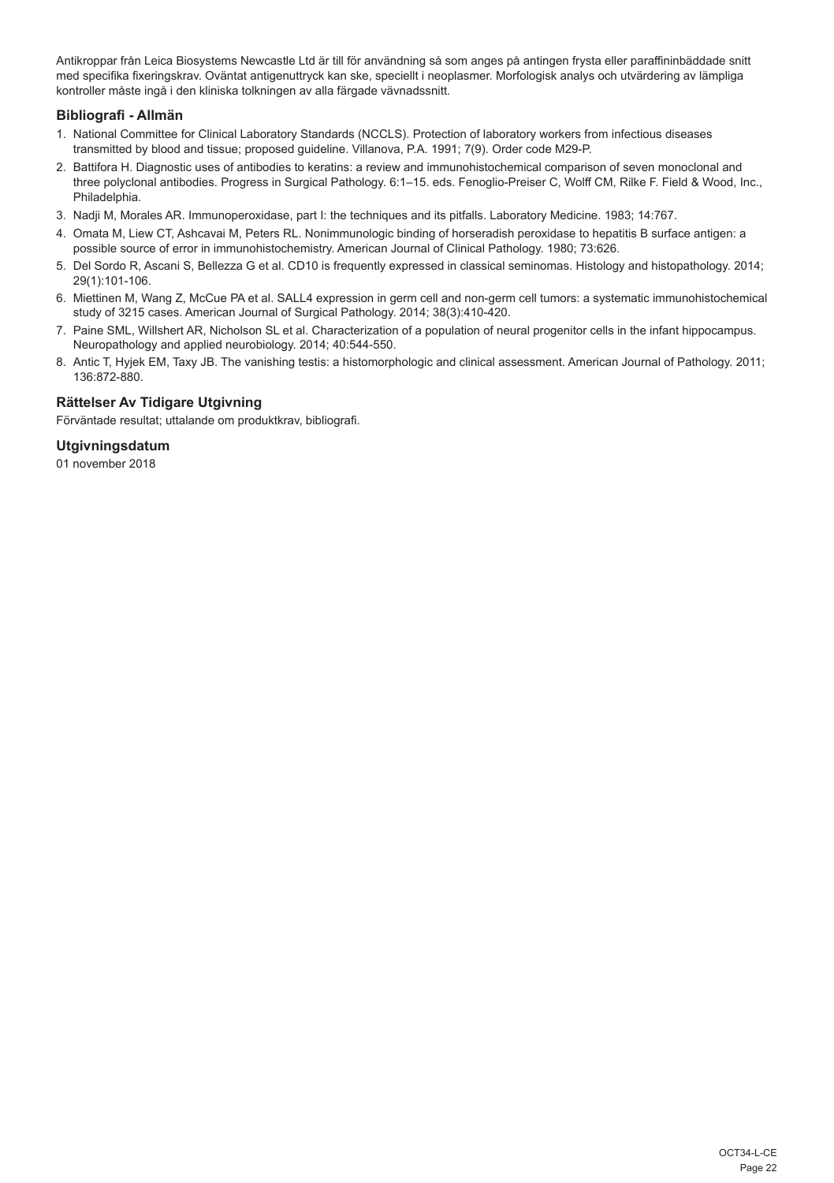Antikroppar från Leica Biosystems Newcastle Ltd är till för användning så som anges på antingen frysta eller paraffininbäddade snitt med specifika fixeringskrav. Oväntat antigenuttryck kan ske, speciellt i neoplasmer. Morfologisk analys och utvärdering av lämpliga kontroller måste ingå i den kliniska tolkningen av alla färgade vävnadssnitt.

## Bibliografi - Allmän

1. National Committee for Clinical Laboratory Standards (NCCLS). Protection of laboratory workers from infectious diseases transmitted by blood and tissue; proposed guideline. Villanova, P.A. 1991; 7(9). Order code M29-P.
2. Battifora H. Diagnostic uses of antibodies to keratins: a review and immunohistochemical comparison of seven monoclonal and three polyclonal antibodies. Progress in Surgical Pathology. 6:1–15. eds. Fenoglio-Preiser C, Wolff CM, Rilke F. Field & Wood, Inc., Philadelphia.
3. Nadji M, Morales AR. Immunoperoxidase, part I: the techniques and its pitfalls. Laboratory Medicine. 1983; 14:767.
4. Omata M, Liew CT, Ashcavai M, Peters RL. Nonimmunologic binding of horseradish peroxidase to hepatitis B surface antigen: a possible source of error in immunohistochemistry. American Journal of Clinical Pathology. 1980; 73:626.
5. Del Sordo R, Ascani S, Bellezza G et al. CD10 is frequently expressed in classical seminomas. Histology and histopathology. 2014; 29(1):101-106.
6. Miettinen M, Wang Z, McCue PA et al. SALL4 expression in germ cell and non-germ cell tumors: a systematic immunohistochemical study of 3215 cases. American Journal of Surgical Pathology. 2014; 38(3):410-420.
7. Paine SML, Willshert AR, Nicholson SL et al. Characterization of a population of neural progenitor cells in the infant hippocampus. Neuropathology and applied neurobiology. 2014; 40:544-550.
8. Antic T, Hyjek EM, Taxy JB. The vanishing testis: a histomorphologic and clinical assessment. American Journal of Pathology. 2011; 136:872-880.

## Rättelser Av Tidigare Utgivning

Förväntade resultat; uttalande om produktkrav, bibliografi.

## Utgivningsdatum

01 november 2018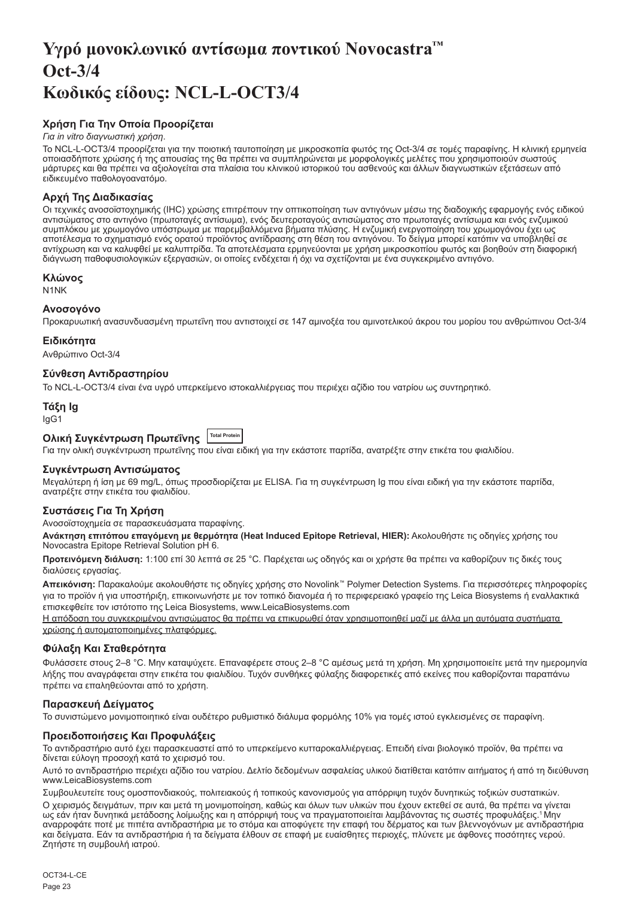# Υγρό μονοκλωνικό αντίσωμα ποντικού Novocastra™ Oct-3/4 Κωδικός είδους: NCL-L-OCT3/4

### Χρήση Για Την Οποία Προορίζεται

*Για in vitro διαγνωστική χρήση.*

Το NCL-L-OCT3/4 προορίζεται για την ποιοτική ταυτοποίηση με μικροσκοπία φωτός της Oct-3/4 σε τομές παραφίνης. Η κλινική ερμηνεία οποιασδήποτε χρώσης ή της απουσίας της θα πρέπει να συμπληρώνεται με μορφολογικές μελέτες που χρησιμοποιούν σωστούς μάρτυρες και θα πρέπει να αξιολογείται στα πλαίσια του κλινικού ιστορικού του ασθενούς και άλλων διαγνωστικών εξετάσεων από ειδικευμένο παθολογοανατόμο.

### Αρχή Της Διαδικασίας

Οι τεχνικές ανοσοϊστοχημικής (IHC) χρώσης επιτρέπουν την οπτικοποίηση των αντιγόνων μέσω της διαδοχικής εφαρμογής ενός ειδικού αντισώματος στο αντιγόνο (πρωτοταγές αντίσωμα), ενός δευτεροταγούς αντισώματος στο πρωτοταγές αντίσωμα και ενός ενζυμικού συμπλόκου με χρωμογόνο υπόστρωμα με παρεμβαλλόμενα βήματα πλύσης. Η ενζυμική ενεργοποίηση του χρωμογόνου έχει ως αποτέλεσμα το σχηματισμό ενός ορατού προϊόντος αντίδρασης στη θέση του αντιγόνου. Το δείγμα μπορεί κατόπιν να υποβληθεί σε αντίχρωση και να καλυφθεί με καλυπτρίδα. Τα αποτελέσματα ερμηνεύονται με χρήση μικροσκοπίου φωτός και βοηθούν στη διαφορική διάγνωση παθοφυσιολογικών εξεργασιών, οι οποίες ενδέχεται ή όχι να σχετίζονται με ένα συγκεκριμένο αντιγόνο.

### Κλώνος

N1NK

### Ανοσογόνο

Προκαρυωτική ανασυνδυασμένη πρωτεΐνη που αντιστοιχεί σε 147 αμινοξέα του αμινοτελικού άκρου του μορίου του ανθρώπινου Oct-3/4

### Ειδικότητα

Ανθρώπινο Oct-3/4

### Σύνθεση Αντιδραστηρίου

Το NCL-L-OCT3/4 είναι ένα υγρό υπερκείμενο ιστοκαλλιέργειας που περιέχει αζίδιο του νατρίου ως συντηρητικό.

### Τάξη Ig

IgG1

### Ολική Συγκέντρωση Πρωτεΐνης Total Protein

Για την ολική συγκέντρωση πρωτεΐνης που είναι ειδική για την εκάστοτε παρτίδα, ανατρέξτε στην ετικέτα του φιαλιδίου.

### Συγκέντρωση Αντισώματος

Μεγαλύτερη ή ίση με 69 mg/L, όπως προσδιορίζεται με ELISA. Για τη συγκέντρωση Ig που είναι ειδική για την εκάστοτε παρτίδα, ανατρέξτε στην ετικέτα του φιαλιδίου.

### Συστάσεις Για Τη Χρήση

Ανοσοϊστοχημεία σε παρασκευάσματα παραφίνης.

**Ανάκτηση επιτόπου επαγόμενη με θερμότητα (Heat Induced Epitope Retrieval, HIER):** Ακολουθήστε τις οδηγίες χρήσης του Novocastra Epitope Retrieval Solution pH 6.

**Προτεινόμενη διάλυση:** 1:100 επί 30 λεπτά σε 25 °C. Παρέχεται ως οδηγός και οι χρήστε θα πρέπει να καθορίζουν τις δικές τους διαλύσεις εργασίας.

**Απεικόνιση:** Παρακαλούμε ακολουθήστε τις οδηγίες χρήσης στο Novolink™ Polymer Detection Systems. Για περισσότερες πληροφορίες για το προϊόν ή για υποστήριξη, επικοινωνήστε με τον τοπικό διανομέα ή το περιφερειακό γραφείο της Leica Biosystems ή εναλλακτικά επισκεφθείτε τον ιστότοπο της Leica Biosystems, www.LeicaBiosystems.com

<u>Η απόδοση του συγκεκριμένου αντισώματος θα πρέπει να επικυρωθεί όταν χρησιμοποιηθεί μαζί με άλλα μη αυτόματα συστήματα χρώσης ή αυτοματοποιημένες πλατφόρμες.</u>

### Φύλαξη Και Σταθερότητα

Φυλάσσετε στους 2–8 °C. Μην καταψύχετε. Επαναφέρετε στους 2–8 °C αμέσως μετά τη χρήση. Μη χρησιμοποιείτε μετά την ημερομηνία λήξης που αναγράφεται στην ετικέτα του φιαλιδίου. Τυχόν συνθήκες φύλαξης διαφορετικές από εκείνες που καθορίζονται παραπάνω πρέπει να επαληθεύονται από το χρήστη.

### Παρασκευή Δείγματος

Το συνιστώμενο μονιμοποιητικό είναι ουδέτερο ρυθμιστικό διάλυμα φορμόλης 10% για τομές ιστού εγκλεισμένες σε παραφίνη.

### Προειδοποιήσεις Και Προφυλάξεις

Το αντιδραστήριο αυτό έχει παρασκευαστεί από το υπερκείμενο κυτταροκαλλιέργειας. Επειδή είναι βιολογικό προϊόν, θα πρέπει να δίνεται εύλογη προσοχή κατά το χειρισμό του.

Αυτό το αντιδραστήριο περιέχει αζίδιο του νατρίου. Δελτίο δεδομένων ασφαλείας υλικού διατίθεται κατόπιν αιτήματος ή από τη διεύθυνση www.LeicaBiosystems.com

Συμβουλευτείτε τους ομοσπονδιακούς, πολιτειακούς ή τοπικούς κανονισμούς για απόρριψη τυχόν δυνητικώς τοξικών συστατικών.

Ο χειρισμός δειγμάτων, πριν και μετά τη μονιμοποίηση, καθώς και όλων των υλικών που έχουν εκτεθεί σε αυτά, θα πρέπει να γίνεται ως εάν ήταν δυνητικά μετάδοσης λοίμωξης και η απόρριψή τους να πραγματοποιείται λαμβάνοντας τις σωστές προφυλάξεις.[1] Μην αναρροφάτε ποτέ με πιπέτα αντιδραστήρια με το στόμα και αποφύγετε την επαφή του δέρματος και των βλεννογόνων με αντιδραστήρια και δείγματα. Εάν τα αντιδραστήρια ή τα δείγματα έλθουν σε επαφή με ευαίσθητες περιοχές, πλύνετε με άφθονες ποσότητες νερού. Ζητήστε τη συμβουλή ιατρού.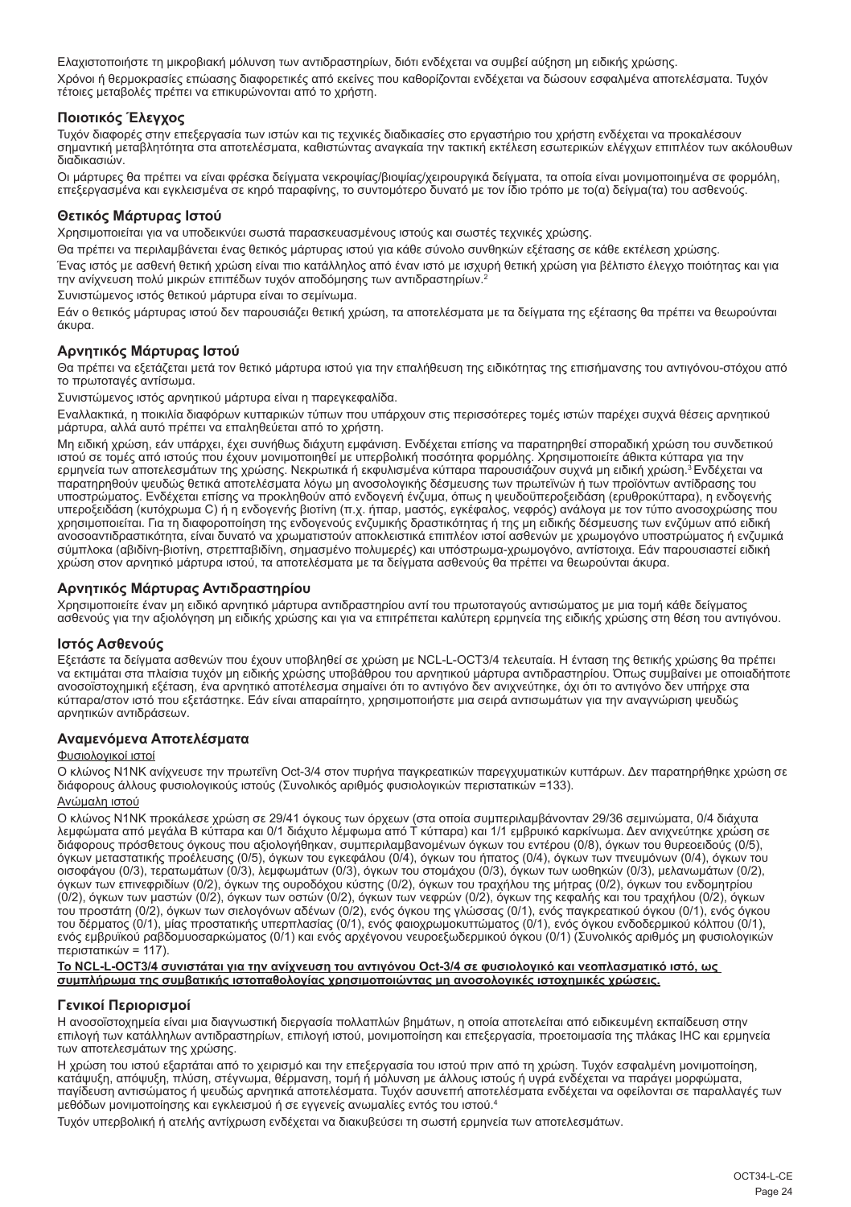Ελαχιστοποιήστε τη μικροβιακή μόλυνση των αντιδραστηρίων, διότι ενδέχεται να συμβεί αύξηση μη ειδικής χρώσης.

Χρόνοι ή θερμοκρασίες επώασης διαφορετικές από εκείνες που καθορίζονται ενδέχεται να δώσουν εσφαλμένα αποτελέσματα. Τυχόν τέτοιες μεταβολές πρέπει να επικυρώνονται από το χρήστη.

### Ποιοτικός Έλεγχος

Τυχόν διαφορές στην επεξεργασία των ιστών και τις τεχνικές διαδικασίες στο εργαστήριο του χρήστη ενδέχεται να προκαλέσουν σημαντική μεταβλητότητα στα αποτελέσματα, καθιστώντας αναγκαία την τακτική εκτέλεση εσωτερικών ελέγχων επιπλέον των ακόλουθων διαδικασιών.

Οι μάρτυρες θα πρέπει να είναι φρέσκα δείγματα νεκροψίας/βιοψίας/χειρουργικά δείγματα, τα οποία είναι μονιμοποιημένα σε φορμόλη, επεξεργασμένα και εγκλεισμένα σε κηρό παραφίνης, το συντομότερο δυνατό με τον ίδιο τρόπο με το(α) δείγμα(τα) του ασθενούς.

### Θετικός Μάρτυρας Ιστού

Χρησιμοποιείται για να υποδεικνύει σωστά παρασκευασμένους ιστούς και σωστές τεχνικές χρώσης.

Θα πρέπει να περιλαμβάνεται ένας θετικός μάρτυρας ιστού για κάθε σύνολο συνθηκών εξέτασης σε κάθε εκτέλεση χρώσης.

Ένας ιστός με ασθενή θετική χρώση είναι πιο κατάλληλος από έναν ιστό με ισχυρή θετική χρώση για βέλτιστο έλεγχο ποιότητας και για την ανίχνευση πολύ μικρών επιπέδων τυχόν αποδόμησης των αντιδραστηρίων.[2]

Συνιστώμενος ιστός θετικού μάρτυρα είναι το σεμίνωμα.

Εάν ο θετικός μάρτυρας ιστού δεν παρουσιάζει θετική χρώση, τα αποτελέσματα με τα δείγματα της εξέτασης θα πρέπει να θεωρούνται άκυρα.

### Αρνητικός Μάρτυρας Ιστού

Θα πρέπει να εξετάζεται μετά τον θετικό μάρτυρα ιστού για την επαλήθευση της ειδικότητας της επισήμανσης του αντιγόνου-στόχου από το πρωτοταγές αντίσωμα.

Συνιστώμενος ιστός αρνητικού μάρτυρα είναι η παρεγκεφαλίδα.

Εναλλακτικά, η ποικιλία διαφόρων κυτταρικών τύπων που υπάρχουν στις περισσότερες τομές ιστών παρέχει συχνά θέσεις αρνητικού μάρτυρα, αλλά αυτό πρέπει να επαληθεύεται από το χρήστη.

Μη ειδική χρώση, εάν υπάρχει, έχει συνήθως διάχυτη εμφάνιση. Ενδέχεται επίσης να παρατηρηθεί σποραδική χρώση του συνδετικού ιστού σε τομές από ιστούς που έχουν μονιμοποιηθεί με υπερβολική ποσότητα φορμόλης. Χρησιμοποιείτε άθικτα κύτταρα για την ερμηνεία των αποτελεσμάτων της χρώσης. Νεκρωτικά ή εκφυλισμένα κύτταρα παρουσιάζουν συχνά μη ειδική χρώση.[3] Ενδέχεται να παρατηρηθούν ψευδώς θετικά αποτελέσματα λόγω μη ανοσολογικής δέσμευσης των πρωτεϊνών ή των προϊόντων αντίδρασης του υποστρώματος. Ενδέχεται επίσης να προκληθούν από ενδογενή ένζυμα, όπως η ψευδοϋπεροξειδάση (ερυθροκύτταρα), η ενδογενής υπεροξειδάση (κυτόχρωμα C) ή η ενδογενής βιοτίνη (π.χ. ήπαρ, μαστός, εγκέφαλος, νεφρός) ανάλογα με τον τύπο ανοσοχρώσης που χρησιμοποιείται. Για τη διαφοροποίηση της ενδογενούς ενζυμικής δραστικότητας ή της μη ειδικής δέσμευσης των ενζύμων από ειδική ανοσοαντιδραστικότητα, είναι δυνατό να χρωματιστούν αποκλειστικά επιπλέον ιστοί ασθενών με χρωμογόνο υποστρώματος ή ενζυμικά σύμπλοκα (αβιδίνη-βιοτίνη, στρεπταβιδίνη, σημασμένο πολυμερές) και υπόστρωμα-χρωμογόνο, αντίστοιχα. Εάν παρουσιαστεί ειδική χρώση στον αρνητικό μάρτυρα ιστού, τα αποτελέσματα με τα δείγματα ασθενούς θα πρέπει να θεωρούνται άκυρα.

### Αρνητικός Μάρτυρας Αντιδραστηρίου

Χρησιμοποιείτε έναν μη ειδικό αρνητικό μάρτυρα αντιδραστηρίου αντί του πρωτοταγούς αντισώματος με μια τομή κάθε δείγματος ασθενούς για την αξιολόγηση μη ειδικής χρώσης και για να επιτρέπεται καλύτερη ερμηνεία της ειδικής χρώσης στη θέση του αντιγόνου.

### Ιστός Ασθενούς

Εξετάστε τα δείγματα ασθενών που έχουν υποβληθεί σε χρώση με NCL-L-OCT3/4 τελευταία. Η ένταση της θετικής χρώσης θα πρέπει να εκτιμάται στα πλαίσια τυχόν μη ειδικής χρώσης υποβάθρου του αρνητικού μάρτυρα αντιδραστηρίου. Όπως συμβαίνει με οποιαδήποτε ανοσοϊστοχημική εξέταση, ένα αρνητικό αποτέλεσμα σημαίνει ότι το αντιγόνο δεν ανιχνεύτηκε, όχι ότι το αντιγόνο δεν υπήρχε στα κύτταρα/στον ιστό που εξετάστηκε. Εάν είναι απαραίτητο, χρησιμοποιήστε μια σειρά αντισωμάτων για την αναγνώριση ψευδώς αρνητικών αντιδράσεων.

### Αναμενόμενα Αποτελέσματα

Φυσιολογικοί ιστοί

Ο κλώνος N1NK ανίχνευσε την πρωτεΐνη Oct-3/4 στον πυρήνα παγκρεατικών παρεγχυματικών κυττάρων. Δεν παρατηρήθηκε χρώση σε διάφορους άλλους φυσιολογικούς ιστούς (Συνολικός αριθμός φυσιολογικών περιστατικών =133).

Ανώμαλη ιστού

Ο κλώνος N1NK προκάλεσε χρώση σε 29/41 όγκους των όρχεων (στα οποία συμπεριλαμβάνονταν 29/36 σεμινώματα, 0/4 διάχυτα λεμφώματα από μεγάλα B κύτταρα και 0/1 διάχυτο λέμφωμα από T κύτταρα) και 1/1 εμβρυϊκό καρκίνωμα. Δεν ανιχνεύτηκε χρώση σε διάφορους πρόσθετους όγκους που αξιολογήθηκαν, συμπεριλαμβανομένων όγκων του εντέρου (0/8), όγκων του θυρεοειδούς (0/5), όγκων μεταστατικής προέλευσης (0/5), όγκων του εγκεφάλου (0/4), όγκων του ήπατος (0/4), όγκων των πνευμόνων (0/4), όγκων του οισοφάγου (0/3), τερατωμάτων (0/3), λεμφωμάτων (0/3), όγκων του στομάχου (0/3), όγκων των ωοθηκών (0/3), μελανωμάτων (0/2), όγκων των επινεφριδίων (0/2), όγκων της ουροδόχου κύστης (0/2), όγκων του τραχήλου της μήτρας (0/2), όγκων του ενδομητρίου (0/2), όγκων των μαστών (0/2), όγκων των οστών (0/2), όγκων των νεφρών (0/2), όγκων της κεφαλής και του τραχήλου (0/2), όγκων του προστάτη (0/2), όγκων των σιελογόνων αδένων (0/2), ενός όγκου της γλώσσας (0/1), ενός παγκρεατικού όγκου (0/1), ενός όγκου του δέρματος (0/1), μίας προστατικής υπερπλασίας (0/1), ενός φαιοχρωμοκυττώματος (0/1), ενός όγκου ενδοδερμικού κόλπου (0/1), ενός εμβρυϊκού ραβδομυοσαρκώματος (0/1) και ενός αρχέγονου νευροεξωδερμικού όγκου (0/1) (Συνολικός αριθμός μη φυσιολογικών περιστατικών = 117).

**Το NCL-L-OCT3/4 συνιστάται για την ανίχνευση του αντιγόνου Oct-3/4 σε φυσιολογικό και νεοπλασματικό ιστό, ως συμπλήρωμα της συμβατικής ιστοπαθολογίας χρησιμοποιώντας μη ανοσολογικές ιστοχημικές χρώσεις.**

### Γενικοί Περιορισμοί

Η ανοσοϊστοχημεία είναι μια διαγνωστική διεργασία πολλαπλών βημάτων, η οποία αποτελείται από ειδικευμένη εκπαίδευση στην επιλογή των κατάλληλων αντιδραστηρίων, επιλογή ιστού, μονιμοποίηση και επεξεργασία, προετοιμασία της πλάκας IHC και ερμηνεία των αποτελεσμάτων της χρώσης.

Η χρώση του ιστού εξαρτάται από το χειρισμό και την επεξεργασία του ιστού πριν από τη χρώση. Τυχόν εσφαλμένη μονιμοποίηση, κατάψυξη, απόψυξη, πλύση, στέγνωμα, θέρμανση, τομή ή μόλυνση με άλλους ιστούς ή υγρά ενδέχεται να παράγει μορφώματα, παγίδευση αντισώματος ή ψευδώς αρνητικά αποτελέσματα. Τυχόν ασυνεπή αποτελέσματα ενδέχεται να οφείλονται σε παραλλαγές των μεθόδων μονιμοποίησης και εγκλεισμού ή σε εγγενείς ανωμαλίες εντός του ιστού.[4]

Τυχόν υπερβολική ή ατελής αντίχρωση ενδέχεται να διακυβεύσει τη σωστή ερμηνεία των αποτελεσμάτων.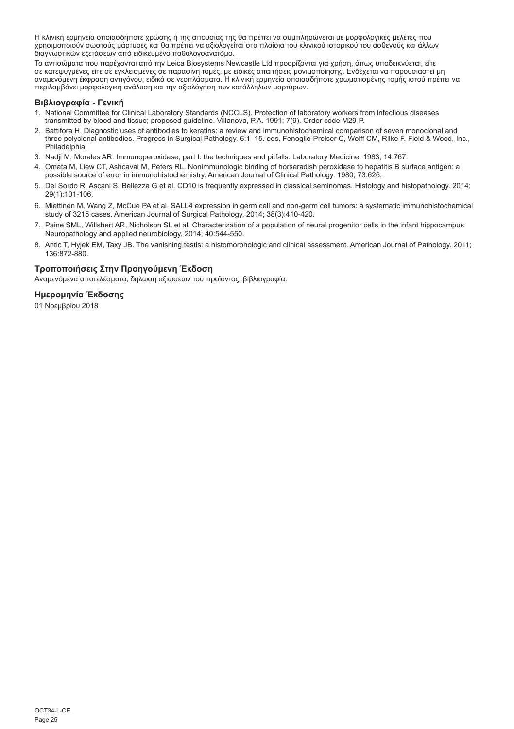Η κλινική ερμηνεία οποιασδήποτε χρώσης ή της απουσίας της θα πρέπει να συμπληρώνεται με μορφολογικές μελέτες που χρησιμοποιούν σωστούς μάρτυρες και θα πρέπει να αξιολογείται στα πλαίσια του κλινικού ιστορικού του ασθενούς και άλλων διαγνωστικών εξετάσεων από ειδικευμένο παθολογοανατόμο.

Τα αντισώματα που παρέχονται από την Leica Biosystems Newcastle Ltd προορίζονται για χρήση, όπως υποδεικνύεται, είτε σε κατεψυγμένες είτε σε εγκλεισμένες σε παραφίνη τομές, με ειδικές απαιτήσεις μονιμοποίησης. Ενδέχεται να παρουσιαστεί μη αναμενόμενη έκφραση αντιγόνου, ειδικά σε νεοπλάσματα. Η κλινική ερμηνεία οποιασδήποτε χρωματισμένης τομής ιστού πρέπει να περιλαμβάνει μορφολογική ανάλυση και την αξιολόγηση των κατάλληλων μαρτύρων.

### Βιβλιογραφία - Γενική

1. National Committee for Clinical Laboratory Standards (NCCLS). Protection of laboratory workers from infectious diseases transmitted by blood and tissue; proposed guideline. Villanova, P.A. 1991; 7(9). Order code M29-P.
2. Battifora H. Diagnostic uses of antibodies to keratins: a review and immunohistochemical comparison of seven monoclonal and three polyclonal antibodies. Progress in Surgical Pathology. 6:1–15. eds. Fenoglio-Preiser C, Wolff CM, Rilke F. Field & Wood, Inc., Philadelphia.
3. Nadji M, Morales AR. Immunoperoxidase, part I: the techniques and pitfalls. Laboratory Medicine. 1983; 14:767.
4. Omata M, Liew CT, Ashcavai M, Peters RL. Nonimmunologic binding of horseradish peroxidase to hepatitis B surface antigen: a possible source of error in immunohistochemistry. American Journal of Clinical Pathology. 1980; 73:626.
5. Del Sordo R, Ascani S, Bellezza G et al. CD10 is frequently expressed in classical seminomas. Histology and histopathology. 2014; 29(1):101-106.
6. Miettinen M, Wang Z, McCue PA et al. SALL4 expression in germ cell and non-germ cell tumors: a systematic immunohistochemical study of 3215 cases. American Journal of Surgical Pathology. 2014; 38(3):410-420.
7. Paine SML, Willshert AR, Nicholson SL et al. Characterization of a population of neural progenitor cells in the infant hippocampus. Neuropathology and applied neurobiology. 2014; 40:544-550.
8. Antic T, Hyjek EM, Taxy JB. The vanishing testis: a histomorphologic and clinical assessment. American Journal of Pathology. 2011; 136:872-880.

### Τροποποιήσεις Στην Προηγούμενη Έκδοση

Αναμενόμενα αποτελέσματα, δήλωση αξιώσεων του προϊόντος, βιβλιογραφία.

### Ημερομηνία Έκδοσης

01 Νοεμβρίου 2018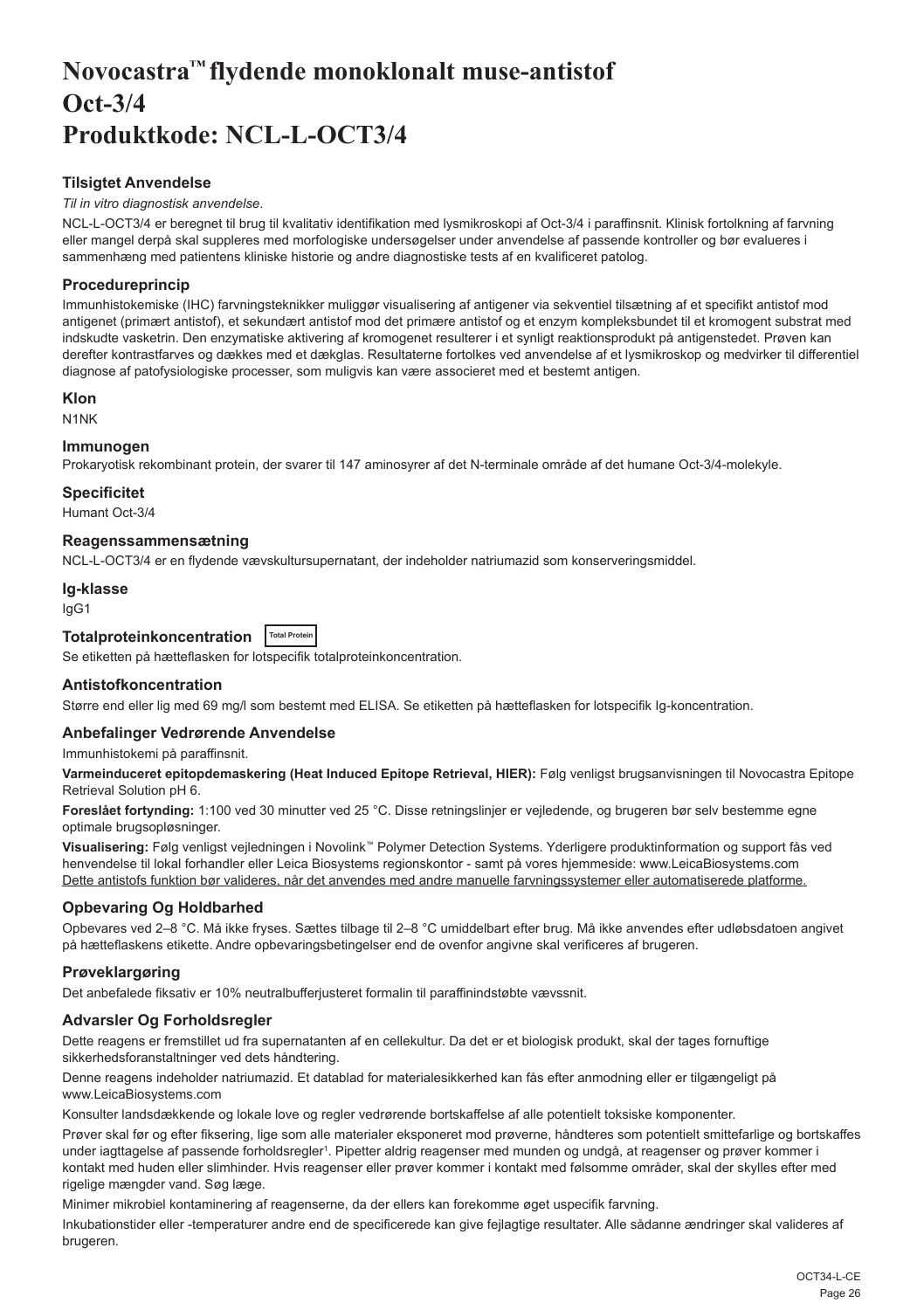# Novocastra™ flydende monoklonalt muse-antistof Oct-3/4 Produktkode: NCL-L-OCT3/4

## Tilsigtet Anvendelse

*Til in vitro diagnostisk anvendelse*.

NCL-L-OCT3/4 er beregnet til brug til kvalitativ identifikation med lysmikroskopi af Oct-3/4 i paraffinsnit. Klinisk fortolkning af farvning eller mangel derpå skal suppleres med morfologiske undersøgelser under anvendelse af passende kontroller og bør evalueres i sammenhæng med patientens kliniske historie og andre diagnostiske tests af en kvalificeret patolog.

## Procedureprincip

Immunhistokemiske (IHC) farvningsteknikker muliggør visualisering af antigener via sekventiel tilsætning af et specifikt antistof mod antigenet (primært antistof), et sekundært antistof mod det primære antistof og et enzym kompleksbundet til et kromogent substrat med indskudte vasketrin. Den enzymatiske aktivering af kromogenet resulterer i et synligt reaktionsprodukt på antigenstedet. Prøven kan derefter kontrastfarves og dækkes med et dækglas. Resultaterne fortolkes ved anvendelse af et lysmikroskop og medvirker til differentiel diagnose af patofysiologiske processer, som muligvis kan være associeret med et bestemt antigen.

## Klon

N1NK

## Immunogen

Prokaryotisk rekombinant protein, der svarer til 147 aminosyrer af det N-terminale område af det humane Oct-3/4-molekyle.

## Specificitet

Humant Oct-3/4

## Reagenssammensætning

NCL-L-OCT3/4 er en flydende vævskultursupernatant, der indeholder natriumazid som konserveringsmiddel.

## Ig-klasse

IgG1

## Totalproteinkoncentration Total Protein

Se etiketten på hætteflasken for lotspecifik totalproteinkoncentration.

## Antistofkoncentration

Større end eller lig med 69 mg/l som bestemt med ELISA. Se etiketten på hætteflasken for lotspecifik Ig-koncentration.

## Anbefalinger Vedrørende Anvendelse

Immunhistokemi på paraffinsnit.

**Varmeinduceret epitopdemaskering (Heat Induced Epitope Retrieval, HIER):** Følg venligst brugsanvisningen til Novocastra Epitope Retrieval Solution pH 6.

**Foreslået fortynding:** 1:100 ved 30 minutter ved 25 °C. Disse retningslinjer er vejledende, og brugeren bør selv bestemme egne optimale brugsopløsninger.

**Visualisering:** Følg venligst vejledningen i Novolink™ Polymer Detection Systems. Yderligere produktinformation og support fås ved henvendelse til lokal forhandler eller Leica Biosystems regionskontor - samt på vores hjemmeside: www.LeicaBiosystems.com

Dette antistofs funktion bør valideres, når det anvendes med andre manuelle farvningssystemer eller automatiserede platforme.

## Opbevaring Og Holdbarhed

Opbevares ved 2–8 °C. Må ikke fryses. Sættes tilbage til 2–8 °C umiddelbart efter brug. Må ikke anvendes efter udløbsdatoen angivet på hætteflaskens etikette. Andre opbevaringsbetingelser end de ovenfor angivne skal verificeres af brugeren.

## Prøveklargøring

Det anbefalede fiksativ er 10% neutralbufferjusteret formalin til paraffinindstøbte vævssnit.

## Advarsler Og Forholdsregler

Dette reagens er fremstillet ud fra supernatanten af en cellekultur. Da det er et biologisk produkt, skal der tages fornuftige sikkerhedsforanstaltninger ved dets håndtering.

Denne reagens indeholder natriumazid. Et datablad for materialesikkerhed kan fås efter anmodning eller er tilgængeligt på www.LeicaBiosystems.com

Konsulter landsdækkende og lokale love og regler vedrørende bortskaffelse af alle potentielt toksiske komponenter.

Prøver skal før og efter fiksering, lige som alle materialer eksponeret mod prøverne, håndteres som potentielt smittefarlige og bortskaffes under iagttagelse af passende forholdsregler[1]. Pipetter aldrig reagenser med munden og undgå, at reagenser og prøver kommer i kontakt med huden eller slimhinder. Hvis reagenser eller prøver kommer i kontakt med følsomme områder, skal der skylles efter med rigelige mængder vand. Søg læge.

Minimer mikrobiel kontaminering af reagenserne, da der ellers kan forekomme øget uspecifik farvning.

Inkubationstider eller -temperaturer andre end de specificerede kan give fejlagtige resultater. Alle sådanne ændringer skal valideres af brugeren.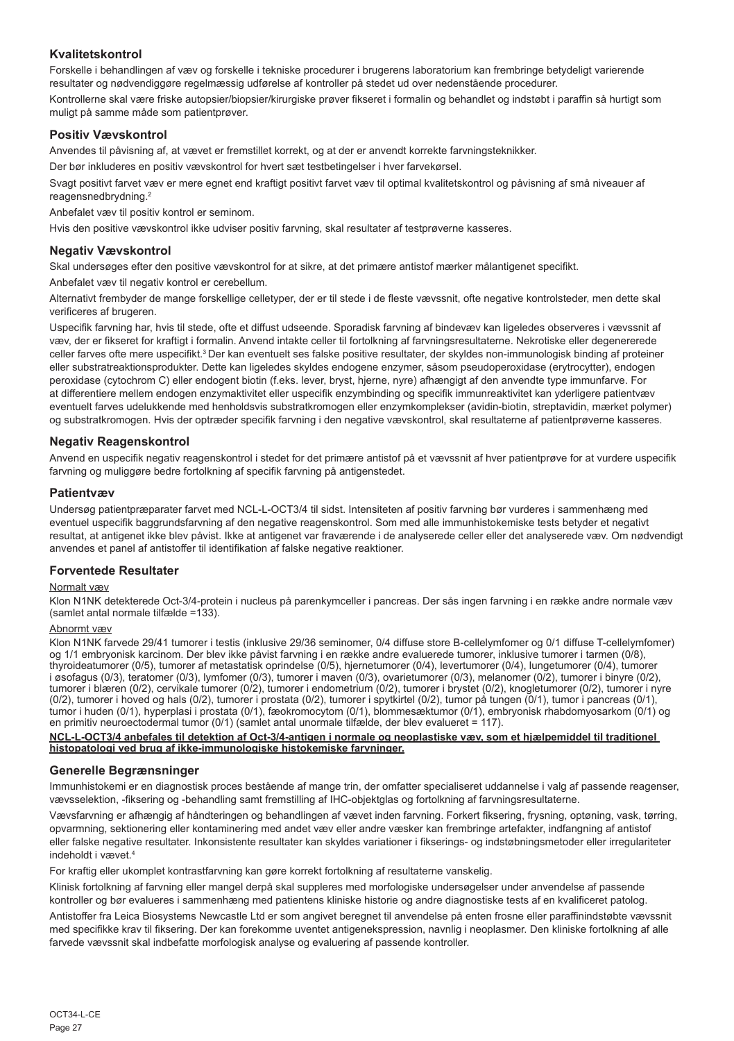## Kvalitetskontrol

Forskelle i behandlingen af væv og forskelle i tekniske procedurer i brugerens laboratorium kan frembringe betydeligt varierende resultater og nødvendiggøre regelmæssig udførelse af kontroller på stedet ud over nedenstående procedurer.

Kontrollerne skal være friske autopsier/biopsier/kirurgiske prøver fikseret i formalin og behandlet og indstøbt i paraffin så hurtigt som muligt på samme måde som patientprøver.

## Positiv Vævskontrol

Anvendes til påvisning af, at vævet er fremstillet korrekt, og at der er anvendt korrekte farvningsteknikker.

Der bør inkluderes en positiv vævskontrol for hvert sæt testbetingelser i hver farvekørsel.

Svagt positivt farvet væv er mere egnet end kraftigt positivt farvet væv til optimal kvalitetskontrol og påvisning af små niveauer af reagensnedbrydning.[2]

Anbefalet væv til positiv kontrol er seminom.

Hvis den positive vævskontrol ikke udviser positiv farvning, skal resultater af testprøverne kasseres.

## Negativ Vævskontrol

Skal undersøges efter den positive vævskontrol for at sikre, at det primære antistof mærker målantigenet specifikt.

Anbefalet væv til negativ kontrol er cerebellum.

Alternativt frembyder de mange forskellige celletyper, der er til stede i de fleste vævssnit, ofte negative kontrolsteder, men dette skal verificeres af brugeren.

Uspecifik farvning har, hvis til stede, ofte et diffust udseende. Sporadisk farvning af bindevæv kan ligeledes observeres i vævssnit af væv, der er fikseret for kraftigt i formalin. Anvend intakte celler til fortolkning af farvningsresultaterne. Nekrotiske eller degenererede celler farves ofte mere uspecifikt.[3] Der kan eventuelt ses falske positive resultater, der skyldes non-immunologisk binding af proteiner eller substratreaktionsprodukter. Dette kan ligeledes skyldes endogene enzymer, såsom pseudoperoxidase (erytrocytter), endogen peroxidase (cytochrom C) eller endogent biotin (f.eks. lever, bryst, hjerne, nyre) afhængigt af den anvendte type immunfarve. For at differentiere mellem endogen enzymaktivitet eller uspecifik enzymbinding og specifik immunreaktivitet kan yderligere patientvæv eventuelt farves udelukkende med henholdsvis substratkromogen eller enzymkomplekser (avidin-biotin, streptavidin, mærket polymer) og substratkromogen. Hvis der optræder specifik farvning i den negative vævskontrol, skal resultaterne af patientprøverne kasseres.

## Negativ Reagenskontrol

Anvend en uspecifik negativ reagenskontrol i stedet for det primære antistof på et vævssnit af hver patientprøve for at vurdere uspecifik farvning og muliggøre bedre fortolkning af specifik farvning på antigenstedet.

## Patientvæv

Undersøg patientpræparater farvet med NCL-L-OCT3/4 til sidst. Intensiteten af positiv farvning bør vurderes i sammenhæng med eventuel uspecifik baggrundsfarvning af den negative reagenskontrol. Som med alle immunhistokemiske tests betyder et negativt resultat, at antigenet ikke blev påvist. Ikke at antigenet var fraværende i de analyserede celler eller det analyserede væv. Om nødvendigt anvendes et panel af antistoffer til identifikation af falske negative reaktioner.

## Forventede Resultater

Normalt væv

Klon N1NK detekterede Oct-3/4-protein i nucleus på parenkymceller i pancreas. Der sås ingen farvning i en række andre normale væv (samlet antal normale tilfælde =133).

Abnormt væv

Klon N1NK farvede 29/41 tumorer i testis (inklusive 29/36 seminomer, 0/4 diffuse store B-cellelymfomer og 0/1 diffuse T-cellelymfomer) og 1/1 embryonisk karcinom. Der blev ikke påvist farvning i en række andre evaluerede tumorer, inklusive tumorer i tarmen (0/8), thyroideatumorer (0/5), tumorer af metastatisk oprindelse (0/5), hjernetumorer (0/4), levertumorer (0/4), lungetumorer (0/4), tumorer i øsofagus (0/3), teratomer (0/3), lymfomer (0/3), tumorer i maven (0/3), ovarietumorer (0/3), melanomer (0/2), tumorer i binyre (0/2), tumorer i blæren (0/2), cervikale tumorer (0/2), tumorer i endometrium (0/2), tumorer i brystet (0/2), knogletumorer (0/2), tumorer i nyre (0/2), tumorer i hoved og hals (0/2), tumorer i prostata (0/2), tumorer i spytkirtel (0/2), tumor på tungen (0/1), tumor i pancreas (0/1), tumor i huden (0/1), hyperplasi i prostata (0/1), fæokromocytom (0/1), blommesæktumor (0/1), embryonisk rhabdomyosarkom (0/1) og en primitiv neuroectodermal tumor (0/1) (samlet antal unormale tilfælde, der blev evalueret = 117).

**NCL-L-OCT3/4 anbefales til detektion af Oct-3/4-antigen i normale og neoplastiske væv, som et hjælpemiddel til traditionel histopatologi ved brug af ikke-immunologiske histokemiske farvninger.**

## Generelle Begrænsninger

Immunhistokemi er en diagnostisk proces bestående af mange trin, der omfatter specialiseret uddannelse i valg af passende reagenser, vævsselektion, -fiksering og -behandling samt fremstilling af IHC-objektglas og fortolkning af farvningsresultaterne.

Vævsfarvning er afhængig af håndteringen og behandlingen af vævet inden farvning. Forkert fiksering, frysning, optøning, vask, tørring, opvarmning, sektionering eller kontaminering med andet væv eller andre væsker kan frembringe artefakter, indfangning af antistof eller falske negative resultater. Inkonsistente resultater kan skyldes variationer i fikserings- og indstøbningsmetoder eller irregulariteter indeholdt i vævet.[4]

For kraftig eller ukomplet kontrastfarvning kan gøre korrekt fortolkning af resultaterne vanskelig.

Klinisk fortolkning af farvning eller mangel derpå skal suppleres med morfologiske undersøgelser under anvendelse af passende kontroller og bør evalueres i sammenhæng med patientens kliniske historie og andre diagnostiske tests af en kvalificeret patolog.

Antistoffer fra Leica Biosystems Newcastle Ltd er som angivet beregnet til anvendelse på enten frosne eller paraffinindstøbte vævssnit med specifikke krav til fiksering. Der kan forekomme uventet antigenekspression, navnlig i neoplasmer. Den kliniske fortolkning af alle farvede vævssnit skal indbefatte morfologisk analyse og evaluering af passende kontroller.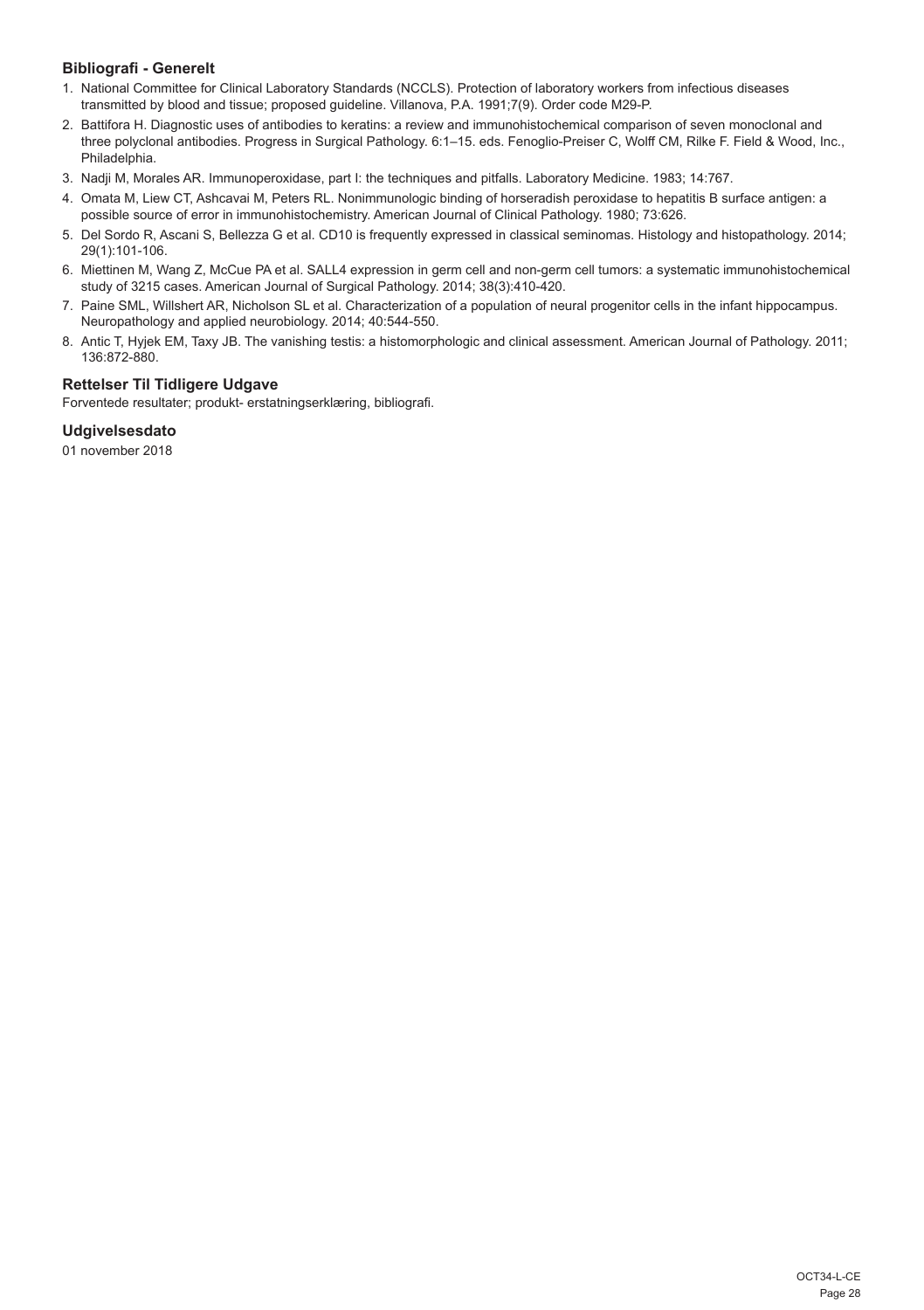### Bibliografi - Generelt

1. National Committee for Clinical Laboratory Standards (NCCLS). Protection of laboratory workers from infectious diseases transmitted by blood and tissue; proposed guideline. Villanova, P.A. 1991;7(9). Order code M29-P.
2. Battifora H. Diagnostic uses of antibodies to keratins: a review and immunohistochemical comparison of seven monoclonal and three polyclonal antibodies. Progress in Surgical Pathology. 6:1–15. eds. Fenoglio-Preiser C, Wolff CM, Rilke F. Field & Wood, Inc., Philadelphia.
3. Nadji M, Morales AR. Immunoperoxidase, part I: the techniques and pitfalls. Laboratory Medicine. 1983; 14:767.
4. Omata M, Liew CT, Ashcavai M, Peters RL. Nonimmunologic binding of horseradish peroxidase to hepatitis B surface antigen: a possible source of error in immunohistochemistry. American Journal of Clinical Pathology. 1980; 73:626.
5. Del Sordo R, Ascani S, Bellezza G et al. CD10 is frequently expressed in classical seminomas. Histology and histopathology. 2014; 29(1):101-106.
6. Miettinen M, Wang Z, McCue PA et al. SALL4 expression in germ cell and non-germ cell tumors: a systematic immunohistochemical study of 3215 cases. American Journal of Surgical Pathology. 2014; 38(3):410-420.
7. Paine SML, Willshert AR, Nicholson SL et al. Characterization of a population of neural progenitor cells in the infant hippocampus. Neuropathology and applied neurobiology. 2014; 40:544-550.
8. Antic T, Hyjek EM, Taxy JB. The vanishing testis: a histomorphologic and clinical assessment. American Journal of Pathology. 2011; 136:872-880.

### Rettelser Til Tidligere Udgave

Forventede resultater; produkt- erstatningserklæring, bibliografi.

### Udgivelsesdato

01 november 2018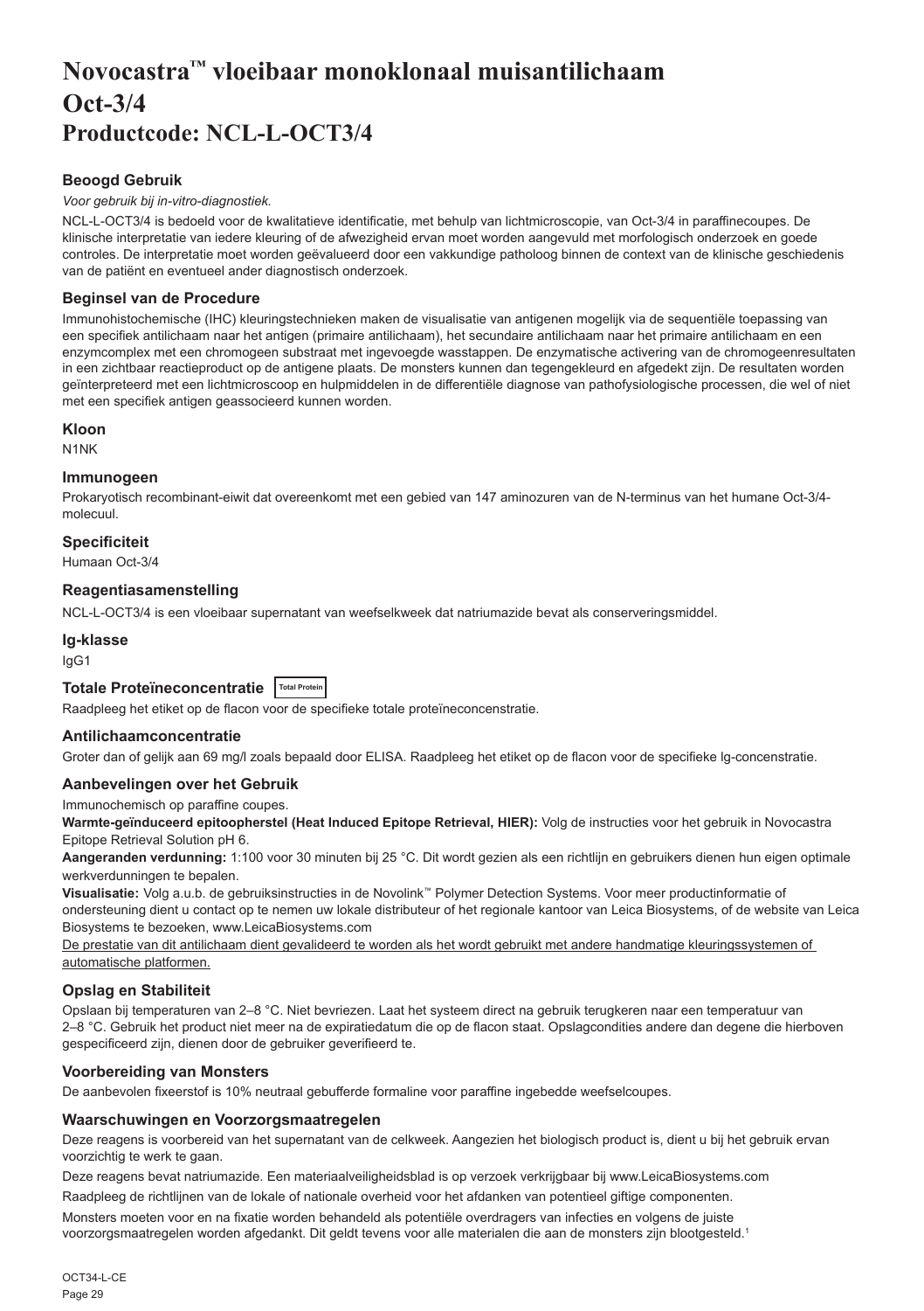# Novocastra™ vloeibaar monoklonaal muisantilichaam Oct-3/4
# Productcode: NCL-L-OCT3/4

### Beoogd Gebruik

*Voor gebruik bij in-vitro-diagnostiek.*

NCL-L-OCT3/4 is bedoeld voor de kwalitatieve identificatie, met behulp van lichtmicroscopie, van Oct-3/4 in paraffinecoupes. De klinische interpretatie van iedere kleuring of de afwezigheid ervan moet worden aangevuld met morfologisch onderzoek en goede controles. De interpretatie moet worden geëvalueerd door een vakkundige patholoog binnen de context van de klinische geschiedenis van de patiënt en eventueel ander diagnostisch onderzoek.

### Beginsel van de Procedure

Immunohistochemische (IHC) kleuringstechnieken maken de visualisatie van antigenen mogelijk via de sequentiële toepassing van een specifiek antilichaam naar het antigen (primaire antilichaam), het secundaire antilichaam naar het primaire antilichaam en een enzymcomplex met een chromogeen substraat met ingevoegde wasstappen. De enzymatische activering van de chromogeenresultaten in een zichtbaar reactieproduct op de antigene plaats. De monsters kunnen dan tegengekleurd en afgedekt zijn. De resultaten worden geïnterpreteerd met een lichtmicroscoop en hulpmiddelen in de differentiële diagnose van pathofysiologische processen, die wel of niet met een specifiek antigen geassocieerd kunnen worden.

### Kloon

N1NK

### Immunogeen

Prokaryotisch recombinant-eiwit dat overeenkomt met een gebied van 147 aminozuren van de N-terminus van het humane Oct-3/4-molecuul.

### Specificiteit

Humaan Oct-3/4

### Reagentiasamenstelling

NCL-L-OCT3/4 is een vloeibaar supernatant van weefselkweek dat natriumazide bevat als conserveringsmiddel.

### Ig-klasse

IgG1

### Totale Proteïneconcentratie Total Protein

Raadpleeg het etiket op de flacon voor de specifieke totale proteïneconcentratie.

### Antilichaamconcentratie

Groter dan of gelijk aan 69 mg/l zoals bepaald door ELISA. Raadpleeg het etiket op de flacon voor de specifieke lg-concentratie.

### Aanbevelingen over het Gebruik

Immunochemisch op paraffine coupes.

**Warmte-geïnduceerd epitoopherstel (Heat Induced Epitope Retrieval, HIER):** Volg de instructies voor het gebruik in Novocastra Epitope Retrieval Solution pH 6.

**Aangeranden verdunning:** 1:100 voor 30 minuten bij 25 °C. Dit wordt gezien als een richtlijn en gebruikers dienen hun eigen optimale werkverdunningen te bepalen.

**Visualisatie:** Volg a.u.b. de gebruiksinstructies in de Novolink™ Polymer Detection Systems. Voor meer productinformatie of ondersteuning dient u contact op te nemen uw lokale distributeur of het regionale kantoor van Leica Biosystems, of de website van Leica Biosystems te bezoeken, www.LeicaBiosystems.com

De prestatie van dit antilichaam dient gevalideerd te worden als het wordt gebruikt met andere handmatige kleuringssystemen of automatische platformen.

### Opslag en Stabiliteit

Opslaan bij temperaturen van 2–8 °C. Niet bevriezen. Laat het systeem direct na gebruik terugkeren naar een temperatuur van 2–8 °C. Gebruik het product niet meer na de expiratiedatum die op de flacon staat. Opslagcondities andere dan degene die hierboven gespecificeerd zijn, dienen door de gebruiker geverifieerd te.

### Voorbereiding van Monsters

De aanbevolen fixeerstof is 10% neutraal gebufferde formaline voor paraffine ingebedde weefselcoupes.

### Waarschuwingen en Voorzorgsmaatregelen

Deze reagens is voorbereid van het supernatant van de celkweek. Aangezien het biologisch product is, dient u bij het gebruik ervan voorzichtig te werk te gaan.

Deze reagens bevat natriumazide. Een materiaalveiligheidsblad is op verzoek verkrijgbaar bij www.LeicaBiosystems.com

Raadpleeg de richtlijnen van de lokale of nationale overheid voor het afdanken van potentieel giftige componenten.

Monsters moeten voor en na fixatie worden behandeld als potentiële overdragers van infecties en volgens de juiste voorzorgsmaatregelen worden afgedankt. Dit geldt tevens voor alle materialen die aan de monsters zijn blootgesteld.[1]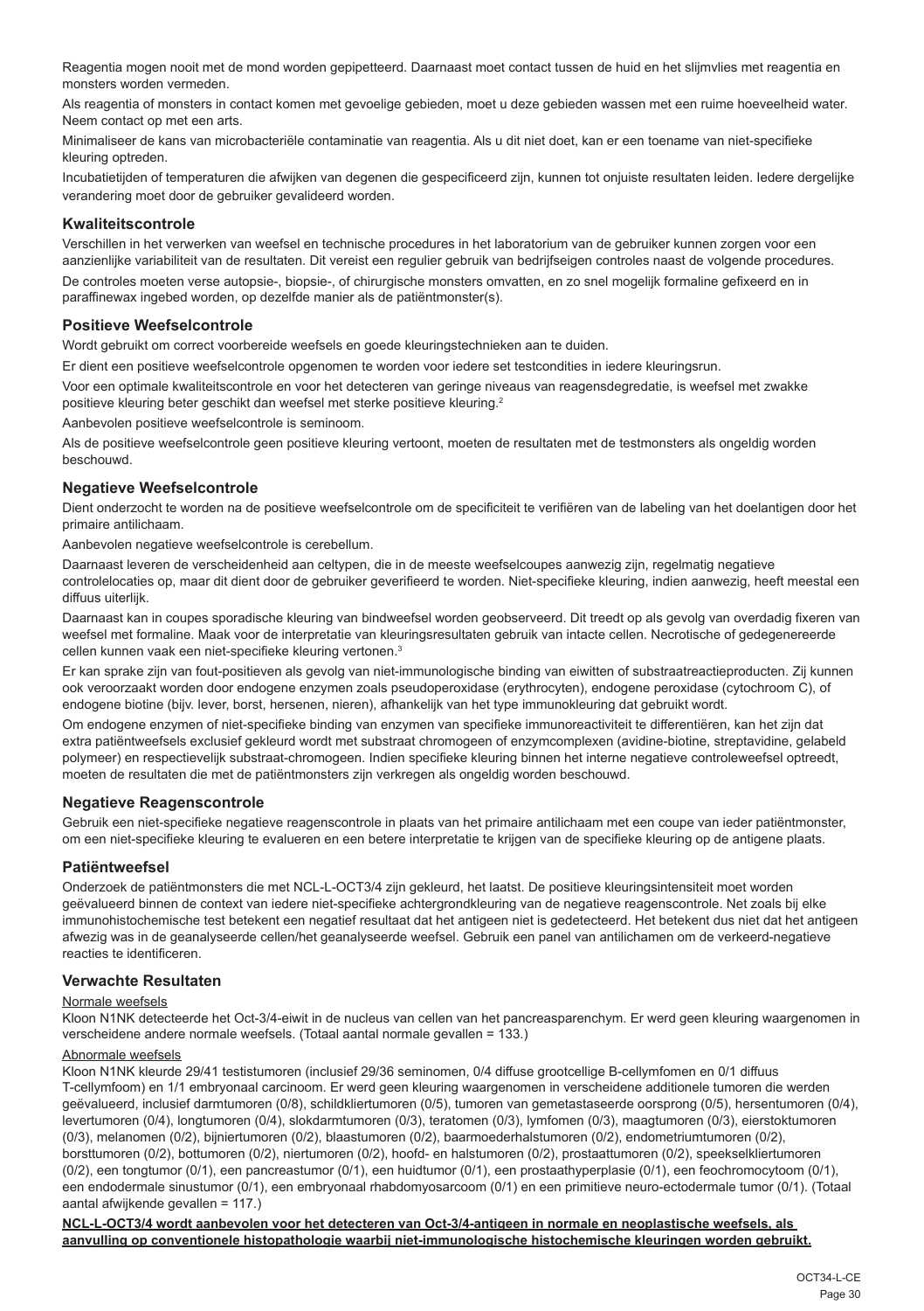Reagentia mogen nooit met de mond worden gepipetteerd. Daarnaast moet contact tussen de huid en het slijmvlies met reagentia en monsters worden vermeden.

Als reagentia of monsters in contact komen met gevoelige gebieden, moet u deze gebieden wassen met een ruime hoeveelheid water. Neem contact op met een arts.

Minimaliseer de kans van microbacteriële contaminatie van reagentia. Als u dit niet doet, kan er een toename van niet-specifieke kleuring optreden.

Incubatietijden of temperaturen die afwijken van degenen die gespecificeerd zijn, kunnen tot onjuiste resultaten leiden. Iedere dergelijke verandering moet door de gebruiker gevalideerd worden.

## Kwaliteitscontrole

Verschillen in het verwerken van weefsel en technische procedures in het laboratorium van de gebruiker kunnen zorgen voor een aanzienlijke variabiliteit van de resultaten. Dit vereist een regulier gebruik van bedrijfseigen controles naast de volgende procedures.

De controles moeten verse autopsie-, biopsie-, of chirurgische monsters omvatten, en zo snel mogelijk formaline gefixeerd en in paraffinewax ingebed worden, op dezelfde manier als de patiëntmonster(s).

## Positieve Weefselcontrole

Wordt gebruikt om correct voorbereide weefsels en goede kleuringstechnieken aan te duiden.

Er dient een positieve weefselcontrole opgenomen te worden voor iedere set testcondities in iedere kleuringsrun.

Voor een optimale kwaliteitscontrole en voor het detecteren van geringe niveaus van reagensdegradatie, is weefsel met zwakke positieve kleuring beter geschikt dan weefsel met sterke positieve kleuring.[2]

Aanbevolen positieve weefselcontrole is seminoom.

Als de positieve weefselcontrole geen positieve kleuring vertoont, moeten de resultaten met de testmonsters als ongeldig worden beschouwd.

## Negatieve Weefselcontrole

Dient onderzocht te worden na de positieve weefselcontrole om de specificiteit te verifiëren van de labeling van het doelantigen door het primaire antilichaam.

Aanbevolen negatieve weefselcontrole is cerebellum.

Daarnaast leveren de verscheidenheid aan celtypen, die in de meeste weefselcoupes aanwezig zijn, regelmatig negatieve controlelocaties op, maar dit dient door de gebruiker geverifieerd te worden. Niet-specifieke kleuring, indien aanwezig, heeft meestal een diffuus uiterlijk.

Daarnaast kan in coupes sporadische kleuring van bindweefsel worden geobserveerd. Dit treedt op als gevolg van overdadig fixeren van weefsel met formaline. Maak voor de interpretatie van kleuringsresultaten gebruik van intacte cellen. Necrotische of gedegenereerde cellen kunnen vaak een niet-specifieke kleuring vertonen.[3]

Er kan sprake zijn van fout-positieven als gevolg van niet-immunologische binding van eiwitten of substraatreactieproducten. Zij kunnen ook veroorzaakt worden door endogene enzymen zoals pseudoperoxidase (erythrocyten), endogene peroxidase (cytochroom C), of endogene biotine (bijv. lever, borst, hersenen, nieren), afhankelijk van het type immunokleuring dat gebruikt wordt.

Om endogene enzymen of niet-specifieke binding van enzymen van specifieke immunoreactiviteit te differentiëren, kan het zijn dat extra patiëntweefsels exclusief gekleurd wordt met substraat chromogeen of enzymcomplexen (avidine-biotine, streptavidine, gelabeld polymeer) en respectievelijk substraat-chromogeen. Indien specifieke kleuring binnen het interne negatieve controleweefsel optreedt, moeten de resultaten die met de patiëntmonsters zijn verkregen als ongeldig worden beschouwd.

## Negatieve Reagenscontrole

Gebruik een niet-specifieke negatieve reagenscontrole in plaats van het primaire antilichaam met een coupe van ieder patiëntmonster, om een niet-specifieke kleuring te evalueren en een betere interpretatie te krijgen van de specifieke kleuring op de antigene plaats.

## Patiëntweefsel

Onderzoek de patiëntmonsters die met NCL-L-OCT3/4 zijn gekleurd, het laatst. De positieve kleuringsintensiteit moet worden geëvalueerd binnen de context van iedere niet-specifieke achtergrondkleuring van de negatieve reagenscontrole. Net zoals bij elke immunohistochemische test betekent een negatief resultaat dat het antigeen niet is gedetecteerd. Het betekent dus niet dat het antigeen afwezig was in de geanalyseerde cellen/het geanalyseerde weefsel. Gebruik een panel van antilichamen om de verkeerd-negatieve reacties te identificeren.

## Verwachte Resultaten

Normale weefsels

Kloon N1NK detecteerde het Oct-3/4-eiwit in de nucleus van cellen van het pancreasparenchym. Er werd geen kleuring waargenomen in verscheidene andere normale weefsels. (Totaal aantal normale gevallen = 133.)

Abnormale weefsels

Kloon N1NK kleurde 29/41 testistumoren (inclusief 29/36 seminomen, 0/4 diffuse grootcellige B-cellymfomen en 0/1 diffuus T-cellymfoom) en 1/1 embryonaal carcinoom. Er werd geen kleuring waargenomen in verscheidene additionele tumoren die werden geëvalueerd, inclusief darmtumoren (0/8), schildkliertumoren (0/5), tumoren van gemetastaseerde oorsprong (0/5), hersentumoren (0/4), levertumoren (0/4), longtumoren (0/4), slokdarmtumoren (0/3), teratomen (0/3), lymfomen (0/3), maagtumoren (0/3), eierstoktumoren (0/3), melanomen (0/2), bijniertumoren (0/2), blaastumoren (0/2), baarmoederhalstumoren (0/2), endometriumtumoren (0/2), borsttumoren (0/2), bottumoren (0/2), niertumoren (0/2), hoofd- en halstumoren (0/2), prostaattumoren (0/2), speekselkliertumoren (0/2), een tongtumor (0/1), een pancreastumor (0/1), een huidtumor (0/1), een prostaathyperplasie (0/1), een feochromocytoom (0/1), een endodermale sinustumor (0/1), een embryonaal rhabdomyosarcoom (0/1) en een primitieve neuro-ectodermale tumor (0/1). (Totaal aantal afwijkende gevallen = 117.)

**NCL-L-OCT3/4 wordt aanbevolen voor het detecteren van Oct-3/4-antigeen in normale en neoplastische weefsels, als aanvulling op conventionele histopathologie waarbij niet-immunologische histochemische kleuringen worden gebruikt.**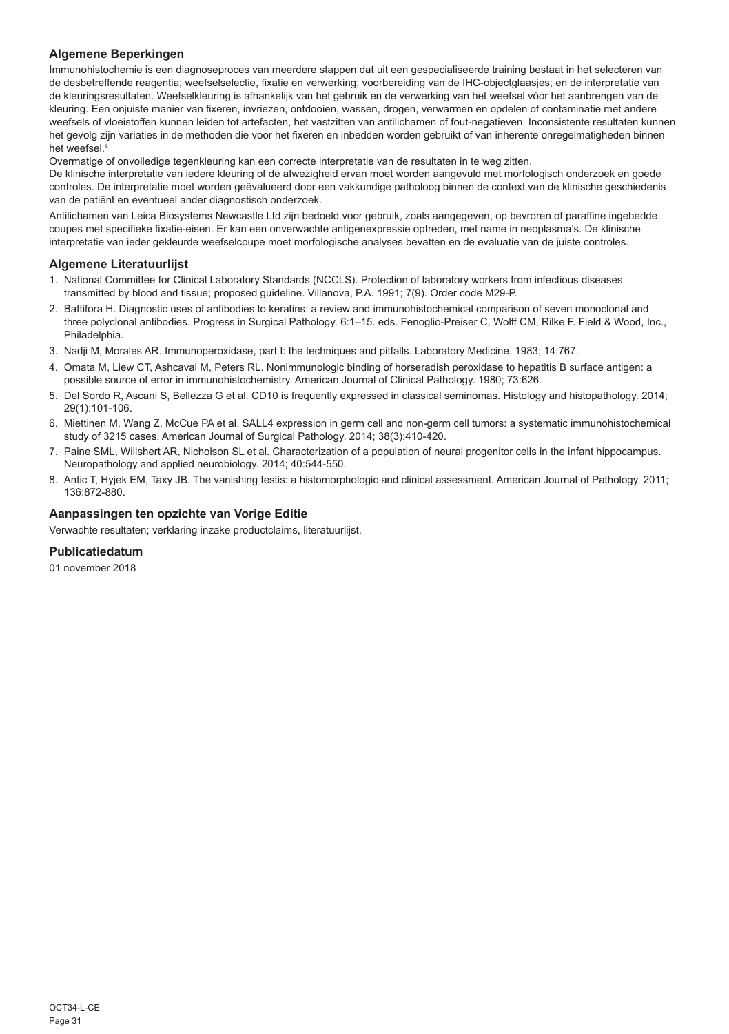## Algemene Beperkingen

Immunohistochemie is een diagnoseproces van meerdere stappen dat uit een gespecialiseerde training bestaat in het selecteren van de desbetreffende reagentia; weefselselectie, fixatie en verwerking; voorbereiding van de IHC-objectglaasjes; en de interpretatie van de kleuringsresultaten. Weefselkleuring is afhankelijk van het gebruik en de verwerking van het weefsel vóór het aanbrengen van de kleuring. Een onjuiste manier van fixeren, invriezen, ontdooien, wassen, drogen, verwarmen en opdelen of contaminatie met andere weefsels of vloeistoffen kunnen leiden tot artefacten, het vastzitten van antilichamen of fout-negatieven. Inconsistente resultaten kunnen het gevolg zijn variaties in de methoden die voor het fixeren en inbedden worden gebruikt of van inherente onregelmatigheden binnen het weefsel.[4]

Overmatige of onvolledige tegenkleuring kan een correcte interpretatie van de resultaten in te weg zitten.

De klinische interpretatie van iedere kleuring of de afwezigheid ervan moet worden aangevuld met morfologisch onderzoek en goede controles. De interpretatie moet worden geëvalueerd door een vakkundige patholoog binnen de context van de klinische geschiedenis van de patiënt en eventueel ander diagnostisch onderzoek.

Antilichamen van Leica Biosystems Newcastle Ltd zijn bedoeld voor gebruik, zoals aangegeven, op bevroren of paraffine ingebedde coupes met specifieke fixatie-eisen. Er kan een onverwachte antigenexpressie optreden, met name in neoplasma's. De klinische interpretatie van ieder gekleurde weefselcoupe moet morfologische analyses bevatten en de evaluatie van de juiste controles.

## Algemene Literatuurlijst

1. National Committee for Clinical Laboratory Standards (NCCLS). Protection of laboratory workers from infectious diseases transmitted by blood and tissue; proposed guideline. Villanova, P.A. 1991; 7(9). Order code M29-P.
2. Battifora H. Diagnostic uses of antibodies to keratins: a review and immunohistochemical comparison of seven monoclonal and three polyclonal antibodies. Progress in Surgical Pathology. 6:1–15. eds. Fenoglio-Preiser C, Wolff CM, Rilke F. Field & Wood, Inc., Philadelphia.
3. Nadji M, Morales AR. Immunoperoxidase, part I: the techniques and pitfalls. Laboratory Medicine. 1983; 14:767.
4. Omata M, Liew CT, Ashcavai M, Peters RL. Nonimmunologic binding of horseradish peroxidase to hepatitis B surface antigen: a possible source of error in immunohistochemistry. American Journal of Clinical Pathology. 1980; 73:626.
5. Del Sordo R, Ascani S, Bellezza G et al. CD10 is frequently expressed in classical seminomas. Histology and histopathology. 2014; 29(1):101-106.
6. Miettinen M, Wang Z, McCue PA et al. SALL4 expression in germ cell and non-germ cell tumors: a systematic immunohistochemical study of 3215 cases. American Journal of Surgical Pathology. 2014; 38(3):410-420.
7. Paine SML, Willshert AR, Nicholson SL et al. Characterization of a population of neural progenitor cells in the infant hippocampus. Neuropathology and applied neurobiology. 2014; 40:544-550.
8. Antic T, Hyjek EM, Taxy JB. The vanishing testis: a histomorphologic and clinical assessment. American Journal of Pathology. 2011; 136:872-880.

## Aanpassingen ten opzichte van Vorige Editie

Verwachte resultaten; verklaring inzake productclaims, literatuurlijst.

## Publicatiedatum

01 november 2018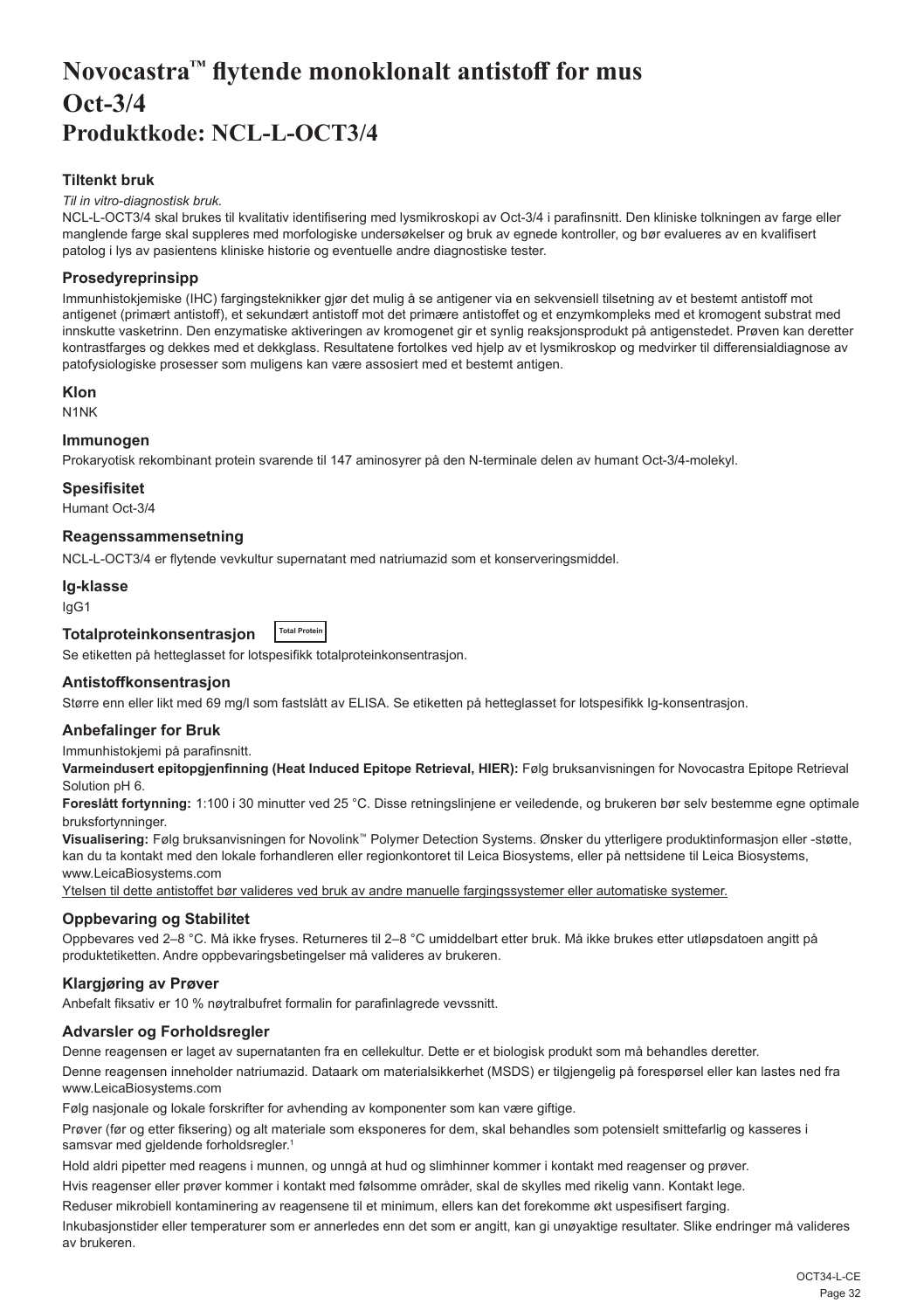# Novocastra™ flytende monoklonalt antistoff for mus Oct-3/4 Produktkode: NCL-L-OCT3/4

### Tiltenkt bruk

*Til in vitro-diagnostisk bruk.*

NCL-L-OCT3/4 skal brukes til kvalitativ identifisering med lysmikroskopi av Oct-3/4 i parafinsnitt. Den kliniske tolkningen av farge eller manglende farge skal suppleres med morfologiske undersøkelser og bruk av egnede kontroller, og bør evalueres av en kvalifisert patolog i lys av pasientens kliniske historie og eventuelle andre diagnostiske tester.

### Prosedyreprinsipp

Immunhistokjemiske (IHC) fargingsteknikker gjør det mulig å se antigener via en sekvensiell tilsetning av et bestemt antistoff mot antigenet (primært antistoff), et sekundært antistoff mot det primære antistoffet og et enzymkompleks med et kromogent substrat med innskutte vasketrinn. Den enzymatiske aktiveringen av kromogenet gir et synlig reaksjonsprodukt på antigenstedet. Prøven kan deretter kontrastfarges og dekkes med et dekkglass. Resultatene fortolkes ved hjelp av et lysmikroskop og medvirker til differensialdiagnose av patofysiologiske prosesser som muligens kan være assosiert med et bestemt antigen.

### Klon

N1NK

### Immunogen

Prokaryotisk rekombinant protein svarende til 147 aminosyrer på den N-terminale delen av humant Oct-3/4-molekyl.

### Spesifisitet

Humant Oct-3/4

### Reagenssammensetning

NCL-L-OCT3/4 er flytende vevkultur supernatant med natriumazid som et konserveringsmiddel.

### Ig-klasse

IgG1

### Totalproteinkonsentrasjon

Total Protein

Se etiketten på hetteglasset for lotspesifikk totalproteinkonsentrasjon.

### Antistoffkonsentrasjon

Større enn eller likt med 69 mg/l som fastslått av ELISA. Se etiketten på hetteglasset for lotspesifikk Ig-konsentrasjon.

### Anbefalinger for Bruk

Immunhistokjemi på parafinsnitt.

**Varmeindusert epitopgjenfinning (Heat Induced Epitope Retrieval, HIER):** Følg bruksanvisningen for Novocastra Epitope Retrieval Solution pH 6.

**Foreslått fortynning:** 1:100 i 30 minutter ved 25 °C. Disse retningslinjene er veiledende, og brukeren bør selv bestemme egne optimale bruksfortynninger.

**Visualisering:** Følg bruksanvisningen for Novolink™ Polymer Detection Systems. Ønsker du ytterligere produktinformasjon eller -støtte, kan du ta kontakt med den lokale forhandleren eller regionkontoret til Leica Biosystems, eller på nettsidene til Leica Biosystems, www.LeicaBiosystems.com

Ytelsen til dette antistoffet bør valideres ved bruk av andre manuelle fargingssystemer eller automatiske systemer.

### Oppbevaring og Stabilitet

Oppbevares ved 2–8 °C. Må ikke fryses. Returneres til 2–8 °C umiddelbart etter bruk. Må ikke brukes etter utløpsdatoen angitt på produktetiketten. Andre oppbevaringsbetingelser må valideres av brukeren.

### Klargjøring av Prøver

Anbefalt fiksativ er 10 % nøytralbufret formalin for parafinlagrede vevssnitt.

### Advarsler og Forholdsregler

Denne reagensen er laget av supernatanten fra en cellekultur. Dette er et biologisk produkt som må behandles deretter.

Denne reagensen inneholder natriumazid. Dataark om materialsikkerhet (MSDS) er tilgjengelig på forespørsel eller kan lastes ned fra www.LeicaBiosystems.com

Følg nasjonale og lokale forskrifter for avhending av komponenter som kan være giftige.

Prøver (før og etter fiksering) og alt materiale som eksponeres for dem, skal behandles som potensielt smittefarlig og kasseres i samsvar med gjeldende forholdsregler.[1]

Hold aldri pipetter med reagens i munnen, og unngå at hud og slimhinner kommer i kontakt med reagenser og prøver.

Hvis reagenser eller prøver kommer i kontakt med følsomme områder, skal de skylles med rikelig vann. Kontakt lege.

Reduser mikrobiell kontaminering av reagensene til et minimum, ellers kan det forekomme økt uspesifisert farging.

Inkubasjonstider eller temperaturer som er annerledes enn det som er angitt, kan gi unøyaktige resultater. Slike endringer må valideres av brukeren.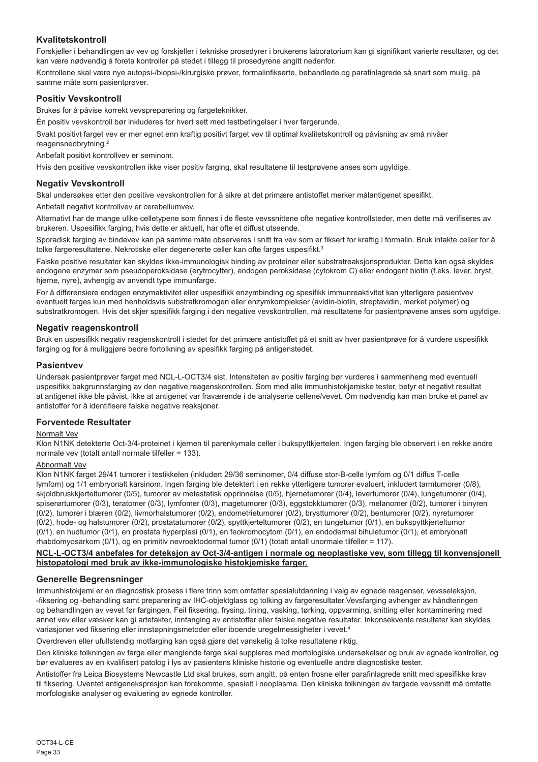## Kvalitetskontroll

Forskjeller i behandlingen av vev og forskjeller i tekniske prosedyrer i brukerens laboratorium kan gi signifikant varierte resultater, og det kan være nødvendig å foreta kontroller på stedet i tillegg til prosedyrene angitt nedenfor.

Kontrollene skal være nye autopsi-/biopsi-/kirurgiske prøver, formalinfikserte, behandlede og parafinlagrede så snart som mulig, på samme måte som pasientprøver.

## Positiv Vevskontroll

Brukes for å påvise korrekt vevspreparering og fargeteknikker.

Én positiv vevskontroll bør inkluderes for hvert sett med testbetingelser i hver fargerunde.

Svakt positivt farget vev er mer egnet enn kraftig positivt farget vev til optimal kvalitetskontroll og påvisning av små nivåer reagensnedbrytning.[2]

Anbefalt positivt kontrollvev er seminom.

Hvis den positive vevskontrollen ikke viser positiv farging, skal resultatene til testprøvene anses som ugyldige.

## Negativ Vevskontroll

Skal undersøkes etter den positive vevskontrollen for å sikre at det primære antistoffet merker målantigenet spesifikt.

Anbefalt negativt kontrollvev er cerebellumvev.

Alternativt har de mange ulike celletypene som finnes i de fleste vevssnittene ofte negative kontrollsteder, men dette må verifiseres av brukeren. Uspesifikk farging, hvis dette er aktuelt, har ofte et diffust utseende.

Sporadisk farging av bindevev kan på samme måte observeres i snitt fra vev som er fiksert for kraftig i formalin. Bruk intakte celler for å tolke fargeresultatene. Nekrotiske eller degenererte celler kan ofte farges uspesifikt.[3]

Falske positive resultater kan skyldes ikke-immunologisk binding av proteiner eller substratreaksjonsprodukter. Dette kan også skyldes endogene enzymer som pseudoperoksidase (erytrocytter), endogen peroksidase (cytokrom C) eller endogent biotin (f.eks. lever, bryst, hjerne, nyre), avhengig av anvendt type immunfarge.

For å differensiere endogen enzymaktivitet eller uspesifikk enzymbinding og spesifikk immunreaktivitet kan ytterligere pasientvev eventuelt farges kun med henholdsvis substratkromogen eller enzymkomplekser (avidin-biotin, streptavidin, merket polymer) og substratkromogen. Hvis det skjer spesifikk farging i den negative vevskontrollen, må resultatene for pasientprøvene anses som ugyldige.

## Negativ reagenskontroll

Bruk en uspesifikk negativ reagenskontroll i stedet for det primære antistoffet på et snitt av hver pasientprøve for å vurdere uspesifikk farging og for å muliggjøre bedre fortolkning av spesifikk farging på antigenstedet.

## Pasientvev

Undersøk pasientprøver farget med NCL-L-OCT3/4 sist. Intensiteten av positiv farging bør vurderes i sammenheng med eventuell uspesifikk bakgrunnsfarging av den negative reagenskontrollen. Som med alle immunhistokjemiske tester, betyr et negativt resultat at antigenet ikke ble påvist, ikke at antigenet var fraværende i de analyserte cellene/vevet. Om nødvendig kan man bruke et panel av antistoffer for å identifisere falske negative reaksjoner.

## Forventede Resultater

Normalt Vev

Klon N1NK detekterte Oct-3/4-proteinet i kjernen til parenkymale celler i bukspyttkjertelen. Ingen farging ble observert i en rekke andre normale vev (totalt antall normale tilfeller = 133).

Abnormalt Vev

Klon N1NK farget 29/41 tumorer i testikkelen (inkludert 29/36 seminomer, 0/4 diffuse stor-B-celle lymfom og 0/1 diffus T-celle lymfom) og 1/1 embryonalt karsinom. Ingen farging ble detektert i en rekke ytterligere tumorer evaluert, inkludert tarmtumorer (0/8), skjoldbruskkjerteltumorer (0/5), tumorer av metastatisk opprinnelse (0/5), hjernetumorer (0/4), levertumorer (0/4), lungetumorer (0/4), spiserørtumorer (0/3), teratomer (0/3), lymfomer (0/3), magetumorer (0/3), eggstokktumorer (0/3), melanomer (0/2), tumorer i binyren (0/2), tumorer i blæren (0/2), livmorhalstumorer (0/2), endometrietumorer (0/2), brysttumorer (0/2), bentumorer (0/2), nyretumorer (0/2), hode- og halstumorer (0/2), prostatatumorer (0/2), spyttkjerteltumorer (0/2), en tungetumor (0/1), en bukspyttkjerteltumor (0/1), en hudtumor (0/1), en prostata hyperplasi (0/1), en feokromocytom (0/1), en endodermal bihuletumor (0/1), et embryonalt rhabdomyosarkom (0/1), og en primitiv nevroektodermal tumor (0/1) (totalt antall unormale tilfeller = 117).

**NCL-L-OCT3/4 anbefales for deteksjon av Oct-3/4-antigen i normale og neoplastiske vev, som tillegg til konvensjonell histopatologi med bruk av ikke-immunologiske histokjemiske farger.**

## Generelle Begrensninger

Immunhistokjemi er en diagnostisk prosess i flere trinn som omfatter spesialutdanning i valg av egnede reagenser, vevsseleksjon, -fiksering og -behandling samt preparering av IHC-objektglass og tolking av fargeresultater.Vevsfarging avhenger av håndteringen og behandlingen av vevet før fargingen. Feil fiksering, frysing, tining, vasking, tørking, oppvarming, snitting eller kontaminering med annet vev eller væsker kan gi artefakter, innfanging av antistoffer eller falske negative resultater. Inkonsekvente resultater kan skyldes variasjoner ved fiksering eller innstøpningsmetoder eller iboende uregelmessigheter i vevet.[4]

Overdreven eller ufullstendig motfarging kan også gjøre det vanskelig å tolke resultatene riktig.

Den kliniske tolkningen av farge eller manglende farge skal suppleres med morfologiske undersøkelser og bruk av egnede kontroller, og bør evalueres av en kvalifisert patolog i lys av pasientens kliniske historie og eventuelle andre diagnostiske tester.

Antistoffer fra Leica Biosystems Newcastle Ltd skal brukes, som angitt, på enten frosne eller parafinlagrede snitt med spesifikke krav til fiksering. Uventet antigenekspresjon kan forekomme, spesielt i neoplasma. Den kliniske tolkningen av fargede vevssnitt må omfatte morfologiske analyser og evaluering av egnede kontroller.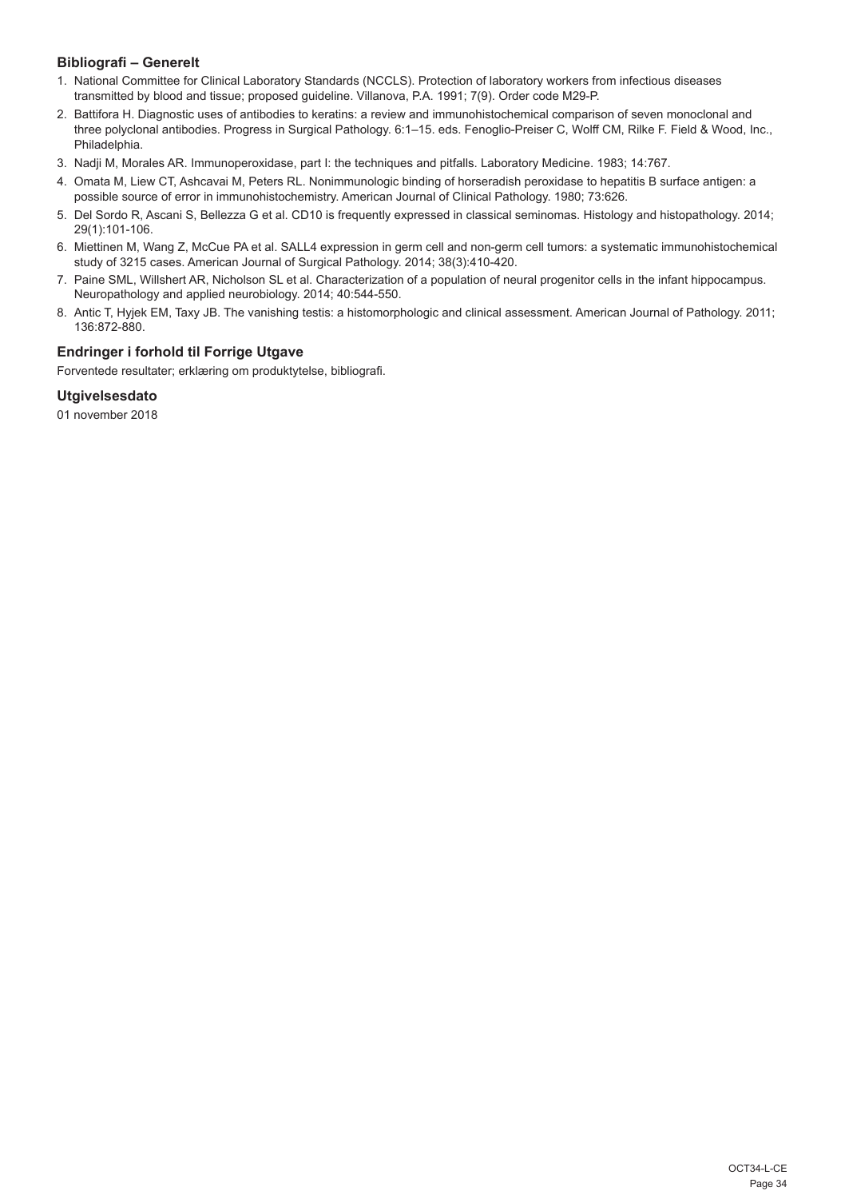### Bibliografi – Generelt

1. National Committee for Clinical Laboratory Standards (NCCLS). Protection of laboratory workers from infectious diseases transmitted by blood and tissue; proposed guideline. Villanova, P.A. 1991; 7(9). Order code M29-P.
2. Battifora H. Diagnostic uses of antibodies to keratins: a review and immunohistochemical comparison of seven monoclonal and three polyclonal antibodies. Progress in Surgical Pathology. 6:1–15. eds. Fenoglio-Preiser C, Wolff CM, Rilke F. Field & Wood, Inc., Philadelphia.
3. Nadji M, Morales AR. Immunoperoxidase, part I: the techniques and pitfalls. Laboratory Medicine. 1983; 14:767.
4. Omata M, Liew CT, Ashcavai M, Peters RL. Nonimmunologic binding of horseradish peroxidase to hepatitis B surface antigen: a possible source of error in immunohistochemistry. American Journal of Clinical Pathology. 1980; 73:626.
5. Del Sordo R, Ascani S, Bellezza G et al. CD10 is frequently expressed in classical seminomas. Histology and histopathology. 2014; 29(1):101-106.
6. Miettinen M, Wang Z, McCue PA et al. SALL4 expression in germ cell and non-germ cell tumors: a systematic immunohistochemical study of 3215 cases. American Journal of Surgical Pathology. 2014; 38(3):410-420.
7. Paine SML, Willshert AR, Nicholson SL et al. Characterization of a population of neural progenitor cells in the infant hippocampus. Neuropathology and applied neurobiology. 2014; 40:544-550.
8. Antic T, Hyjek EM, Taxy JB. The vanishing testis: a histomorphologic and clinical assessment. American Journal of Pathology. 2011; 136:872-880.

### Endringer i forhold til Forrige Utgave

Forventede resultater; erklæring om produktytelse, bibliografi.

### Utgivelsesdato

01 november 2018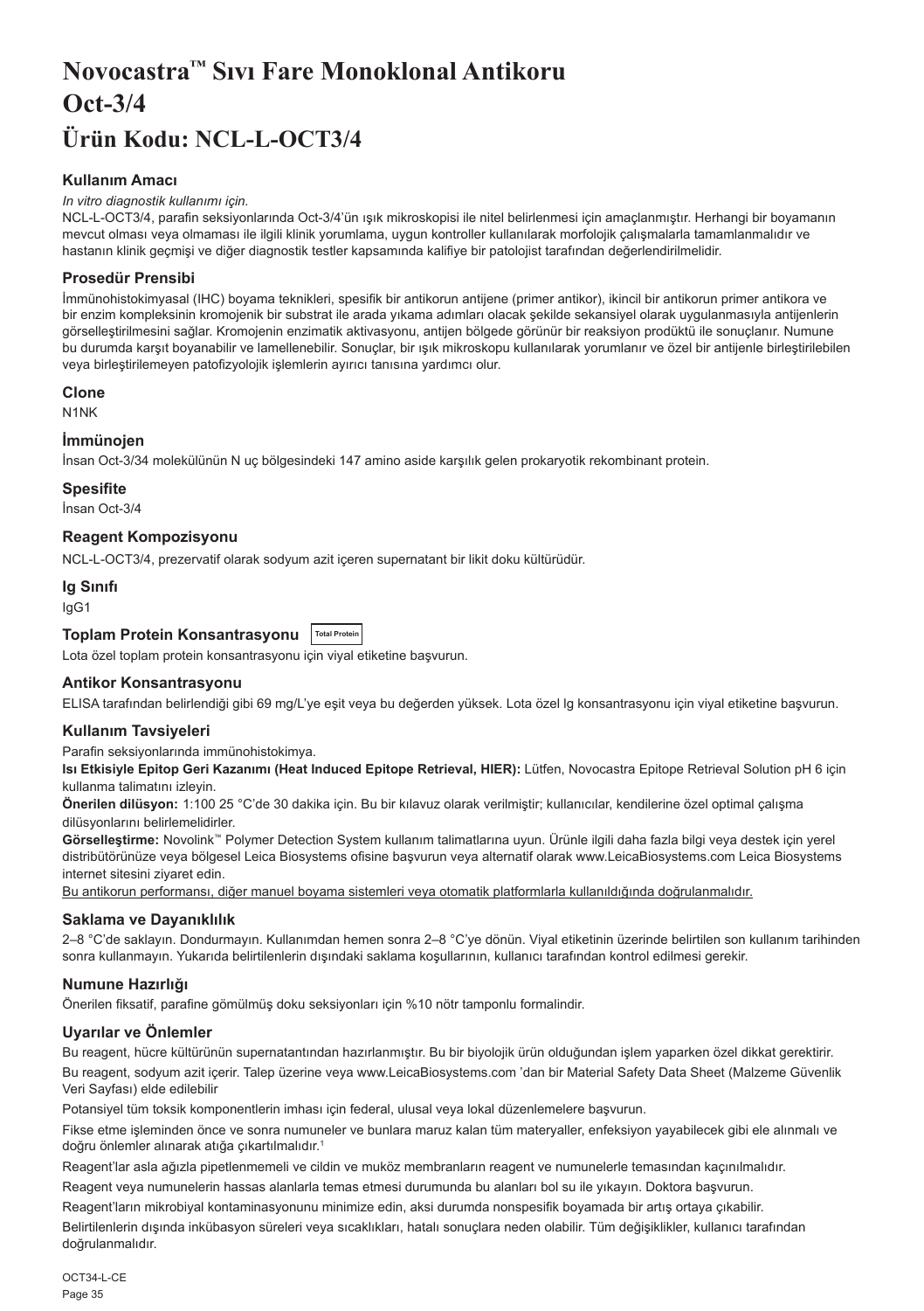# Novocastra™ Sıvı Fare Monoklonal Antikoru Oct-3/4

# Ürün Kodu: NCL-L-OCT3/4

### Kullanım Amacı

*In vitro diagnostik kullanımı için.*

NCL-L-OCT3/4, parafin seksiyonlarında Oct-3/4'ün ışık mikroskopisi ile nitel belirlenmesi için amaçlanmıştır. Herhangi bir boyamanın mevcut olması veya olmaması ile ilgili klinik yorumlama, uygun kontroller kullanılarak morfolojik çalışmalarla tamamlanmalıdır ve hastanın klinik geçmişi ve diğer diagnostik testler kapsamında kalifiye bir patolojist tarafından değerlendirilmelidir.

### Prosedür Prensibi

İmmünohistokimyasal (IHC) boyama teknikleri, spesifik bir antikorun antijene (primer antikor), ikincil bir antikorun primer antikora ve bir enzim kompleksinin kromojenik bir substrat ile arada yıkama adımları olacak şekilde sekansiyel olarak uygulanmasıyla antijenlerin görselleştirilmesini sağlar. Kromojenin enzimatik aktivasyonu, antijen bölgede görünür bir reaksiyon prodüktü ile sonuçlanır. Numune bu durumda karşıt boyanabilir ve lamellenebilir. Sonuçlar, bir ışık mikroskopu kullanılarak yorumlanır ve özel bir antijenle birleştirilebilen veya birleştirilemeyen patofizyolojik işlemlerin ayırıcı tanısına yardımcı olur.

### Clone

N1NK

### İmmünojen

İnsan Oct-3/34 molekülünün N uç bölgesindeki 147 amino aside karşılık gelen prokaryotik rekombinant protein.

### Spesifite

İnsan Oct-3/4

### Reagent Kompozisyonu

NCL-L-OCT3/4, prezervatif olarak sodyum azit içeren supernatant bir likit doku kültürüdür.

### Ig Sınıfı

IgG1

### Toplam Protein Konsantrasyonu Total Protein

Lota özel toplam protein konsantrasyonu için viyal etiketine başvurun.

### Antikor Konsantrasyonu

ELISA tarafından belirlendiği gibi 69 mg/L'ye eşit veya bu değerden yüksek. Lota özel Ig konsantrasyonu için viyal etiketine başvurun.

### Kullanım Tavsiyeleri

Parafin seksiyonlarında immünohistokimya.

**Isı Etkisiyle Epitop Geri Kazanımı (Heat Induced Epitope Retrieval, HIER):** Lütfen, Novocastra Epitope Retrieval Solution pH 6 için kullanma talimatını izleyin.

**Önerilen dilüsyon:** 1:100 25 °C'de 30 dakika için. Bu bir kılavuz olarak verilmiştir; kullanıcılar, kendilerine özel optimal çalışma dilüsyonlarını belirlemelidirler.

**Görselleştirme:** Novolink™ Polymer Detection System kullanım talimatlarına uyun. Ürünle ilgili daha fazla bilgi veya destek için yerel distribütörünüze veya bölgesel Leica Biosystems ofisine başvurun veya alternatif olarak www.LeicaBiosystems.com Leica Biosystems internet sitesini ziyaret edin.

<u>Bu antikorun performansı, diğer manuel boyama sistemleri veya otomatik platformlarla kullanıldığında doğrulanmalıdır.</u>

### Saklama ve Dayanıklılık

2–8 °C'de saklayın. Dondurmayın. Kullanımdan hemen sonra 2–8 °C'ye dönün. Viyal etiketinin üzerinde belirtilen son kullanım tarihinden sonra kullanmayın. Yukarıda belirtilenlerin dışındaki saklama koşullarının, kullanıcı tarafından kontrol edilmesi gerekir.

### Numune Hazırlığı

Önerilen fiksatif, parafine gömülmüş doku seksiyonları için %10 nötr tamponlu formalindir.

### Uyarılar ve Önlemler

Bu reagent, hücre kültürünün supernatantından hazırlanmıştır. Bu bir biyolojik ürün olduğundan işlem yaparken özel dikkat gerektirir.

Bu reagent, sodyum azit içerir. Talep üzerine veya www.LeicaBiosystems.com 'dan bir Material Safety Data Sheet (Malzeme Güvenlik Veri Sayfası) elde edilebilir

Potansiyel tüm toksik komponentlerin imhası için federal, ulusal veya lokal düzenlemelere başvurun.

Fikse etme işleminden önce ve sonra numuneler ve bunlara maruz kalan tüm materyaller, enfeksiyon yayabilecek gibi ele alınmalı ve doğru önlemler alınarak atığa çıkartılmalıdır.[1]

Reagent'lar asla ağızla pipetlenmemeli ve cildin ve muköz membranların reagent ve numunelerle temasından kaçınılmalıdır.

Reagent veya numunelerin hassas alanlarla temas etmesi durumunda bu alanları bol su ile yıkayın. Doktora başvurun.

Reagent'ların mikrobiyal kontaminasyonunu minimize edin, aksi durumda nonspesifik boyamada bir artış ortaya çıkabilir.

Belirtilenlerin dışında inkübasyon süreleri veya sıcaklıkları, hatalı sonuçlara neden olabilir. Tüm değişiklikler, kullanıcı tarafından doğrulanmalıdır.

OCT34-L-CE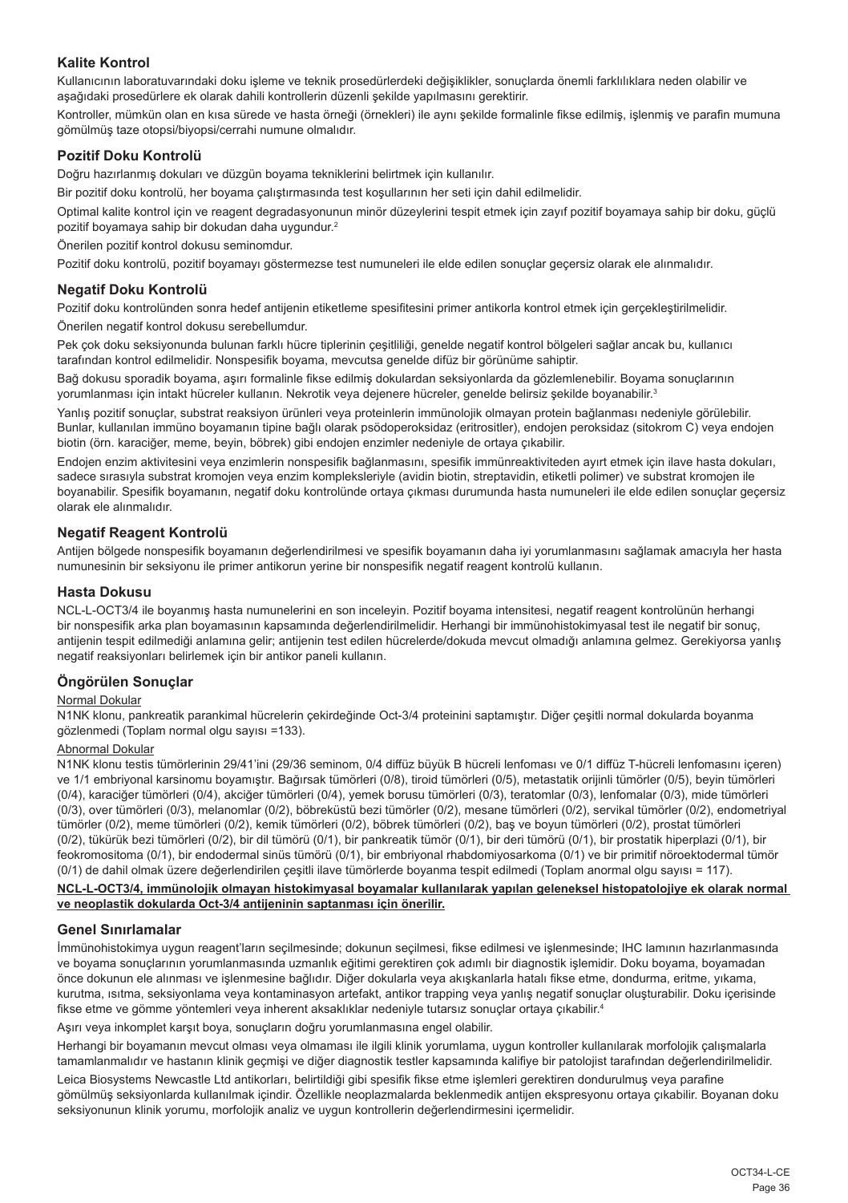## Kalite Kontrol

Kullanıcının laboratuvarındaki doku işleme ve teknik prosedürlerdeki değişiklikler, sonuçlarda önemli farklılıklara neden olabilir ve aşağıdaki prosedürlere ek olarak dahili kontrollerin düzenli şekilde yapılmasını gerektirir.

Kontroller, mümkün olan en kısa sürede ve hasta örneği (örnekleri) ile aynı şekilde formalinle fikse edilmiş, işlenmiş ve parafin mumuna gömülmüş taze otopsi/biyopsi/cerrahi numune olmalıdır.

## Pozitif Doku Kontrolü

Doğru hazırlanmış dokuları ve düzgün boyama tekniklerini belirtmek için kullanılır.

Bir pozitif doku kontrolü, her boyama çalıştırmasında test koşullarının her seti için dahil edilmelidir.

Optimal kalite kontrol için ve reagent degradasyonunun minör düzeylerini tespit etmek için zayıf pozitif boyamaya sahip bir doku, güçlü pozitif boyamaya sahip bir dokudan daha uygundur.[2]

Önerilen pozitif kontrol dokusu seminomdur.

Pozitif doku kontrolü, pozitif boyamayı göstermezse test numuneleri ile elde edilen sonuçlar geçersiz olarak ele alınmalıdır.

## Negatif Doku Kontrolü

Pozitif doku kontrolünden sonra hedef antijenin etiketleme spesifitesini primer antikorla kontrol etmek için gerçekleştirilmelidir.

Önerilen negatif kontrol dokusu serebellumdur.

Pek çok doku seksiyonunda bulunan farklı hücre tiplerinin çeşitliliği, genelde negatif kontrol bölgeleri sağlar ancak bu, kullanıcı tarafından kontrol edilmelidir. Nonspesifik boyama, mevcutsa genelde difüz bir görünüme sahiptir.

Bağ dokusu sporadik boyama, aşırı formalinle fikse edilmiş dokulardan seksiyonlarda da gözlemlenebilir. Boyama sonuçlarının yorumlanması için intakt hücreler kullanın. Nekrotik veya dejenere hücreler, genelde belirsiz şekilde boyanabilir.[3]

Yanlış pozitif sonuçlar, substrat reaksiyon ürünleri veya proteinlerin immünolojik olmayan protein bağlanması nedeniyle görülebilir. Bunlar, kullanılan immüno boyamanın tipine bağlı olarak psödoperoksidaz (eritrositler), endojen peroksidaz (sitokrom C) veya endojen biotin (örn. karaciğer, meme, beyin, böbrek) gibi endojen enzimler nedeniyle de ortaya çıkabilir.

Endojen enzim aktivitesini veya enzimlerin nonspesifik bağlanmasını, spesifik immünreaktiviteden ayırt etmek için ilave hasta dokuları, sadece sırasıyla substrat kromojen veya enzim kompleksleriyle (avidin biotin, streptavidin, etiketli polimer) ve substrat kromojen ile boyanabilir. Spesifik boyamanın, negatif doku kontrolünde ortaya çıkması durumunda hasta numuneleri ile elde edilen sonuçlar geçersiz olarak ele alınmalıdır.

## Negatif Reagent Kontrolü

Antijen bölgede nonspesifik boyamanın değerlendirilmesi ve spesifik boyamanın daha iyi yorumlanmasını sağlamak amacıyla her hasta numunesinin bir seksiyonu ile primer antikorun yerine bir nonspesifik negatif reagent kontrolü kullanın.

## Hasta Dokusu

NCL-L-OCT3/4 ile boyanmış hasta numunelerini en son inceleyin. Pozitif boyama intensitesi, negatif reagent kontrolünün herhangi bir nonspesifik arka plan boyamasının kapsamında değerlendirilmelidir. Herhangi bir immünohistokimyasal test ile negatif bir sonuç, antijenin tespit edilmediği anlamına gelir; antijenin test edilen hücrelerde/dokuda mevcut olmadığı anlamına gelmez. Gerekiyorsa yanlış negatif reaksiyonları belirlemek için bir antikor paneli kullanın.

## Öngörülen Sonuçlar

Normal Dokular

N1NK klonu, pankreatik parankimal hücrelerin çekirdeğinde Oct-3/4 proteinini saptamıştır. Diğer çeşitli normal dokularda boyanma gözlenmedi (Toplam normal olgu sayısı =133).

Abnormal Dokular

N1NK klonu testis tümörlerinin 29/41'ini (29/36 seminom, 0/4 diffüz büyük B hücreli lenfoması ve 0/1 diffüz T-hücreli lenfomasını içeren) ve 1/1 embriyonal karsinomu boyamıştır. Bağırsak tümörleri (0/8), tiroid tümörleri (0/5), metastatik orijinli tümörler (0/5), beyin tümörleri (0/4), karaciğer tümörleri (0/4), akciğer tümörleri (0/4), yemek borusu tümörleri (0/3), teratomlar (0/3), lenfomalar (0/3), mide tümörleri (0/3), over tümörleri (0/3), melanomlar (0/2), böbreküstü bezi tümörler (0/2), mesane tümörleri (0/2), servikal tümörler (0/2), endometriyal tümörler (0/2), meme tümörleri (0/2), kemik tümörleri (0/2), böbrek tümörleri (0/2), baş ve boyun tümörleri (0/2), prostat tümörleri (0/2), tükürük bezi tümörleri (0/2), bir dil tümörü (0/1), bir pankreatik tümör (0/1), bir deri tümörü (0/1), bir prostatik hiperplazi (0/1), bir feokromositoma (0/1), bir endodermal sinüs tümörü (0/1), bir embriyonal rhabdomiyosarkoma (0/1) ve bir primitif nöroektodermal tümör (0/1) de dahil olmak üzere değerlendirilen çeşitli ilave tümörlerde boyanma tespit edilmedi (Toplam anormal olgu sayısı = 117).

**NCL-L-OCT3/4, immünolojik olmayan histokimyasal boyamalar kullanılarak yapılan geleneksel histopatolojiye ek olarak normal ve neoplastik dokularda Oct-3/4 antijeninin saptanması için önerilir.**

## Genel Sınırlamalar

İmmünohistokimya uygun reagent'ların seçilmesinde; dokunun seçilmesi, fikse edilmesi ve işlenmesinde; IHC lamının hazırlanmasında ve boyama sonuçlarının yorumlanmasında uzmanlık eğitimi gerektiren çok adımlı bir diagnostik işlemidir. Doku boyama, boyamadan önce dokunun ele alınması ve işlenmesine bağlıdır. Diğer dokularla veya akışkanlarla hatalı fikse etme, dondurma, eritme, yıkama, kurutma, ısıtma, seksiyonlama veya kontaminasyon artefakt, antikor trapping veya yanlış negatif sonuçlar oluşturabilir. Doku içerisinde fikse etme ve gömme yöntemleri veya inherent aksaklıklar nedeniyle tutarsız sonuçlar ortaya çıkabilir.[4]

Aşırı veya inkomplet karşıt boya, sonuçların doğru yorumlanmasına engel olabilir.

Herhangi bir boyamanın mevcut olması veya olmaması ile ilgili klinik yorumlama, uygun kontroller kullanılarak morfolojik çalışmalarla tamamlanmalıdır ve hastanın klinik geçmişi ve diğer diagnostik testler kapsamında kalifiye bir patolojist tarafından değerlendirilmelidir.

Leica Biosystems Newcastle Ltd antikorları, belirtildiği gibi spesifik fikse etme işlemleri gerektiren dondurulmuş veya parafine gömülmüş seksiyonlarda kullanılmak içindir. Özellikle neoplazmalarda beklenmedik antijen ekspresyonu ortaya çıkabilir. Boyanan doku seksiyonunun klinik yorumu, morfolojik analiz ve uygun kontrollerin değerlendirmesini içermelidir.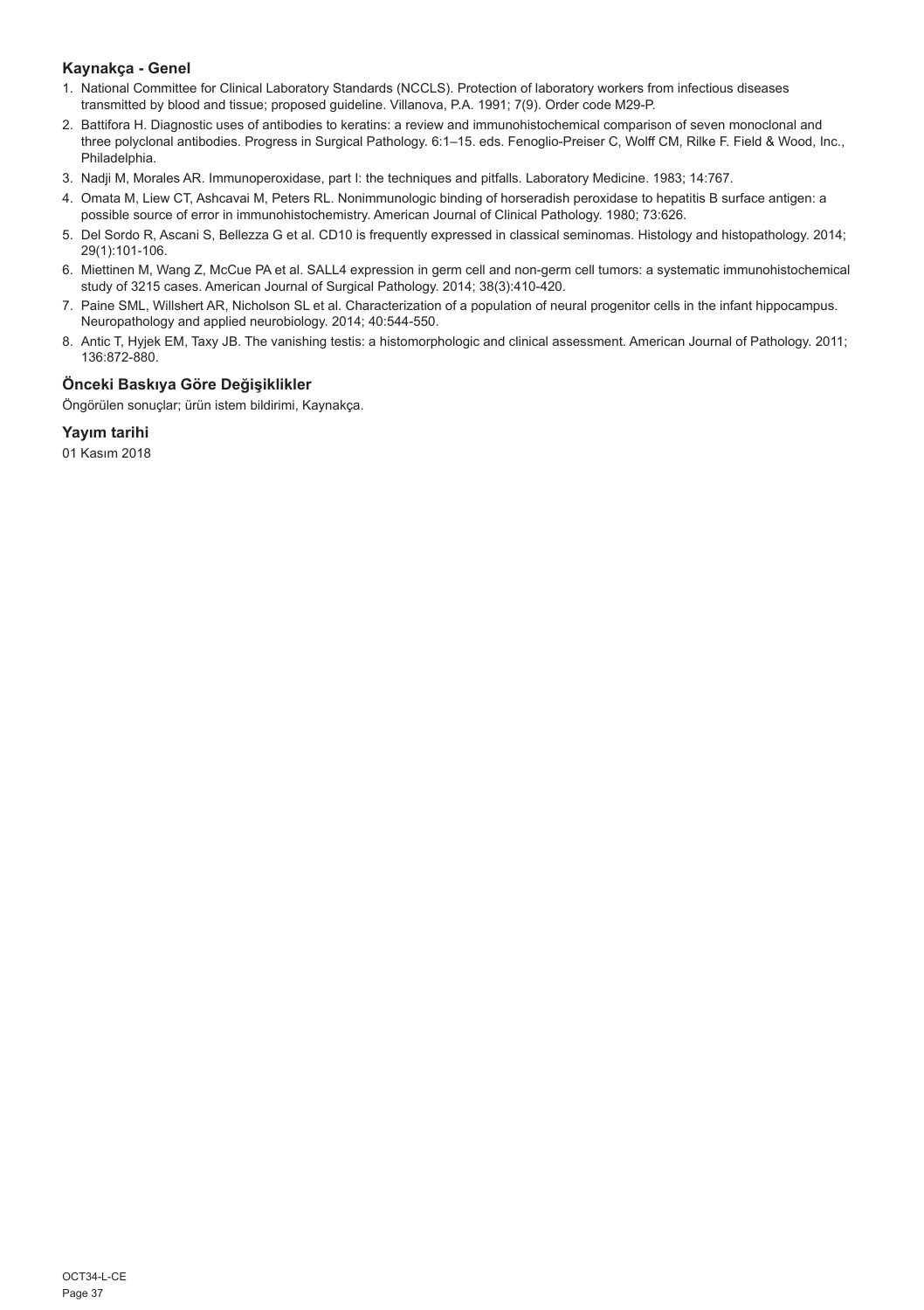## Kaynakça - Genel

1. National Committee for Clinical Laboratory Standards (NCCLS). Protection of laboratory workers from infectious diseases transmitted by blood and tissue; proposed guideline. Villanova, P.A. 1991; 7(9). Order code M29-P.
2. Battifora H. Diagnostic uses of antibodies to keratins: a review and immunohistochemical comparison of seven monoclonal and three polyclonal antibodies. Progress in Surgical Pathology. 6:1–15. eds. Fenoglio-Preiser C, Wolff CM, Rilke F. Field & Wood, Inc., Philadelphia.
3. Nadji M, Morales AR. Immunoperoxidase, part I: the techniques and pitfalls. Laboratory Medicine. 1983; 14:767.
4. Omata M, Liew CT, Ashcavai M, Peters RL. Nonimmunologic binding of horseradish peroxidase to hepatitis B surface antigen: a possible source of error in immunohistochemistry. American Journal of Clinical Pathology. 1980; 73:626.
5. Del Sordo R, Ascani S, Bellezza G et al. CD10 is frequently expressed in classical seminomas. Histology and histopathology. 2014; 29(1):101-106.
6. Miettinen M, Wang Z, McCue PA et al. SALL4 expression in germ cell and non-germ cell tumors: a systematic immunohistochemical study of 3215 cases. American Journal of Surgical Pathology. 2014; 38(3):410-420.
7. Paine SML, Willshert AR, Nicholson SL et al. Characterization of a population of neural progenitor cells in the infant hippocampus. Neuropathology and applied neurobiology. 2014; 40:544-550.
8. Antic T, Hyjek EM, Taxy JB. The vanishing testis: a histomorphologic and clinical assessment. American Journal of Pathology. 2011; 136:872-880.

## Önceki Baskıya Göre Değişiklikler

Öngörülen sonuçlar; ürün istem bildirimi, Kaynakça.

## Yayım tarihi

01 Kasım 2018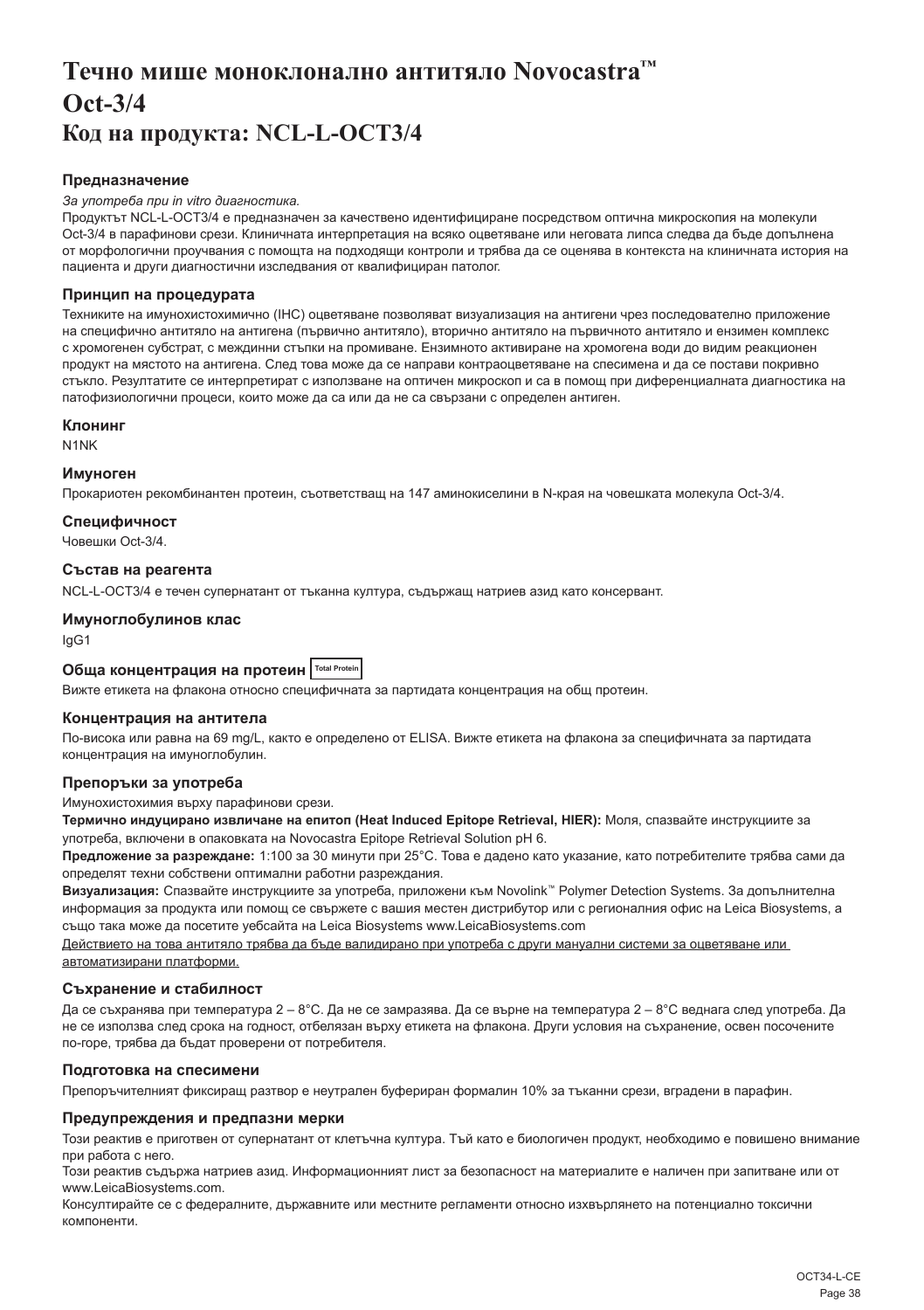# Течно мише моноклонално антитяло Novocastra™ Oct-3/4
# Код на продукта: NCL-L-OCT3/4

### Предназначение

*За употреба при in vitro диагностика.*

Продуктът NCL-L-OCT3/4 е предназначен за качествено идентифициране посредством оптична микроскопия на молекули Oct-3/4 в парафинови срези. Клиничната интерпретация на всяко оцветяване или неговата липса следва да бъде допълнена от морфологични проучвания с помощта на подходящи контроли и трябва да се оценява в контекста на клиничната история на пациента и други диагностични изследвания от квалифициран патолог.

### Принцип на процедурата

Техниките на имунохистохимично (IHC) оцветяване позволяват визуализация на антигени чрез последователно приложение на специфично антитяло на антигена (първично антитяло), вторично антитяло на първичното антитяло и ензимен комплекс с хромогенен субстрат, с междинни стъпки на промиване. Ензимното активиране на хромогена води до видим реакционен продукт на мястото на антигена. След това може да се направи контраоцветяване на спесимена и да се постави покривно стъкло. Резултатите се интерпретират с използване на оптичен микроскоп и са в помощ при диференциалната диагностика на патофизиологични процеси, които може да са или да не са свързани с определен антиген.

### Клонинг

N1NK

### Имуноген

Прокариотен рекомбинантен протеин, съответстващ на 147 аминокиселини в N-края на човешката молекула Oct-3/4.

### Специфичност

Човешки Oct-3/4.

### Състав на реагента

NCL-L-OCT3/4 е течен супернатант от тъканна култура, съдържащ натриев азид като консервант.

### Имуноглобулинов клас

IgG1

### Обща концентрация на протеин Total Protein

Вижте етикета на флакона относно специфичната за партидата концентрация на общ протеин.

### Концентрация на антитела

По-висока или равна на 69 mg/L, както е определено от ELISA. Вижте етикета на флакона за специфичната за партидата концентрация на имуноглобулин.

### Препоръки за употреба

Имунохистохимия върху парафинови срези.

**Термично индуцирано извличане на епитоп (Heat Induced Epitope Retrieval, HIER):** Моля, спазвайте инструкциите за употреба, включени в опаковката на Novocastra Epitope Retrieval Solution pH 6.

**Предложение за разреждане:** 1:100 за 30 минути при 25°C. Това е дадено като указание, като потребителите трябва сами да определят техни собствени оптимални работни разреждания.

**Визуализация:** Спазвайте инструкциите за употреба, приложени към Novolink™ Polymer Detection Systems. За допълнителна информация за продукта или помощ се свържете с вашия местен дистрибутор или с регионалния офис на Leica Biosystems, а също така може да посетите уебсайта на Leica Biosystems www.LeicaBiosystems.com

Действието на това антитяло трябва да бъде валидирано при употреба с други мануални системи за оцветяване или автоматизирани платформи.

### Съхранение и стабилност

Да се съхранява при температура 2 – 8°C. Да не се замразява. Да се върне на температура 2 – 8°C веднага след употреба. Да не се използва след срока на годност, отбелязан върху етикета на флакона. Други условия на съхранение, освен посочените по-горе, трябва да бъдат проверени от потребителя.

### Подготовка на спесимени

Препоръчителният фиксиращ разтвор е неутрален буфериран формалин 10% за тъканни срези, вградени в парафин.

### Предупреждения и предпазни мерки

Този реактив е приготвен от супернатант от клетъчна култура. Тъй като е биологичен продукт, необходимо е повишено внимание при работа с него.

Този реактив съдържа натриев азид. Информационният лист за безопасност на материалите е наличен при запитване или от www.LeicaBiosystems.com.

Консултирайте се с федералните, държавните или местните регламенти относно изхвърлянето на потенциално токсични компоненти.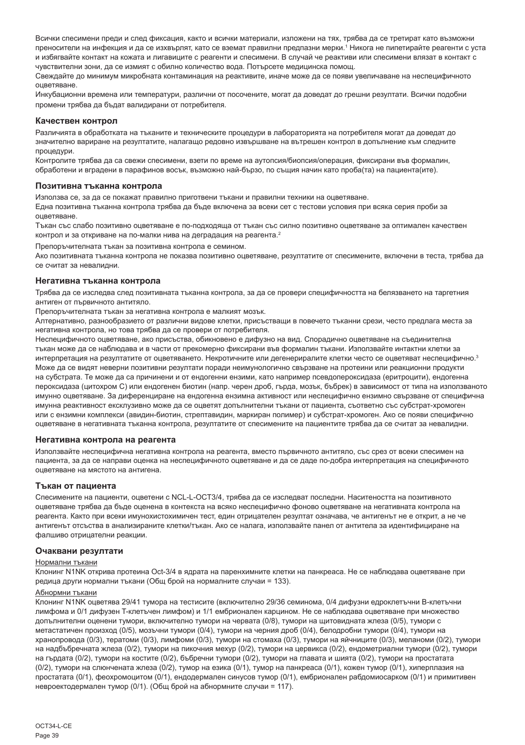Всички спесимени преди и след фиксация, както и всички материали, изложени на тях, трябва да се третират като възможни преносители на инфекция и да се изхвърлят, като се вземат правилни предпазни мерки.[1] Никога не пипетирайте реагенти с уста и избягвайте контакт на кожата и лигавиците с реагенти и спесимени. В случай че реактиви или спесимени влязат в контакт с чувствителни зони, да се измият с обилно количество вода. Потърсете медицинска помощ.

Свеждайте до минимум микробната контаминация на реактивите, иначе може да се появи увеличаване на неспецифичното оцветяване.

Инкубационни времена или температури, различни от посочените, могат да доведат до грешни резултати. Всички подобни промени трябва да бъдат валидирани от потребителя.

### Качествен контрол

Различията в обработката на тъканите и техническите процедури в лабораторията на потребителя могат да доведат до значително вариране на резултатите, налагащо редовно извършване на вътрешен контрол в допълнение към следните процедури.

Контролите трябва да са свежи спесимени, взети по време на аутопсия/биопсия/операция, фиксирани във формалин, обработени и вградени в парафинов восък, възможно най-бързо, по същия начин като проба(та) на пациента(ите).

### Позитивна тъканна контрола

Използва се, за да се покажат правилно приготвени тъкани и правилни техники на оцветяване.

Една позитивна тъканна контрола трябва да бъде включена за всеки сет с тестови условия при всяка серия проби за оцветяване.

Тъкан със слабо позитивно оцветяване е по-подходяща от тъкан със силно позитивно оцветяване за оптимален качествен контрол и за откриване на по-малки нива на деградация на реагента.[2]

Препоръчителната тъкан за позитивна контрола е семином.

Ако позитивната тъканна контрола не показва позитивно оцветяване, резултатите от спесимените, включени в теста, трябва да се считат за невалидни.

### Негативна тъканна контрола

Трябва да се изследва след позитивната тъканна контрола, за да се провери специфичността на белязването на таргетния антиген от първичното антитяло.

Препоръчителната тъкан за негативна контрола е малкият мозък.

Алтернативно, разнообразието от различни видове клетки, присъстващи в повечето тъканни срези, често предлага места за негативна контрола, но това трябва да се провери от потребителя.

Неспецифичното оцветяване, ако присъства, обикновено е дифузно на вид. Спорадично оцветяване на съединителна тъкан може да се наблюдава и в части от прекомерно фиксирани във формалин тъкани. Използвайте интактни клетки за интерпретация на резултатите от оцветяването. Некротичните или дегенериралите клетки често се оцветяват неспецифично.[3] Може да се видят неверни позитивни резултати поради неимунологично свързване на протеини или реакционни продукти на субстрата. Те може да са причинени и от ендогенни ензими, като например псевдопероксидаза (еритроцити), ендогенна пероксидаза (цитохром C) или ендогенен биотин (напр. черен дроб, гърда, мозък, бъбрек) в зависимост от типа на използваното имунно оцветяване. За диференциране на ендогенна ензимна активност или неспецифично ензимно свързване от специфична имунна реактивност ексклузивно може да се оцветят допълнителни тъкани от пациента, съответно със субстрат-хромоген или с ензимни комплекси (авидин-биотин, стрептавидин, маркиран полимер) и субстрат-хромоген. Ако се появи специфично оцветяване в негативната тъканна контрола, резултатите от спесимените на пациентите трябва да се считат за невалидни.

### Негативна контрола на реагента

Използвайте неспецифична негативна контрола на реагента, вместо първичното антитяло, със срез от всеки спесимен на пациента, за да се направи оценка на неспецифичното оцветяване и да се даде по-добра интерпретация на специфичното оцветяване на мястото на антигена.

### Тъкан от пациента

Спесимените на пациенти, оцветени с NCL-L-OCT3/4, трябва да се изследват последни. Наситеността на позитивното оцветяване трябва да бъде оценена в контекста на всяко неспецифично фоново оцветяване на негативната контрола на реагента. Както при всеки имунохистохимичен тест, един отрицателен резултат означава, че антигенът не е открит, а не че антигенът отсъства в анализираните клетки/тъкан. Ако се налага, използвайте панел от антитела за идентифициране на фалшиво отрицателни реакции.

### Очаквани резултати

Нормални тъкани

Клонинг N1NK открива протеина Oct-3/4 в ядрата на паренхимните клетки на панкреаса. Не се наблюдава оцветяване при редица други нормални тъкани (Общ брой на нормалните случаи = 133).

Абнормни тъкани

Клонинг N1NK оцветява 29/41 тумора на тестисите (включително 29/36 семинома, 0/4 дифузни едроклетъчни B-клетъчни лимфома и 0/1 дифузен T-клетъчен лимфом) и 1/1 ембрионален карцином. Не се наблюдава оцветяване при множество допълнителни оценени тумори, включително тумори на червата (0/8), тумори на щитовидната жлеза (0/5), тумори с метастатичен произход (0/5), мозъчни тумори (0/4), тумори на черния дроб (0/4), белодробни тумори (0/4), тумори на хранопровода (0/3), тератоми (0/3), лимфоми (0/3), тумори на стомаха (0/3), тумори на яйчниците (0/3), меланоми (0/2), тумори на надбъбречната жлеза (0/2), тумори на пикочния мехур (0/2), тумори на цервикса (0/2), ендометриални тумори (0/2), тумори на гърдата (0/2), тумори на костите (0/2), бъбречни тумори (0/2), тумори на главата и шията (0/2), тумори на простатата (0/2), тумори на слюнчената жлеза (0/2), тумор на езика (0/1), тумор на панкреаса (0/1), кожен тумор (0/1), хиперплазия на простатата (0/1), феохромоцитом (0/1), ендодермален синусов тумор (0/1), ембрионален рабдомиосарком (0/1) и примитивен невроектодермален тумор (0/1). (Общ брой на абнормните случаи = 117).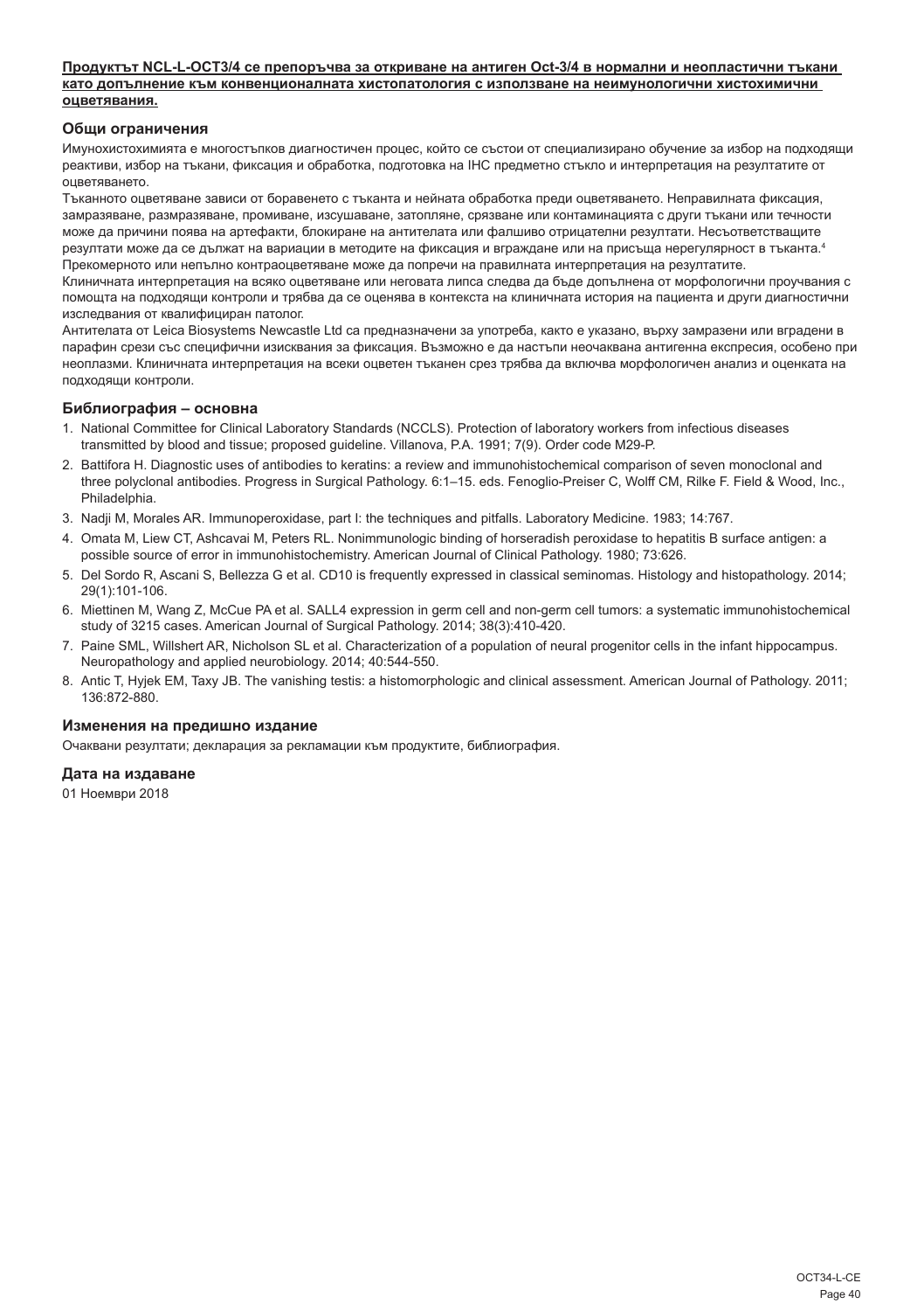**Продуктът NCL-L-OCT3/4 се препоръчва за откриване на антиген Oct-3/4 в нормални и неопластични тъкани като допълнение към конвенционалната хистопатология с използване на неимунологични хистохимични оцветявания.**

### Общи ограничения

Имунохистохимията е многостъпков диагностичен процес, който се състои от специализирано обучение за избор на подходящи реактиви, избор на тъкани, фиксация и обработка, подготовка на IHC предметно стъкло и интерпретация на резултатите от оцветяването.

Тъканното оцветяване зависи от боравенето с тъканта и нейната обработка преди оцветяването. Неправилната фиксация, замразяване, размразяване, промиване, изсушаване, затопляне, срязване или контаминацията с други тъкани или течности може да причини поява на артефакти, блокиране на антителата или фалшиво отрицателни резултати. Несъответстващите резултати може да се дължат на вариации в методите на фиксация и вграждане или на присъща нерегулярност в тъканта.[4]

Прекомерното или непълно контраоцветяване може да попречи на правилната интерпретация на резултатите.

Клиничната интерпретация на всяко оцветяване или неговата липса следва да бъде допълнена от морфологични проучвания с помощта на подходящи контроли и трябва да се оценява в контекста на клиничната история на пациента и други диагностични изследвания от квалифициран патолог.

Антителата от Leica Biosystems Newcastle Ltd са предназначени за употреба, както е указано, върху замразени или вградени в парафин срези със специфични изисквания за фиксация. Възможно е да настъпи неочаквана антигенна експресия, особено при неоплазми. Клиничната интерпретация на всеки оцветен тъканен срез трябва да включва морфологичен анализ и оценката на подходящи контроли.

### Библиография – основна

1. National Committee for Clinical Laboratory Standards (NCCLS). Protection of laboratory workers from infectious diseases transmitted by blood and tissue; proposed guideline. Villanova, P.A. 1991; 7(9). Order code M29-P.
2. Battifora H. Diagnostic uses of antibodies to keratins: a review and immunohistochemical comparison of seven monoclonal and three polyclonal antibodies. Progress in Surgical Pathology. 6:1–15. eds. Fenoglio-Preiser C, Wolff CM, Rilke F. Field & Wood, Inc., Philadelphia.
3. Nadji M, Morales AR. Immunoperoxidase, part I: the techniques and pitfalls. Laboratory Medicine. 1983; 14:767.
4. Omata M, Liew CT, Ashcavai M, Peters RL. Nonimmunologic binding of horseradish peroxidase to hepatitis B surface antigen: a possible source of error in immunohistochemistry. American Journal of Clinical Pathology. 1980; 73:626.
5. Del Sordo R, Ascani S, Bellezza G et al. CD10 is frequently expressed in classical seminomas. Histology and histopathology. 2014; 29(1):101-106.
6. Miettinen M, Wang Z, McCue PA et al. SALL4 expression in germ cell and non-germ cell tumors: a systematic immunohistochemical study of 3215 cases. American Journal of Surgical Pathology. 2014; 38(3):410-420.
7. Paine SML, Willshert AR, Nicholson SL et al. Characterization of a population of neural progenitor cells in the infant hippocampus. Neuropathology and applied neurobiology. 2014; 40:544-550.
8. Antic T, Hyjek EM, Taxy JB. The vanishing testis: a histomorphologic and clinical assessment. American Journal of Pathology. 2011; 136:872-880.

### Изменения на предишно издание

Очаквани резултати; декларация за рекламации към продуктите, библиография.

### Дата на издаване

01 Ноември 2018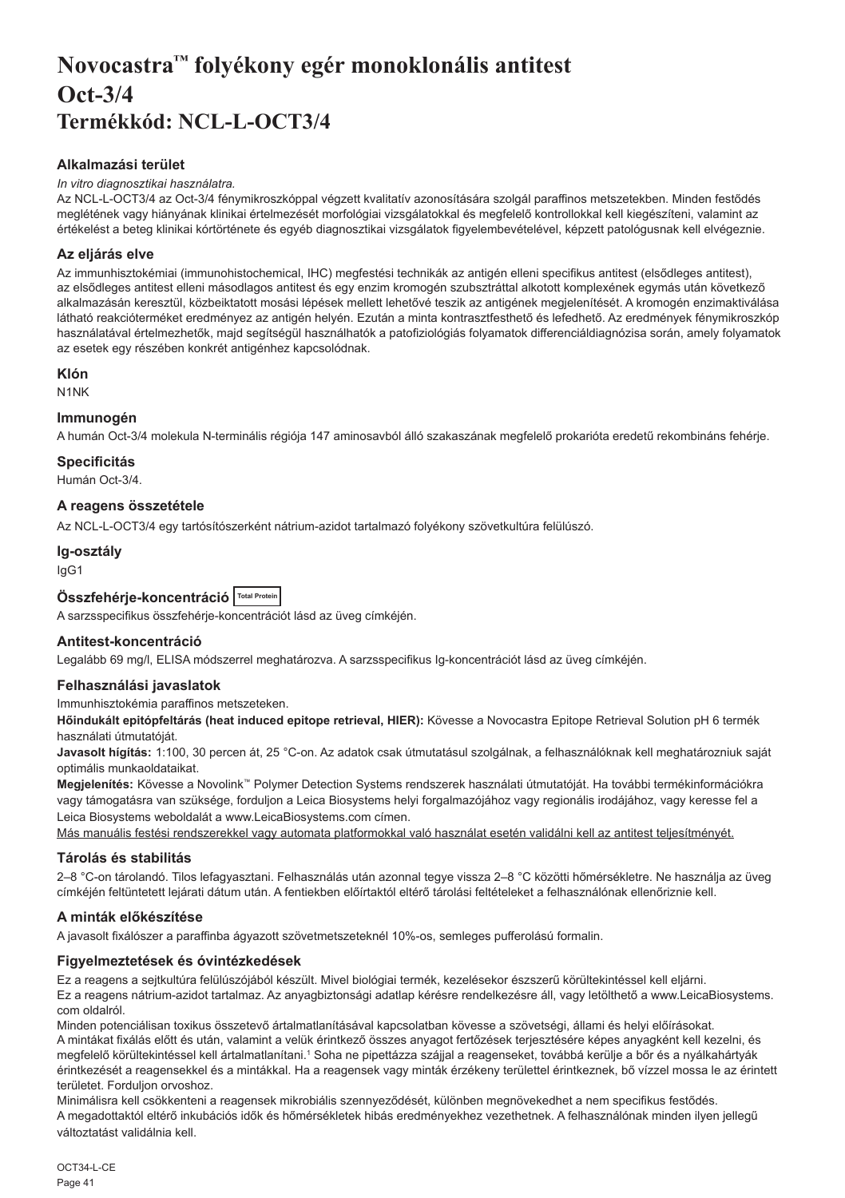# Novocastra™ folyékony egér monoklonális antitest Oct-3/4
# Termékkód: NCL-L-OCT3/4

### Alkalmazási terület

*In vitro diagnosztikai használatra.*

Az NCL-L-OCT3/4 az Oct-3/4 fénymikroszkóppal végzett kvalitatív azonosítására szolgál paraffinos metszetekben. Minden festődés meglétének vagy hiányának klinikai értelmezését morfológiai vizsgálatokkal és megfelelő kontrollokkal kell kiegészíteni, valamint az értékelést a beteg klinikai kórtörténete és egyéb diagnosztikai vizsgálatok figyelembevételével, képzett patológusnak kell elvégeznie.

### Az eljárás elve

Az immunhisztokémiai (immunohistochemical, IHC) megfestési technikák az antigén elleni specifikus antitest (elsődleges antitest), az elsődleges antitest elleni másodlagos antitest és egy enzim kromogén szubsztráttal alkotott komplexének egymás után következő alkalmazásán keresztül, közbeiktatott mosási lépések mellett lehetővé teszik az antigének megjelenítését. A kromogén enzimaktiválása látható reakcióterméket eredményez az antigén helyén. Ezután a minta kontrasztfesthető és lefedhető. Az eredmények fénymikroszkóp használatával értelmezhetők, majd segítségül használhatók a patofiziológiás folyamatok differenciáldiagnózisa során, amely folyamatok az esetek egy részében konkrét antigénhez kapcsolódnak.

### Klón

N1NK

### Immunogén

A humán Oct-3/4 molekula N-terminális régiója 147 aminosavból álló szakaszának megfelelő prokarióta eredetű rekombináns fehérje.

### Specificitás

Humán Oct-3/4.

### A reagens összetétele

Az NCL-L-OCT3/4 egy tartósítószerként nátrium-azidot tartalmazó folyékony szövetkultúra felülúszó.

### Ig-osztály

IgG1

### Összfehérje-koncentráció Total Protein

A sarzsspecifikus összfehérje-koncentrációt lásd az üveg címkéjén.

### Antitest-koncentráció

Legalább 69 mg/l, ELISA módszerrel meghatározva. A sarzsspecifikus Ig-koncentrációt lásd az üveg címkéjén.

### Felhasználási javaslatok

Immunhisztokémia paraffinos metszeteken.

**Hőindukált epitópfeltárás (heat induced epitope retrieval, HIER):** Kövesse a Novocastra Epitope Retrieval Solution pH 6 termék használati útmutatóját.

**Javasolt hígítás:** 1:100, 30 percen át, 25 °C-on. Az adatok csak útmutatásul szolgálnak, a felhasználóknak kell meghatározniuk saját optimális munkaoldataikat.

**Megjelenítés:** Kövesse a Novolink™ Polymer Detection Systems rendszerek használati útmutatóját. Ha további termékinformációkra vagy támogatásra van szüksége, forduljon a Leica Biosystems helyi forgalmazójához vagy regionális irodájához, vagy keresse fel a Leica Biosystems weboldalát a www.LeicaBiosystems.com címen.

Más manuális festési rendszerekkel vagy automata platformokkal való használat esetén validálni kell az antitest teljesítményét.

### Tárolás és stabilitás

2–8 °C-on tárolandó. Tilos lefagyasztani. Felhasználás után azonnal tegye vissza 2–8 °C közötti hőmérsékletre. Ne használja az üveg címkéjén feltüntetett lejárati dátum után. A fentiekben előírtaktól eltérő tárolási feltételeket a felhasználónak ellenőriznie kell.

### A minták előkészítése

A javasolt fixálószer a paraffinba ágyazott szövetmetszeteknél 10%-os, semleges pufferolású formalin.

### Figyelmeztetések és óvintézkedések

Ez a reagens a sejtkultúra felülúszójából készült. Mivel biológiai termék, kezelésekor észszerű körültekintéssel kell eljárni.

Ez a reagens nátrium-azidot tartalmaz. Az anyagbiztonsági adatlap kérésre rendelkezésre áll, vagy letölthető a www.LeicaBiosystems.com oldalról.

Minden potenciálisan toxikus összetevő ártalmatlanításával kapcsolatban kövesse a szövetségi, állami és helyi előírásokat.

A mintákat fixálás előtt és után, valamint a velük érintkező összes anyagot fertőzések terjesztésére képes anyagként kell kezelni, és megfelelő körültekintéssel kell ártalmatlanítani.[1] Soha ne pipettázza szájjal a reagenseket, továbbá kerülje a bőr és a nyálkahártyák érintkezését a reagensekkel és a mintákkal. Ha a reagensek vagy minták érzékeny területtel érintkeznek, bő vízzel mossa le az érintett területet. Forduljon orvoshoz.

Minimálisra kell csökkenteni a reagensek mikrobiális szennyeződését, különben megnövekedhet a nem specifikus festődés.

A megadottaktól eltérő inkubációs idők és hőmérsékletek hibás eredményekhez vezethetnek. A felhasználónak minden ilyen jellegű változtatást validálnia kell.

OCT34-L-CE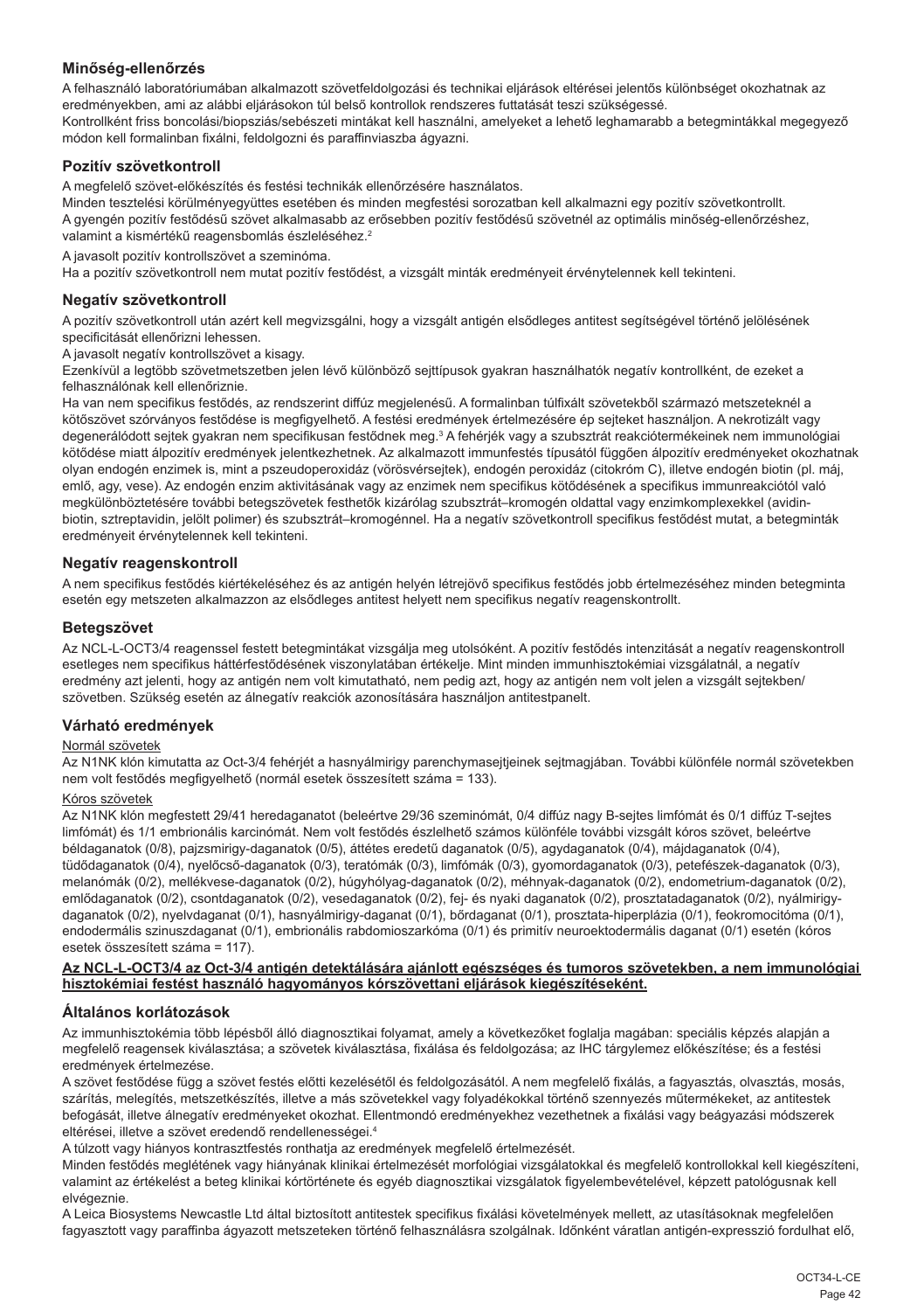## Minőség-ellenőrzés

A felhasználó laboratóriumában alkalmazott szövetfeldolgozási és technikai eljárások eltérései jelentős különbséget okozhatnak az eredményekben, ami az alábbi eljárásokon túl belső kontrollok rendszeres futtatását teszi szükségessé.
Kontrollként friss boncolási/biopsziás/sebészeti mintákat kell használni, amelyeket a lehető leghamarabb a betegmintákkal megegyező módon kell formalinban fixálni, feldolgozni és paraffinviaszba ágyazni.

### Pozitív szövetkontroll

A megfelelő szövet-előkészítés és festési technikák ellenőrzésére használatos.
Minden tesztelési körülményegyüttes esetében és minden megfestési sorozatban kell alkalmazni egy pozitív szövetkontrollt.
A gyengén pozitív festődésű szövet alkalmasabb az erősebben pozitív festődésű szövetnél az optimális minőség-ellenőrzéshez, valamint a kismértékű reagensbomlás észleléséhez.[2]

A javasolt pozitív kontrollszövet a szeminóma.
Ha a pozitív szövetkontroll nem mutat pozitív festődést, a vizsgált minták eredményeit érvénytelennek kell tekinteni.

### Negatív szövetkontroll

A pozitív szövetkontroll után azért kell megvizsgálni, hogy a vizsgált antigén elsődleges antitest segítségével történő jelölésének specificitását ellenőrizni lehessen.
A javasolt negatív kontrollszövet a kisagy.
Ezenkívül a legtöbb szövetmetszetben jelen lévő különböző sejttípusok gyakran használhatók negatív kontrollként, de ezeket a felhasználónak kell ellenőriznie.
Ha van nem specifikus festődés, az rendszerint diffúz megjelenésű. A formalinban túlfixált szövetekből származó metszeteknél a kötőszövet szórványos festődése is megfigyelhető. A festési eredmények értelmezésére ép sejteket használjon. A nekrotizált vagy degenerálódott sejtek gyakran nem specifikusan festődnek meg.[3] A fehérjék vagy a szubsztrát reakciótermékeinek nem immunológiai kötődése miatt álpozitív eredmények jelentkezhetnek. Az alkalmazott immunfestés típusától függően álpozitív eredményeket okozhatnak olyan endogén enzimek is, mint a pszeudoperoxidáz (vörösvérsejtek), endogén peroxidáz (citokróm C), illetve endogén biotin (pl. máj, emlő, agy, vese). Az endogén enzim aktivitásának vagy az enzimek nem specifikus kötődésének a specifikus immunreakciótól való megkülönböztetésére további betegszövetek festhetők kizárólag szubsztrát–kromogén oldattal vagy enzimkomplexekkel (avidin-biotin, sztreptavidin, jelölt polimer) és szubsztrát–kromogénnel. Ha a negatív szövetkontroll specifikus festődést mutat, a betegminták eredményeit érvénytelennek kell tekinteni.

### Negatív reagenskontroll

A nem specifikus festődés kiértékeléséhez és az antigén helyén létrejövő specifikus festődés jobb értelmezéséhez minden betegminta esetén egy metszeten alkalmazzon az elsődleges antitest helyett nem specifikus negatív reagenskontrollt.

### Betegszövet

Az NCL-L-OCT3/4 reagenssel festett betegmintákat vizsgálja meg utolsóként. A pozitív festődés intenzitását a negatív reagenskontroll esetleges nem specifikus háttérfestődésének viszonylatában értékelje. Mint minden immunhisztokémiai vizsgálatnál, a negatív eredmény azt jelenti, hogy az antigén nem volt kimutatható, nem pedig azt, hogy az antigén nem volt jelen a vizsgált sejtekben/szövetben. Szükség esetén az álnegatív reakciók azonosítására használjon antitestpanelt.

## Várható eredmények

Normál szövetek

Az N1NK klón kimutatta az Oct-3/4 fehérjét a hasnyálmirigy parenchymasejtjeinek sejtmagjában. További különféle normál szövetekben nem volt festődés megfigyelhető (normál esetek összesített száma = 133).

Kóros szövetek

Az N1NK klón megfestett 29/41 heredaganatot (beleértve 29/36 szeminómát, 0/4 diffúz nagy B-sejtes limfómát és 0/1 diffúz T-sejtes limfómát) és 1/1 embrionális karcinómát. Nem volt festődés észlelhető számos különféle további vizsgált kóros szövet, beleértve béldaganatok (0/8), pajzsmirigy-daganatok (0/5), áttétes eredetű daganatok (0/5), agydaganatok (0/4), májdaganatok (0/4), tüdődaganatok (0/4), nyelőcső-daganatok (0/3), teratómák (0/3), limfómák (0/3), gyomordaganatok (0/3), petefészek-daganatok (0/3), melanómák (0/2), mellékvese-daganatok (0/2), húgyhólyag-daganatok (0/2), méhnyak-daganatok (0/2), endometrium-daganatok (0/2), emlődaganatok (0/2), csontdaganatok (0/2), vesedaganatok (0/2), fej- és nyaki daganatok (0/2), prosztatadaganatok (0/2), nyálmirigy-daganatok (0/2), nyelvdaganat (0/1), hasnyálmirigy-daganat (0/1), bőrdaganat (0/1), prosztata-hiperplázia (0/1), feokromocitóma (0/1), endodermális szinuszdaganat (0/1), embrionális rabdomioszarkóma (0/1) és primitív neuroektodermális daganat (0/1) esetén (kóros esetek összesített száma = 117).

**Az NCL-L-OCT3/4 az Oct-3/4 antigén detektálására ajánlott egészséges és tumoros szövetekben, a nem immunológiai hisztokémiai festést használó hagyományos kórszövettani eljárások kiegészítéseként.**

## Általános korlátozások

Az immunhisztokémia több lépésből álló diagnosztikai folyamat, amely a következőket foglalja magában: speciális képzés alapján a megfelelő reagensek kiválasztása; a szövetek kiválasztása, fixálása és feldolgozása; az IHC tárgylemez előkészítése; és a festési eredmények értelmezése.
A szövet festődése függ a szövet festés előtti kezelésétől és feldolgozásától. A nem megfelelő fixálás, a fagyasztás, olvasztás, mosás, szárítás, melegítés, metszetkészítés, illetve a más szövetekkel vagy folyadékokkal történő szennyeződés műtermékeket, az antitestek befogását, illetve álnegatív eredményeket okozhat. Ellentmondó eredményekhez vezethetnek a fixálási vagy beágyazási módszerek eltérései, illetve a szövet eredendő rendellenességei.[4]
A túlzott vagy hiányos kontrasztfestés ronthatja az eredmények megfelelő értelmezését.
Minden festődés meglétének vagy hiányának klinikai értelmezését morfológiai vizsgálatokkal és megfelelő kontrollokkal kell kiegészíteni, valamint az értékelést a beteg klinikai kórtörténete és egyéb diagnosztikai vizsgálatok figyelembevételével, képzett patológusnak kell elvégeznie.
A Leica Biosystems Newcastle Ltd által biztosított antitestek specifikus fixálási követelmények mellett, az utasításoknak megfelelően fagyasztott vagy paraffinba ágyazott metszeteken történő felhasználásra szolgálnak. Időnként váratlan antigén-expresszió fordulhat elő,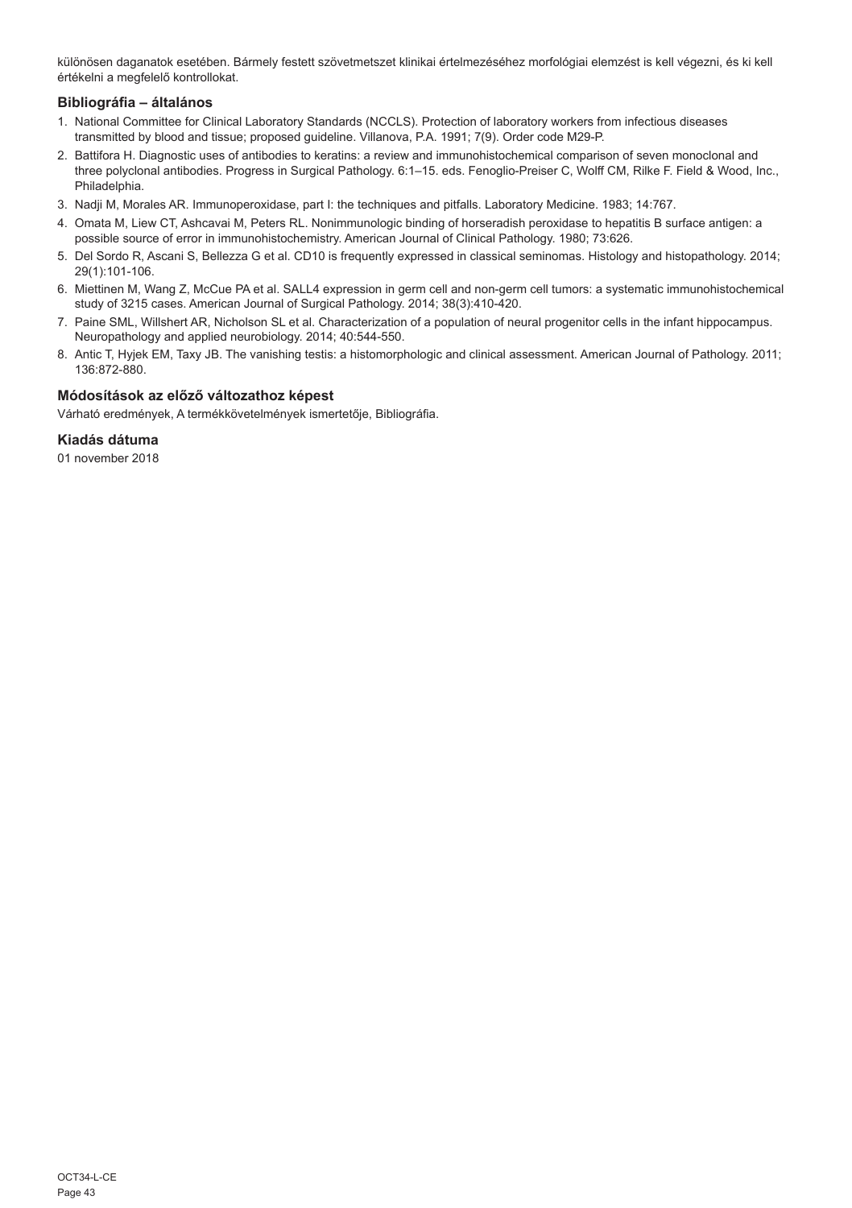különösen daganatok esetében. Bármely festett szövetmetszet klinikai értelmezéséhez morfológiai elemzést is kell végezni, és ki kell értékelni a megfelelő kontrollokat.

### Bibliográfia – általános

1. National Committee for Clinical Laboratory Standards (NCCLS). Protection of laboratory workers from infectious diseases transmitted by blood and tissue; proposed guideline. Villanova, P.A. 1991; 7(9). Order code M29-P.
2. Battifora H. Diagnostic uses of antibodies to keratins: a review and immunohistochemical comparison of seven monoclonal and three polyclonal antibodies. Progress in Surgical Pathology. 6:1–15. eds. Fenoglio-Preiser C, Wolff CM, Rilke F. Field & Wood, Inc., Philadelphia.
3. Nadji M, Morales AR. Immunoperoxidase, part I: the techniques and pitfalls. Laboratory Medicine. 1983; 14:767.
4. Omata M, Liew CT, Ashcavai M, Peters RL. Nonimmunologic binding of horseradish peroxidase to hepatitis B surface antigen: a possible source of error in immunohistochemistry. American Journal of Clinical Pathology. 1980; 73:626.
5. Del Sordo R, Ascani S, Bellezza G et al. CD10 is frequently expressed in classical seminomas. Histology and histopathology. 2014; 29(1):101-106.
6. Miettinen M, Wang Z, McCue PA et al. SALL4 expression in germ cell and non-germ cell tumors: a systematic immunohistochemical study of 3215 cases. American Journal of Surgical Pathology. 2014; 38(3):410-420.
7. Paine SML, Willshert AR, Nicholson SL et al. Characterization of a population of neural progenitor cells in the infant hippocampus. Neuropathology and applied neurobiology. 2014; 40:544-550.
8. Antic T, Hyjek EM, Taxy JB. The vanishing testis: a histomorphologic and clinical assessment. American Journal of Pathology. 2011; 136:872-880.

### Módosítások az előző változathoz képest

Várható eredmények, A termékkövetelmények ismertetője, Bibliográfia.

### Kiadás dátuma

01 november 2018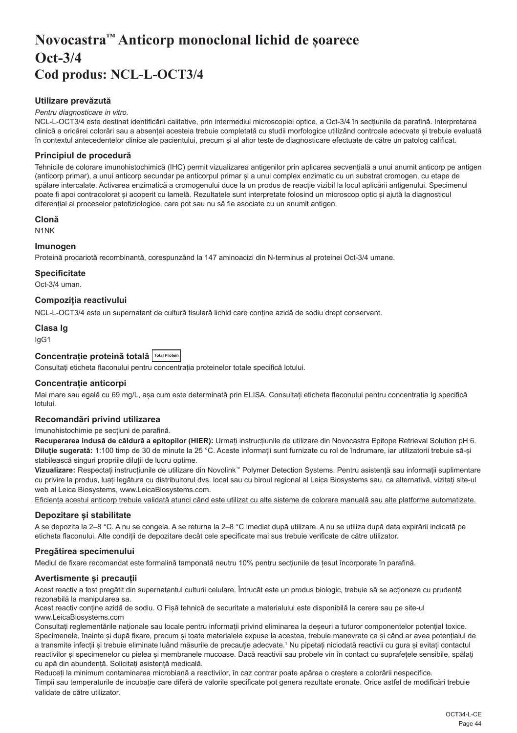# Novocastra™ Anticorp monoclonal lichid de șoarece Oct-3/4
# Cod produs: NCL-L-OCT3/4

### Utilizare prevăzută

*Pentru diagnosticare in vitro.*

NCL-L-OCT3/4 este destinat identificării calitative, prin intermediul microscopiei optice, a Oct-3/4 în secțiunile de parafină. Interpretarea clinică a oricărei colorări sau a absenței acesteia trebuie completată cu studii morfologice utilizând controale adecvate și trebuie evaluată în contextul antecedentelor clinice ale pacientului, precum și al altor teste de diagnosticare efectuate de către un patolog calificat.

### Principiul de procedură

Tehnicile de colorare imunohistochimică (IHC) permit vizualizarea antigenilor prin aplicarea secvențială a unui anumit anticorp pe antigen (anticorp primar), a unui anticorp secundar pe anticorpul primar și a unui complex enzimatic cu un substrat cromogen, cu etape de spălare intercalate. Activarea enzimatică a cromogenului duce la un produs de reacție vizibil la locul aplicării antigenului. Specimenul poate fi apoi contracolorat și acoperit cu lamelă. Rezultatele sunt interpretate folosind un microscop optic și ajută la diagnosticul diferențial al proceselor patofiziologice, care pot sau nu să fie asociate cu un anumit antigen.

### Clonă

N1NK

### Imunogen

Proteină procariotă recombinantă, corespunzând la 147 aminoacizi din N-terminus al proteinei Oct-3/4 umane.

### Specificitate

Oct-3/4 uman.

### Compoziția reactivului

NCL-L-OCT3/4 este un supernatant de cultură tisulară lichid care conține azidă de sodiu drept conservant.

### Clasa Ig

IgG1

### Concentrație proteină totală Total Protein

Consultați eticheta flaconului pentru concentrația proteinelor totale specifică lotului.

### Concentrație anticorpi

Mai mare sau egală cu 69 mg/L, așa cum este determinată prin ELISA. Consultați eticheta flaconului pentru concentrația Ig specifică lotului.

### Recomandări privind utilizarea

Imunohistochimie pe secțiuni de parafină.

**Recuperarea indusă de căldură a epitopilor (HIER):** Urmați instrucțiunile de utilizare din Novocastra Epitope Retrieval Solution pH 6.

**Diluție sugerată:** 1:100 timp de 30 de minute la 25 °C. Aceste informații sunt furnizate cu rol de îndrumare, iar utilizatorii trebuie să-și stabilească singuri propriile diluții de lucru optime.

**Vizualizare:** Respectați instrucțiunile de utilizare din Novolink™ Polymer Detection Systems. Pentru asistență sau informații suplimentare cu privire la produs, luați legătura cu distribuitorul dvs. local sau cu biroul regional al Leica Biosystems sau, ca alternativă, vizitați site-ul web al Leica Biosystems, www.LeicaBiosystems.com.

Eficiența acestui anticorp trebuie validată atunci când este utilizat cu alte sisteme de colorare manuală sau alte platforme automatizate.

### Depozitare și stabilitate

A se depozita la 2–8 °C. A nu se congela. A se returna la 2–8 °C imediat după utilizare. A nu se utiliza după data expirării indicată pe eticheta flaconului. Alte condiții de depozitare decât cele specificate mai sus trebuie verificate de către utilizator.

### Pregătirea specimenului

Mediul de fixare recomandat este formalină tamponată neutru 10% pentru secțiunile de țesut încorporate în parafină.

### Avertismente și precauții

Acest reactiv a fost pregătit din supernatantul culturii celulare. Întrucât este un produs biologic, trebuie să se acționeze cu prudență rezonabilă la manipularea sa.

Acest reactiv conține azidă de sodiu. O Fișă tehnică de securitate a materialului este disponibilă la cerere sau pe site-ul www.LeicaBiosystems.com

Consultați reglementările naționale sau locale pentru informații privind eliminarea la deșeuri a tuturor componentelor potențial toxice.

Specimenele, înainte și după fixare, precum și toate materialele expuse la acestea, trebuie manevrate ca și când ar avea potențialul de a transmite infecții și trebuie eliminate luând măsurile de precauție adecvate.[1] Nu pipetați niciodată reactivii cu gura și evitați contactul reactivilor și specimenelor cu pielea și membranele mucoase. Dacă reactivii sau probele vin în contact cu suprafețele sensibile, spălați cu apă din abundență. Solicitați asistență medicală.

Reduceți la minimum contaminarea microbiană a reactivilor, în caz contrar poate apărea o creștere a colorării nespecifice.

Timpii sau temperaturile de incubație care diferă de valorile specificate pot genera rezultate eronate. Orice astfel de modificări trebuie validate de către utilizator.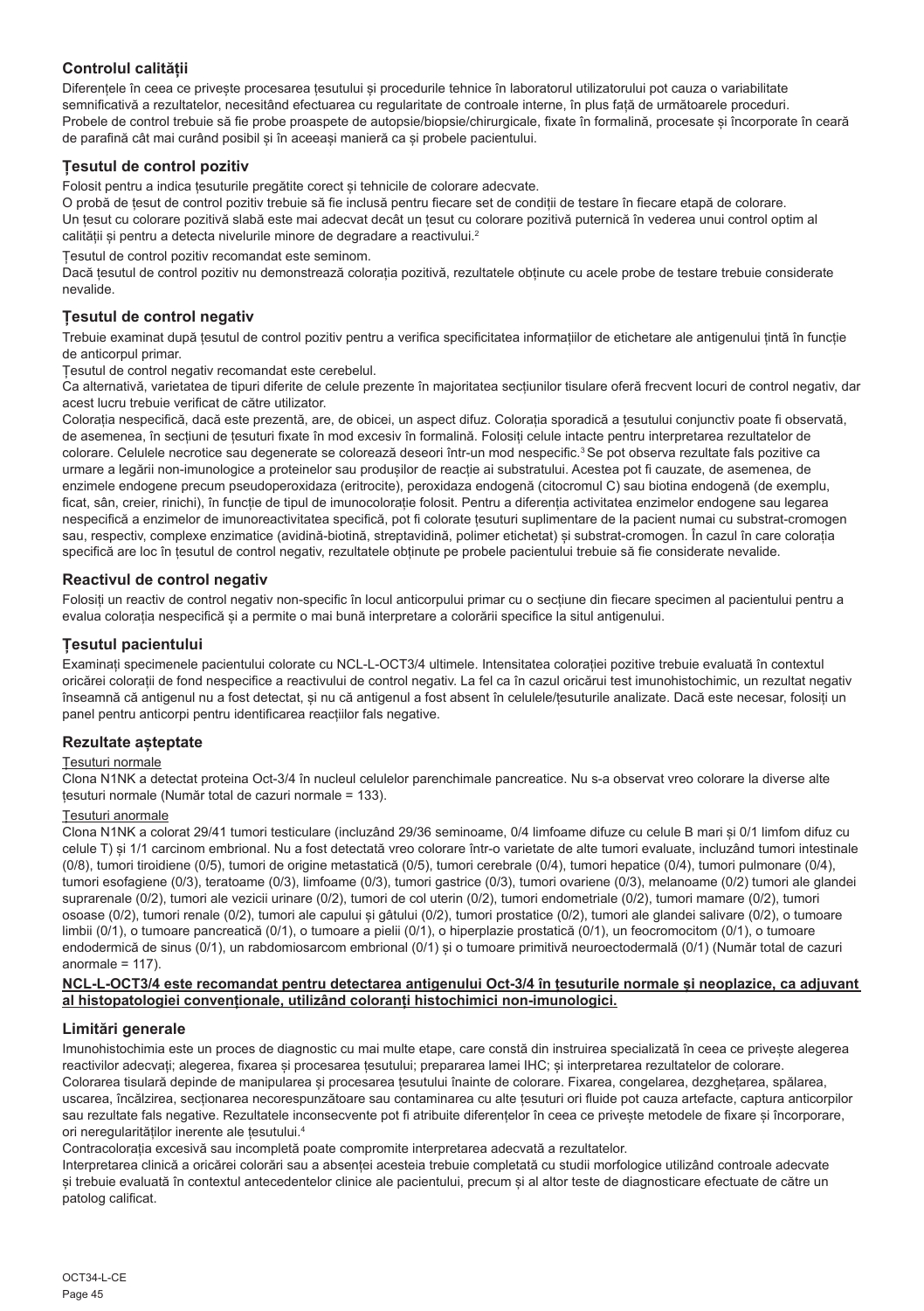## Controlul calității

Diferențele în ceea ce privește procesarea țesutului și procedurile tehnice în laboratorul utilizatorului pot cauza o variabilitate semnificativă a rezultatelor, necesitând efectuarea cu regularitate de controale interne, în plus față de următoarele proceduri. Probele de control trebuie să fie probe proaspete de autopsie/biopsie/chirurgicale, fixate în formalină, procesate și încorporate în ceară de parafină cât mai curând posibil și în aceeași manieră ca și probele pacientului.

### Țesutul de control pozitiv

Folosit pentru a indica țesuturile pregătite corect și tehnicile de colorare adecvate.

O probă de țesut de control pozitiv trebuie să fie inclusă pentru fiecare set de condiții de testare în fiecare etapă de colorare.

Un țesut cu colorare pozitivă slabă este mai adecvat decât un țesut cu colorare pozitivă puternică în vederea unui control optim al calității și pentru a detecta nivelurile minore de degradare a reactivului.[2]

Țesutul de control pozitiv recomandat este seminom.

Dacă țesutul de control pozitiv nu demonstrează colorația pozitivă, rezultatele obținute cu acele probe de testare trebuie considerate nevalide.

### Țesutul de control negativ

Trebuie examinat după țesutul de control pozitiv pentru a verifica specificitatea informațiilor de etichetare ale antigenului țintă în funcție de anticorpul primar.

Țesutul de control negativ recomandat este cerebelul.

Ca alternativă, varietatea de tipuri diferite de celule prezente în majoritatea secțiunilor tisulare oferă frecvent locuri de control negativ, dar acest lucru trebuie verificat de către utilizator.

Colorația nespecifică, dacă este prezentă, are, de obicei, un aspect difuz. Colorația sporadică a țesutului conjunctiv poate fi observată, de asemenea, în secțiuni de țesuturi fixate în mod excesiv în formalină. Folosiți celule intacte pentru interpretarea rezultatelor de colorare. Celulele necrotice sau degenerate se colorează deseori într-un mod nespecific.[3] Se pot observa rezultate fals pozitive ca urmare a legării non-imunologice a proteinelor sau produșilor de reacție ai substratului. Acestea pot fi cauzate, de asemenea, de enzimele endogene precum pseudoperoxidaza (eritrocite), peroxidaza endogenă (citocromul C) sau biotina endogenă (de exemplu, ficat, sân, creier, rinichi), în funcție de tipul de imunocolorație folosit. Pentru a diferenția activitatea enzimelor endogene sau legarea nespecifică a enzimelor de imunoreactivitatea specifică, pot fi colorate țesuturi suplimentare de la pacient numai cu substrat-cromogen sau, respectiv, complexe enzimatice (avidină-biotină, streptavidină, polimer etichetat) și substrat-cromogen. În cazul în care colorația specifică are loc în țesutul de control negativ, rezultatele obținute pe probele pacientului trebuie să fie considerate nevalide.

### Reactivul de control negativ

Folosiți un reactiv de control negativ non-specific în locul anticorpului primar cu o secțiune din fiecare specimen al pacientului pentru a evalua colorația nespecifică și a permite o mai bună interpretare a colorării specifice la situl antigenului.

### Țesutul pacientului

Examinați specimenele pacientului colorate cu NCL-L-OCT3/4 ultimele. Intensitatea colorației pozitive trebuie evaluată în contextul oricărei colorații de fond nespecifice a reactivului de control negativ. La fel ca în cazul oricărui test imunohistochimic, un rezultat negativ înseamnă că antigenul nu a fost detectat, și nu că antigenul a fost absent în celulele/țesuturile analizate. Dacă este necesar, folosiți un panel pentru anticorpi pentru identificarea reacțiilor fals negative.

## Rezultate așteptate

Țesuturi normale

Clona N1NK a detectat proteina Oct-3/4 în nucleul celulelor parenchimale pancreatice. Nu s-a observat vreo colorare la diverse alte țesuturi normale (Număr total de cazuri normale = 133).

Țesuturi anormale

Clona N1NK a colorat 29/41 tumori testiculare (incluzând 29/36 seminoame, 0/4 limfoame difuze cu celule B mari și 0/1 limfom difuz cu celule T) și 1/1 carcinom embrional. Nu a fost detectată vreo colorare într-o varietate de alte tumori evaluate, incluzând tumori intestinale (0/8), tumori tiroidiene (0/5), tumori de origine metastatică (0/5), tumori cerebrale (0/4), tumori hepatice (0/4), tumori pulmonare (0/4), tumori esofagiene (0/3), teratoame (0/3), limfoame (0/3), tumori gastrice (0/3), tumori ovariene (0/3), melanoame (0/2) tumori ale glandei suprarenale (0/2), tumori ale vezicii urinare (0/2), tumori de col uterin (0/2), tumori endometriale (0/2), tumori mamare (0/2), tumori osoase (0/2), tumori renale (0/2), tumori ale capului și gâtului (0/2), tumori prostatice (0/2), tumori ale glandei salivare (0/2), o tumoare limbii (0/1), o tumoare pancreatică (0/1), o tumoare a pielii (0/1), o hiperplazie prostatică (0/1), un feocromocitom (0/1), o tumoare endodermică de sinus (0/1), un rabdomiosarcom embrional (0/1) și o tumoare primitivă neuroectodermală (0/1) (Număr total de cazuri anormale = 117).

**NCL-L-OCT3/4 este recomandat pentru detectarea antigenului Oct-3/4 în țesuturile normale și neoplazice, ca adjuvant al histopatologiei convenționale, utilizând coloranți histochimici non-imunologici.**

## Limitări generale

Imunohistochimia este un proces de diagnostic cu mai multe etape, care constă din instruirea specializată în ceea ce privește alegerea reactivilor adecvați; alegerea, fixarea și procesarea țesutului; prepararea lamei IHC; și interpretarea rezultatelor de colorare.

Colorarea tisulară depinde de manipularea și procesarea țesutului înainte de colorare. Fixarea, congelarea, dezghețarea, spălarea, uscarea, încălzirea, secționarea necorespunzătoare sau contaminarea cu alte țesuturi ori fluide pot cauza artefacte, captura anticorpilor sau rezultate fals negative. Rezultatele inconsecvente pot fi atribuite diferențelor în ceea ce privește metodele de fixare și încorporare, ori neregularităților inerente ale țesutului.[4]

Contracolorația excesivă sau incompletă poate compromite interpretarea adecvată a rezultatelor.

Interpretarea clinică a oricărei colorări sau a absenței acesteia trebuie completată cu studii morfologice utilizând controale adecvate și trebuie evaluată în contextul antecedentelor clinice ale pacientului, precum și al altor teste de diagnosticare efectuate de către un patolog calificat.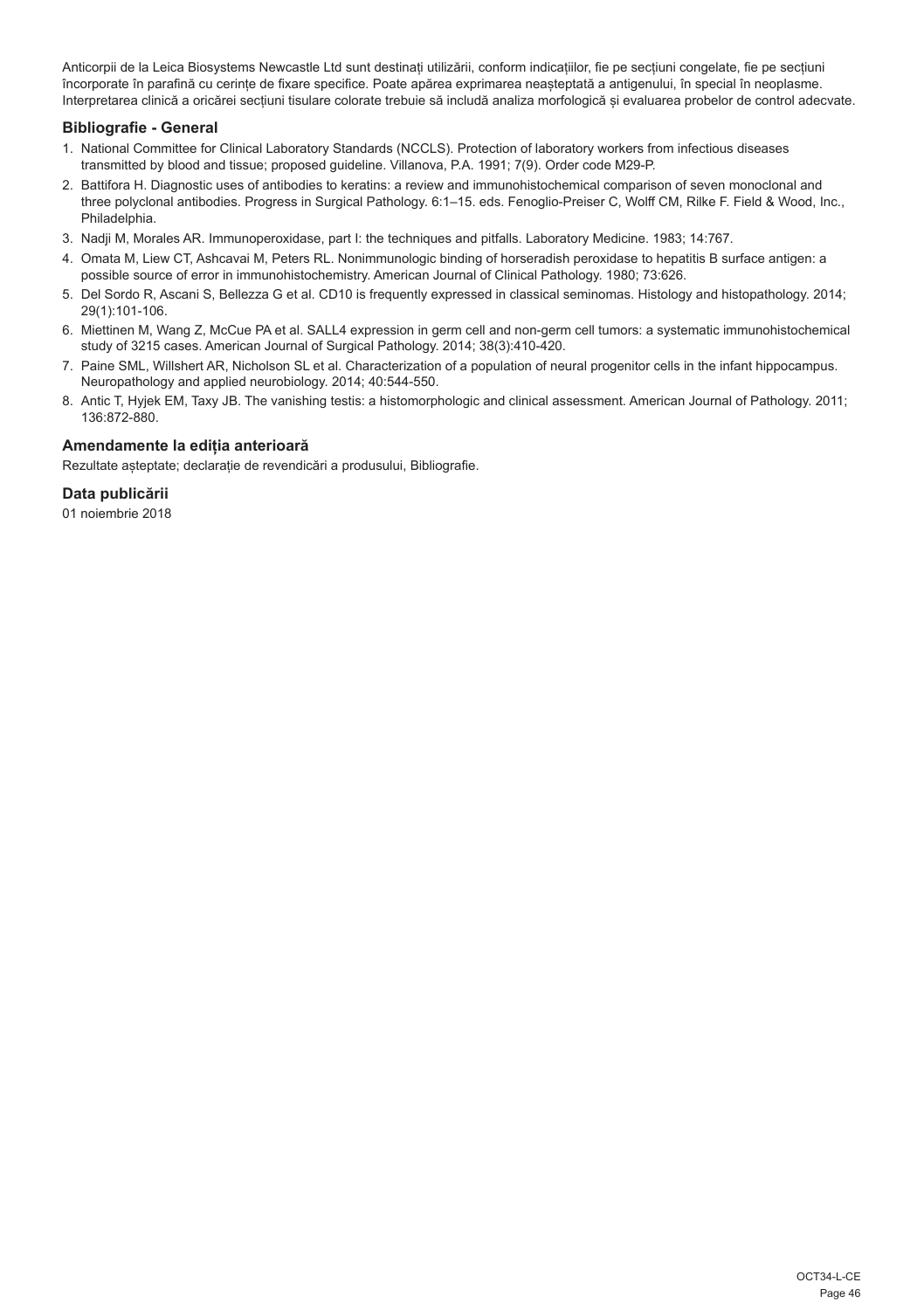Anticorpii de la Leica Biosystems Newcastle Ltd sunt destinați utilizării, conform indicațiilor, fie pe secțiuni congelate, fie pe secțiuni încorporate în parafină cu cerințe de fixare specifice. Poate apărea exprimarea neașteptată a antigenului, în special în neoplasme. Interpretarea clinică a oricărei secțiuni tisulare colorate trebuie să includă analiza morfologică și evaluarea probelor de control adecvate.

## Bibliografie - General

1. National Committee for Clinical Laboratory Standards (NCCLS). Protection of laboratory workers from infectious diseases transmitted by blood and tissue; proposed guideline. Villanova, P.A. 1991; 7(9). Order code M29-P.
2. Battifora H. Diagnostic uses of antibodies to keratins: a review and immunohistochemical comparison of seven monoclonal and three polyclonal antibodies. Progress in Surgical Pathology. 6:1–15. eds. Fenoglio-Preiser C, Wolff CM, Rilke F. Field & Wood, Inc., Philadelphia.
3. Nadji M, Morales AR. Immunoperoxidase, part I: the techniques and pitfalls. Laboratory Medicine. 1983; 14:767.
4. Omata M, Liew CT, Ashcavai M, Peters RL. Nonimmunologic binding of horseradish peroxidase to hepatitis B surface antigen: a possible source of error in immunohistochemistry. American Journal of Clinical Pathology. 1980; 73:626.
5. Del Sordo R, Ascani S, Bellezza G et al. CD10 is frequently expressed in classical seminomas. Histology and histopathology. 2014; 29(1):101-106.
6. Miettinen M, Wang Z, McCue PA et al. SALL4 expression in germ cell and non-germ cell tumors: a systematic immunohistochemical study of 3215 cases. American Journal of Surgical Pathology. 2014; 38(3):410-420.
7. Paine SML, Willshert AR, Nicholson SL et al. Characterization of a population of neural progenitor cells in the infant hippocampus. Neuropathology and applied neurobiology. 2014; 40:544-550.
8. Antic T, Hyjek EM, Taxy JB. The vanishing testis: a histomorphologic and clinical assessment. American Journal of Pathology. 2011; 136:872-880.

## Amendamente la ediția anterioară

Rezultate așteptate; declarație de revendicări a produsului, Bibliografie.

## Data publicării

01 noiembrie 2018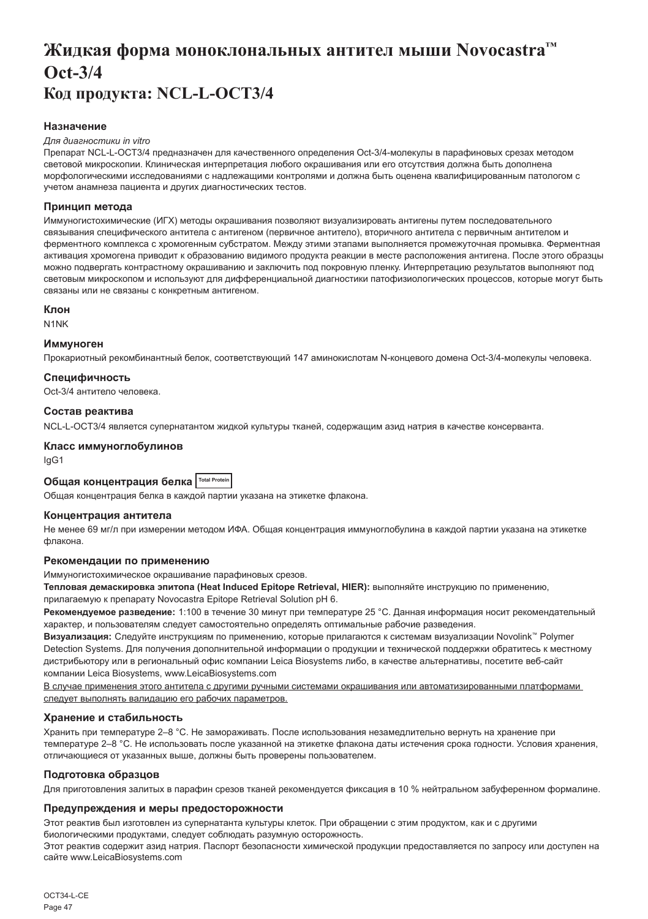# Жидкая форма моноклональных антител мыши Novocastra™ Oct-3/4
# Код продукта: NCL-L-OCT3/4

### Назначение

*Для диагностики in vitro*

Препарат NCL-L-OCT3/4 предназначен для качественного определения Oct-3/4-молекулы в парафиновых срезах методом световой микроскопии. Клиническая интерпретация любого окрашивания или его отсутствия должна быть дополнена морфологическими исследованиями с надлежащими контролями и должна быть оценена квалифицированным патологом с учетом анамнеза пациента и других диагностических тестов.

### Принцип метода

Иммуногистохимические (ИГХ) методы окрашивания позволяют визуализировать антигены путем последовательного связывания специфического антитела с антигеном (первичное антитело), вторичного антитела с первичным антителом и ферментного комплекса с хромогенным субстратом. Между этими этапами выполняется промежуточная промывка. Ферментная активация хромогена приводит к образованию видимого продукта реакции в месте расположения антигена. После этого образцы можно подвергать контрастному окрашиванию и заключить под покровную пленку. Интерпретацию результатов выполняют под световым микроскопом и используют для дифференциальной диагностики патофизиологических процессов, которые могут быть связаны или не связаны с конкретным антигеном.

### Клон

N1NK

### Иммуноген

Прокариотный рекомбинантный белок, соответствующий 147 аминокислотам N-концевого домена Oct-3/4-молекулы человека.

### Специфичность

Oct-3/4 антитело человека.

### Состав реактива

NCL-L-OCT3/4 является супернатантом жидкой культуры тканей, содержащим азид натрия в качестве консерванта.

### Класс иммуноглобулинов

IgG1

### Общая концентрация белка Total Protein

Общая концентрация белка в каждой партии указана на этикетке флакона.

### Концентрация антитела

Не менее 69 мг/л при измерении методом ИФА. Общая концентрация иммуноглобулина в каждой партии указана на этикетке флакона.

### Рекомендации по применению

Иммуногистохимическое окрашивание парафиновых срезов.

**Тепловая демаскировка эпитопа (Heat Induced Epitope Retrieval, HIER):** выполняйте инструкцию по применению, прилагаемую к препарату Novocastra Epitope Retrieval Solution pH 6.

**Рекомендуемое разведение:** 1:100 в течение 30 минут при температуре 25 °C. Данная информация носит рекомендательный характер, и пользователям следует самостоятельно определять оптимальные рабочие разведения.

**Визуализация:** Следуйте инструкциям по применению, которые прилагаются к системам визуализации Novolink™ Polymer Detection Systems. Для получения дополнительной информации о продукции и технической поддержки обратитесь к местному дистрибьютору или в региональный офис компании Leica Biosystems либо, в качестве альтернативы, посетите веб-сайт компании Leica Biosystems, www.LeicaBiosystems.com

В случае применения этого антитела с другими ручными системами окрашивания или автоматизированными платформами следует выполнять валидацию его рабочих параметров.

### Хранение и стабильность

Хранить при температуре 2–8 °C. Не замораживать. После использования незамедлительно вернуть на хранение при температуре 2–8 °C. Не использовать после указанной на этикетке флакона даты истечения срока годности. Условия хранения, отличающиеся от указанных выше, должны быть проверены пользователем.

### Подготовка образцов

Для приготовления залитых в парафин срезов тканей рекомендуется фиксация в 10 % нейтральном забуференном формалине.

### Предупреждения и меры предосторожности

Этот реактив был изготовлен из супернатанта культуры клеток. При обращении с этим продуктом, как и с другими биологическими продуктами, следует соблюдать разумную осторожность.

Этот реактив содержит азид натрия. Паспорт безопасности химической продукции предоставляется по запросу или доступен на сайте www.LeicaBiosystems.com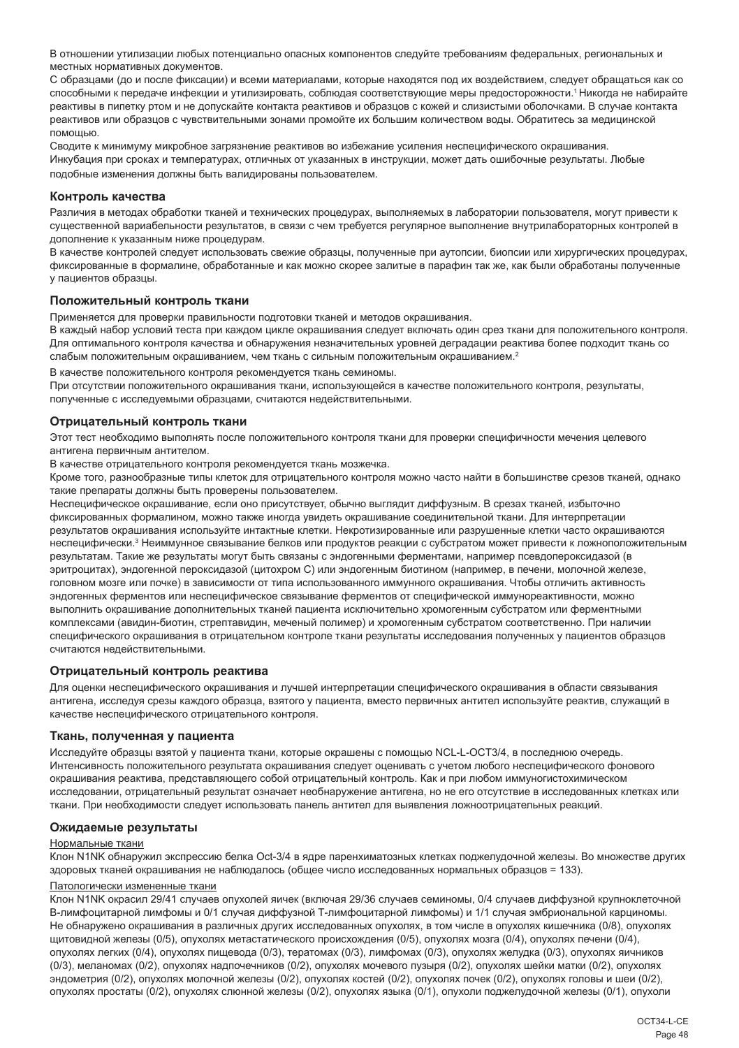В отношении утилизации любых потенциально опасных компонентов следуйте требованиям федеральных, региональных и местных нормативных документов.

С образцами (до и после фиксации) и всеми материалами, которые находятся под их воздействием, следует обращаться как со способными к передаче инфекции и утилизировать, соблюдая соответствующие меры предосторожности.[1] Никогда не набирайте реактивы в пипетку ртом и не допускайте контакта реактивов и образцов с кожей и слизистыми оболочками. В случае контакта реактивов или образцов с чувствительными зонами промойте их большим количеством воды. Обратитесь за медицинской помощью.

Сводите к минимуму микробное загрязнение реактивов во избежание усиления неспецифического окрашивания.

Инкубация при сроках и температурах, отличных от указанных в инструкции, может дать ошибочные результаты. Любые подобные изменения должны быть валидированы пользователем.

## Контроль качества

Различия в методах обработки тканей и технических процедурах, выполняемых в лаборатории пользователя, могут привести к существенной вариабельности результатов, в связи с чем требуется регулярное выполнение внутрилабораторных контролей в дополнение к указанным ниже процедурам.

В качестве контролей следует использовать свежие образцы, полученные при аутопсии, биопсии или хирургических процедурах, фиксированные в формалине, обработанные и как можно скорее залитые в парафин так же, как были обработаны полученные у пациентов образцы.

## Положительный контроль ткани

Применяется для проверки правильности подготовки тканей и методов окрашивания.

В каждый набор условий теста при каждом цикле окрашивания следует включать один срез ткани для положительного контроля. Для оптимального контроля качества и обнаружения незначительных уровней деградации реактива более подходит ткань со слабым положительным окрашиванием, чем ткань с сильным положительным окрашиванием.[2]

В качестве положительного контроля рекомендуется ткань семиномы.

При отсутствии положительного окрашивания ткани, использующейся в качестве положительного контроля, результаты, полученные с исследуемыми образцами, считаются недействительными.

## Отрицательный контроль ткани

Этот тест необходимо выполнять после положительного контроля ткани для проверки специфичности мечения целевого антигена первичным антителом.

В качестве отрицательного контроля рекомендуется ткань мозжечка.

Кроме того, разнообразные типы клеток для отрицательного контроля можно часто найти в большинстве срезов тканей, однако такие препараты должны быть проверены пользователем.

Неспецифическое окрашивание, если оно присутствует, обычно выглядит диффузным. В срезах тканей, избыточно фиксированных формалином, можно также иногда увидеть окрашивание соединительной ткани. Для интерпретации результатов окрашивания используйте интактные клетки. Некротизированные или разрушенные клетки часто окрашиваются неспецифически.[3] Неиммунное связывание белков или продуктов реакции с субстратом может привести к ложноположительным результатам. Такие же результаты могут быть связаны с эндогенными ферментами, например псевдопероксидазой (в эритроцитах), эндогенной пероксидазой (цитохром C) или эндогенным биотином (например, в печени, молочной железе, головном мозге или почке) в зависимости от типа использованного иммунного окрашивания. Чтобы отличить активность эндогенных ферментов или неспецифическое связывание ферментов от специфической иммунореактивности, можно выполнить окрашивание дополнительных тканей пациента исключительно хромогенным субстратом или ферментными комплексами (авидин-биотин, стрептавидин, меченый полимер) и хромогенным субстратом соответственно. При наличии специфического окрашивания в отрицательном контроле ткани результаты исследования полученных у пациентов образцов считаются недействительными.

## Отрицательный контроль реактива

Для оценки неспецифического окрашивания и лучшей интерпретации специфического окрашивания в области связывания антигена, исследуя срезы каждого образца, взятого у пациента, вместо первичных антител используйте реактив, служащий в качестве неспецифического отрицательного контроля.

## Ткань, полученная у пациента

Исследуйте образцы взятой у пациента ткани, которые окрашены с помощью NCL-L-OCT3/4, в последнюю очередь. Интенсивность положительного результата окрашивания следует оценивать с учетом любого неспецифического фонового окрашивания реактива, представляющего собой отрицательный контроль. Как и при любом иммуногистохимическом исследовании, отрицательный результат означает необнаружение антигена, но не его отсутствие в исследованных клетках или ткани. При необходимости следует использовать панель антител для выявления ложноотрицательных реакций.

## Ожидаемые результаты

Нормальные ткани

Клон N1NK обнаружил экспрессию белка Oct-3/4 в ядре паренхиматозных клетках поджелудочной железы. Во множестве других здоровых тканей окрашивания не наблюдалось (общее число исследованных нормальных образцов = 133).

Патологически измененные ткани

Клон N1NK окрасил 29/41 случаев опухолей яичек (включая 29/36 случаев семиномы, 0/4 случаев диффузной крупноклеточной В-лимфоцитарной лимфомы и 0/1 случая диффузной Т-лимфоцитарной лимфомы) и 1/1 случая эмбриональной карциномы. Не обнаружено окрашивания в различных других исследованных опухолях, в том числе в опухолях кишечника (0/8), опухолях щитовидной железы (0/5), опухолях метастатического происхождения (0/5), опухолях мозга (0/4), опухолях печени (0/4), опухолях легких (0/4), опухолях пищевода (0/3), тератомах (0/3), лимфомах (0/3), опухолях желудка (0/3), опухолях яичников (0/3), меланомах (0/2), опухолях надпочечников (0/2), опухолях мочевого пузыря (0/2), опухолях шейки матки (0/2), опухолях эндометрия (0/2), опухолях молочной железы (0/2), опухолях костей (0/2), опухолях почек (0/2), опухолях головы и шеи (0/2), опухолях простаты (0/2), опухолях слюнной железы (0/2), опухолях языка (0/1), опухоли поджелудочной железы (0/1), опухоли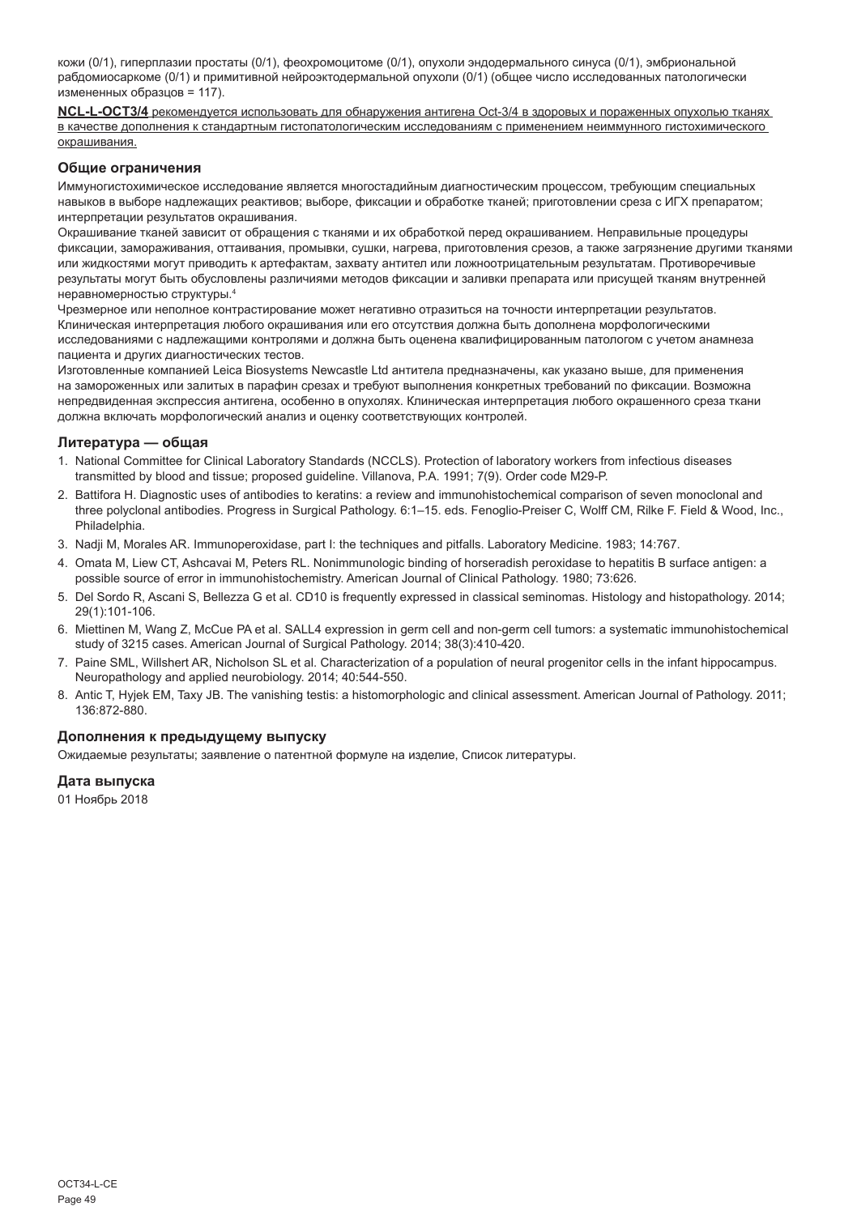кожи (0/1), гиперплазии простаты (0/1), феохромоцитоме (0/1), опухоли эндодермального синуса (0/1), эмбриональной рабдомиосаркоме (0/1) и примитивной нейроэктодермальной опухоли (0/1) (общее число исследованных патологически измененных образцов = 117).

**NCL-L-OCT3/4** рекомендуется использовать для обнаружения антигена Oct-3/4 в здоровых и пораженных опухолью тканях в качестве дополнения к стандартным гистопатологическим исследованиям с применением неиммунного гистохимического окрашивания.

### Общие ограничения

Иммуногистохимическое исследование является многостадийным диагностическим процессом, требующим специальных навыков в выборе надлежащих реактивов; выборе, фиксации и обработке тканей; приготовлении среза с ИГХ препаратом; интерпретации результатов окрашивания.

Окрашивание тканей зависит от обращения с тканями и их обработкой перед окрашиванием. Неправильные процедуры фиксации, замораживания, оттаивания, промывки, сушки, нагрева, приготовления срезов, а также загрязнение другими тканями или жидкостями могут приводить к артефактам, захвату антител или ложноотрицательным результатам. Противоречивые результаты могут быть обусловлены различиями методов фиксации и заливки препарата или присущей тканям внутренней неравномерностью структуры.[4]

Чрезмерное или неполное контрастирование может негативно отразиться на точности интерпретации результатов. Клиническая интерпретация любого окрашивания или его отсутствия должна быть дополнена морфологическими исследованиями с надлежащими контролями и должна быть оценена квалифицированным патологом с учетом анамнеза пациента и других диагностических тестов.

Изготовленные компанией Leica Biosystems Newcastle Ltd антитела предназначены, как указано выше, для применения на замороженных или залитых в парафин срезах и требуют выполнения конкретных требований по фиксации. Возможна непредвиденная экспрессия антигена, особенно в опухолях. Клиническая интерпретация любого окрашенного среза ткани должна включать морфологический анализ и оценку соответствующих контролей.

### Литература — общая

1. National Committee for Clinical Laboratory Standards (NCCLS). Protection of laboratory workers from infectious diseases transmitted by blood and tissue; proposed guideline. Villanova, P.A. 1991; 7(9). Order code M29-P.
2. Battifora H. Diagnostic uses of antibodies to keratins: a review and immunohistochemical comparison of seven monoclonal and three polyclonal antibodies. Progress in Surgical Pathology. 6:1–15. eds. Fenoglio-Preiser C, Wolff CM, Rilke F. Field & Wood, Inc., Philadelphia.
3. Nadji M, Morales AR. Immunoperoxidase, part I: the techniques and pitfalls. Laboratory Medicine. 1983; 14:767.
4. Omata M, Liew CT, Ashcavai M, Peters RL. Nonimmunologic binding of horseradish peroxidase to hepatitis B surface antigen: a possible source of error in immunohistochemistry. American Journal of Clinical Pathology. 1980; 73:626.
5. Del Sordo R, Ascani S, Bellezza G et al. CD10 is frequently expressed in classical seminomas. Histology and histopathology. 2014; 29(1):101-106.
6. Miettinen M, Wang Z, McCue PA et al. SALL4 expression in germ cell and non-germ cell tumors: a systematic immunohistochemical study of 3215 cases. American Journal of Surgical Pathology. 2014; 38(3):410-420.
7. Paine SML, Willshert AR, Nicholson SL et al. Characterization of a population of neural progenitor cells in the infant hippocampus. Neuropathology and applied neurobiology. 2014; 40:544-550.
8. Antic T, Hyjek EM, Taxy JB. The vanishing testis: a histomorphologic and clinical assessment. American Journal of Pathology. 2011; 136:872-880.

### Дополнения к предыдущему выпуску

Ожидаемые результаты; заявление о патентной формуле на изделие, Список литературы.

### Дата выпуска

01 Ноябрь 2018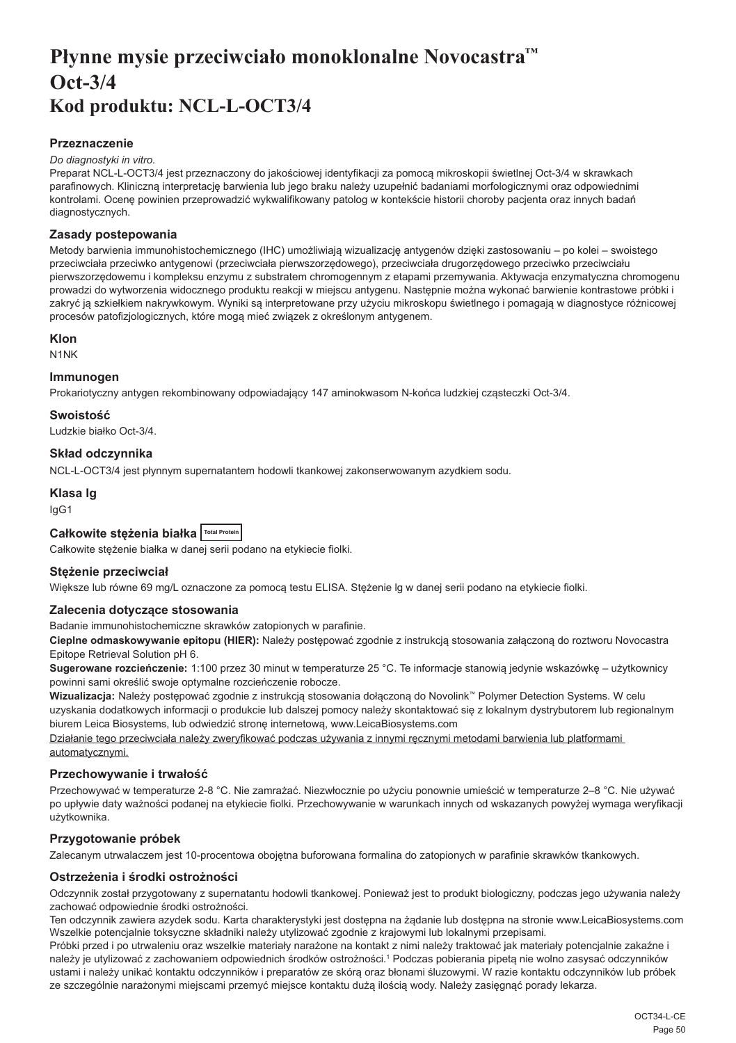# Płynne mysie przeciwciało monoklonalne Novocastra™ Oct-3/4
# Kod produktu: NCL-L-OCT3/4

### Przeznaczenie

*Do diagnostyki in vitro.*

Preparat NCL-L-OCT3/4 jest przeznaczony do jakościowej identyfikacji za pomocą mikroskopii świetlnej Oct-3/4 w skrawkach parafinowych. Kliniczną interpretację barwienia lub jego braku należy uzupełnić badaniami morfologicznymi oraz odpowiednimi kontrolami. Ocenę powinien przeprowadzić wykwalifikowany patolog w kontekście historii choroby pacjenta oraz innych badań diagnostycznych.

### Zasady postepowania

Metody barwienia immunohistochemicznego (IHC) umożliwiają wizualizację antygenów dzięki zastosowaniu – po kolei – swoistego przeciwciała przeciwko antygenowi (przeciwciała pierwszorzędowego), przeciwciała drugorzędowego przeciwko przeciwciału pierwszorzędowemu i kompleksu enzymu z substratem chromogennym z etapami przemywania. Aktywacja enzymatyczna chromogenu prowadzi do wytworzenia widocznego produktu reakcji w miejscu antygenu. Następnie można wykonać barwienie kontrastowe próbki i zakryć ją szkiełkiem nakrywkowym. Wyniki są interpretowane przy użyciu mikroskopu świetlnego i pomagają w diagnostyce różnicowej procesów patofizjologicznych, które mogą mieć związek z określonym antygenem.

### Klon

N1NK

### Immunogen

Prokariotyczny antygen rekombinowany odpowiadający 147 aminokwasom N-końca ludzkiej cząsteczki Oct-3/4.

### Swoistość

Ludzkie białko Oct-3/4.

### Skład odczynnika

NCL-L-OCT3/4 jest płynnym supernatantem hodowli tkankowej zakonserwowanym azydkiem sodu.

### Klasa Ig

IgG1

### Całkowite stężenia białka Total Protein

Całkowite stężenie białka w danej serii podano na etykiecie fiolki.

### Stężenie przeciwciał

Większe lub równe 69 mg/L oznaczone za pomocą testu ELISA. Stężenie lg w danej serii podano na etykiecie fiolki.

### Zalecenia dotyczące stosowania

Badanie immunohistochemiczne skrawków zatopionych w parafinie.

**Cieplne odmaskowywanie epitopu (HIER):** Należy postępować zgodnie z instrukcją stosowania załączoną do roztworu Novocastra Epitope Retrieval Solution pH 6.

**Sugerowane rozcieńczenie:** 1:100 przez 30 minut w temperaturze 25 °C. Te informacje stanowią jedynie wskazówkę – użytkownicy powinni sami określić swoje optymalne rozcieńczenie robocze.

**Wizualizacja:** Należy postępować zgodnie z instrukcją stosowania dołączoną do Novolink™ Polymer Detection Systems. W celu uzyskania dodatkowych informacji o produkcie lub dalszej pomocy należy skontaktować się z lokalnym dystrybutorem lub regionalnym biurem Leica Biosystems, lub odwiedzić stronę internetową, www.LeicaBiosystems.com

Działanie tego przeciwciała należy zweryfikować podczas używania z innymi ręcznymi metodami barwienia lub platformami automatycznymi.

### Przechowywanie i trwałość

Przechowywać w temperaturze 2-8 °C. Nie zamrażać. Niezwłocznie po użyciu ponownie umieścić w temperaturze 2–8 °C. Nie używać po upływie daty ważności podanej na etykiecie fiolki. Przechowywanie w warunkach innych od wskazanych powyżej wymaga weryfikacji użytkownika.

### Przygotowanie próbek

Zalecanym utrwalaczem jest 10-procentowa obojętna buforowana formalina do zatopionych w parafinie skrawków tkankowych.

### Ostrzeżenia i środki ostrożności

Odczynnik został przygotowany z supernatantu hodowli tkankowej. Ponieważ jest to produkt biologiczny, podczas jego używania należy zachować odpowiednie środki ostrożności.

Ten odczynnik zawiera azydek sodu. Karta charakterystyki jest dostępna na żądanie lub dostępna na stronie www.LeicaBiosystems.com

Wszelkie potencjalnie toksyczne składniki należy utylizować zgodnie z krajowymi lub lokalnymi przepisami.

Próbki przed i po utrwaleniu oraz wszelkie materiały narażone na kontakt z nimi należy traktować jak materiały potencjalnie zakaźne i należy je utylizować z zachowaniem odpowiednich środków ostrożności.[1] Podczas pobierania pipetą nie wolno zasysać odczynników ustami i należy unikać kontaktu odczynników i preparatów ze skórą oraz błonami śluzowymi. W razie kontaktu odczynników lub próbek ze szczególnie narażonymi miejscami przemyć miejsce kontaktu dużą ilością wody. Należy zasięgnąć porady lekarza.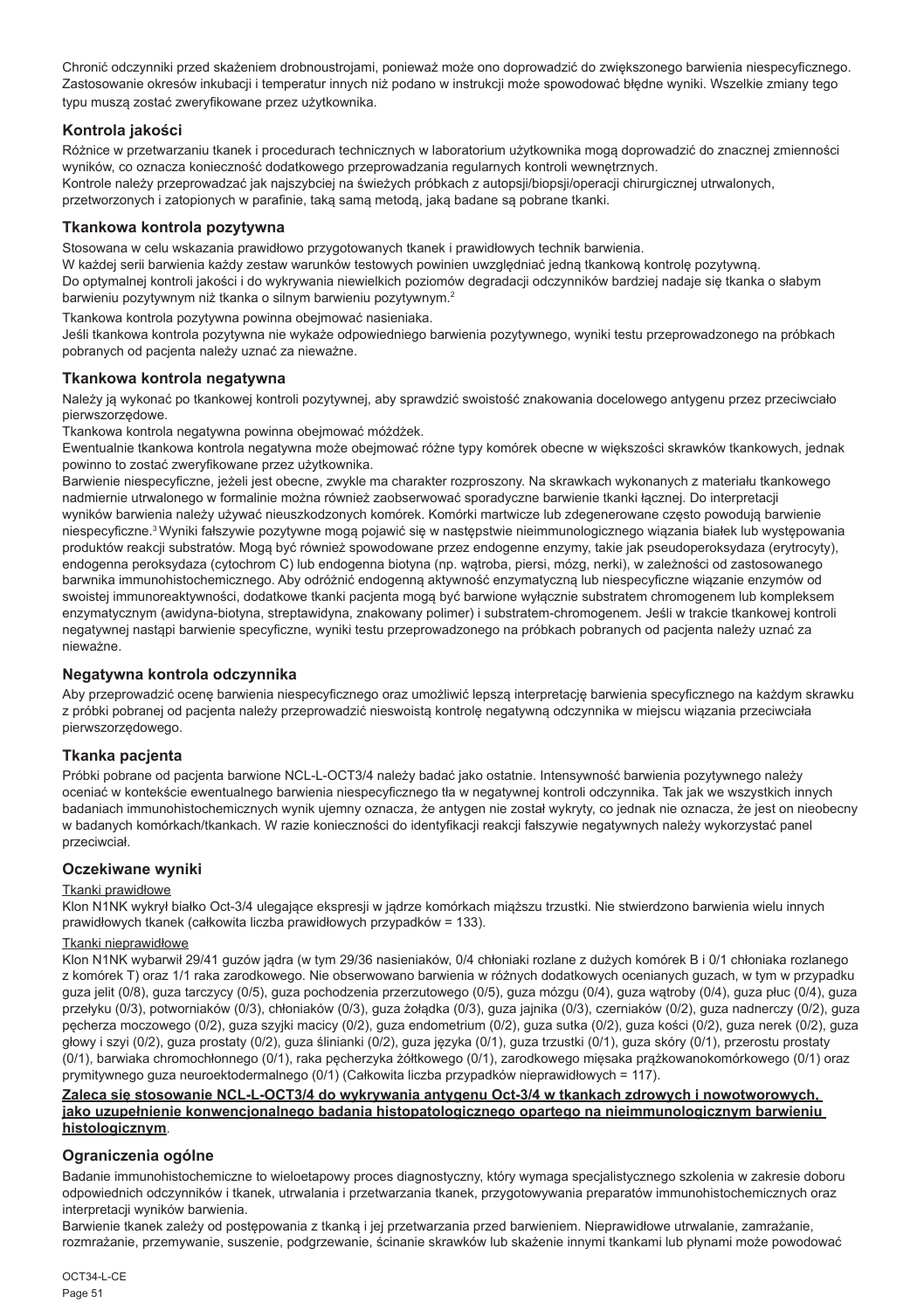Chronić odczynniki przed skażeniem drobnoustrojami, ponieważ może ono doprowadzić do zwiększonego barwienia niespecyficznego. Zastosowanie okresów inkubacji i temperatur innych niż podano w instrukcji może spowodować błędne wyniki. Wszelkie zmiany tego typu muszą zostać zweryfikowane przez użytkownika.

## Kontrola jakości

Różnice w przetwarzaniu tkanek i procedurach technicznych w laboratorium użytkownika mogą doprowadzić do znacznej zmienności wyników, co oznacza konieczność dodatkowego przeprowadzania regularnych kontroli wewnętrznych.
Kontrole należy przeprowadzać jak najszybciej na świeżych próbkach z autopsji/biopsji/operacji chirurgicznej utrwalonych, przetworzonych i zatopionych w parafinie, taką samą metodą, jaką badane są pobrane tkanki.

## Tkankowa kontrola pozytywna

Stosowana w celu wskazania prawidłowo przygotowanych tkanek i prawidłowych technik barwienia.
W każdej serii barwienia każdy zestaw warunków testowych powinien uwzględniać jedną tkankową kontrolę pozytywną.
Do optymalnej kontroli jakości i do wykrywania niewielkich poziomów degradacji odczynników bardziej nadaje się tkanka o słabym barwieniu pozytywnym niż tkanka o silnym barwieniu pozytywnym.[2]

Tkankowa kontrola pozytywna powinna obejmować nasieniaka.
Jeśli tkankowa kontrola pozytywna nie wykaże odpowiedniego barwienia pozytywnego, wyniki testu przeprowadzonego na próbkach pobranych od pacjenta należy uznać za nieważne.

## Tkankowa kontrola negatywna

Należy ją wykonać po tkankowej kontroli pozytywnej, aby sprawdzić swoistość znakowania docelowego antygenu przez przeciwciało pierwszorzędowe.
Tkankowa kontrola negatywna powinna obejmować móżdżek.
Ewentualnie tkankowa kontrola negatywna może obejmować różne typy komórek obecne w większości skrawków tkankowych, jednak powinno to zostać zweryfikowane przez użytkownika.
Barwienie niespecyficzne, jeżeli jest obecne, zwykle ma charakter rozproszony. Na skrawkach wykonanych z materiału tkankowego nadmiernie utrwalonego w formalinie można również zaobserwować sporadyczne barwienie tkanki łącznej. Do interpretacji wyników barwienia należy używać nieuszkodzonych komórek. Komórki martwicze lub zdegenerowane często powodują barwienie niespecyficzne.[3] Wyniki fałszywie pozytywne mogą pojawić się w następstwie nieimmunologicznego wiązania białek lub występowania produktów reakcji substratów. Mogą być również spowodowane przez endogenne enzymy, takie jak pseudoperoksydaza (erytrocyty), endogenna peroksydaza (cytochrom C) lub endogenna biotyna (np. wątroba, piersi, mózg, nerki), w zależności od zastosowanego barwnika immunohistochemicznego. Aby odróżnić endogenną aktywność enzymatyczną lub niespecyficzne wiązanie enzymów od swoistej immunoreaktywności, dodatkowe tkanki pacjenta mogą być barwione wyłącznie substratem chromogenem lub kompleksem enzymatycznym (awidyna-biotyna, streptawidyna, znakowany polimer) i substratem-chromogenem. Jeśli w trakcie tkankowej kontroli negatywnej nastąpi barwienie specyficzne, wyniki testu przeprowadzonego na próbkach pobranych od pacjenta należy uznać za nieważne.

## Negatywna kontrola odczynnika

Aby przeprowadzić ocenę barwienia niespecyficznego oraz umożliwić lepszą interpretację barwienia specyficznego na każdym skrawku z próbki pobranej od pacjenta należy przeprowadzić nieswoistą kontrolę negatywną odczynnika w miejscu wiązania przeciwciała pierwszorzędowego.

## Tkanka pacjenta

Próbki pobrane od pacjenta barwione NCL-L-OCT3/4 należy badać jako ostatnie. Intensywność barwienia pozytywnego należy oceniać w kontekście ewentualnego barwienia niespecyficznego tła w negatywnej kontroli odczynnika. Tak jak we wszystkich innych badaniach immunohistochemicznych wynik ujemny oznacza, że antygen nie został wykryty, co jednak nie oznacza, że jest on nieobecny w badanych komórkach/tkankach. W razie konieczności do identyfikacji reakcji fałszywie negatywnych należy wykorzystać panel przeciwciał.

## Oczekiwane wyniki

Tkanki prawidłowe

Klon N1NK wykrył białko Oct-3/4 ulegające ekspresji w jądrze komórkach miąższu trzustki. Nie stwierdzono barwienia wielu innych prawidłowych tkanek (całkowita liczba prawidłowych przypadków = 133).

Tkanki nieprawidłowe

Klon N1NK wybarwił 29/41 guzów jądra (w tym 29/36 nasieniaków, 0/4 chłoniaki rozlane z dużych komórek B i 0/1 chłoniaka rozlanego z komórek T) oraz 1/1 raka zarodkowego. Nie obserwowano barwienia w różnych dodatkowych ocenianych guzach, w tym w przypadku guza jelit (0/8), guza tarczycy (0/5), guza pochodzenia przerzutowego (0/5), guza mózgu (0/4), guza wątroby (0/4), guza płuc (0/4), guza przełyku (0/3), potworniaków (0/3), chłoniaków (0/3), guza żołądka (0/3), guza jajnika (0/3), czerniaków (0/2), guza nadnerczy (0/2), guza pęcherza moczowego (0/2), guza szyjki macicy (0/2), guza endometrium (0/2), guza sutka (0/2), guza kości (0/2), guza nerek (0/2), guza głowy i szyi (0/2), guza prostaty (0/2), guza ślinianki (0/2), guza języka (0/1), guza trzustki (0/1), guza skóry (0/1), przerostu prostaty (0/1), barwiaka chromochłonnego (0/1), raka pęcherzyka żółtkowego (0/1), zarodkowego mięsaka prążkowanokomórkowego (0/1) oraz prymitywnego guza neuroektodermalnego (0/1) (Całkowita liczba przypadków nieprawidłowych = 117).

**Zaleca się stosowanie NCL-L-OCT3/4 do wykrywania antygenu Oct-3/4 w tkankach zdrowych i nowotworowych, jako uzupełnienie konwencjonalnego badania histopatologicznego opartego na nieimmunologicznym barwieniu histologicznym**.

## Ograniczenia ogólne

Badanie immunohistochemiczne to wieloetapowy proces diagnostyczny, który wymaga specjalistycznego szkolenia w zakresie doboru odpowiednich odczynników i tkanek, utrwalania i przetwarzania tkanek, przygotowywania preparatów immunohistochemicznych oraz interpretacji wyników barwienia.
Barwienie tkanek zależy od postępowania z tkanką i jej przetwarzania przed barwieniem. Nieprawidłowe utrwalanie, zamrażanie, rozmrażanie, przemywanie, suszenie, podgrzewanie, ścinanie skrawków lub skażenie innymi tkankami lub płynami może powodować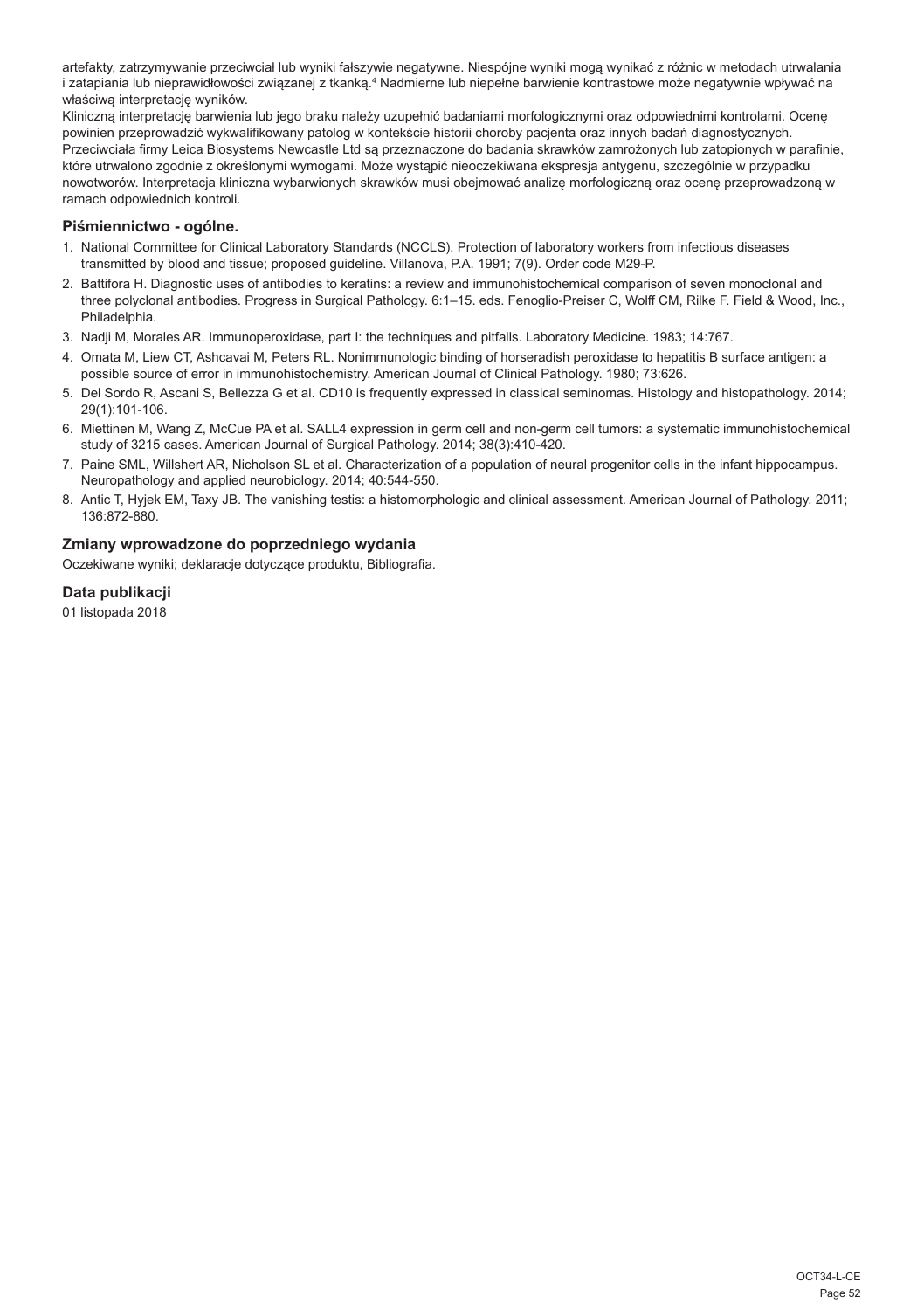artefakty, zatrzymywanie przeciwciał lub wyniki fałszywie negatywne. Niespójne wyniki mogą wynikać z różnic w metodach utrwalania i zatapiania lub nieprawidłowości związanej z tkanką.[4] Nadmierne lub niepełne barwienie kontrastowe może negatywnie wpływać na właściwą interpretację wyników.

Kliniczną interpretację barwienia lub jego braku należy uzupełnić badaniami morfologicznymi oraz odpowiednimi kontrolami. Ocenę powinien przeprowadzić wykwalifikowany patolog w kontekście historii choroby pacjenta oraz innych badań diagnostycznych. Przeciwciała firmy Leica Biosystems Newcastle Ltd są przeznaczone do badania skrawków zamrożonych lub zatopionych w parafinie, które utrwalono zgodnie z określonymi wymogami. Może wystąpić nieoczekiwana ekspresja antygenu, szczególnie w przypadku nowotworów. Interpretacja kliniczna wybarwionych skrawków musi obejmować analizę morfologiczną oraz ocenę przeprowadzoną w ramach odpowiednich kontroli.

### Piśmiennictwo - ogólne.

1. National Committee for Clinical Laboratory Standards (NCCLS). Protection of laboratory workers from infectious diseases transmitted by blood and tissue; proposed guideline. Villanova, P.A. 1991; 7(9). Order code M29-P.
2. Battifora H. Diagnostic uses of antibodies to keratins: a review and immunohistochemical comparison of seven monoclonal and three polyclonal antibodies. Progress in Surgical Pathology. 6:1–15. eds. Fenoglio-Preiser C, Wolff CM, Rilke F. Field & Wood, Inc., Philadelphia.
3. Nadji M, Morales AR. Immunoperoxidase, part I: the techniques and pitfalls. Laboratory Medicine. 1983; 14:767.
4. Omata M, Liew CT, Ashcavai M, Peters RL. Nonimmunologic binding of horseradish peroxidase to hepatitis B surface antigen: a possible source of error in immunohistochemistry. American Journal of Clinical Pathology. 1980; 73:626.
5. Del Sordo R, Ascani S, Bellezza G et al. CD10 is frequently expressed in classical seminomas. Histology and histopathology. 2014; 29(1):101-106.
6. Miettinen M, Wang Z, McCue PA et al. SALL4 expression in germ cell and non-germ cell tumors: a systematic immunohistochemical study of 3215 cases. American Journal of Surgical Pathology. 2014; 38(3):410-420.
7. Paine SML, Willshert AR, Nicholson SL et al. Characterization of a population of neural progenitor cells in the infant hippocampus. Neuropathology and applied neurobiology. 2014; 40:544-550.
8. Antic T, Hyjek EM, Taxy JB. The vanishing testis: a histomorphologic and clinical assessment. American Journal of Pathology. 2011; 136:872-880.

### Zmiany wprowadzone do poprzedniego wydania

Oczekiwane wyniki; deklaracje dotyczące produktu, Bibliografia.

### Data publikacji

01 listopada 2018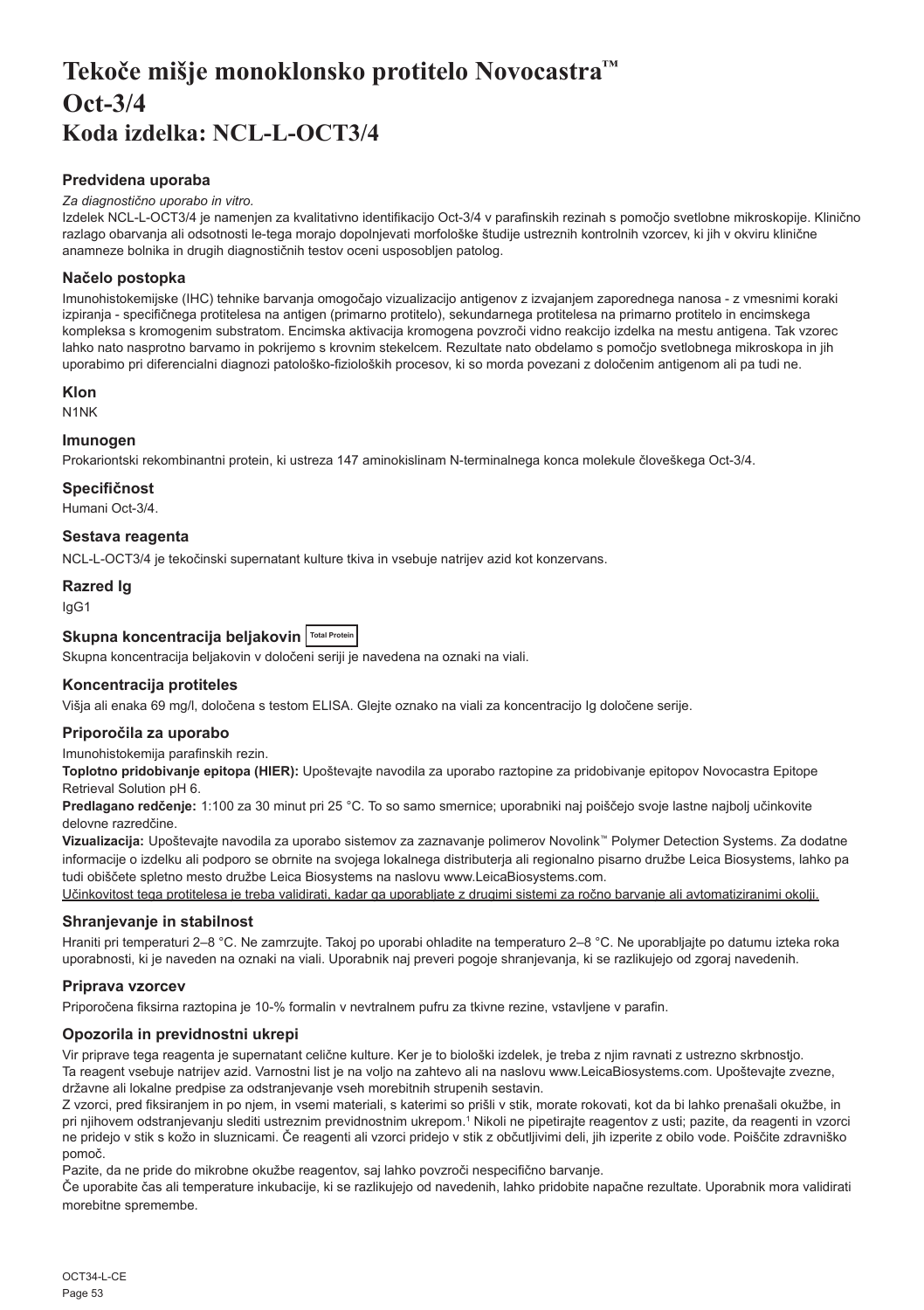# Tekoče mišje monoklonsko protitelo Novocastra™ Oct-3/4
# Koda izdelka: NCL-L-OCT3/4

## Predvidena uporaba

*Za diagnostično uporabo in vitro.*

Izdelek NCL-L-OCT3/4 je namenjen za kvalitativno identifikacijo Oct-3/4 v parafinskih rezinah s pomočjo svetlobne mikroskopije. Klinično razlago obarvanja ali odsotnosti le-tega morajo dopolnjevati morfološke študije ustreznih kontrolnih vzorcev, ki jih v okviru klinične anamneze bolnika in drugih diagnostičnih testov oceni usposobljen patolog.

## Načelo postopka

Imunohistokemijske (IHC) tehnike barvanja omogočajo vizualizacijo antigenov z izvajanjem zaporednega nanosa - z vmesnimi koraki izpiranja - specifičnega protitelesa na antigen (primarno protitelo), sekundarnega protitelesa na primarno protitelo in encimskega kompleksa s kromogenim substratom. Encimska aktivacija kromogena povzroči vidno reakcijo izdelka na mestu antigena. Tak vzorec lahko nato nasprotno barvamo in pokrijemo s krovnim stekelcem. Rezultate nato obdelamo s pomočjo svetlobnega mikroskopa in jih uporabimo pri diferencialni diagnozi patološko-fizioloških procesov, ki so morda povezani z določenim antigenom ali pa tudi ne.

## Klon

N1NK

## Imunogen

Prokariontski rekombinantni protein, ki ustreza 147 aminokislinam N-terminalnega konca molekule človeškega Oct-3/4.

## Specifičnost

Humani Oct-3/4.

## Sestava reagenta

NCL-L-OCT3/4 je tekočinski supernatant kulture tkiva in vsebuje natrijev azid kot konzervans.

## Razred Ig

IgG1

## Skupna koncentracija beljakovin Total Protein

Skupna koncentracija beljakovin v določeni seriji je navedena na oznaki na viali.

## Koncentracija protiteles

Višja ali enaka 69 mg/l, določena s testom ELISA. Glejte oznako na viali za koncentracijo Ig določene serije.

## Priporočila za uporabo

Imunohistokemija parafinskih rezin.

**Toplotno pridobivanje epitopa (HIER):** Upoštevajte navodila za uporabo raztopine za pridobivanje epitopov Novocastra Epitope Retrieval Solution pH 6.

**Predlagano redčenje:** 1:100 za 30 minut pri 25 °C. To so samo smernice; uporabniki naj poiščejo svoje lastne najbolj učinkovite delovne razredčine.

**Vizualizacija:** Upoštevajte navodila za uporabo sistemov za zaznavanje polimerov Novolink™ Polymer Detection Systems. Za dodatne informacije o izdelku ali podporo se obrnite na svojega lokalnega distributerja ali regionalno pisarno družbe Leica Biosystems, lahko pa tudi obiščete spletno mesto družbe Leica Biosystems na naslovu www.LeicaBiosystems.com.

Učinkovitost tega protitelesa je treba validirati, kadar ga uporabljate z drugimi sistemi za ročno barvanje ali avtomatiziranimi okolji.

## Shranjevanje in stabilnost

Hraniti pri temperaturi 2–8 °C. Ne zamrzujte. Takoj po uporabi ohladite na temperaturo 2–8 °C. Ne uporabljajte po datumu izteka roka uporabnosti, ki je naveden na oznaki na viali. Uporabnik naj preveri pogoje shranjevanja, ki se razlikujejo od zgoraj navedenih.

## Priprava vzorcev

Priporočena fiksirna raztopina je 10-% formalin v nevtralnem pufru za tkivne rezine, vstavljene v parafin.

## Opozorila in previdnostni ukrepi

Vir priprave tega reagenta je supernatant celične kulture. Ker je to biološki izdelek, je treba z njim ravnati z ustrezno skrbnostjo.

Ta reagent vsebuje natrijev azid. Varnostni list je na voljo na zahtevo ali na naslovu www.LeicaBiosystems.com. Upoštevajte zvezne, državne ali lokalne predpise za odstranjevanje vseh morebitnih strupenih sestavin.

Z vzorci, pred fiksiranjem in po njem, in vsemi materiali, s katerimi so prišli v stik, morate rokovati, kot da bi lahko prenašali okužbe, in pri njihovem odstranjevanju slediti ustreznim previdnostnim ukrepom.[1] Nikoli ne pipetirajte reagentov z usti; pazite, da reagenti in vzorci ne pridejo v stik s kožo in sluznicami. Če reagenti ali vzorci pridejo v stik z občutljivimi deli, jih izperite z obilo vode. Poiščite zdravniško pomoč.

Pazite, da ne pride do mikrobne okužbe reagentov, saj lahko povzroči nespecifično barvanje.

Če uporabite čas ali temperature inkubacije, ki se razlikujejo od navedenih, lahko pridobite napačne rezultate. Uporabnik mora validirati morebitne spremembe.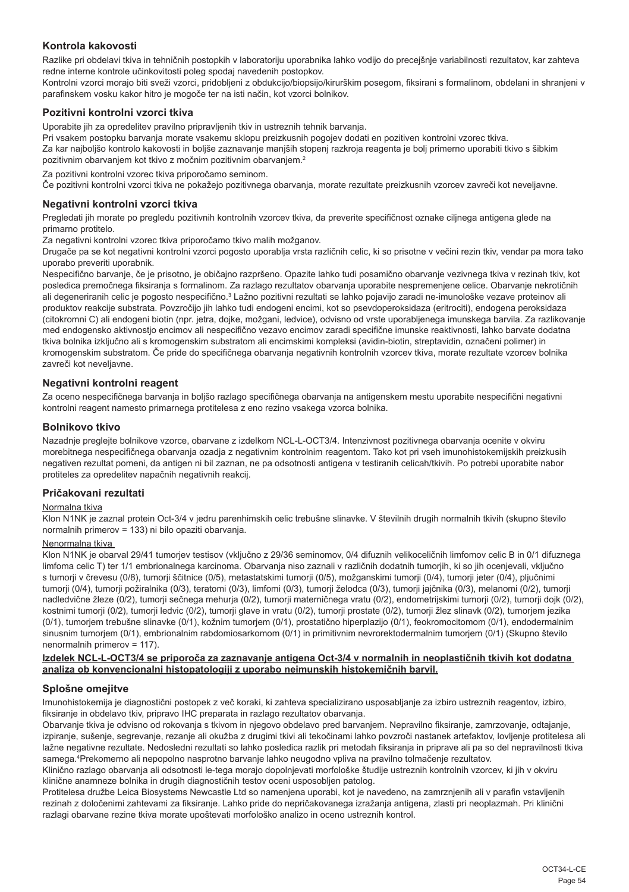### Kontrola kakovosti

Razlike pri obdelavi tkiva in tehničnih postopkih v laboratoriju uporabnika lahko vodijo do precejšnje variabilnosti rezultatov, kar zahteva redne interne kontrole učinkovitosti poleg spodaj navedenih postopkov.

Kontrolni vzorci morajo biti sveži vzorci, pridobljeni z obdukcijo/biopsijo/kirurškim posegom, fiksirani s formalinom, obdelani in shranjeni v parafinskem vosku kakor hitro je mogoče ter na isti način, kot vzorci bolnikov.

### Pozitivni kontrolni vzorci tkiva

Uporabite jih za opredelitev pravilno pripravljenih tkiv in ustreznih tehnik barvanja.

Pri vsakem postopku barvanja morate vsakemu sklopu preizkusnih pogojev dodati en pozitiven kontrolni vzorec tkiva.

Za kar najboljšo kontrolo kakovosti in boljše zaznavanje manjših stopenj razkroja reagenta je bolj primerno uporabiti tkivo s šibkim pozitivnim obarvanjem kot tkivo z močnim pozitivnim obarvanjem.[2]

Za pozitivni kontrolni vzorec tkiva priporočamo seminom.

Če pozitivni kontrolni vzorci tkiva ne pokažejo pozitivnega obarvanja, morate rezultate preizkusnih vzorcev zavreči kot neveljavne.

### Negativni kontrolni vzorci tkiva

Pregledati jih morate po pregledu pozitivnih kontrolnih vzorcev tkiva, da preverite specifičnost oznake ciljnega antigena glede na primarno protitelo.

Za negativni kontrolni vzorec tkiva priporočamo tkivo malih možganov.

Drugače pa se kot negativni kontrolni vzorci pogosto uporablja vrsta različnih celic, ki so prisotne v večini rezin tkiv, vendar pa mora tako uporabo preveriti uporabnik.

Nespecifično barvanje, če je prisotno, je običajno razpršeno. Opazite lahko tudi posamično obarvanje vezivnega tkiva v rezinah tkiv, kot posledica premočnega fiksiranja s formalinom. Za razlago rezultatov obarvanja uporabite nespremenjene celice. Obarvanje nekrotičnih ali degeneriranih celic je pogosto nespecifično.[3] Lažno pozitivni rezultati se lahko pojavijo zaradi ne-imunološke vezave proteinov ali produktov reakcije substrata. Povzročijo jih lahko tudi endogeni encimi, kot so psevdoperoksidaza (eritrociti), endogena peroksidaza (citokromni C) ali endogeni biotin (npr. jetra, dojke, možgani, ledvice), odvisno od vrste uporabljenega imunskega barvila. Za razlikovanje med endogensko aktivnostjo encimov ali nespecifično vezavo encimov zaradi specifične imunske reaktivnosti, lahko barvate dodatna tkiva bolnika izključno ali s kromogenskim substratom ali encimskimi kompleksi (avidin-biotin, streptavidin, označeni polimer) in kromogenskim substratom. Če pride do specifičnega obarvanja negativnih kontrolnih vzorcev tkiva, morate rezultate vzorcev bolnika zavreči kot neveljavne.

### Negativni kontrolni reagent

Za oceno nespecifičnega barvanja in boljšo razlago specifičnega obarvanja na antigenskem mestu uporabite nespecifični negativni kontrolni reagent namesto primarnega protitelesa z eno rezino vsakega vzorca bolnika.

### Bolnikovo tkivo

Nazadnje preglejte bolnikove vzorce, obarvane z izdelkom NCL-L-OCT3/4. Intenzivnost pozitivnega obarvanja ocenite v okviru morebitnega nespecifičnega obarvanja ozadja z negativnim kontrolnim reagentom. Tako kot pri vseh imunohistokemijskih preizkusih negativen rezultat pomeni, da antigen ni bil zaznan, ne pa odsotnosti antigena v testiranih celicah/tkivih. Po potrebi uporabite nabor protiteles za opredelitev napačnih negativnih reakcij.

### Pričakovani rezultati

Normalna tkiva

Klon N1NK je zaznal protein Oct-3/4 v jedru parenhimskih celic trebušne slinavke. V številnih drugih normalnih tkivih (skupno število normalnih primerov = 133) ni bilo opaziti obarvanja.

Nenormalna tkiva

Klon N1NK je obarval 29/41 tumorjev testisov (vključno z 29/36 seminomov, 0/4 difuznih velikoceličnih limfomov celic B in 0/1 difuznega limfoma celic T) ter 1/1 embrionalnega karcinoma. Obarvanja niso zaznali v različnih dodatnih tumorjih, ki so jih ocenjevali, vključno s tumorji v črevesu (0/8), tumorji ščitnice (0/5), metastatskimi tumorji (0/5), možganskimi tumorji (0/4), tumorji jeter (0/4), pljučnimi tumorji (0/4), tumorji požiralnika (0/3), teratomi (0/3), limfomi (0/3), tumorji želodca (0/3), tumorji jajčnika (0/3), melanomi (0/2), tumorji nadledvične žleze (0/2), tumorji sečnega mehurja (0/2), tumorji materničnega vratu (0/2), endometrijskimi tumorji (0/2), tumorji dojk (0/2), kostnimi tumorji (0/2), tumorji ledvic (0/2), tumorji glave in vratu (0/2), tumorji prostate (0/2), tumorji žlez slinavk (0/2), tumorjem jezika (0/1), tumorjem trebušne slinavke (0/1), kožnim tumorjem (0/1), prostatično hiperplazijo (0/1), feokromocitomom (0/1), endodermalnim sinusnim tumorjem (0/1), embrionalnim rabdomiosarkomom (0/1) in primitivnim nevroektodermalnim tumorjem (0/1) (Skupno število nenormalnih primerov = 117).

**Izdelek NCL-L-OCT3/4 se priporoča za zaznavanje antigena Oct-3/4 v normalnih in neoplastičnih tkivih kot dodatna analiza ob konvencionalni histopatologiji z uporabo neimunskih histokemičnih barvil.**

### Splošne omejitve

Imunohistokemija je diagnostični postopek z več koraki, ki zahteva specializirano usposabljanje za izbiro ustreznih reagentov, izbiro, fiksiranje in obdelavo tkiv, pripravo IHC preparata in razlago rezultatov obarvanja.

Obarvanje tkiva je odvisno od rokovanja s tkivom in njegovo obdelavo pred barvanjem. Nepravilno fiksiranje, zamrzovanje, odtajanje, izpiranje, sušenje, segrevanje, rezanje ali okužba z drugimi tkivi ali tekočinami lahko povzroči nastanek artefaktov, lovljenje protitelesa ali lažne negativne rezultate. Nedosledni rezultati so lahko posledica razlik pri metodah fiksiranja in priprave ali pa so del nepravilnosti tkiva samega.[4] Prekomerno ali nepopolno nasprotno barvanje lahko neugodno vpliva na pravilno tolmačenje rezultatov.

Klinično razlago obarvanja ali odsotnosti le-tega morajo dopolnjevati morfološke študije ustreznih kontrolnih vzorcev, ki jih v okviru klinične anamneze bolnika in drugih diagnostičnih testov oceni usposobljen patolog.

Protitelesa družbe Leica Biosystems Newcastle Ltd so namenjena uporabi, kot je navedeno, na zamrznjenih ali v parafin vstavljenih rezinah z določenimi zahtevami za fiksiranje. Lahko pride do nepričakovanega izražanja antigena, zlasti pri neoplazmah. Pri klinični razlagi obarvane rezine tkiva morate upoštevati morfološko analizo in oceno ustreznih kontrol.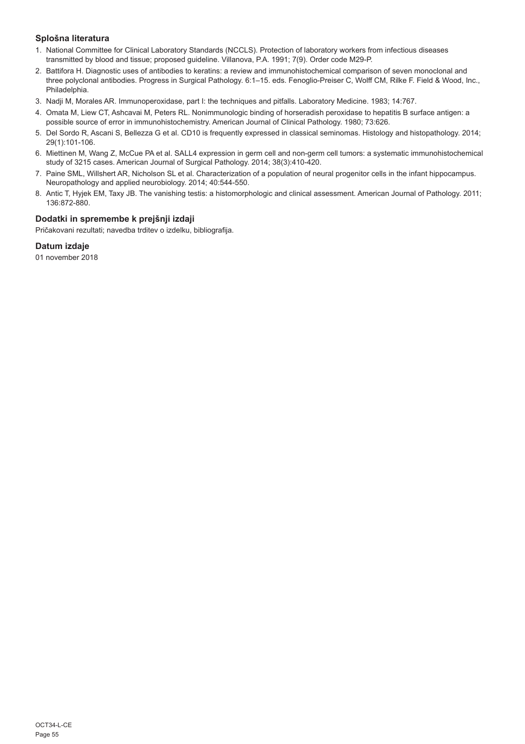### Splošna literatura

1. National Committee for Clinical Laboratory Standards (NCCLS). Protection of laboratory workers from infectious diseases transmitted by blood and tissue; proposed guideline. Villanova, P.A. 1991; 7(9). Order code M29-P.
2. Battifora H. Diagnostic uses of antibodies to keratins: a review and immunohistochemical comparison of seven monoclonal and three polyclonal antibodies. Progress in Surgical Pathology. 6:1–15. eds. Fenoglio-Preiser C, Wolff CM, Rilke F. Field & Wood, Inc., Philadelphia.
3. Nadji M, Morales AR. Immunoperoxidase, part I: the techniques and pitfalls. Laboratory Medicine. 1983; 14:767.
4. Omata M, Liew CT, Ashcavai M, Peters RL. Nonimmunologic binding of horseradish peroxidase to hepatitis B surface antigen: a possible source of error in immunohistochemistry. American Journal of Clinical Pathology. 1980; 73:626.
5. Del Sordo R, Ascani S, Bellezza G et al. CD10 is frequently expressed in classical seminomas. Histology and histopathology. 2014; 29(1):101-106.
6. Miettinen M, Wang Z, McCue PA et al. SALL4 expression in germ cell and non-germ cell tumors: a systematic immunohistochemical study of 3215 cases. American Journal of Surgical Pathology. 2014; 38(3):410-420.
7. Paine SML, Willshert AR, Nicholson SL et al. Characterization of a population of neural progenitor cells in the infant hippocampus. Neuropathology and applied neurobiology. 2014; 40:544-550.
8. Antic T, Hyjek EM, Taxy JB. The vanishing testis: a histomorphologic and clinical assessment. American Journal of Pathology. 2011; 136:872-880.

### Dodatki in spremembe k prejšnji izdaji

Pričakovani rezultati; navedba trditev o izdelku, bibliografija.

### Datum izdaje

01 november 2018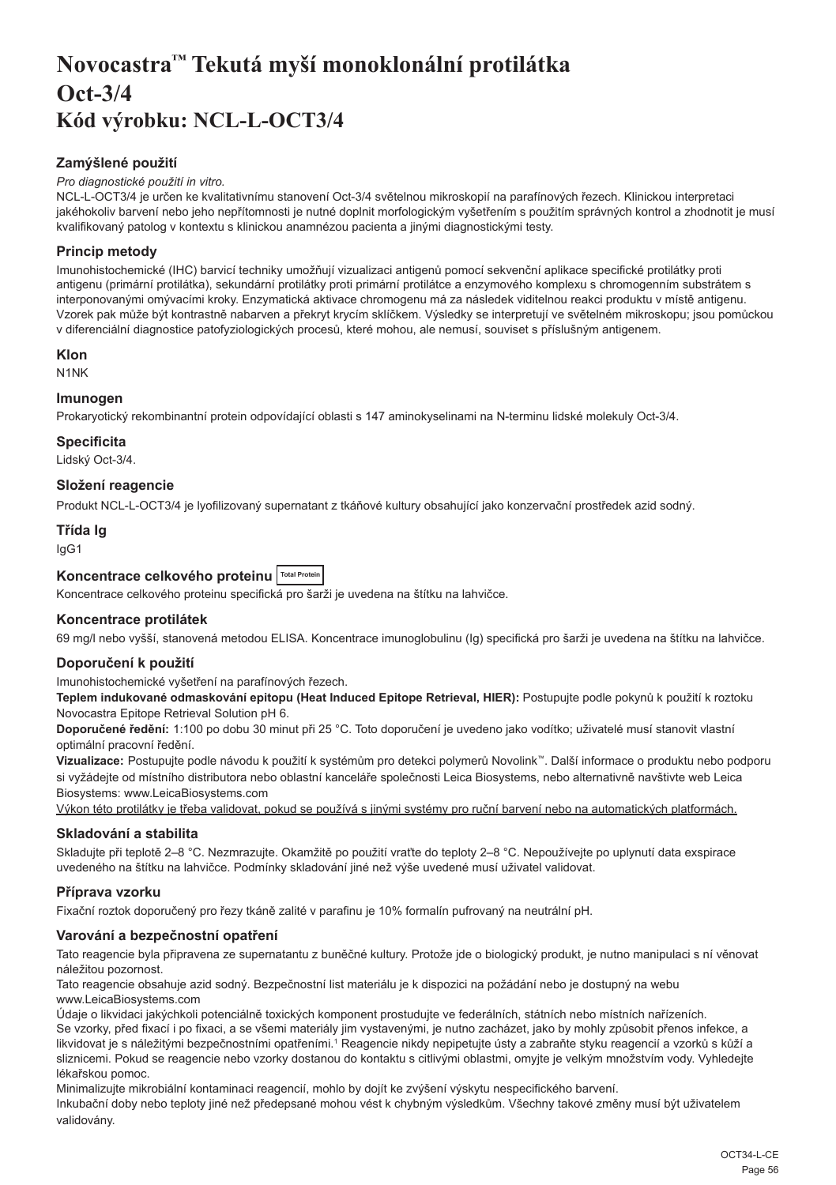# Novocastra™ Tekutá myší monoklonální protilátka Oct-3/4 Kód výrobku: NCL-L-OCT3/4

## Zamýšlené použití

*Pro diagnostické použití in vitro.*

NCL-L-OCT3/4 je určen ke kvalitativnímu stanovení Oct-3/4 světelnou mikroskopií na parafínových řezech. Klinickou interpretaci jakéhokoliv barvení nebo jeho nepřítomnosti je nutné doplnit morfologickým vyšetřením s použitím správných kontrol a zhodnotit je musí kvalifikovaný patolog v kontextu s klinickou anamnézou pacienta a jinými diagnostickými testy.

## Princip metody

Imunohistochemické (IHC) barvicí techniky umožňují vizualizaci antigenů pomocí sekvenční aplikace specifické protilátky proti antigenu (primární protilátka), sekundární protilátky proti primární protilátce a enzymového komplexu s chromogenním substrátem s interponovanými omývacími kroky. Enzymatická aktivace chromogenu má za následek viditelnou reakci produktu v místě antigenu. Vzorek pak může být kontrastně nabarven a překryt krycím sklíčkem. Výsledky se interpretují ve světelném mikroskopu; jsou pomůckou v diferenciální diagnostice patofyziologických procesů, které mohou, ale nemusí, souviset s příslušným antigenem.

## Klon

N1NK

## Imunogen

Prokaryotický rekombinantní protein odpovídající oblasti s 147 aminokyselinami na N-terminu lidské molekuly Oct-3/4.

## Specificita

Lidský Oct-3/4.

## Složení reagencie

Produkt NCL-L-OCT3/4 je lyofilizovaný supernatant z tkáňové kultury obsahující jako konzervační prostředek azid sodný.

## Třída Ig

IgG1

## Koncentrace celkového proteinu Total Protein

Koncentrace celkového proteinu specifická pro šarži je uvedena na štítku na lahvičce.

## Koncentrace protilátek

69 mg/l nebo vyšší, stanovená metodou ELISA. Koncentrace imunoglobulinu (Ig) specifická pro šarži je uvedena na štítku na lahvičce.

## Doporučení k použití

Imunohistochemické vyšetření na parafínových řezech.

**Teplem indukované odmaskování epitopu (Heat Induced Epitope Retrieval, HIER):** Postupujte podle pokynů k použití k roztoku Novocastra Epitope Retrieval Solution pH 6.

**Doporučené ředění:** 1:100 po dobu 30 minut při 25 °C. Toto doporučení je uvedeno jako vodítko; uživatelé musí stanovit vlastní optimální pracovní ředění.

**Vizualizace:** Postupujte podle návodu k použití k systémům pro detekci polymerů Novolink™. Další informace o produktu nebo podporu si vyžádejte od místního distributora nebo oblastní kanceláře společnosti Leica Biosystems, nebo alternativně navštivte web Leica Biosystems: www.LeicaBiosystems.com

Výkon této protilátky je třeba validovat, pokud se používá s jinými systémy pro ruční barvení nebo na automatických platformách.

## Skladování a stabilita

Skladujte při teplotě 2–8 °C. Nezmrazujte. Okamžitě po použití vraťte do teploty 2–8 °C. Nepoužívejte po uplynutí data exspirace uvedeného na štítku na lahvičce. Podmínky skladování jiné než výše uvedené musí uživatel validovat.

## Příprava vzorku

Fixační roztok doporučený pro řezy tkáně zalité v parafinu je 10% formalín pufrovaný na neutrální pH.

## Varování a bezpečnostní opatření

Tato reagencie byla připravena ze supernatantu z buněčné kultury. Protože jde o biologický produkt, je nutno manipulaci s ní věnovat náležitou pozornost.

Tato reagencie obsahuje azid sodný. Bezpečnostní list materiálu je k dispozici na požádání nebo je dostupný na webu www.LeicaBiosystems.com

Údaje o likvidaci jakýchkoli potenciálně toxických komponent prostudujte ve federálních, státních nebo místních nařízeních.

Se vzorky, před fixací i po fixaci, a se všemi materiály jim vystavenými, je nutno zacházet, jako by mohly způsobit přenos infekce, a likvidovat je s náležitými bezpečnostními opatřeními.[1] Reagencie nikdy nepipetujte ústy a zabraňte styku reagencií a vzorků s kůží a sliznicemi. Pokud se reagencie nebo vzorky dostanou do kontaktu s citlivými oblastmi, omyjte je velkým množstvím vody. Vyhledejte lékařskou pomoc.

Minimalizujte mikrobiální kontaminaci reagencií, mohlo by dojít ke zvýšení výskytu nespecifického barvení.

Inkubační doby nebo teploty jiné než předepsané mohou vést k chybným výsledkům. Všechny takové změny musí být uživatelem validovány.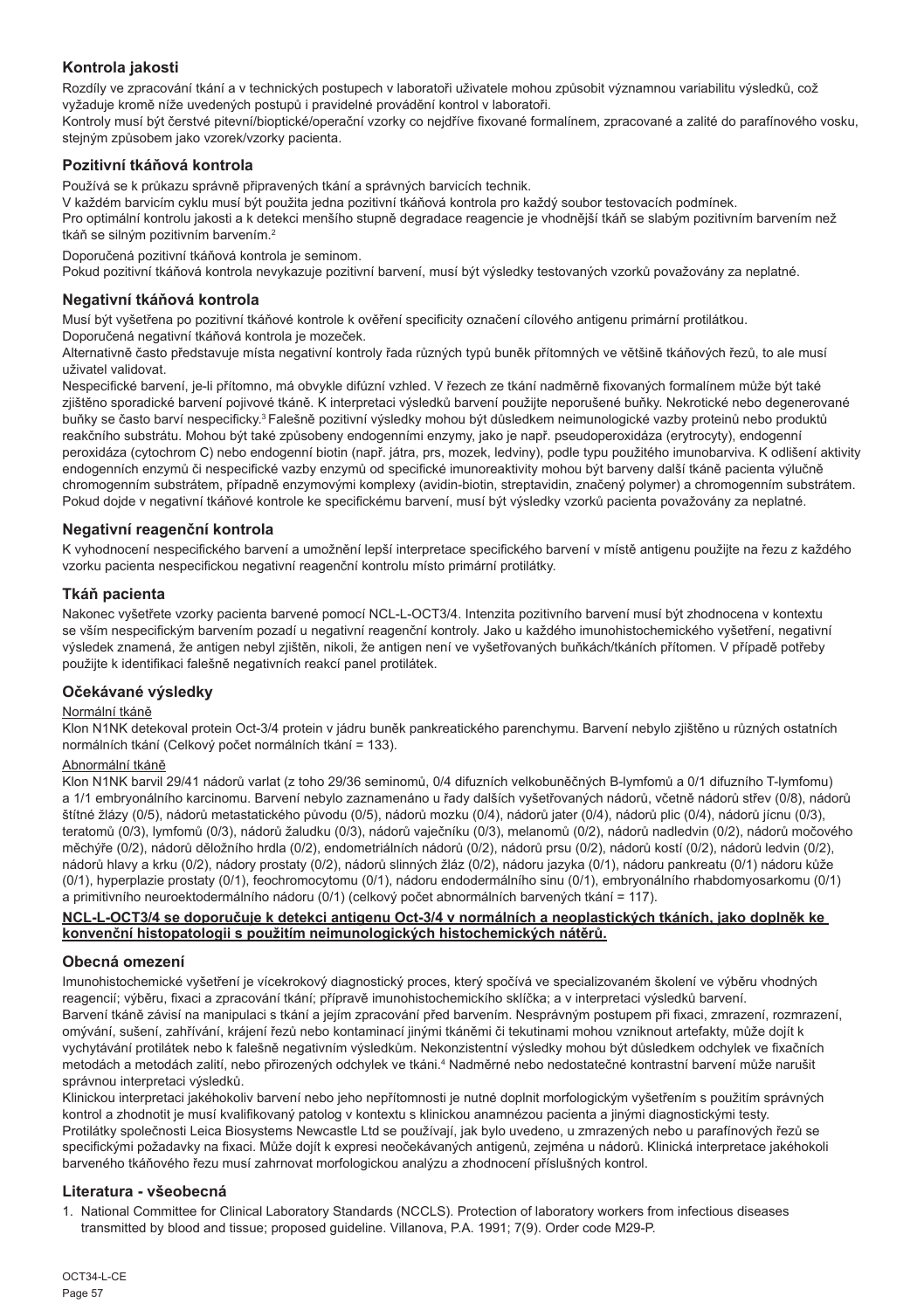## Kontrola jakosti

Rozdíly ve zpracování tkání a v technických postupech v laboratoři uživatele mohou způsobit významnou variabilitu výsledků, což vyžaduje kromě níže uvedených postupů i pravidelné provádění kontrol v laboratoři.

Kontroly musí být čerstvé pitevní/bioptické/operační vzorky co nejdříve fixované formalínem, zpracované a zalité do parafínového vosku, stejným způsobem jako vzorek/vzorky pacienta.

### Pozitivní tkáňová kontrola

Používá se k průkazu správně připravených tkání a správných barvicích technik.

V každém barvicím cyklu musí být použita jedna pozitivní tkáňová kontrola pro každý soubor testovacích podmínek.

Pro optimální kontrolu jakosti a k detekci menšího stupně degradace reagencie je vhodnější tkáň se slabým pozitivním barvením než tkáň se silným pozitivním barvením.[2]

Doporučená pozitivní tkáňová kontrola je seminom.

Pokud pozitivní tkáňová kontrola nevykazuje pozitivní barvení, musí být výsledky testovaných vzorků považovány za neplatné.

### Negativní tkáňová kontrola

Musí být vyšetřena po pozitivní tkáňové kontrole k ověření specificity označení cílového antigenu primární protilátkou.

Doporučená negativní tkáňová kontrola je mozeček.

Alternativně často představuje místa negativní kontroly řada různých typů buněk přítomných ve většině tkáňových řezů, to ale musí uživatel validovat.

Nespecifické barvení, je-li přítomno, má obvykle difúzní vzhled. V řezech ze tkání nadměrně fixovaných formalínem může být také zjištěno sporadické barvení pojivové tkáně. K interpretaci výsledků barvení použijte neporušené buňky. Nekrotické nebo degenerované buňky se často barví nespecificky.[3] Falešně pozitivní výsledky mohou být důsledkem neimunologické vazby proteinů nebo produktů reakčního substrátu. Mohou být také způsobeny endogenními enzymy, jako je např. pseudoperoxidáza (erytrocyty), endogenní peroxidáza (cytochrom C) nebo endogenní biotin (např. játra, prs, mozek, ledviny), podle typu použitého imunobarviva. K odlišení aktivity endogenních enzymů či nespecifické vazby enzymů od specifické imunoreaktivity mohou být barveny další tkáně pacienta výlučně chromogenním substrátem, případně enzymovými komplexy (avidin-biotin, streptavidin, značený polymer) a chromogenním substrátem. Pokud dojde v negativní tkáňové kontrole ke specifickému barvení, musí být výsledky vzorků pacienta považovány za neplatné.

### Negativní reagenční kontrola

K vyhodnocení nespecifického barvení a umožnění lepší interpretace specifického barvení v místě antigenu použijte na řezu z každého vzorku pacienta nespecifickou negativní reagenční kontrolu místo primární protilátky.

### Tkáň pacienta

Nakonec vyšetřete vzorky pacienta barvené pomocí NCL-L-OCT3/4. Intenzita pozitivního barvení musí být zhodnocena v kontextu se vším nespecifickým barvením pozadí u negativní reagenční kontroly. Jako u každého imunohistochemického vyšetření, negativní výsledek znamená, že antigen nebyl zjištěn, nikoli, že antigen není ve vyšetřovaných buňkách/tkáních přítomen. V případě potřeby použijte k identifikaci falešně negativních reakcí panel protilátek.

## Očekávané výsledky

Normální tkáně

Klon N1NK detekoval protein Oct-3/4 protein v jádru buněk pankreatického parenchymu. Barvení nebylo zjištěno u různých ostatních normálních tkání (Celkový počet normálních tkání = 133).

Abnormální tkáně

Klon N1NK barvil 29/41 nádorů varlat (z toho 29/36 seminomů, 0/4 difuzních velkobuněčných B-lymfomů a 0/1 difuzního T-lymfomu) a 1/1 embryonálního karcinomu. Barvení nebylo zaznamenáno u řady dalších vyšetřovaných nádorů, včetně nádorů střev (0/8), nádorů štítné žlázy (0/5), nádorů metastatického původu (0/5), nádorů mozku (0/4), nádorů jater (0/4), nádorů plic (0/4), nádorů jícnu (0/3), teratomů (0/3), lymfomů (0/3), nádorů žaludku (0/3), nádorů vaječníku (0/3), melanomů (0/2), nádorů nadledvin (0/2), nádorů močového měchýře (0/2), nádorů děložního hrdla (0/2), endometriálních nádorů (0/2), nádorů prsu (0/2), nádorů kostí (0/2), nádorů ledvin (0/2), nádorů hlavy a krku (0/2), nádory prostaty (0/2), nádorů slinných žláz (0/2), nádoru jazyka (0/1), nádoru pankreatu (0/1) nádoru kůže (0/1), hyperplazie prostaty (0/1), feochromocytomu (0/1), nádoru endodermálního sinu (0/1), embryonálního rhabdomyosarkomu (0/1) a primitivního neuroektodermálního nádoru (0/1) (celkový počet abnormálních barvených tkání = 117).

**NCL-L-OCT3/4 se doporučuje k detekci antigenu Oct-3/4 v normálních a neoplastických tkáních, jako doplněk ke konvenční histopatologii s použitím neimunologických histochemických nátěrů.**

## Obecná omezení

Imunohistochemické vyšetření je vícekrokový diagnostický proces, který spočívá ve specializovaném školení ve výběru vhodných reagencií; výběru, fixaci a zpracování tkání; přípravě imunohistochemickího sklíčka; a v interpretaci výsledků barvení.

Barvení tkáně závisí na manipulaci s tkání a jejím zpracování před barvením. Nesprávným postupem při fixaci, zmrazení, rozmrazení, omývání, sušení, zahřívání, krájení řezů nebo kontaminací jinými tkáněmi či tekutinami mohou vzniknout artefakty, může dojít k vychytávání protilátek nebo k falešně negativním výsledkům. Nekonzistentní výsledky mohou být důsledkem odchylek ve fixačních metodách a metodách zalití, nebo přirozených odchylek ve tkáni.[4] Nadměrné nebo nedostatečné kontrastní barvení může narušit správnou interpretaci výsledků.

Klinickou interpretaci jakéhokoliv barvení nebo jeho nepřítomnosti je nutné doplnit morfologickým vyšetřením s použitím správných kontrol a zhodnotit je musí kvalifikovaný patolog v kontextu s klinickou anamnézou pacienta a jinými diagnostickými testy.

Protilátky společnosti Leica Biosystems Newcastle Ltd se používají, jak bylo uvedeno, u zmrazených nebo u parafínových řezů se specifickými požadavky na fixaci. Může dojít k expresi neočekávaných antigenů, zejména u nádorů. Klinická interpretace jakéhokoli barveného tkáňového řezu musí zahrnovat morfologickou analýzu a zhodnocení příslušných kontrol.

## Literatura - všeobecná

1. National Committee for Clinical Laboratory Standards (NCCLS). Protection of laboratory workers from infectious diseases transmitted by blood and tissue; proposed guideline. Villanova, P.A. 1991; 7(9). Order code M29-P.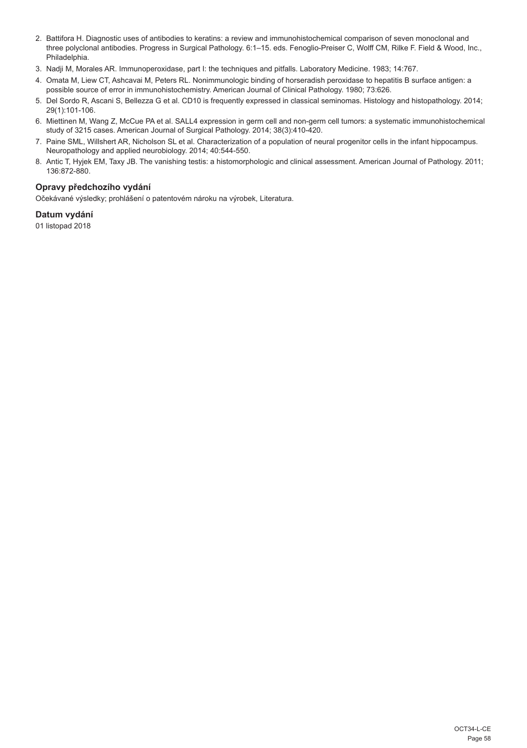2. Battifora H. Diagnostic uses of antibodies to keratins: a review and immunohistochemical comparison of seven monoclonal and three polyclonal antibodies. Progress in Surgical Pathology. 6:1–15. eds. Fenoglio-Preiser C, Wolff CM, Rilke F. Field & Wood, Inc., Philadelphia.
3. Nadji M, Morales AR. Immunoperoxidase, part I: the techniques and pitfalls. Laboratory Medicine. 1983; 14:767.
4. Omata M, Liew CT, Ashcavai M, Peters RL. Nonimmunologic binding of horseradish peroxidase to hepatitis B surface antigen: a possible source of error in immunohistochemistry. American Journal of Clinical Pathology. 1980; 73:626.
5. Del Sordo R, Ascani S, Bellezza G et al. CD10 is frequently expressed in classical seminomas. Histology and histopathology. 2014; 29(1):101-106.
6. Miettinen M, Wang Z, McCue PA et al. SALL4 expression in germ cell and non-germ cell tumors: a systematic immunohistochemical study of 3215 cases. American Journal of Surgical Pathology. 2014; 38(3):410-420.
7. Paine SML, Willshert AR, Nicholson SL et al. Characterization of a population of neural progenitor cells in the infant hippocampus. Neuropathology and applied neurobiology. 2014; 40:544-550.
8. Antic T, Hyjek EM, Taxy JB. The vanishing testis: a histomorphologic and clinical assessment. American Journal of Pathology. 2011; 136:872-880.

### Opravy předchozího vydání

Očekávané výsledky; prohlášení o patentovém nároku na výrobek, Literatura.

### Datum vydání

01 listopad 2018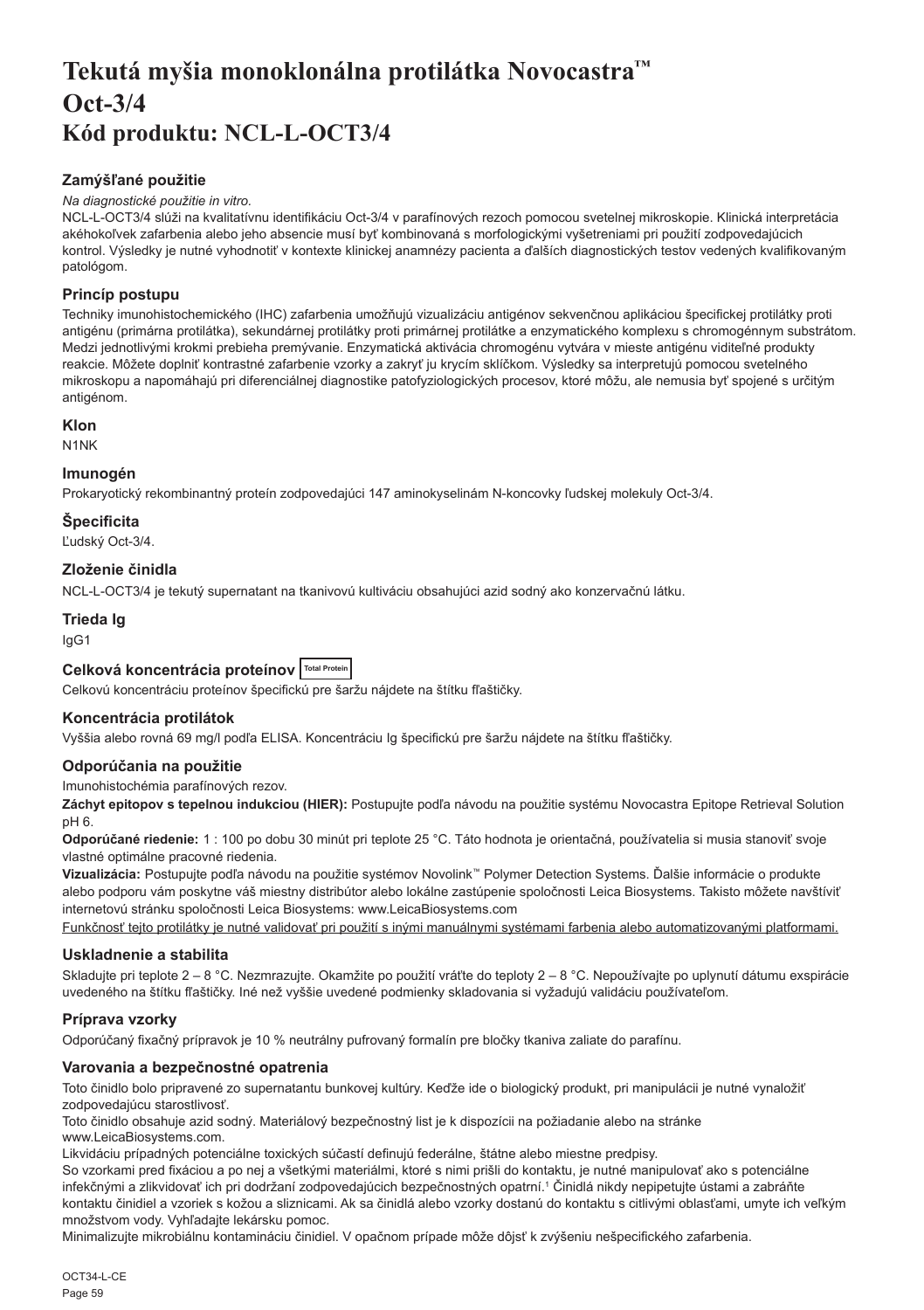# Tekutá myšia monoklonálna protilátka Novocastra™ Oct-3/4
# Kód produktu: NCL-L-OCT3/4

## Zamýšľané použitie

*Na diagnostické použitie in vitro.*

NCL-L-OCT3/4 slúži na kvalitatívnu identifikáciu Oct-3/4 v parafínových rezoch pomocou svetelnej mikroskopie. Klinická interpretácia akéhokoľvek zafarbenia alebo jeho absencie musí byť kombinovaná s morfologickými vyšetreniami pri použití zodpovedajúcich kontrol. Výsledky je nutné vyhodnotiť v kontexte klinickej anamnézy pacienta a ďalších diagnostických testov vedených kvalifikovaným patológom.

## Princíp postupu

Techniky imunohistochemického (IHC) zafarbenia umožňujú vizualizáciu antigénov sekvenčnou aplikáciou špecifickej protilátky proti antigénu (primárna protilátka), sekundárnej protilátky proti primárnej protilátke a enzymatického komplexu s chromogénnym substrátom. Medzi jednotlivými krokmi prebieha premývanie. Enzymatická aktivácia chromogénu vytvára v mieste antigénu viditeľné produkty reakcie. Môžete doplniť kontrastné zafarbenie vzorky a zakryť ju krycím sklíčkom. Výsledky sa interpretujú pomocou svetelného mikroskopu a napomáhajú pri diferenciálnej diagnostike patofyziologických procesov, ktoré môžu, ale nemusia byť spojené s určitým antigénom.

## Klon

N1NK

## Imunogén

Prokaryotický rekombinantný proteín zodpovedajúci 147 aminokyselinám N-koncovky ľudskej molekuly Oct-3/4.

## Špecificita

Ľudský Oct-3/4.

## Zloženie činidla

NCL-L-OCT3/4 je tekutý supernatant na tkanivovú kultiváciu obsahujúci azid sodný ako konzervačnú látku.

## Trieda Ig

IgG1

## Celková koncentrácia proteínov Total Protein

Celkovú koncentráciu proteínov špecifickú pre šaržu nájdete na štítku fľaštičky.

## Koncentrácia protilátok

Vyššia alebo rovná 69 mg/l podľa ELISA. Koncentráciu Ig špecifickú pre šaržu nájdete na štítku fľaštičky.

## Odporúčania na použitie

Imunohistochémia parafínových rezov.

**Záchyt epitopov s tepelnou indukciou (HIER):** Postupujte podľa návodu na použitie systému Novocastra Epitope Retrieval Solution pH 6.

**Odporúčané riedenie:** 1 : 100 po dobu 30 minút pri teplote 25 °C. Táto hodnota je orientačná, používatelia si musia stanoviť svoje vlastné optimálne pracovné riedenia.

**Vizualizácia:** Postupujte podľa návodu na použitie systémov Novolink™ Polymer Detection Systems. Ďalšie informácie o produkte alebo podporu vám poskytne váš miestny distribútor alebo lokálne zastúpenie spoločnosti Leica Biosystems. Takisto môžete navštíviť internetovú stránku spoločnosti Leica Biosystems: www.LeicaBiosystems.com

<u>Funkčnosť tejto protilátky je nutné validovať pri použití s inými manuálnymi systémami farbenia alebo automatizovanými platformami.</u>

## Uskladnenie a stabilita

Skladujte pri teplote 2 – 8 °C. Nezmrazujte. Okamžite po použití vráťte do teploty 2 – 8 °C. Nepoužívajte po uplynutí dátumu expirácie uvedeného na štítku fľaštičky. Iné než vyššie uvedené podmienky skladovania si vyžadujú validáciu používateľom.

## Príprava vzorky

Odporúčaný fixačný prípravok je 10 % neutrálny pufrovaný formalín pre bločky tkaniva zaliate do parafínu.

## Varovania a bezpečnostné opatrenia

Toto činidlo bolo pripravené zo supernatantu bunkovej kultúry. Keďže ide o biologický produkt, pri manipulácii je nutné vynaložiť zodpovedajúcu starostlivosť.

Toto činidlo obsahuje azid sodný. Materiálový bezpečnostný list je k dispozícii na požiadanie alebo na stránke www.LeicaBiosystems.com.

Likvidáciu prípadných potenciálne toxických súčastí definujú federálne, štátne alebo miestne predpisy.

So vzorkami pred fixáciou a po nej a všetkými materiálmi, ktoré s nimi prišli do kontaktu, je nutné manipulovať ako s potenciálne infekčnými a zlikvidovať ich pri dodržaní zodpovedajúcich bezpečnostných opatrní.[1] Činidlá nikdy nepipetujte ústami a zabráňte kontaktu činidiel a vzoriek s kožou a sliznicami. Ak sa činidlá alebo vzorky dostanú do kontaktu s citlivými oblasťami, umyte ich veľkým množstvom vody. Vyhľadajte lekársku pomoc.

Minimalizujte mikrobiálnu kontamináciu činidiel. V opačnom prípade môže dôjsť k zvýšeniu nešpecifického zafarbenia.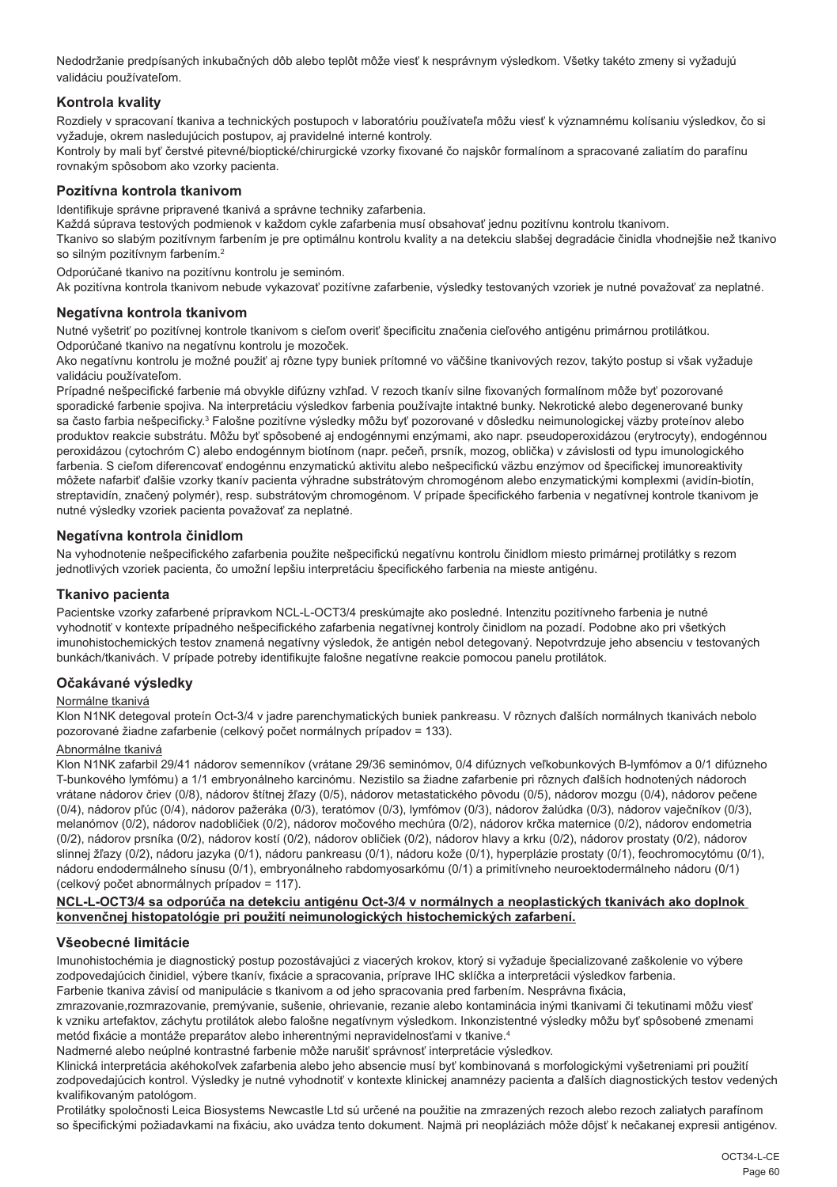Nedodržanie predpísaných inkubačných dôb alebo teplôt môže viesť k nesprávnym výsledkom. Všetky takéto zmeny si vyžadujú validáciu používateľom.

### Kontrola kvality

Rozdiely v spracovaní tkaniva a technických postupoch v laboratóriu používateľa môžu viesť k významnému kolísaniu výsledkov, čo si vyžaduje, okrem nasledujúcich postupov, aj pravidelné interné kontroly.
Kontroly by mali byť čerstvé pitevné/bioptické/chirurgické vzorky fixované čo najskôr formalínom a spracované zaliatím do parafínu rovnakým spôsobom ako vzorky pacienta.

### Pozitívna kontrola tkanivom

Identifikuje správne pripravené tkanivá a správne techniky zafarbenia.
Každá súprava testových podmienok v každom cykle zafarbenia musí obsahovať jednu pozitívnu kontrolu tkanivom.
Tkanivo so slabým pozitívnym farbením je pre optimálnu kontrolu kvality a na detekciu slabšej degradácie činidla vhodnejšie než tkanivo so silným pozitívnym farbením.[2]

Odporúčané tkanivo na pozitívnu kontrolu je seminóm.
Ak pozitívna kontrola tkanivom nebude vykazovať pozitívne zafarbenie, výsledky testovaných vzoriek je nutné považovať za neplatné.

### Negatívna kontrola tkanivom

Nutné vyšetriť po pozitívnej kontrole tkanivom s cieľom overiť špecificitu značenia cieľového antigénu primárnou protilátkou.
Odporúčané tkanivo na negatívnu kontrolu je mozoček.
Ako negatívnu kontrolu je možné použiť aj rôzne typy buniek prítomné vo väčšine tkanivových rezov, takýto postup si však vyžaduje validáciu používateľom.
Prípadné nešpecifické farbenie má obvykle difúzny vzhľad. V rezoch tkanív silne fixovaných formalínom môže byť pozorované sporadické farbenie spojiva. Na interpretáciu výsledkov farbenia používajte intaktné bunky. Nekrotické alebo degenerované bunky sa často farbia nešpecificky.[3] Falošne pozitívne výsledky môžu byť pozorované v dôsledku neimunologickej väzby proteínov alebo produktov reakcie substrátu. Môžu byť spôsobené aj endogénnymi enzýmami, ako napr. pseudoperoxidázou (erytrocyty), endogénnou peroxidázou (cytochróm C) alebo endogénnym biotínom (napr. pečeň, prsník, mozog, oblička) v závislosti od typu imunologického farbenia. S cieľom diferencovať endogénnu enzymatickú aktivitu alebo nešpecifickú väzbu enzýmov od špecifickej imunoreaktivity môžete nafarbiť ďalšie vzorky tkanív pacienta výhradne substrátovým chromogénom alebo enzymatickými komplexmi (avidín-biotín, streptavidín, značený polymér), resp. substrátovým chromogénom. V prípade špecifického farbenia v negatívnej kontrole tkanivom je nutné výsledky vzoriek pacienta považovať za neplatné.

### Negatívna kontrola činidlom

Na vyhodnotenie nešpecifického zafarbenia použite nešpecifickú negatívnu kontrolu činidlom miesto primárnej protilátky s rezom jednotlivých vzoriek pacienta, čo umožní lepšiu interpretáciu špecifického farbenia na mieste antigénu.

### Tkanivo pacienta

Pacientske vzorky zafarbené prípravkom NCL-L-OCT3/4 preskúmajte ako posledné. Intenzitu pozitívneho farbenia je nutné vyhodnotiť v kontexte prípadného nešpecifického zafarbenia negatívnej kontroly činidlom na pozadí. Podobne ako pri všetkých imunohistochemických testov znamená negatívny výsledok, že antigén nebol detegovaný. Nepotvrdzuje jeho absenciu v testovaných bunkách/tkanivách. V prípade potreby identifikujte falošne negatívne reakcie pomocou panelu protilátok.

### Očakávané výsledky

Normálne tkanivá

Klon N1NK detegoval proteín Oct-3/4 v jadre parenchymatických buniek pankreasu. V rôznych ďalších normálnych tkanivách nebolo pozorované žiadne zafarbenie (celkový počet normálnych prípadov = 133).

Abnormálne tkanivá

Klon N1NK zafarbil 29/41 nádorov semenníkov (vrátane 29/36 seminómov, 0/4 difúznych veľkobunkových B-lymfómov a 0/1 difúzneho T-bunkového lymfómu) a 1/1 embryonálneho karcinómu. Nezistilo sa žiadne zafarbenie pri rôznych ďalších hodnotených nádoroch vrátane nádorov čriev (0/8), nádorov štítnej žľazy (0/5), nádorov metastatického pôvodu (0/5), nádorov mozgu (0/4), nádorov pečene (0/4), nádorov pľúc (0/4), nádorov pažeráka (0/3), teratómov (0/3), lymfómov (0/3), nádorov žalúdka (0/3), nádorov vaječníkov (0/3), melanómov (0/2), nádorov nadobličiek (0/2), nádorov močového mechúra (0/2), nádorov krčka maternice (0/2), nádorov endometria (0/2), nádorov prsníka (0/2), nádorov kostí (0/2), nádorov obličiek (0/2), nádorov hlavy a krku (0/2), nádorov prostaty (0/2), nádorov slinnej žľazy (0/2), nádoru jazyka (0/1), nádoru pankreasu (0/1), nádoru kože (0/1), hyperplázie prostaty (0/1), feochromocytómu (0/1), nádoru endodermálneho sínusu (0/1), embryonálneho rabdomyosarkómu (0/1) a primitívneho neuroektodermálneho nádoru (0/1) (celkový počet abnormálnych prípadov = 117).

**NCL-L-OCT3/4 sa odporúča na detekciu antigénu Oct-3/4 v normálnych a neoplastických tkanivách ako doplnok konvenčnej histopatológie pri použití neimunologických histochemických zafarbení.**

### Všeobecné limitácie

Imunohistochémia je diagnostický postup pozostávajúci z viacerých krokov, ktorý si vyžaduje špecializované zaškolenie vo výbere zodpovedajúcich činidiel, výbere tkanív, fixácie a spracovania, príprave IHC sklíčka a interpretácii výsledkov farbenia.
Farbenie tkaniva závisí od manipulácie s tkanivom a od jeho spracovania pred farbením. Nesprávna fixácia, zmrazovanie,rozmrazovanie, premývanie, sušenie, ohrievanie, rezanie alebo kontaminácia inými tkanivami či tekutinami môžu viesť k vzniku artefaktov, záchytu protilátok alebo falošne negatívnym výsledkom. Inkonzistentné výsledky môžu byť spôsobené zmenami metód fixácie a montáže preparátov alebo inherentnými nepravidelnosťami v tkanive.[4]
Nadmerné alebo neúplné kontrastné farbenie môže narušiť správnosť interpretácie výsledkov.
Klinická interpretácia akéhokoľvek zafarbenia alebo jeho absencie musí byť kombinovaná s morfologickými vyšetreniami pri použití zodpovedajúcich kontrol. Výsledky je nutné vyhodnotiť v kontexte klinickej anamnézy pacienta a ďalších diagnostických testov vedených kvalifikovaným patológom.
Protilátky spoločnosti Leica Biosystems Newcastle Ltd sú určené na použitie na zmrazených rezoch alebo rezoch zaliatych parafínom so špecifickými požiadavkami na fixáciu, ako uvádza tento dokument. Najmä pri neopláziách môže dôjsť k nečakanej expresii antigénov.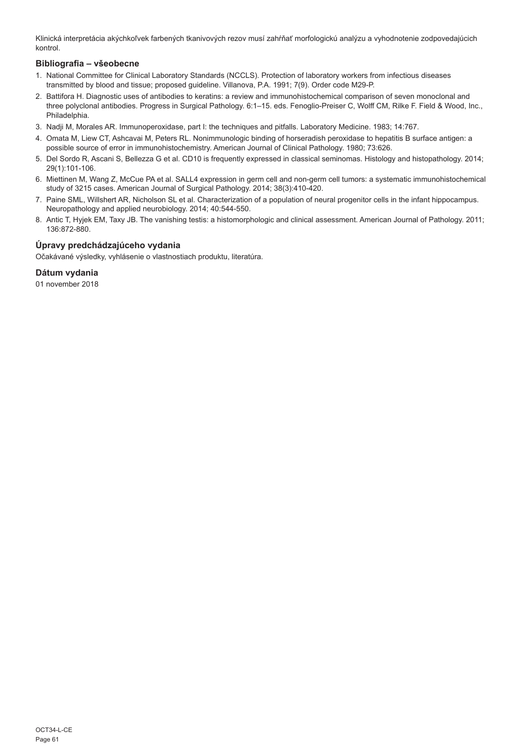Klinická interpretácia akýchkoľvek farbených tkanivových rezov musí zahŕňať morfologickú analýzu a vyhodnotenie zodpovedajúcich kontrol.

## Bibliografia – všeobecne

1. National Committee for Clinical Laboratory Standards (NCCLS). Protection of laboratory workers from infectious diseases transmitted by blood and tissue; proposed guideline. Villanova, P.A. 1991; 7(9). Order code M29-P.
2. Battifora H. Diagnostic uses of antibodies to keratins: a review and immunohistochemical comparison of seven monoclonal and three polyclonal antibodies. Progress in Surgical Pathology. 6:1–15. eds. Fenoglio-Preiser C, Wolff CM, Rilke F. Field & Wood, Inc., Philadelphia.
3. Nadji M, Morales AR. Immunoperoxidase, part I: the techniques and pitfalls. Laboratory Medicine. 1983; 14:767.
4. Omata M, Liew CT, Ashcavai M, Peters RL. Nonimmunologic binding of horseradish peroxidase to hepatitis B surface antigen: a possible source of error in immunohistochemistry. American Journal of Clinical Pathology. 1980; 73:626.
5. Del Sordo R, Ascani S, Bellezza G et al. CD10 is frequently expressed in classical seminomas. Histology and histopathology. 2014; 29(1):101-106.
6. Miettinen M, Wang Z, McCue PA et al. SALL4 expression in germ cell and non-germ cell tumors: a systematic immunohistochemical study of 3215 cases. American Journal of Surgical Pathology. 2014; 38(3):410-420.
7. Paine SML, Willshert AR, Nicholson SL et al. Characterization of a population of neural progenitor cells in the infant hippocampus. Neuropathology and applied neurobiology. 2014; 40:544-550.
8. Antic T, Hyjek EM, Taxy JB. The vanishing testis: a histomorphologic and clinical assessment. American Journal of Pathology. 2011; 136:872-880.

## Úpravy predchádzajúceho vydania

Očakávané výsledky, vyhlásenie o vlastnostiach produktu, literatúra.

## Dátum vydania

01 november 2018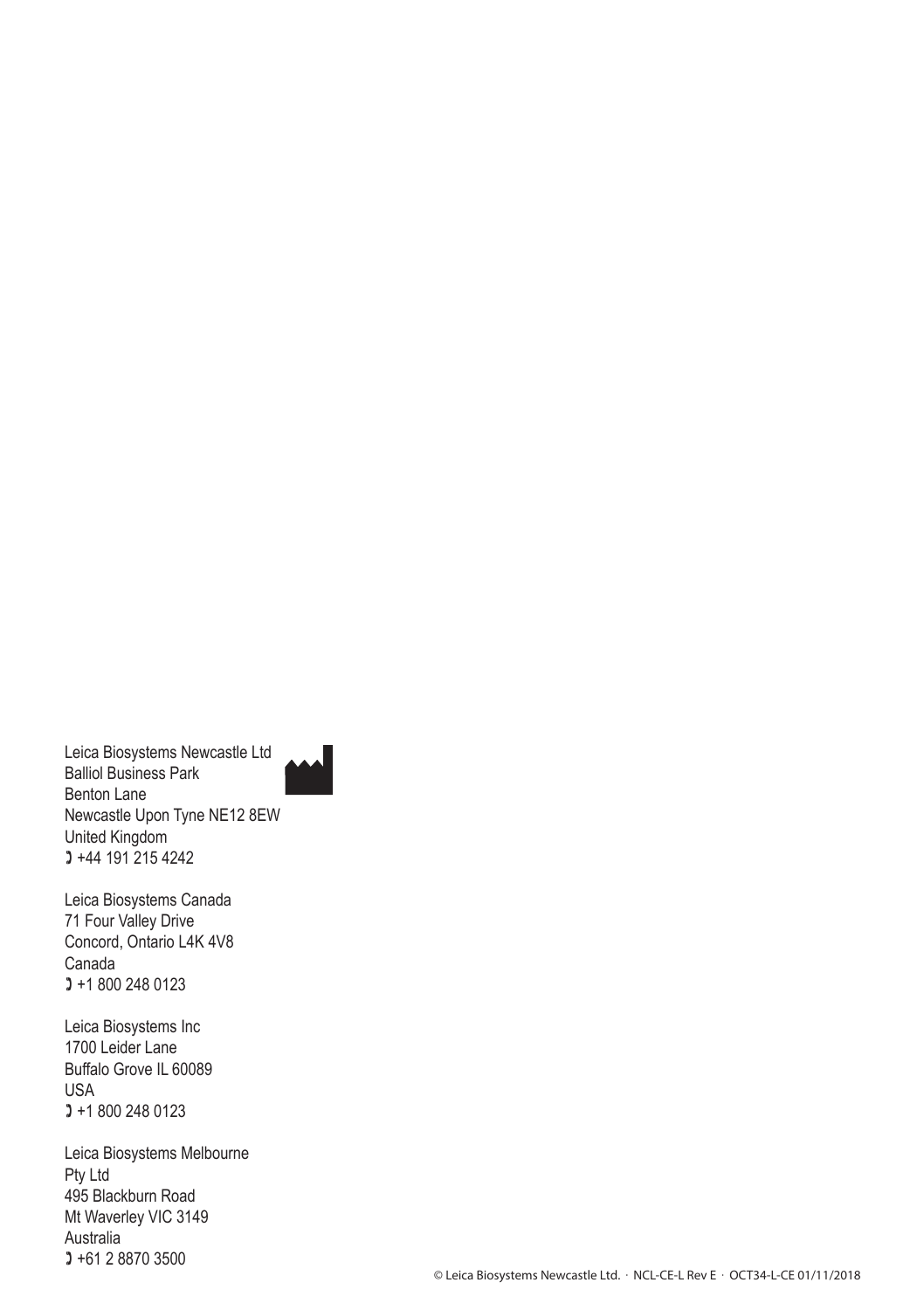Leica Biosystems Newcastle Ltd
Balliol Business Park
Benton Lane
Newcastle Upon Tyne NE12 8EW
United Kingdom
+44 191 215 4242

Leica Biosystems Canada
71 Four Valley Drive
Concord, Ontario L4K 4V8
Canada
+1 800 248 0123

Leica Biosystems Inc
1700 Leider Lane
Buffalo Grove IL 60089
USA
+1 800 248 0123

Leica Biosystems Melbourne
Pty Ltd
495 Blackburn Road
Mt Waverley VIC 3149
Australia
+61 2 8870 3500

© Leica Biosystems Newcastle Ltd. · NCL-CE-L Rev E · OCT34-L-CE 01/11/2018